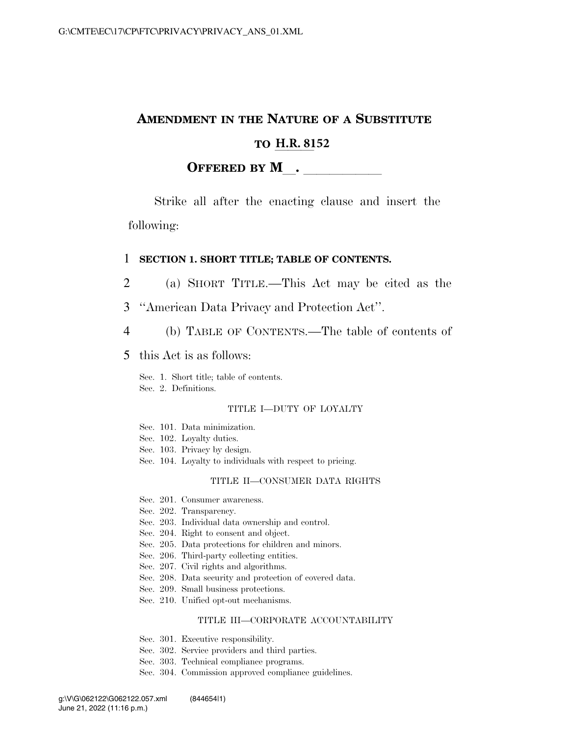# AMENDMENT IN THE NATURE OF A SUBSTITUTE TO H.R. 8152

## OFFERED BY M\_\_. \_\_\_\_\_\_\_\_\_\_\_

Strike all after the enacting clause and insert the following:

**SECTION 1. SHORT TITLE; TABLE OF CONTENTS.**

(a) SHORT TITLE.—This Act may be cited as the "American Data Privacy and Protection Act".

(b) TABLE OF CONTENTS.—The table of contents of this Act is as follows:

Sec. 1. Short title; table of contents.
Sec. 2. Definitions.

TITLE I—DUTY OF LOYALTY

Sec. 101. Data minimization.
Sec. 102. Loyalty duties.
Sec. 103. Privacy by design.
Sec. 104. Loyalty to individuals with respect to pricing.

TITLE II—CONSUMER DATA RIGHTS

Sec. 201. Consumer awareness.
Sec. 202. Transparency.
Sec. 203. Individual data ownership and control.
Sec. 204. Right to consent and object.
Sec. 205. Data protections for children and minors.
Sec. 206. Third-party collecting entities.
Sec. 207. Civil rights and algorithms.
Sec. 208. Data security and protection of covered data.
Sec. 209. Small business protections.
Sec. 210. Unified opt-out mechanisms.

TITLE III—CORPORATE ACCOUNTABILITY

Sec. 301. Executive responsibility.
Sec. 302. Service providers and third parties.
Sec. 303. Technical compliance programs.
Sec. 304. Commission approved compliance guidelines.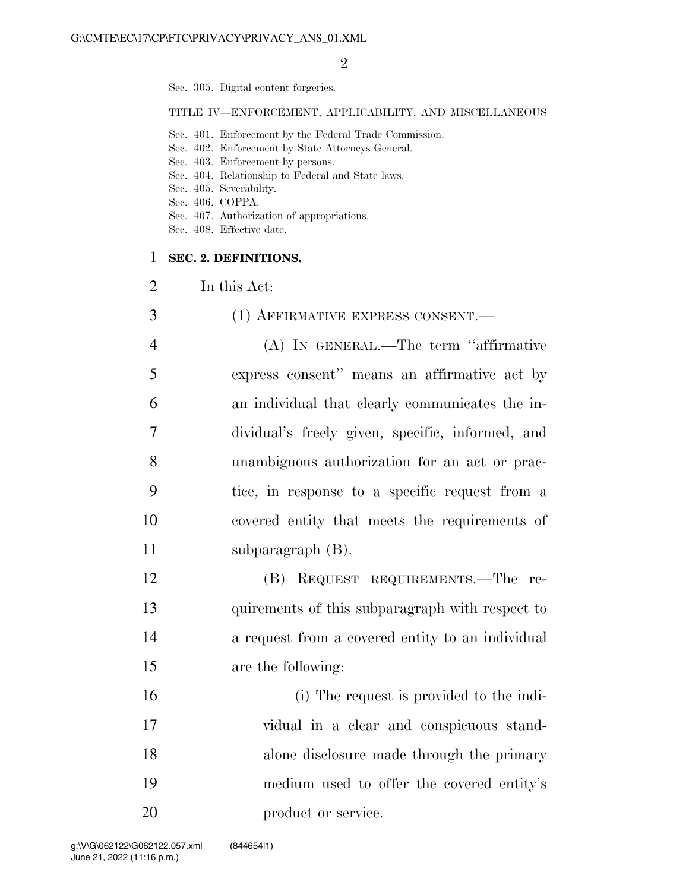Sec. 305. Digital content forgeries.

TITLE IV—ENFORCEMENT, APPLICABILITY, AND MISCELLANEOUS

Sec. 401. Enforcement by the Federal Trade Commission.
Sec. 402. Enforcement by State Attorneys General.
Sec. 403. Enforcement by persons.
Sec. 404. Relationship to Federal and State laws.
Sec. 405. Severability.
Sec. 406. COPPA.
Sec. 407. Authorization of appropriations.
Sec. 408. Effective date.

## SEC. 2. DEFINITIONS.

In this Act:

(1) AFFIRMATIVE EXPRESS CONSENT.—

(A) IN GENERAL.—The term ''affirmative express consent'' means an affirmative act by an individual that clearly communicates the individual's freely given, specific, informed, and unambiguous authorization for an act or practice, in response to a specific request from a covered entity that meets the requirements of subparagraph (B).

(B) REQUEST REQUIREMENTS.—The requirements of this subparagraph with respect to a request from a covered entity to an individual are the following:

(i) The request is provided to the individual in a clear and conspicuous standalone disclosure made through the primary medium used to offer the covered entity's product or service.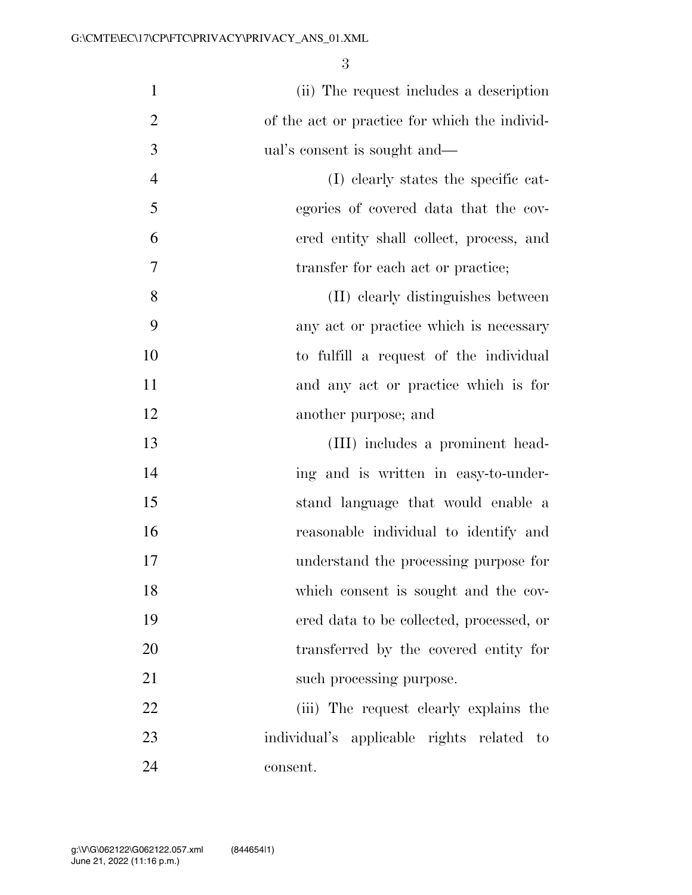(ii) The request includes a description of the act or practice for which the individual's consent is sought and—

(I) clearly states the specific categories of covered data that the covered entity shall collect, process, and transfer for each act or practice;

(II) clearly distinguishes between any act or practice which is necessary to fulfill a request of the individual and any act or practice which is for another purpose; and

(III) includes a prominent heading and is written in easy-to-understand language that would enable a reasonable individual to identify and understand the processing purpose for which consent is sought and the covered data to be collected, processed, or transferred by the covered entity for such processing purpose.

(iii) The request clearly explains the individual's applicable rights related to consent.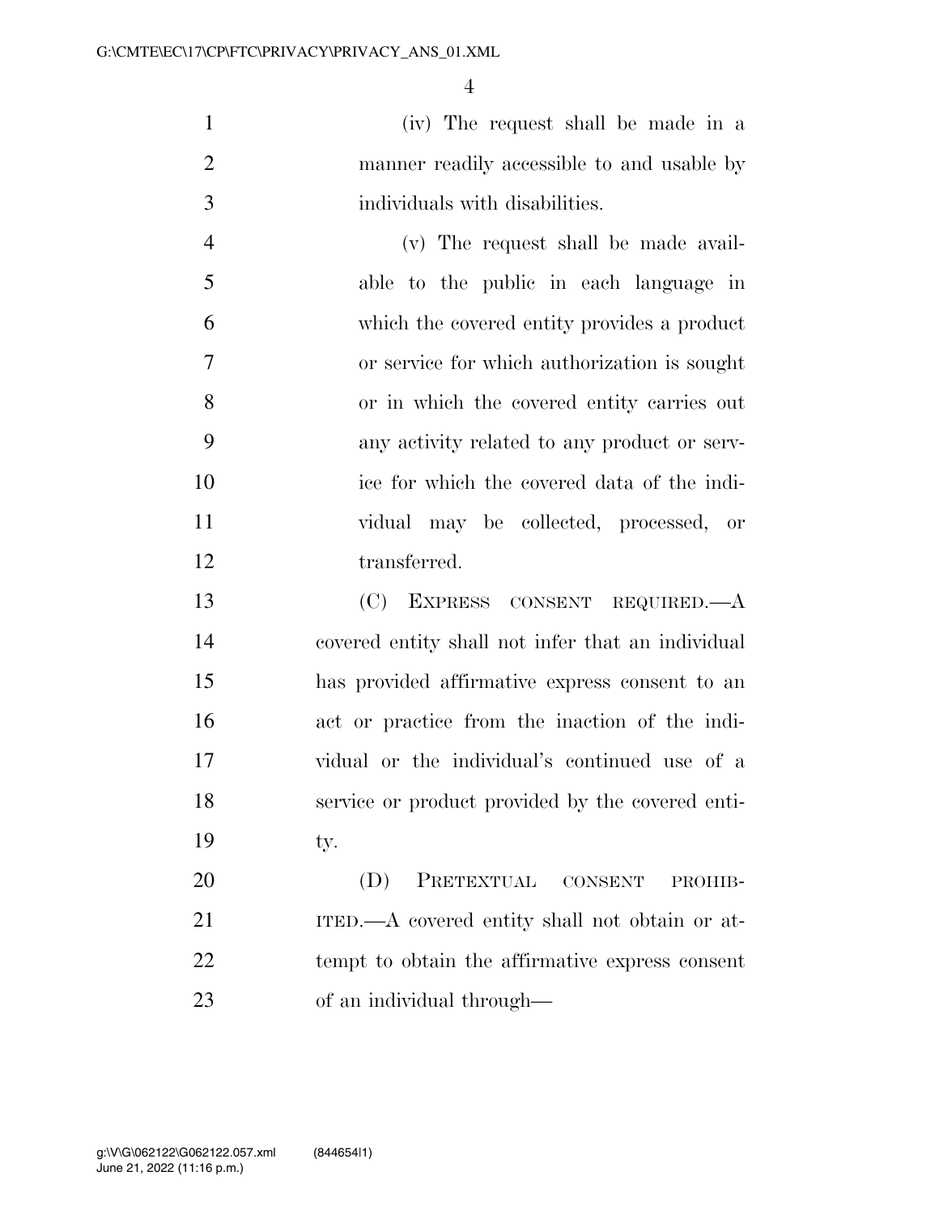(iv) The request shall be made in a manner readily accessible to and usable by individuals with disabilities.

(v) The request shall be made available to the public in each language in which the covered entity provides a product or service for which authorization is sought or in which the covered entity carries out any activity related to any product or service for which the covered data of the individual may be collected, processed, or transferred.

(C) EXPRESS CONSENT REQUIRED.—A covered entity shall not infer that an individual has provided affirmative express consent to an act or practice from the inaction of the individual or the individual's continued use of a service or product provided by the covered entity.

(D) PRETEXTUAL CONSENT PROHIBITED.—A covered entity shall not obtain or attempt to obtain the affirmative express consent of an individual through—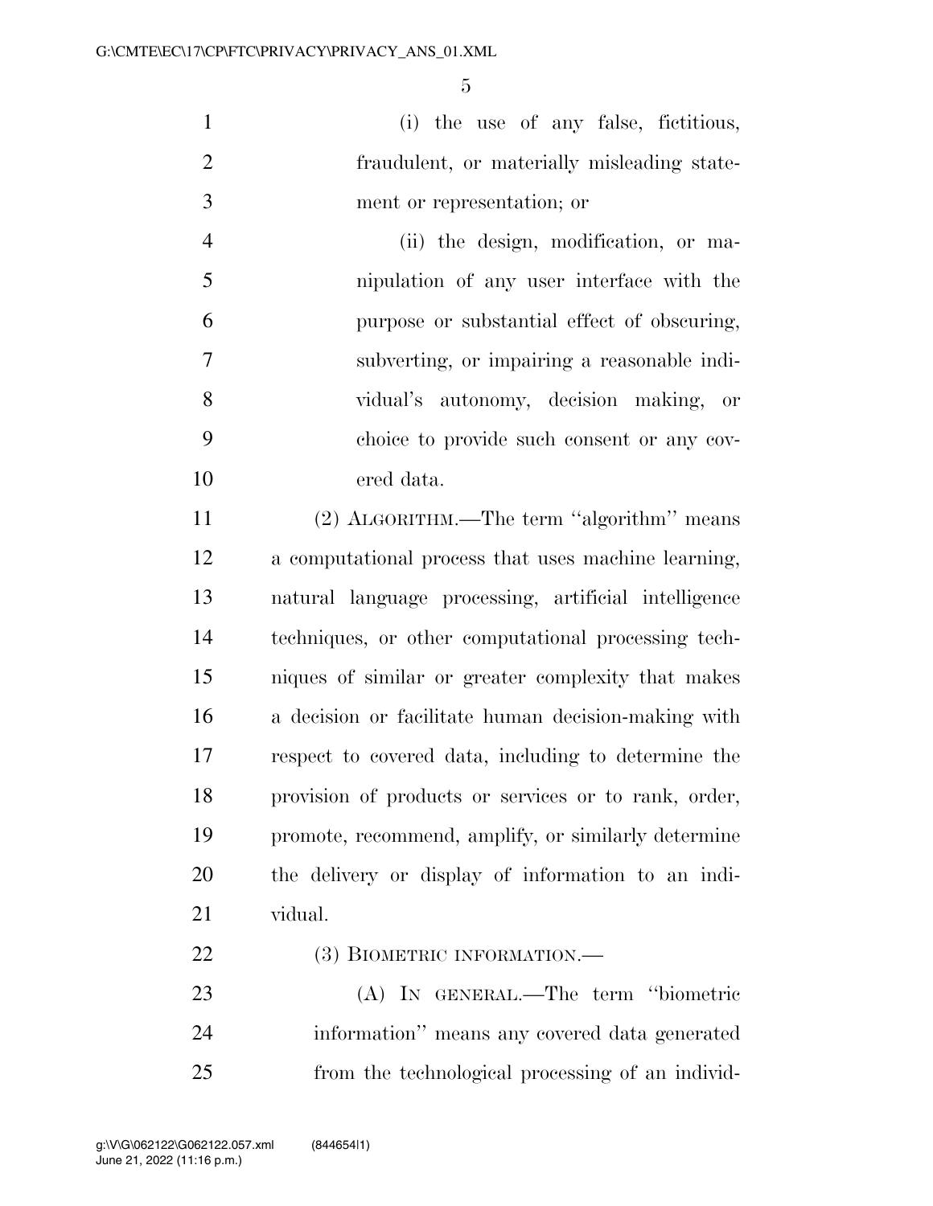(i) the use of any false, fictitious, fraudulent, or materially misleading statement or representation; or

(ii) the design, modification, or manipulation of any user interface with the purpose or substantial effect of obscuring, subverting, or impairing a reasonable individual's autonomy, decision making, or choice to provide such consent or any covered data.

(2) ALGORITHM.—The term ''algorithm'' means a computational process that uses machine learning, natural language processing, artificial intelligence techniques, or other computational processing techniques of similar or greater complexity that makes a decision or facilitate human decision-making with respect to covered data, including to determine the provision of products or services or to rank, order, promote, recommend, amplify, or similarly determine the delivery or display of information to an individual.

(3) BIOMETRIC INFORMATION.—

(A) IN GENERAL.—The term ''biometric information'' means any covered data generated from the technological processing of an individ-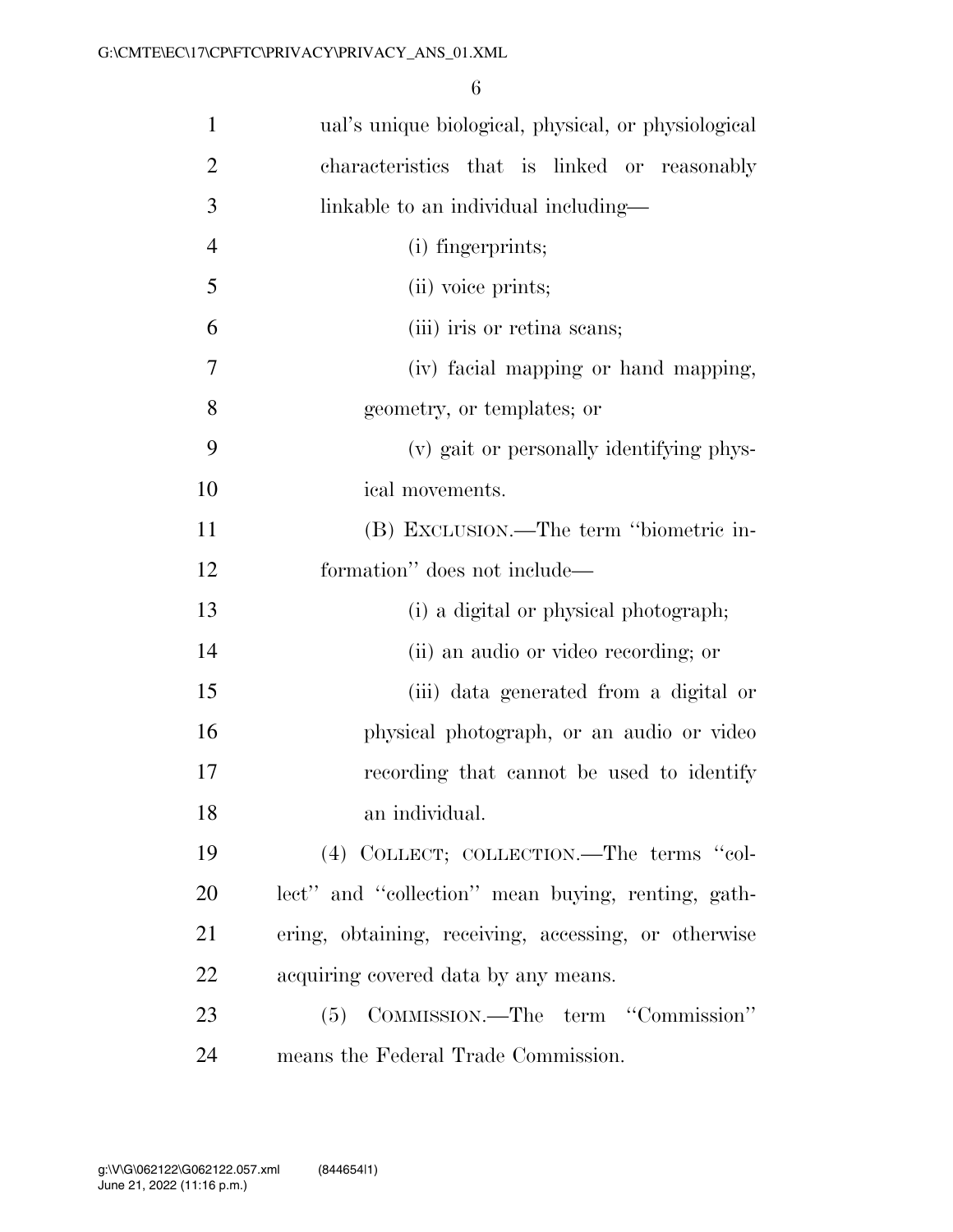ual's unique biological, physical, or physiological characteristics that is linked or reasonably linkable to an individual including—

(i) fingerprints;

(ii) voice prints;

(iii) iris or retina scans;

(iv) facial mapping or hand mapping, geometry, or templates; or

(v) gait or personally identifying physical movements.

(B) EXCLUSION.—The term ''biometric information'' does not include—

(i) a digital or physical photograph;

(ii) an audio or video recording; or

(iii) data generated from a digital or physical photograph, or an audio or video recording that cannot be used to identify an individual.

(4) COLLECT; COLLECTION.—The terms ''collect'' and ''collection'' mean buying, renting, gathering, obtaining, receiving, accessing, or otherwise acquiring covered data by any means.

(5) COMMISSION.—The term ''Commission'' means the Federal Trade Commission.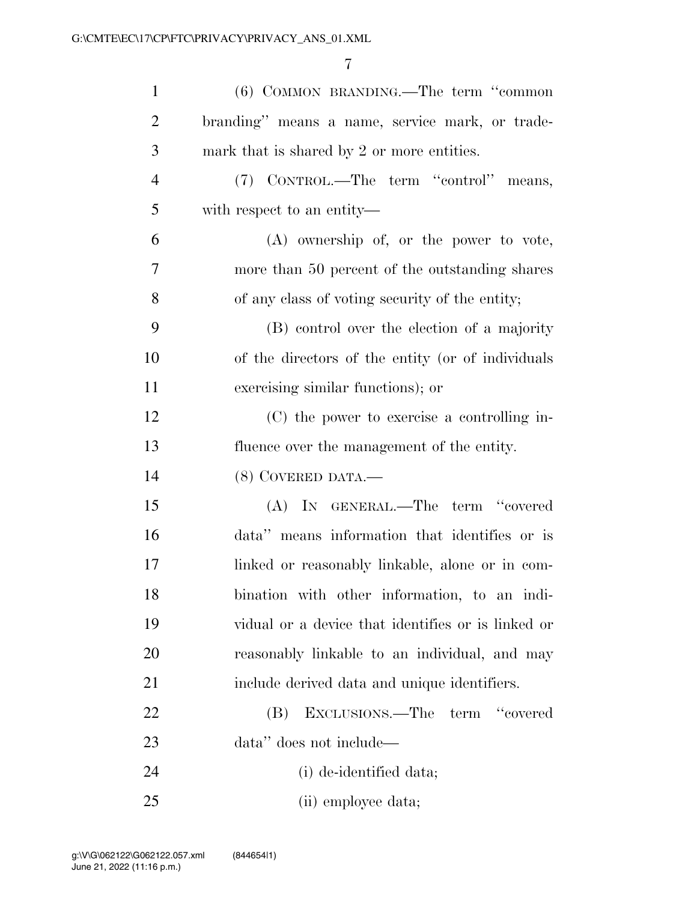(6) COMMON BRANDING.—The term ''common branding'' means a name, service mark, or trademark that is shared by 2 or more entities.

(7) CONTROL.—The term ''control'' means, with respect to an entity—

(A) ownership of, or the power to vote, more than 50 percent of the outstanding shares of any class of voting security of the entity;

(B) control over the election of a majority of the directors of the entity (or of individuals exercising similar functions); or

(C) the power to exercise a controlling influence over the management of the entity.

(8) COVERED DATA.—

(A) IN GENERAL.—The term ''covered data'' means information that identifies or is linked or reasonably linkable, alone or in combination with other information, to an individual or a device that identifies or is linked or reasonably linkable to an individual, and may include derived data and unique identifiers.

(B) EXCLUSIONS.—The term ''covered data'' does not include—

(i) de-identified data;

(ii) employee data;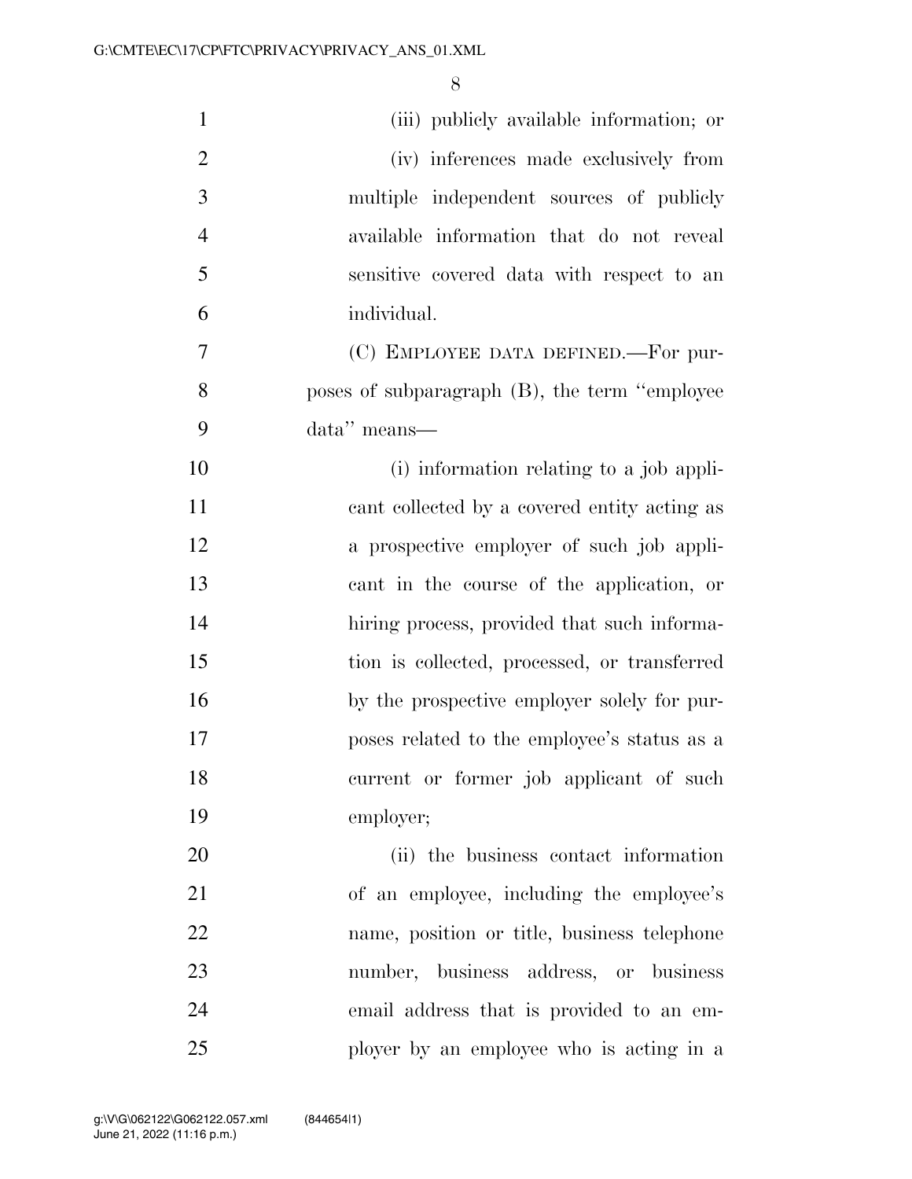(iii) publicly available information; or

(iv) inferences made exclusively from multiple independent sources of publicly available information that do not reveal sensitive covered data with respect to an individual.

(C) EMPLOYEE DATA DEFINED.—For purposes of subparagraph (B), the term ''employee data'' means—

(i) information relating to a job applicant collected by a covered entity acting as a prospective employer of such job applicant in the course of the application, or hiring process, provided that such information is collected, processed, or transferred by the prospective employer solely for purposes related to the employee's status as a current or former job applicant of such employer;

(ii) the business contact information of an employee, including the employee's name, position or title, business telephone number, business address, or business email address that is provided to an employer by an employee who is acting in a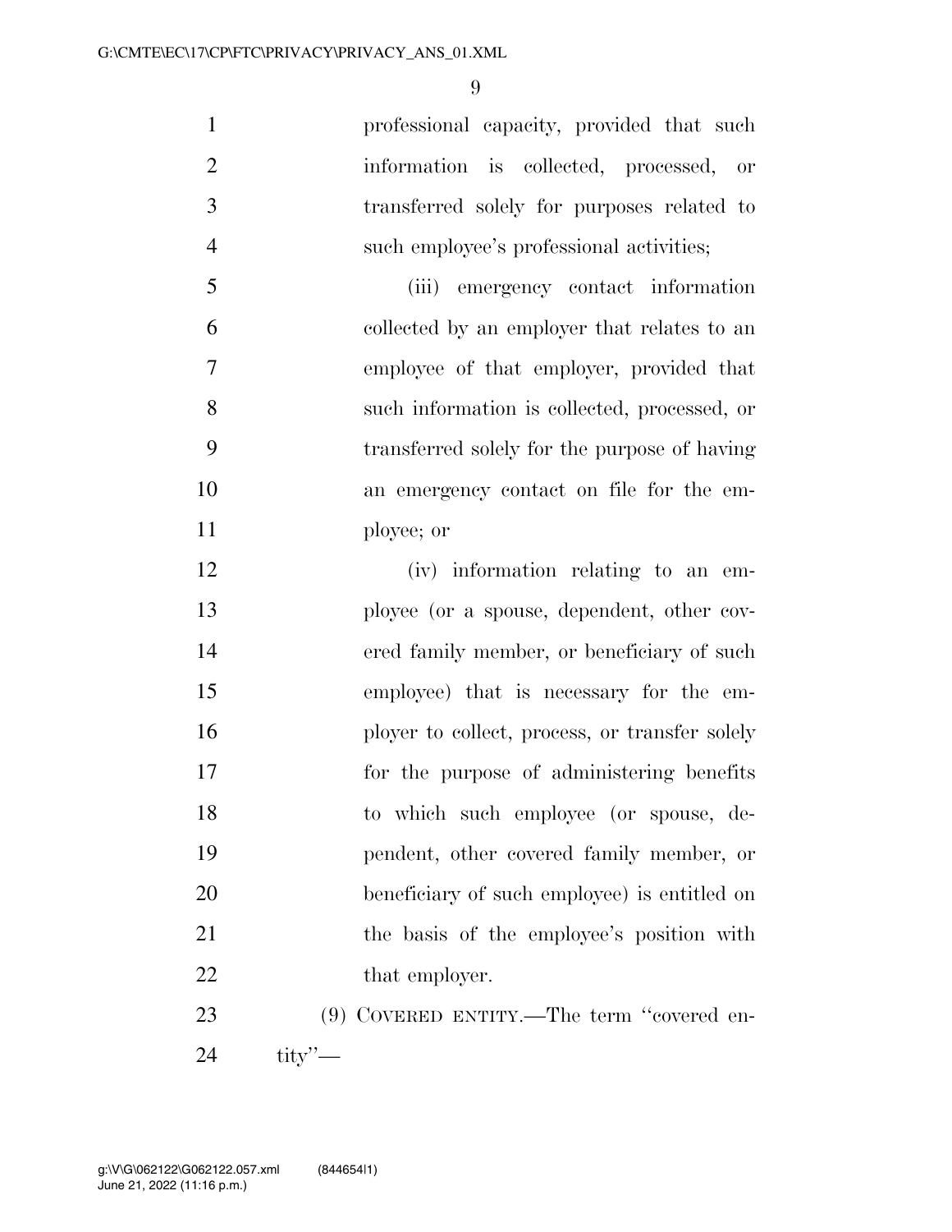professional capacity, provided that such information is collected, processed, or transferred solely for purposes related to such employee's professional activities;

(iii) emergency contact information collected by an employer that relates to an employee of that employer, provided that such information is collected, processed, or transferred solely for the purpose of having an emergency contact on file for the employee; or

(iv) information relating to an employee (or a spouse, dependent, other covered family member, or beneficiary of such employee) that is necessary for the employer to collect, process, or transfer solely for the purpose of administering benefits to which such employee (or spouse, dependent, other covered family member, or beneficiary of such employee) is entitled on the basis of the employee's position with that employer.

(9) COVERED ENTITY.—The term ''covered entity''—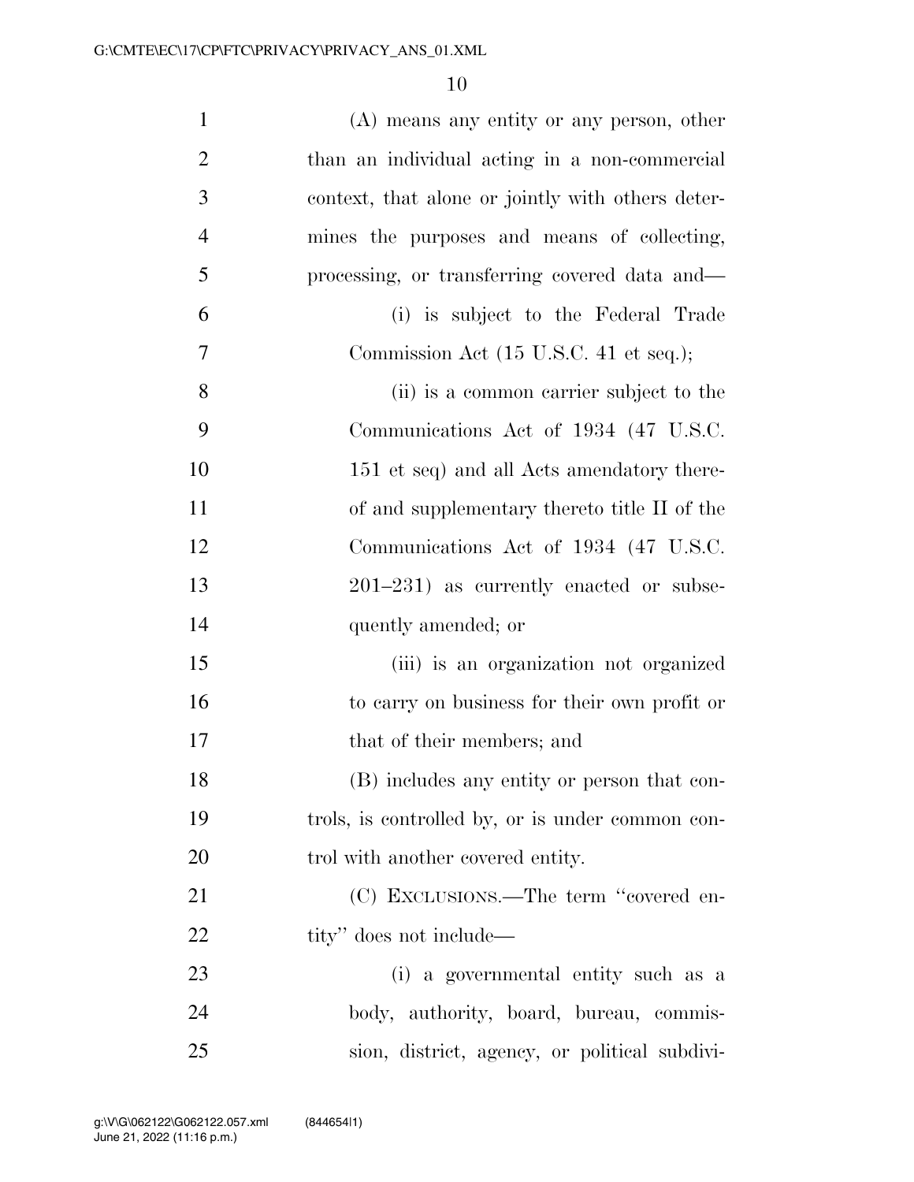(A) means any entity or any person, other than an individual acting in a non-commercial context, that alone or jointly with others determines the purposes and means of collecting, processing, or transferring covered data and—

(i) is subject to the Federal Trade Commission Act (15 U.S.C. 41 et seq.);

(ii) is a common carrier subject to the Communications Act of 1934 (47 U.S.C. 151 et seq) and all Acts amendatory thereof and supplementary thereto title II of the Communications Act of 1934 (47 U.S.C. 201–231) as currently enacted or subsequently amended; or

(iii) is an organization not organized to carry on business for their own profit or that of their members; and

(B) includes any entity or person that controls, is controlled by, or is under common control with another covered entity.

(C) EXCLUSIONS.—The term "covered entity" does not include—

(i) a governmental entity such as a body, authority, board, bureau, commission, district, agency, or political subdivi-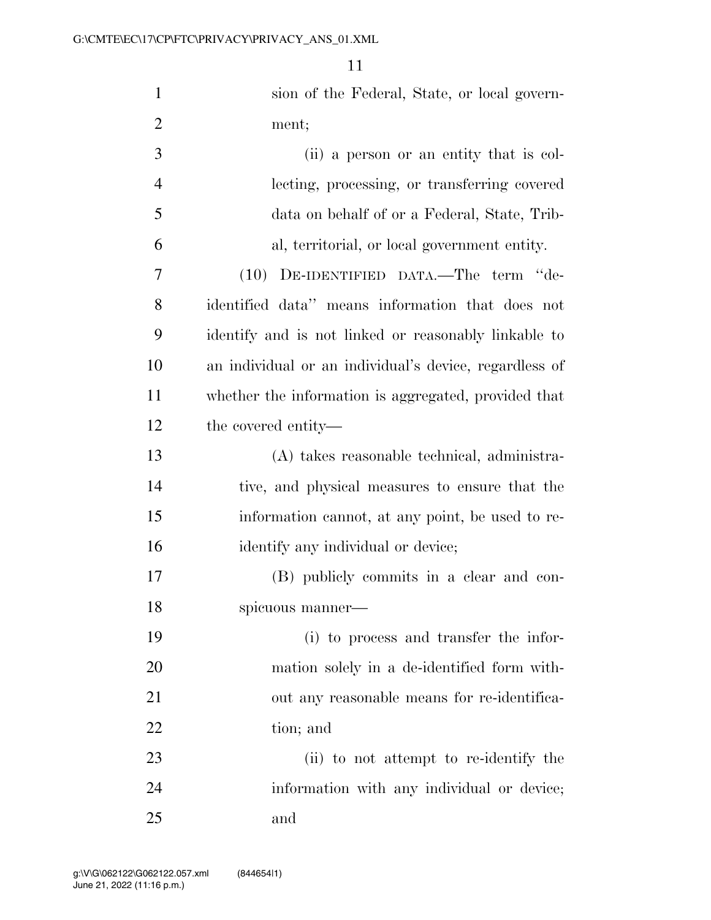sion of the Federal, State, or local government;

(ii) a person or an entity that is collecting, processing, or transferring covered data on behalf of or a Federal, State, Tribal, territorial, or local government entity.

(10) DE-IDENTIFIED DATA.—The term "de-identified data" means information that does not identify and is not linked or reasonably linkable to an individual or an individual's device, regardless of whether the information is aggregated, provided that the covered entity—

(A) takes reasonable technical, administrative, and physical measures to ensure that the information cannot, at any point, be used to re-identify any individual or device;

(B) publicly commits in a clear and conspicuous manner—

(i) to process and transfer the information solely in a de-identified form without any reasonable means for re-identification; and

(ii) to not attempt to re-identify the information with any individual or device; and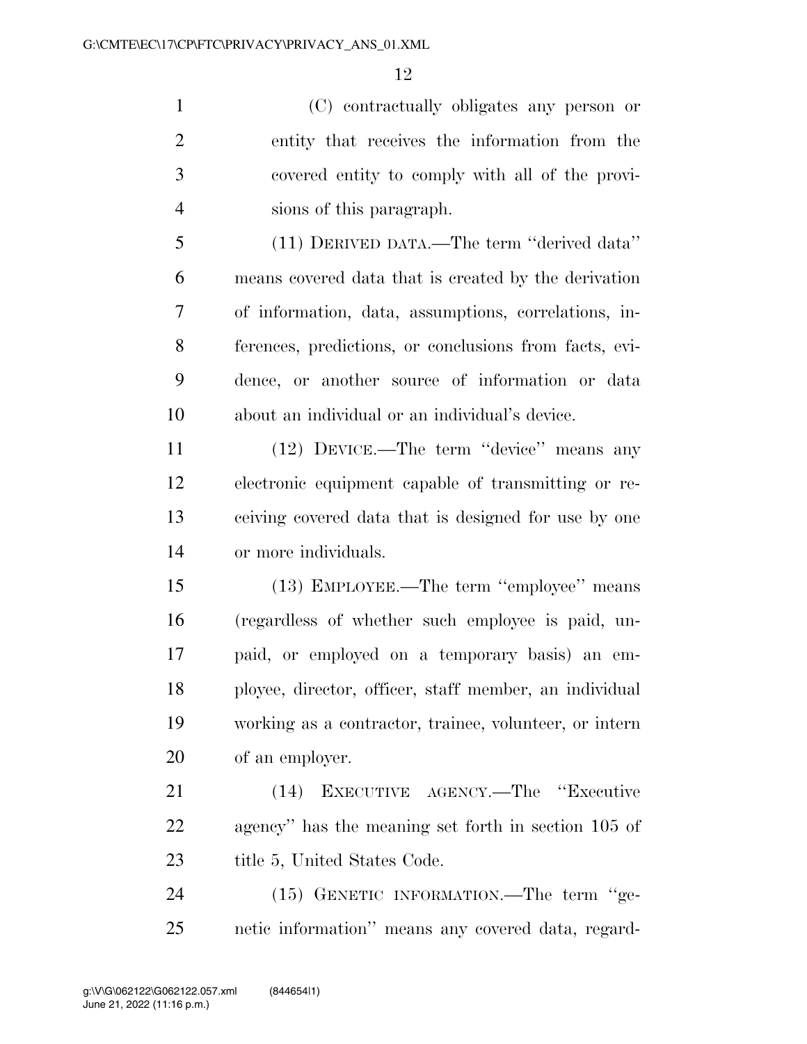(C) contractually obligates any person or entity that receives the information from the covered entity to comply with all of the provisions of this paragraph.

(11) DERIVED DATA.—The term ''derived data'' means covered data that is created by the derivation of information, data, assumptions, correlations, inferences, predictions, or conclusions from facts, evidence, or another source of information or data about an individual or an individual's device.

(12) DEVICE.—The term ''device'' means any electronic equipment capable of transmitting or receiving covered data that is designed for use by one or more individuals.

(13) EMPLOYEE.—The term ''employee'' means (regardless of whether such employee is paid, unpaid, or employed on a temporary basis) an employee, director, officer, staff member, an individual working as a contractor, trainee, volunteer, or intern of an employer.

(14) EXECUTIVE AGENCY.—The ''Executive agency'' has the meaning set forth in section 105 of title 5, United States Code.

(15) GENETIC INFORMATION.—The term ''genetic information'' means any covered data, regard-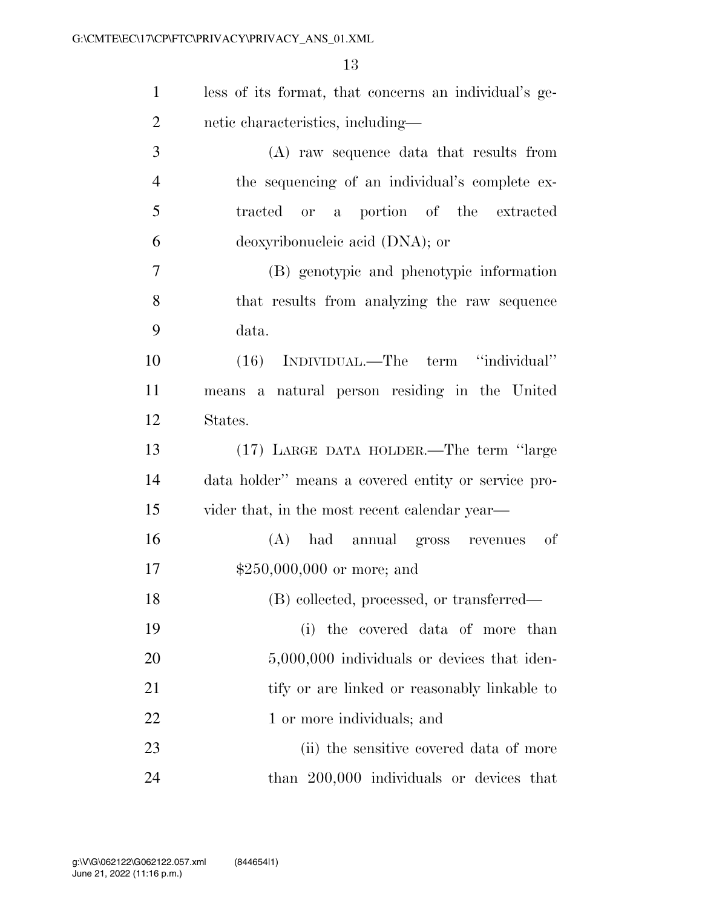less of its format, that concerns an individual's genetic characteristics, including—

(A) raw sequence data that results from the sequencing of an individual's complete extracted or a portion of the extracted deoxyribonucleic acid (DNA); or

(B) genotypic and phenotypic information that results from analyzing the raw sequence data.

(16) INDIVIDUAL.—The term "individual" means a natural person residing in the United States.

(17) LARGE DATA HOLDER.—The term "large data holder" means a covered entity or service provider that, in the most recent calendar year—

(A) had annual gross revenues of $250,000,000 or more; and

(B) collected, processed, or transferred—

(i) the covered data of more than 5,000,000 individuals or devices that identify or are linked or reasonably linkable to 1 or more individuals; and

(ii) the sensitive covered data of more than 200,000 individuals or devices that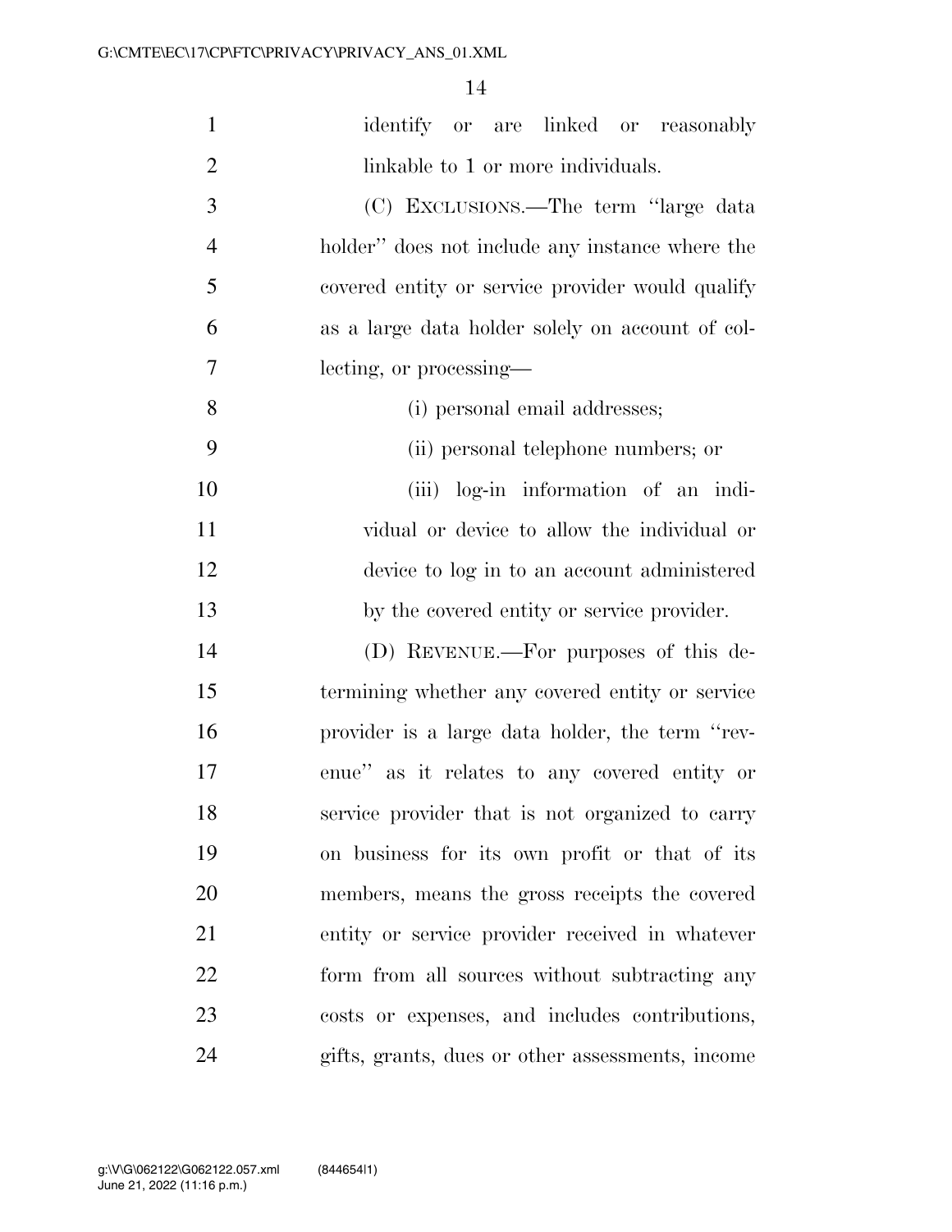identify or are linked or reasonably linkable to 1 or more individuals.

(C) EXCLUSIONS.—The term ''large data holder'' does not include any instance where the covered entity or service provider would qualify as a large data holder solely on account of collecting, or processing—

(i) personal email addresses;

(ii) personal telephone numbers; or

(iii) log-in information of an individual or device to allow the individual or device to log in to an account administered by the covered entity or service provider.

(D) REVENUE.—For purposes of this determining whether any covered entity or service provider is a large data holder, the term ''revenue'' as it relates to any covered entity or service provider that is not organized to carry on business for its own profit or that of its members, means the gross receipts the covered entity or service provider received in whatever form from all sources without subtracting any costs or expenses, and includes contributions, gifts, grants, dues or other assessments, income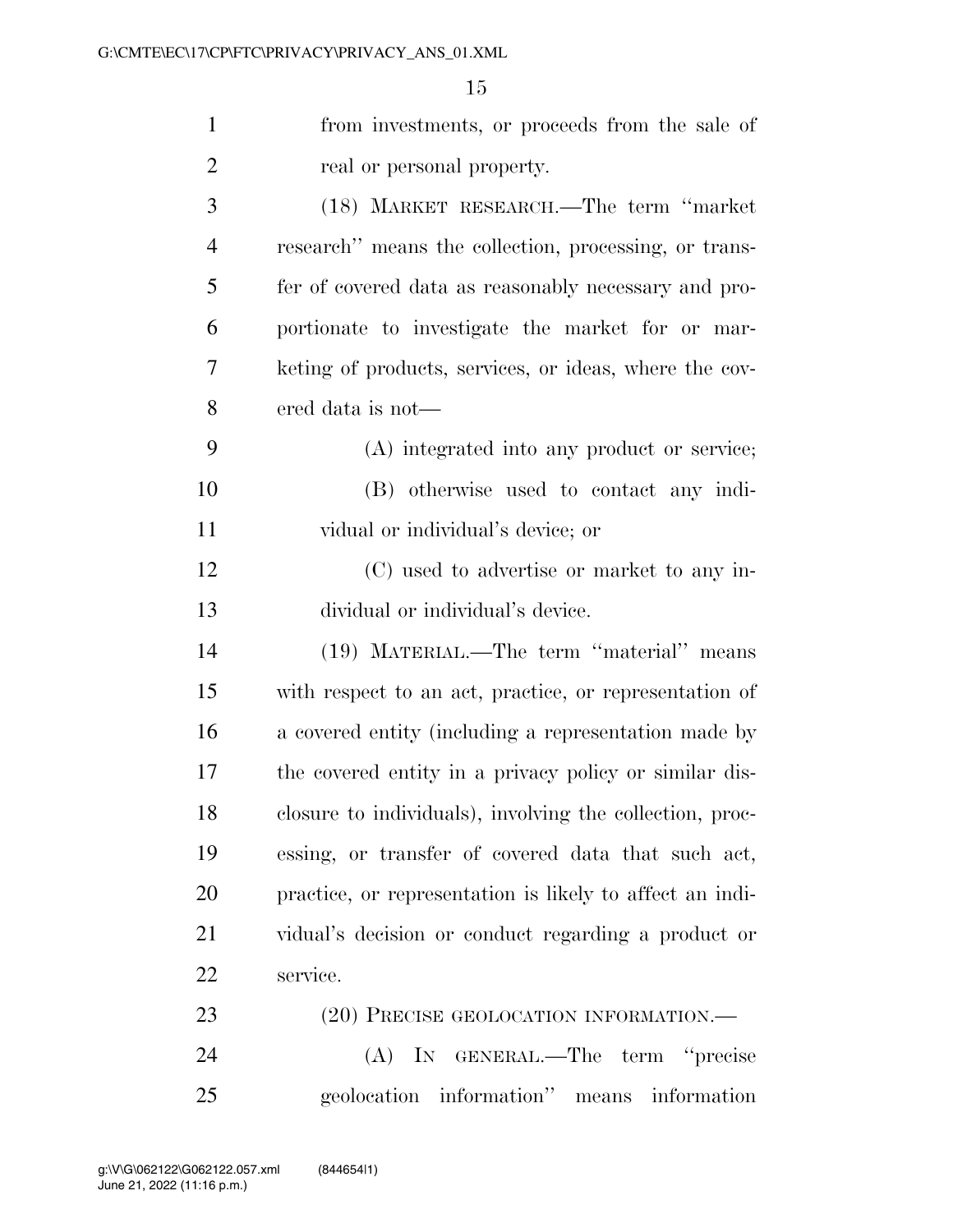from investments, or proceeds from the sale of real or personal property.

(18) MARKET RESEARCH.—The term ''market research'' means the collection, processing, or transfer of covered data as reasonably necessary and proportionate to investigate the market for or marketing of products, services, or ideas, where the covered data is not—

(A) integrated into any product or service;

(B) otherwise used to contact any individual or individual's device; or

(C) used to advertise or market to any individual or individual's device.

(19) MATERIAL.—The term ''material'' means with respect to an act, practice, or representation of a covered entity (including a representation made by the covered entity in a privacy policy or similar disclosure to individuals), involving the collection, processing, or transfer of covered data that such act, practice, or representation is likely to affect an individual's decision or conduct regarding a product or service.

(20) PRECISE GEOLOCATION INFORMATION.—

(A) IN GENERAL.—The term ''precise geolocation information'' means information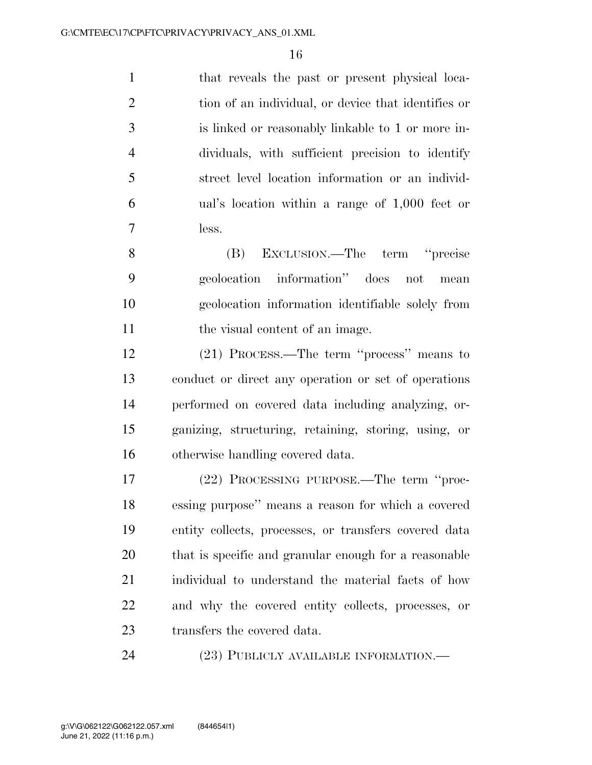that reveals the past or present physical location of an individual, or device that identifies or is linked or reasonably linkable to 1 or more individuals, with sufficient precision to identify street level location information or an individual's location within a range of 1,000 feet or less.

(B) EXCLUSION.—The term "precise geolocation information" does not mean geolocation information identifiable solely from the visual content of an image.

(21) PROCESS.—The term "process" means to conduct or direct any operation or set of operations performed on covered data including analyzing, organizing, structuring, retaining, storing, using, or otherwise handling covered data.

(22) PROCESSING PURPOSE.—The term "processing purpose" means a reason for which a covered entity collects, processes, or transfers covered data that is specific and granular enough for a reasonable individual to understand the material facts of how and why the covered entity collects, processes, or transfers the covered data.

(23) PUBLICLY AVAILABLE INFORMATION.—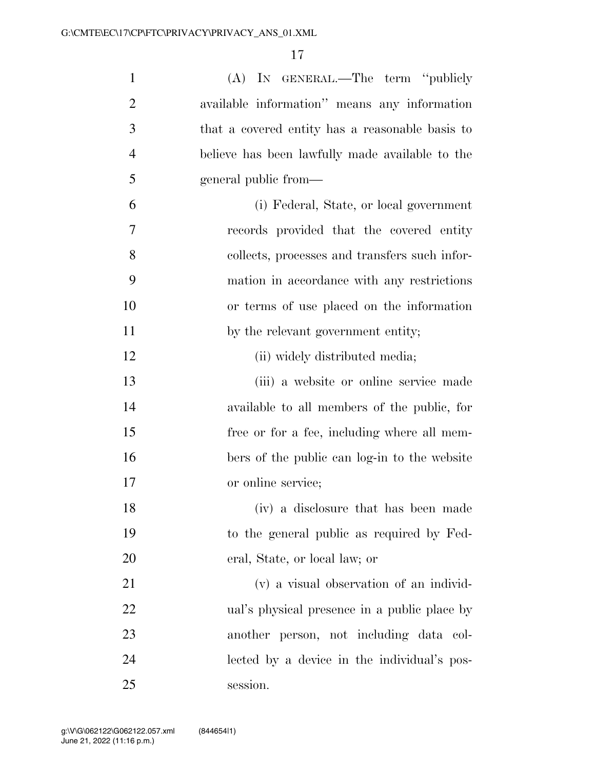(A) IN GENERAL.—The term "publicly available information" means any information that a covered entity has a reasonable basis to believe has been lawfully made available to the general public from—

(i) Federal, State, or local government records provided that the covered entity collects, processes and transfers such information in accordance with any restrictions or terms of use placed on the information by the relevant government entity;

(ii) widely distributed media;

(iii) a website or online service made available to all members of the public, for free or for a fee, including where all members of the public can log-in to the website or online service;

(iv) a disclosure that has been made to the general public as required by Federal, State, or local law; or

(v) a visual observation of an individual's physical presence in a public place by another person, not including data collected by a device in the individual's possession.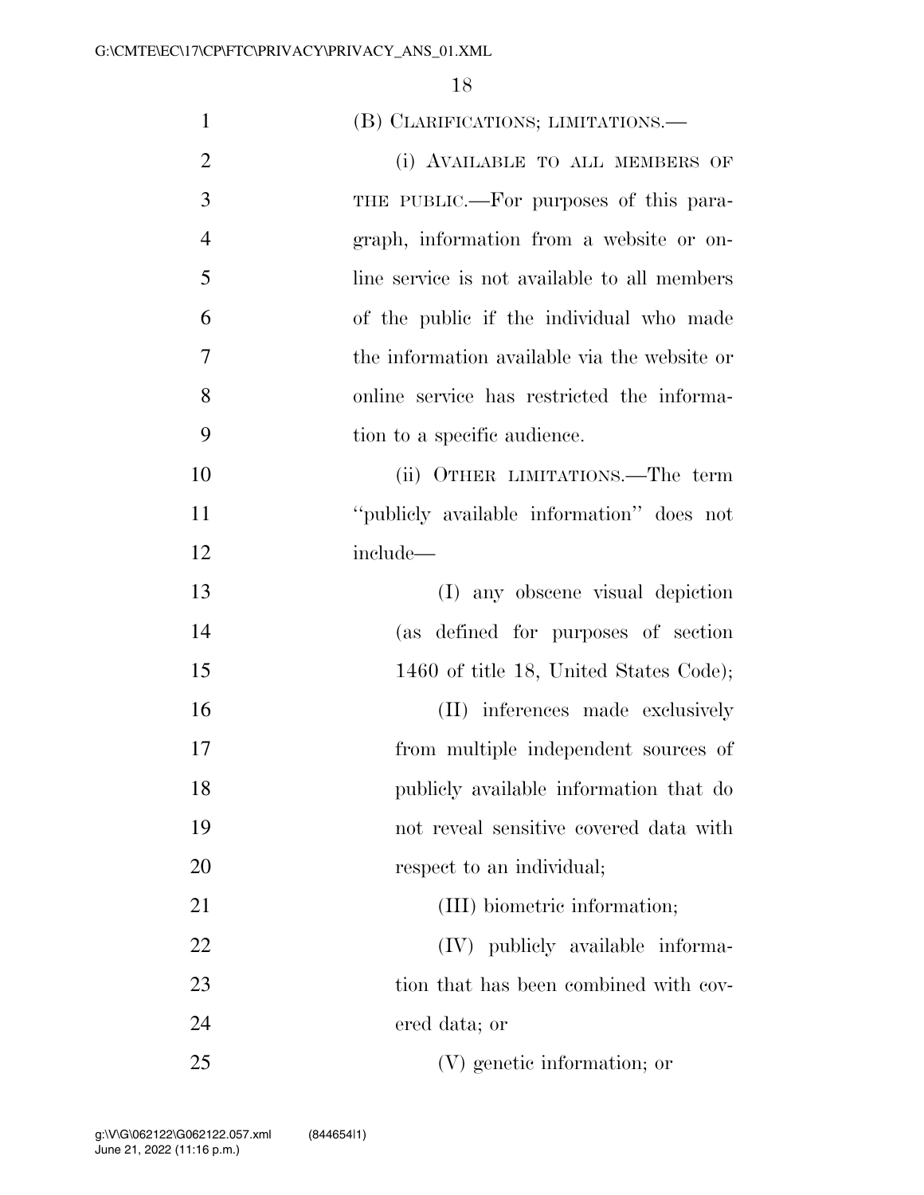(B) CLARIFICATIONS; LIMITATIONS.—

(i) AVAILABLE TO ALL MEMBERS OF THE PUBLIC.—For purposes of this paragraph, information from a website or online service is not available to all members of the public if the individual who made the information available via the website or online service has restricted the information to a specific audience.

(ii) OTHER LIMITATIONS.—The term "publicly available information" does not include—

(I) any obscene visual depiction (as defined for purposes of section 1460 of title 18, United States Code);

(II) inferences made exclusively from multiple independent sources of publicly available information that do not reveal sensitive covered data with respect to an individual;

(III) biometric information;

(IV) publicly available information that has been combined with covered data; or

(V) genetic information; or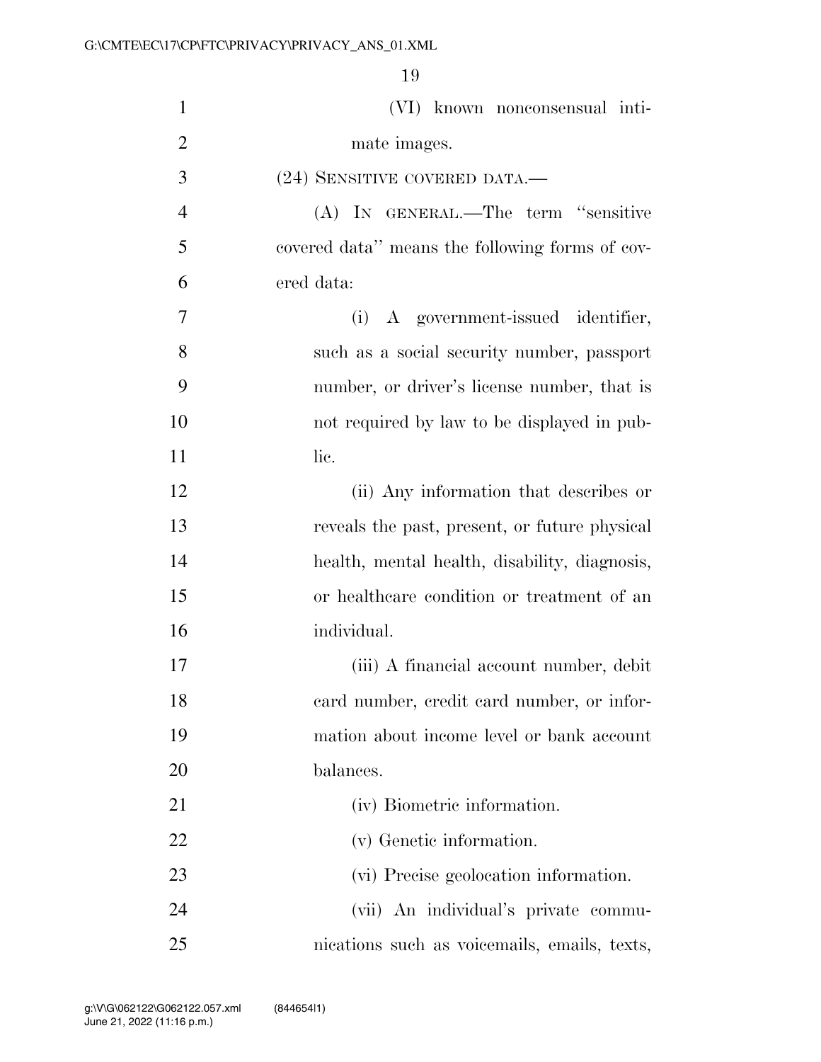(VI) known nonconsensual intimate images.

(24) SENSITIVE COVERED DATA.—

(A) IN GENERAL.—The term "sensitive covered data" means the following forms of covered data:

(i) A government-issued identifier, such as a social security number, passport number, or driver's license number, that is not required by law to be displayed in public.

(ii) Any information that describes or reveals the past, present, or future physical health, mental health, disability, diagnosis, or healthcare condition or treatment of an individual.

(iii) A financial account number, debit card number, credit card number, or information about income level or bank account balances.

(iv) Biometric information.

(v) Genetic information.

(vi) Precise geolocation information.

(vii) An individual's private communications such as voicemails, emails, texts,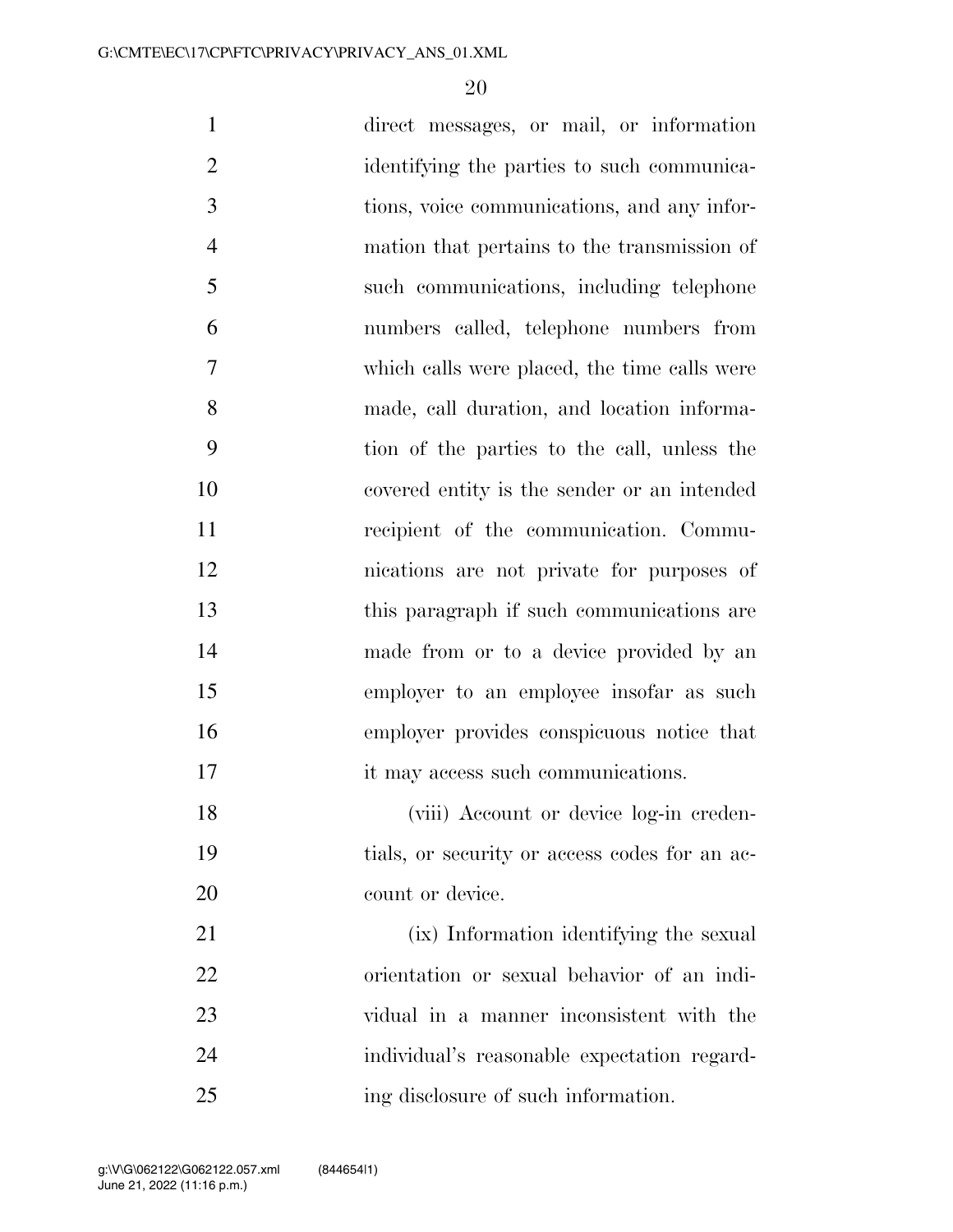direct messages, or mail, or information identifying the parties to such communications, voice communications, and any information that pertains to the transmission of such communications, including telephone numbers called, telephone numbers from which calls were placed, the time calls were made, call duration, and location information of the parties to the call, unless the covered entity is the sender or an intended recipient of the communication. Communications are not private for purposes of this paragraph if such communications are made from or to a device provided by an employer to an employee insofar as such employer provides conspicuous notice that it may access such communications.

(viii) Account or device log-in credentials, or security or access codes for an account or device.

(ix) Information identifying the sexual orientation or sexual behavior of an individual in a manner inconsistent with the individual's reasonable expectation regarding disclosure of such information.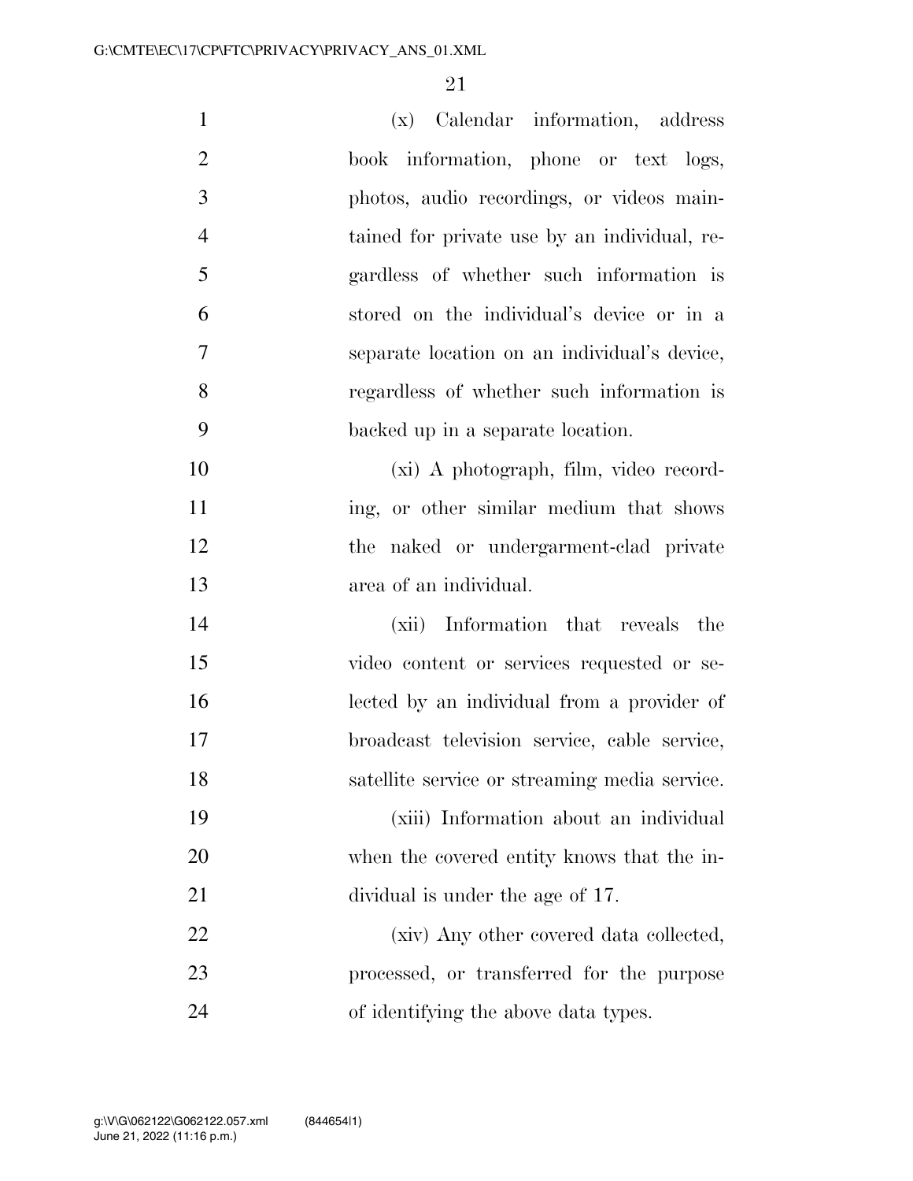(x) Calendar information, address book information, phone or text logs, photos, audio recordings, or videos maintained for private use by an individual, regardless of whether such information is stored on the individual's device or in a separate location on an individual's device, regardless of whether such information is backed up in a separate location.

(xi) A photograph, film, video recording, or other similar medium that shows the naked or undergarment-clad private area of an individual.

(xii) Information that reveals the video content or services requested or selected by an individual from a provider of broadcast television service, cable service, satellite service or streaming media service.

(xiii) Information about an individual when the covered entity knows that the individual is under the age of 17.

(xiv) Any other covered data collected, processed, or transferred for the purpose of identifying the above data types.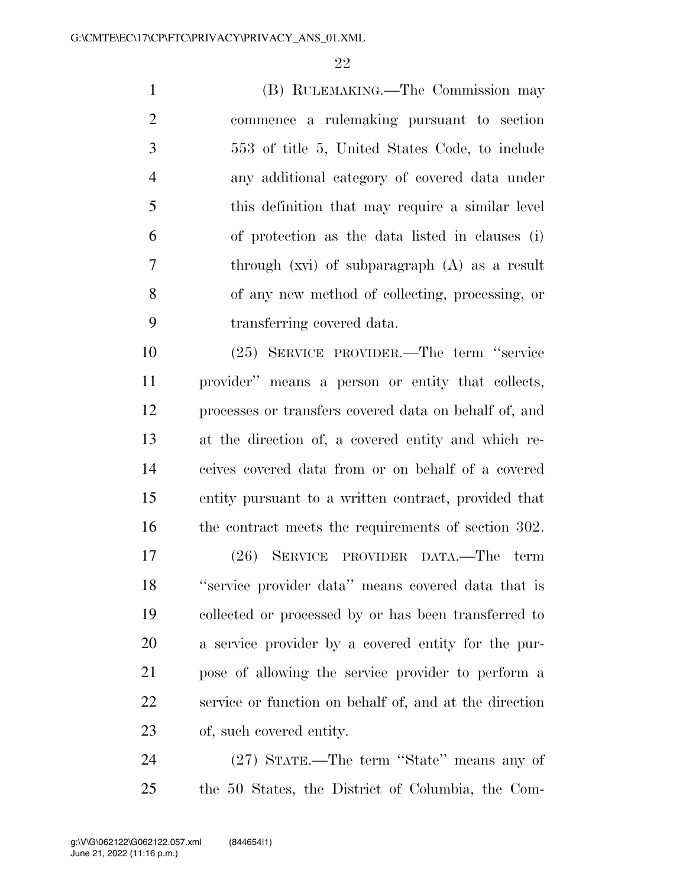(B) RULEMAKING.—The Commission may commence a rulemaking pursuant to section 553 of title 5, United States Code, to include any additional category of covered data under this definition that may require a similar level of protection as the data listed in clauses (i) through (xvi) of subparagraph (A) as a result of any new method of collecting, processing, or transferring covered data.

(25) SERVICE PROVIDER.—The term ''service provider'' means a person or entity that collects, processes or transfers covered data on behalf of, and at the direction of, a covered entity and which receives covered data from or on behalf of a covered entity pursuant to a written contract, provided that the contract meets the requirements of section 302.

(26) SERVICE PROVIDER DATA.—The term ''service provider data'' means covered data that is collected or processed by or has been transferred to a service provider by a covered entity for the purpose of allowing the service provider to perform a service or function on behalf of, and at the direction of, such covered entity.

(27) STATE.—The term ''State'' means any of the 50 States, the District of Columbia, the Com-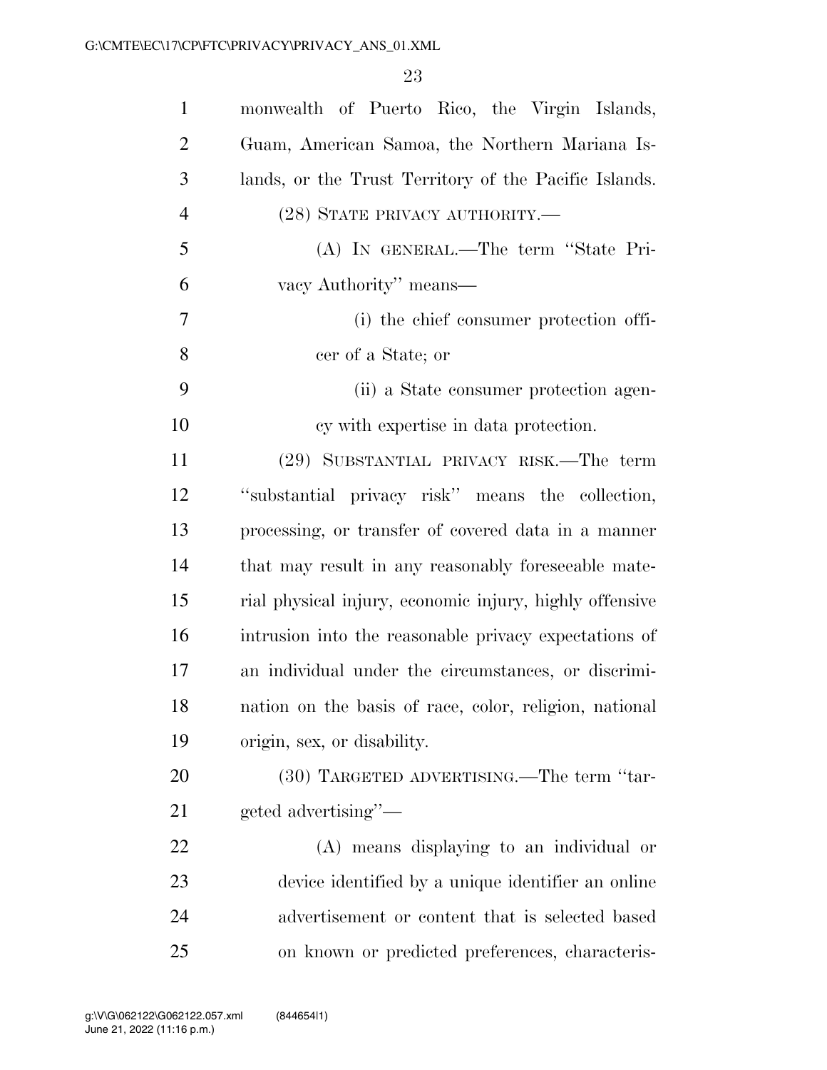monwealth of Puerto Rico, the Virgin Islands, Guam, American Samoa, the Northern Mariana Islands, or the Trust Territory of the Pacific Islands.

(28) STATE PRIVACY AUTHORITY.—

(A) IN GENERAL.—The term ''State Privacy Authority'' means—

(i) the chief consumer protection officer of a State; or

(ii) a State consumer protection agency with expertise in data protection.

(29) SUBSTANTIAL PRIVACY RISK.—The term ''substantial privacy risk'' means the collection, processing, or transfer of covered data in a manner that may result in any reasonably foreseeable material physical injury, economic injury, highly offensive intrusion into the reasonable privacy expectations of an individual under the circumstances, or discrimination on the basis of race, color, religion, national origin, sex, or disability.

(30) TARGETED ADVERTISING.—The term ''targeted advertising''—

(A) means displaying to an individual or device identified by a unique identifier an online advertisement or content that is selected based on known or predicted preferences, characteris-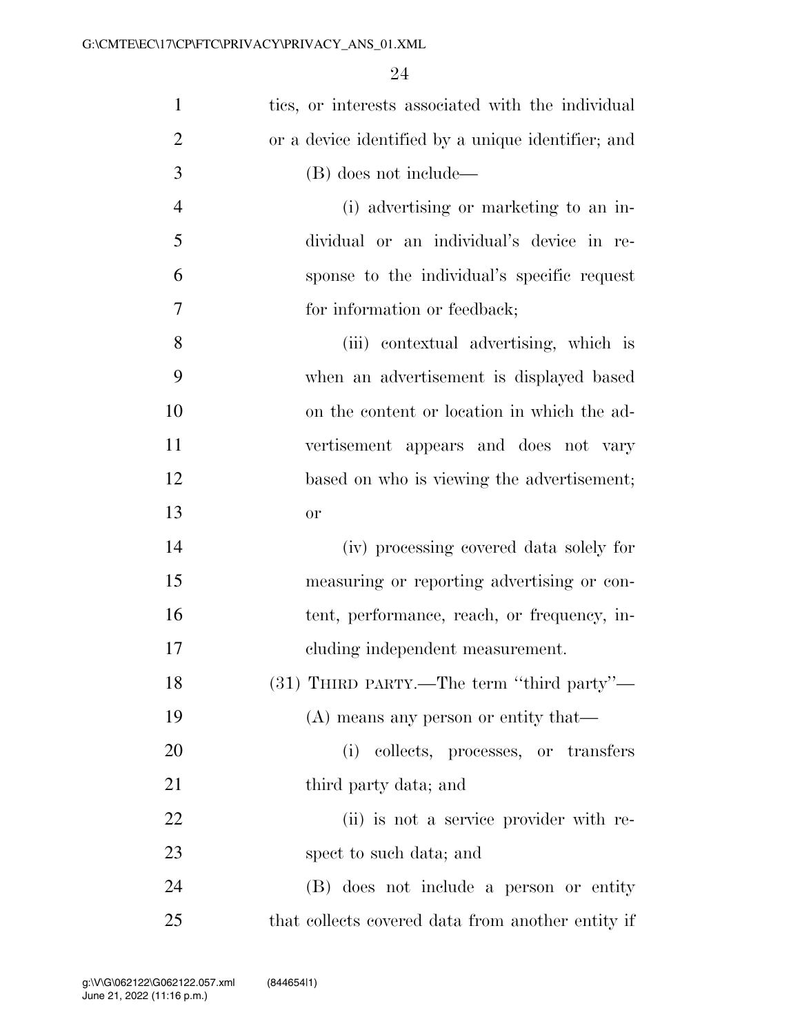tics, or interests associated with the individual or a device identified by a unique identifier; and

(B) does not include—

(i) advertising or marketing to an individual or an individual's device in response to the individual's specific request for information or feedback;

(iii) contextual advertising, which is when an advertisement is displayed based on the content or location in which the advertisement appears and does not vary based on who is viewing the advertisement; or

(iv) processing covered data solely for measuring or reporting advertising or content, performance, reach, or frequency, including independent measurement.

(31) THIRD PARTY.—The term "third party"—

(A) means any person or entity that—

(i) collects, processes, or transfers third party data; and

(ii) is not a service provider with respect to such data; and

(B) does not include a person or entity that collects covered data from another entity if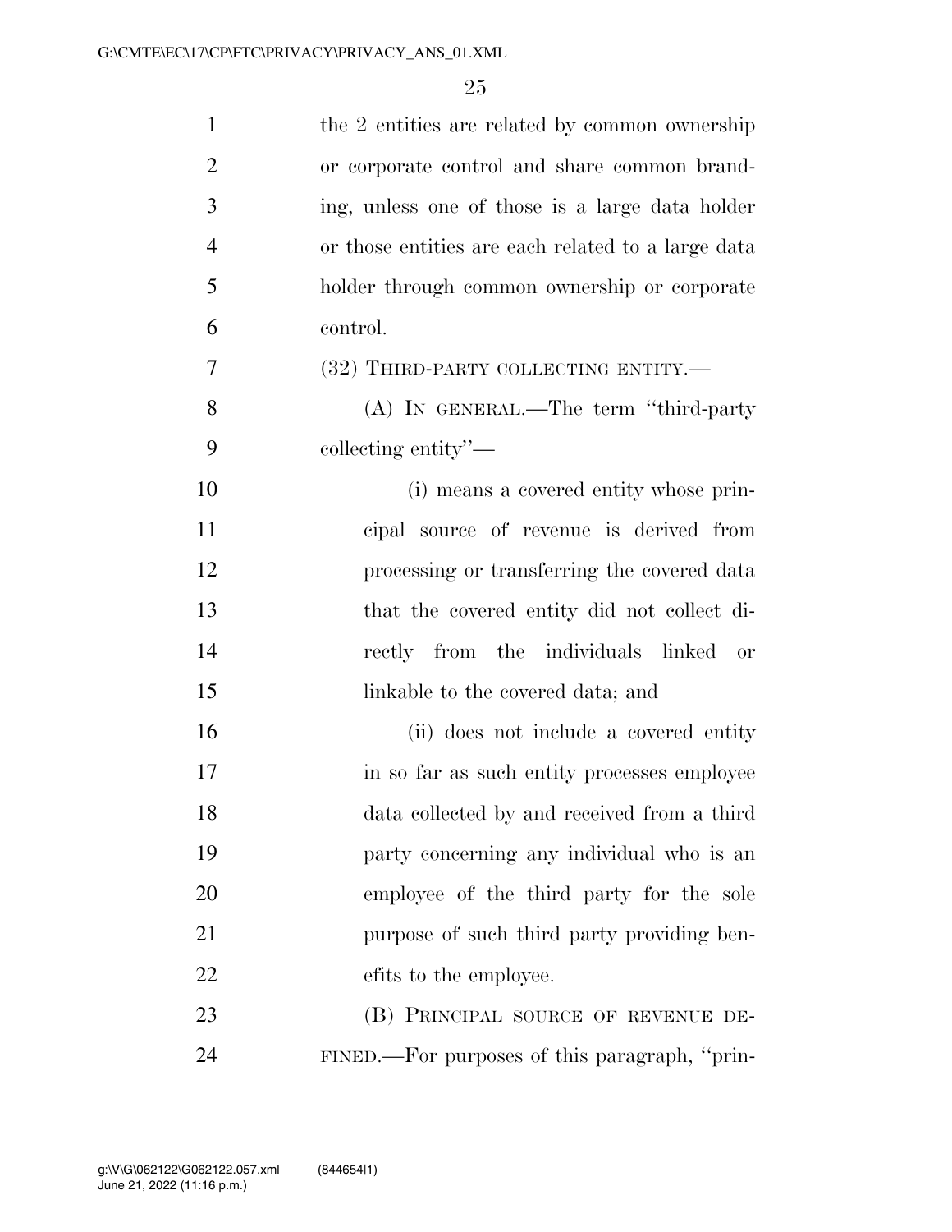the 2 entities are related by common ownership or corporate control and share common branding, unless one of those is a large data holder or those entities are each related to a large data holder through common ownership or corporate control.

(32) THIRD-PARTY COLLECTING ENTITY.—

(A) IN GENERAL.—The term "third-party collecting entity"—

(i) means a covered entity whose principal source of revenue is derived from processing or transferring the covered data that the covered entity did not collect directly from the individuals linked or linkable to the covered data; and

(ii) does not include a covered entity in so far as such entity processes employee data collected by and received from a third party concerning any individual who is an employee of the third party for the sole purpose of such third party providing benefits to the employee.

(B) PRINCIPAL SOURCE OF REVENUE DEFINED.—For purposes of this paragraph, "prin-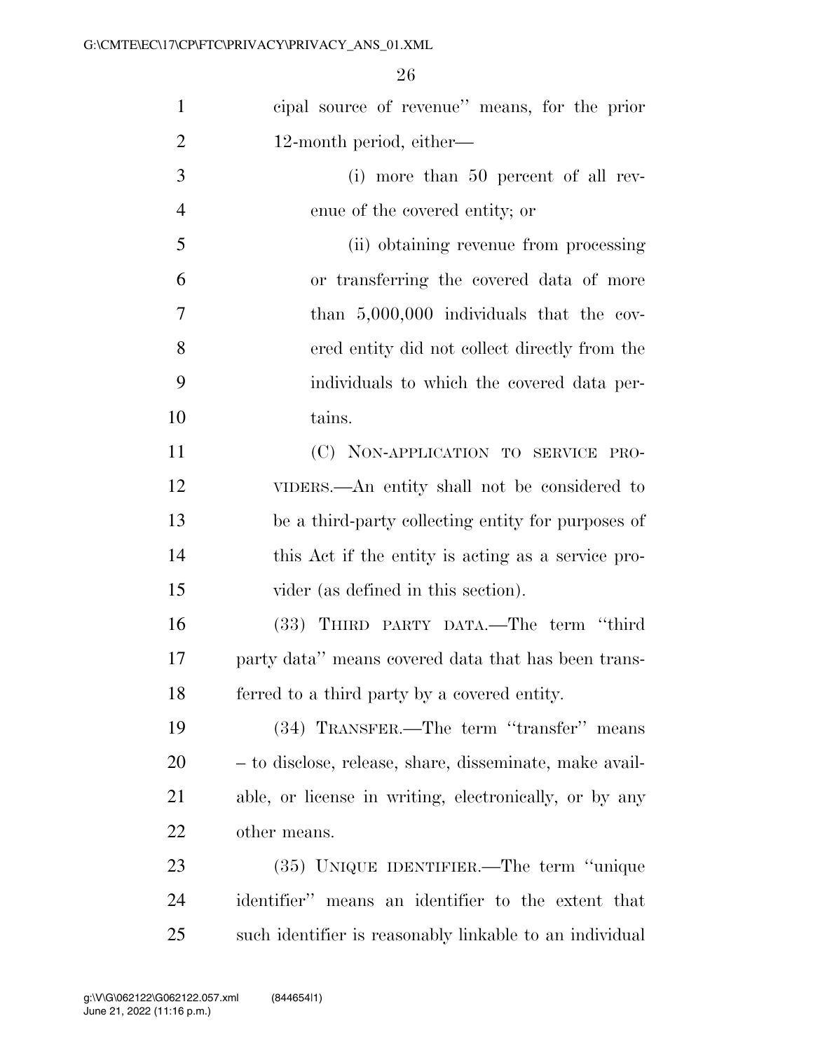cipal source of revenue'' means, for the prior 12-month period, either—

(i) more than 50 percent of all revenue of the covered entity; or

(ii) obtaining revenue from processing or transferring the covered data of more than 5,000,000 individuals that the covered entity did not collect directly from the individuals to which the covered data pertains.

(C) NON-APPLICATION TO SERVICE PROVIDERS.—An entity shall not be considered to be a third-party collecting entity for purposes of this Act if the entity is acting as a service provider (as defined in this section).

(33) THIRD PARTY DATA.—The term ''third party data'' means covered data that has been transferred to a third party by a covered entity.

(34) TRANSFER.—The term ''transfer'' means – to disclose, release, share, disseminate, make available, or license in writing, electronically, or by any other means.

(35) UNIQUE IDENTIFIER.—The term ''unique identifier'' means an identifier to the extent that such identifier is reasonably linkable to an individual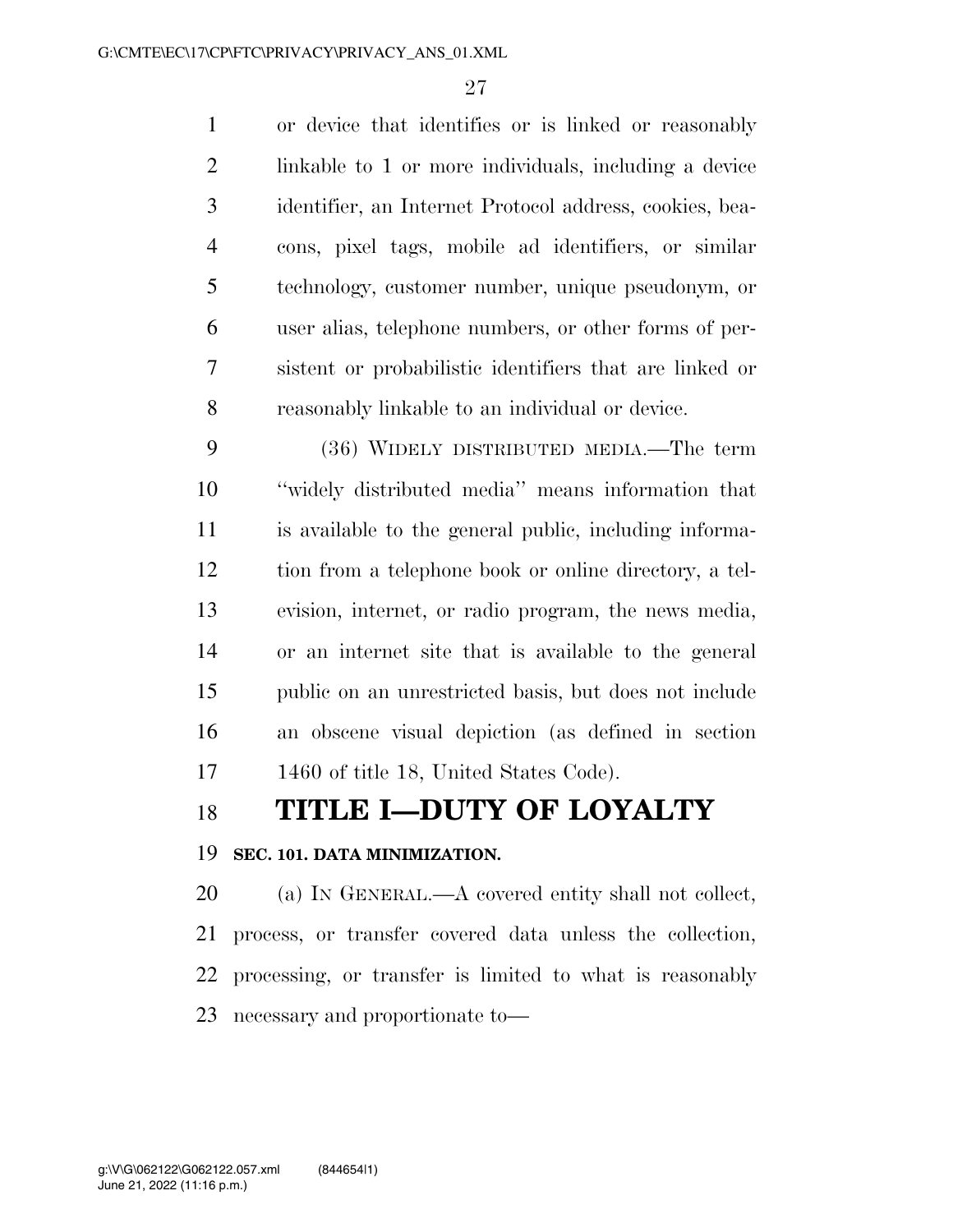or device that identifies or is linked or reasonably linkable to 1 or more individuals, including a device identifier, an Internet Protocol address, cookies, beacons, pixel tags, mobile ad identifiers, or similar technology, customer number, unique pseudonym, or user alias, telephone numbers, or other forms of persistent or probabilistic identifiers that are linked or reasonably linkable to an individual or device.

(36) WIDELY DISTRIBUTED MEDIA.—The term ''widely distributed media'' means information that is available to the general public, including information from a telephone book or online directory, a television, internet, or radio program, the news media, or an internet site that is available to the general public on an unrestricted basis, but does not include an obscene visual depiction (as defined in section 1460 of title 18, United States Code).

# TITLE I—DUTY OF LOYALTY

## SEC. 101. DATA MINIMIZATION.

(a) IN GENERAL.—A covered entity shall not collect, process, or transfer covered data unless the collection, processing, or transfer is limited to what is reasonably necessary and proportionate to—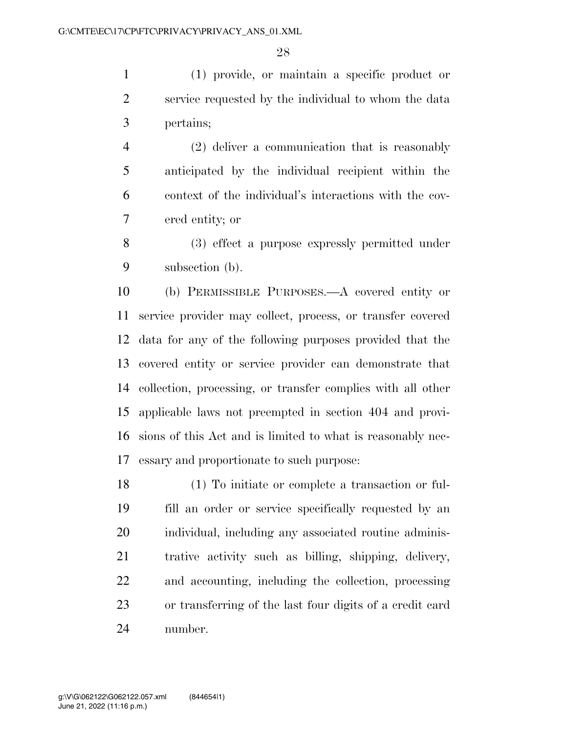(1) provide, or maintain a specific product or service requested by the individual to whom the data pertains;

(2) deliver a communication that is reasonably anticipated by the individual recipient within the context of the individual's interactions with the covered entity; or

(3) effect a purpose expressly permitted under subsection (b).

(b) PERMISSIBLE PURPOSES.—A covered entity or service provider may collect, process, or transfer covered data for any of the following purposes provided that the covered entity or service provider can demonstrate that collection, processing, or transfer complies with all other applicable laws not preempted in section 404 and provisions of this Act and is limited to what is reasonably necessary and proportionate to such purpose:

(1) To initiate or complete a transaction or fulfill an order or service specifically requested by an individual, including any associated routine administrative activity such as billing, shipping, delivery, and accounting, including the collection, processing or transferring of the last four digits of a credit card number.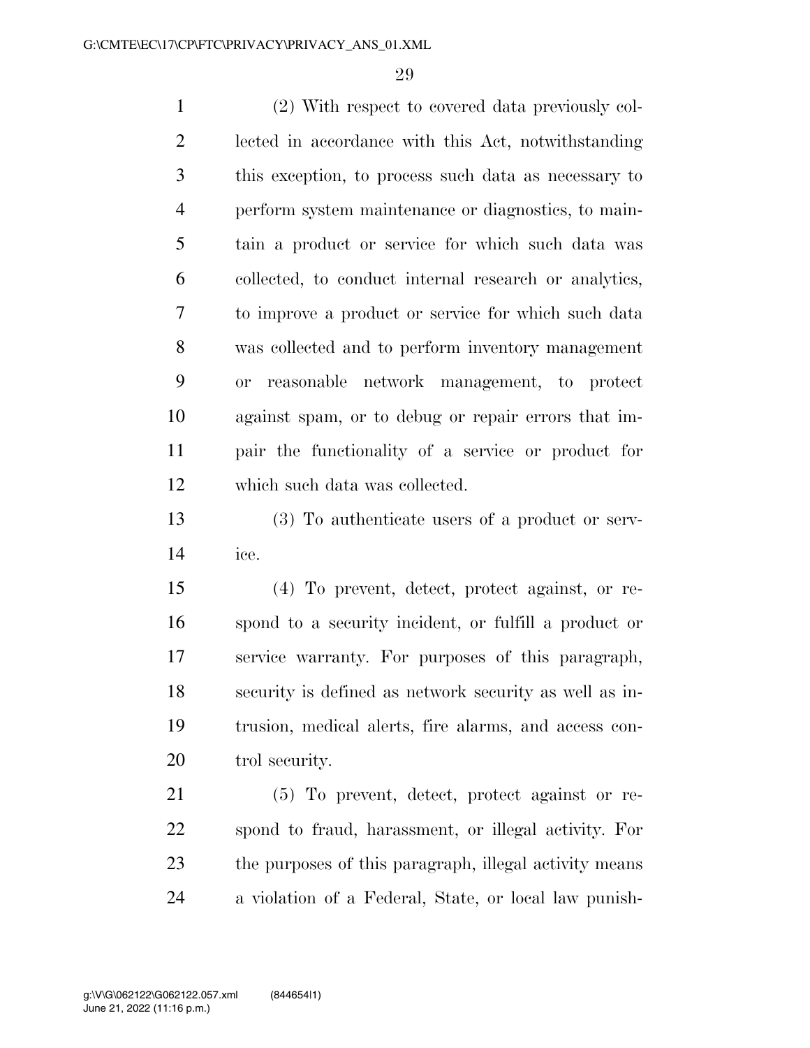(2) With respect to covered data previously collected in accordance with this Act, notwithstanding this exception, to process such data as necessary to perform system maintenance or diagnostics, to maintain a product or service for which such data was collected, to conduct internal research or analytics, to improve a product or service for which such data was collected and to perform inventory management or reasonable network management, to protect against spam, or to debug or repair errors that impair the functionality of a service or product for which such data was collected.

(3) To authenticate users of a product or service.

(4) To prevent, detect, protect against, or respond to a security incident, or fulfill a product or service warranty. For purposes of this paragraph, security is defined as network security as well as intrusion, medical alerts, fire alarms, and access control security.

(5) To prevent, detect, protect against or respond to fraud, harassment, or illegal activity. For the purposes of this paragraph, illegal activity means a violation of a Federal, State, or local law punish-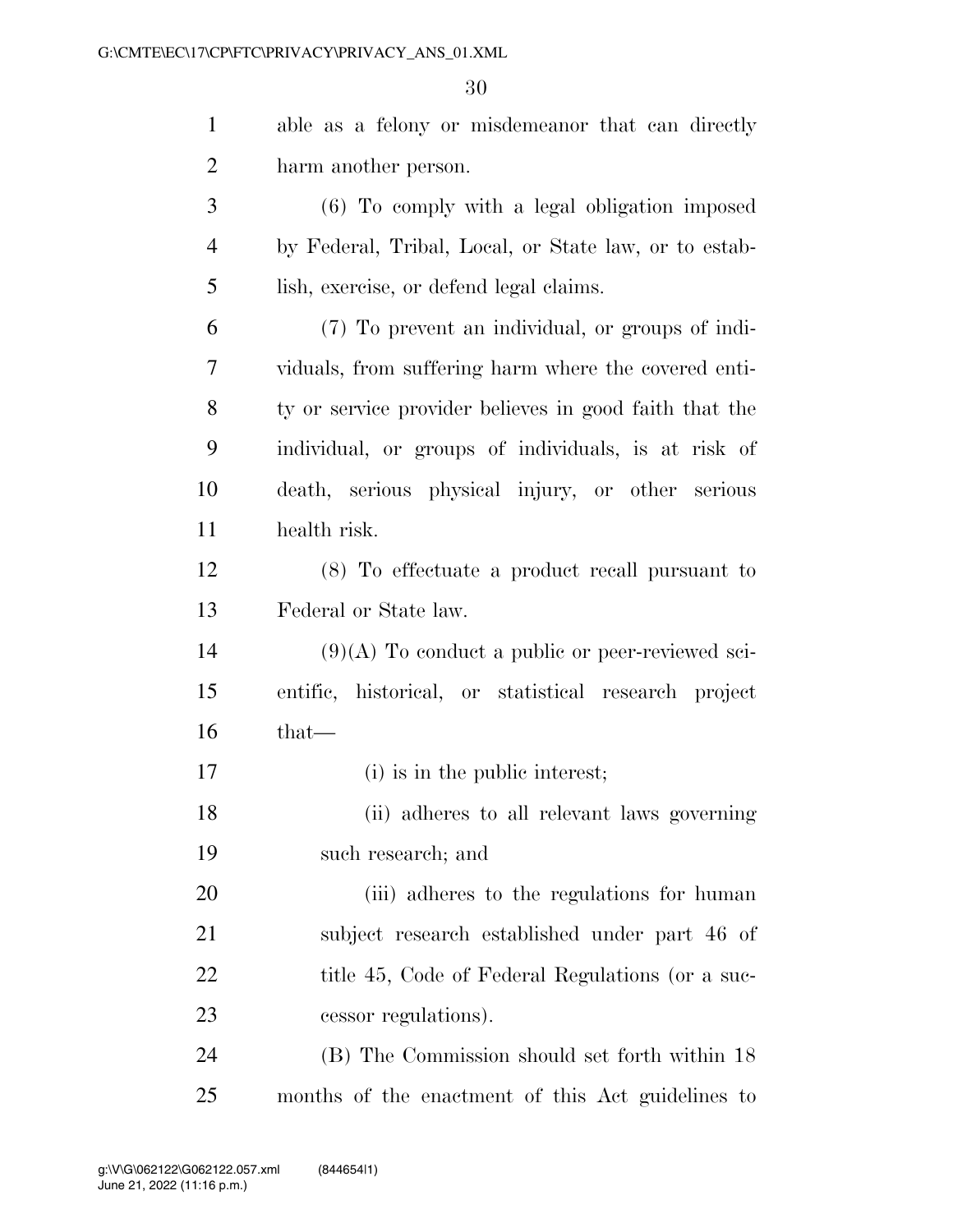able as a felony or misdemeanor that can directly harm another person.

(6) To comply with a legal obligation imposed by Federal, Tribal, Local, or State law, or to establish, exercise, or defend legal claims.

(7) To prevent an individual, or groups of individuals, from suffering harm where the covered entity or service provider believes in good faith that the individual, or groups of individuals, is at risk of death, serious physical injury, or other serious health risk.

(8) To effectuate a product recall pursuant to Federal or State law.

(9)(A) To conduct a public or peer-reviewed scientific, historical, or statistical research project that—

(i) is in the public interest;

(ii) adheres to all relevant laws governing such research; and

(iii) adheres to the regulations for human subject research established under part 46 of title 45, Code of Federal Regulations (or a successor regulations).

(B) The Commission should set forth within 18 months of the enactment of this Act guidelines to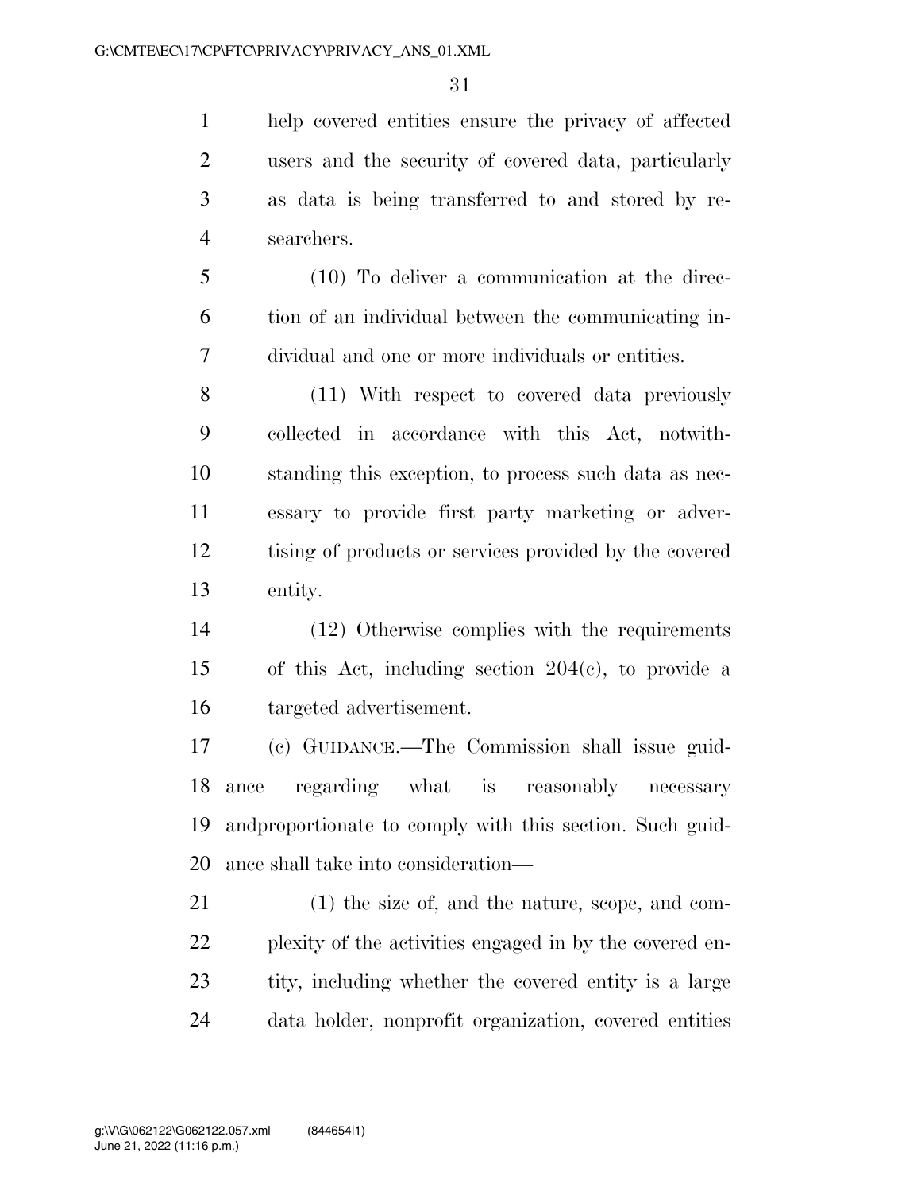help covered entities ensure the privacy of affected users and the security of covered data, particularly as data is being transferred to and stored by researchers.

(10) To deliver a communication at the direction of an individual between the communicating individual and one or more individuals or entities.

(11) With respect to covered data previously collected in accordance with this Act, notwithstanding this exception, to process such data as necessary to provide first party marketing or advertising of products or services provided by the covered entity.

(12) Otherwise complies with the requirements of this Act, including section 204(c), to provide a targeted advertisement.

(c) GUIDANCE.—The Commission shall issue guidance regarding what is reasonably necessary andproportionate to comply with this section. Such guidance shall take into consideration—

(1) the size of, and the nature, scope, and complexity of the activities engaged in by the covered entity, including whether the covered entity is a large data holder, nonprofit organization, covered entities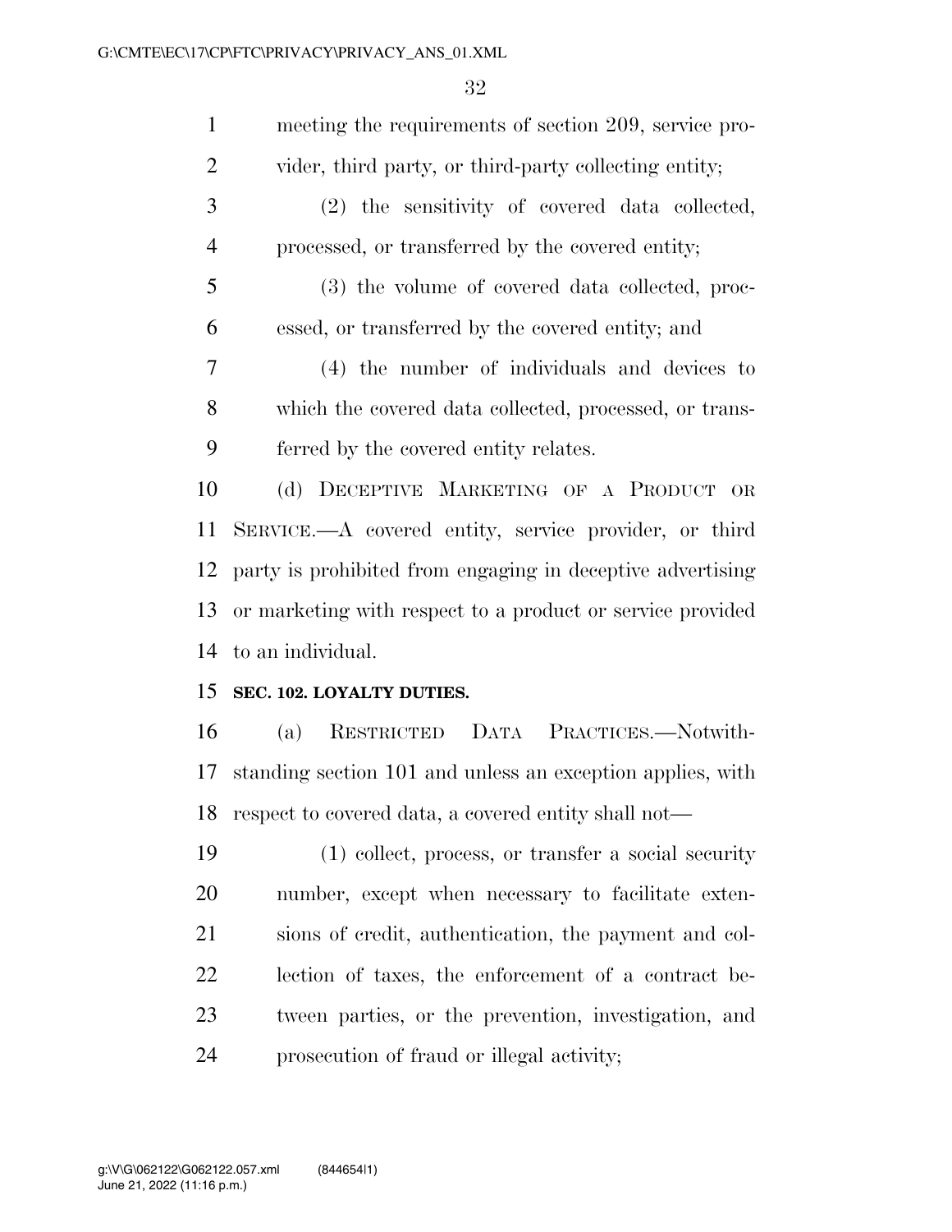meeting the requirements of section 209, service provider, third party, or third-party collecting entity;

(2) the sensitivity of covered data collected, processed, or transferred by the covered entity;

(3) the volume of covered data collected, processed, or transferred by the covered entity; and

(4) the number of individuals and devices to which the covered data collected, processed, or transferred by the covered entity relates.

(d) DECEPTIVE MARKETING OF A PRODUCT OR SERVICE.—A covered entity, service provider, or third party is prohibited from engaging in deceptive advertising or marketing with respect to a product or service provided to an individual.

**SEC. 102. LOYALTY DUTIES.**

(a) RESTRICTED DATA PRACTICES.—Notwithstanding section 101 and unless an exception applies, with respect to covered data, a covered entity shall not—

(1) collect, process, or transfer a social security number, except when necessary to facilitate extensions of credit, authentication, the payment and collection of taxes, the enforcement of a contract between parties, or the prevention, investigation, and prosecution of fraud or illegal activity;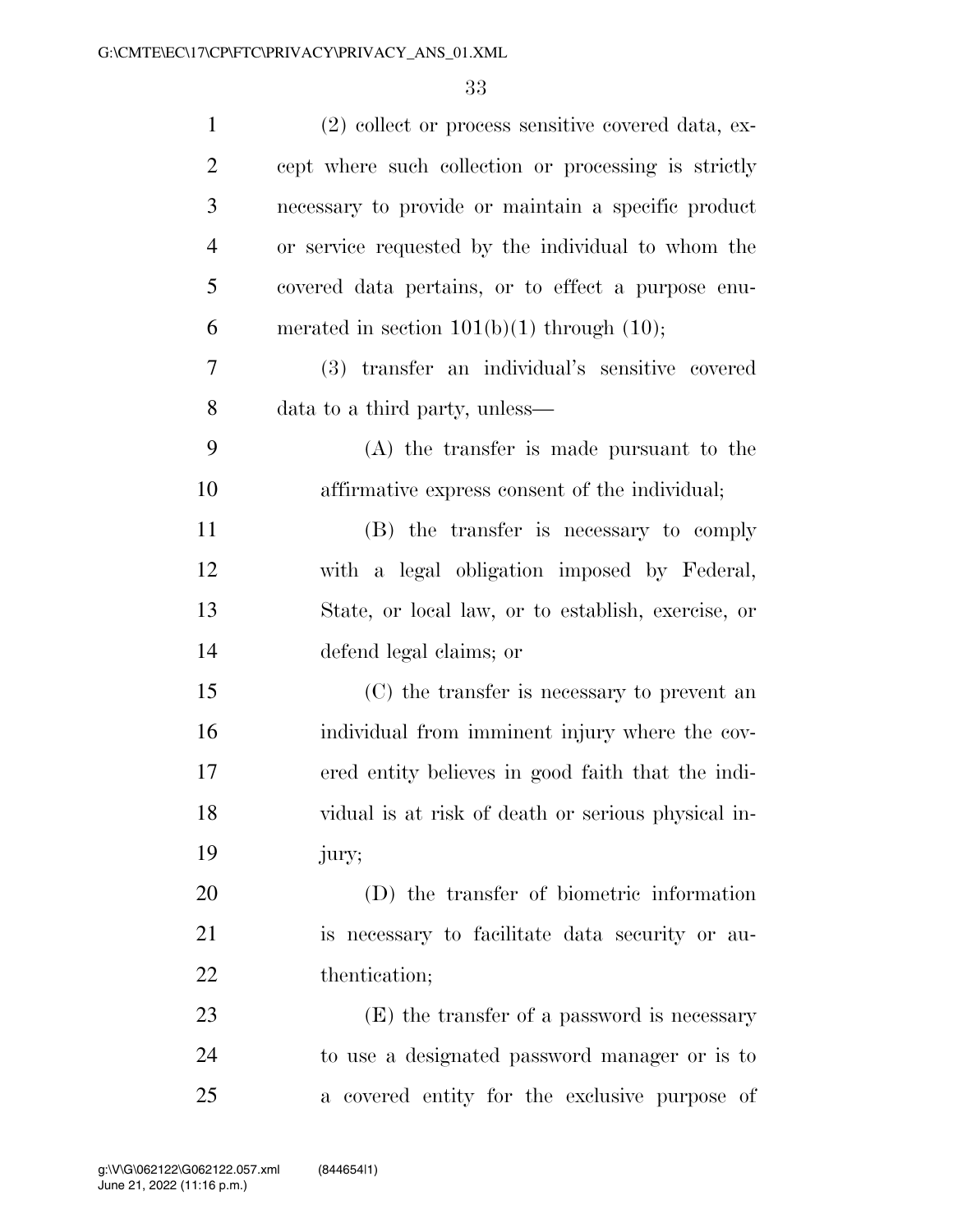(2) collect or process sensitive covered data, except where such collection or processing is strictly necessary to provide or maintain a specific product or service requested by the individual to whom the covered data pertains, or to effect a purpose enumerated in section 101(b)(1) through (10);

(3) transfer an individual's sensitive covered data to a third party, unless—

(A) the transfer is made pursuant to the affirmative express consent of the individual;

(B) the transfer is necessary to comply with a legal obligation imposed by Federal, State, or local law, or to establish, exercise, or defend legal claims; or

(C) the transfer is necessary to prevent an individual from imminent injury where the covered entity believes in good faith that the individual is at risk of death or serious physical injury;

(D) the transfer of biometric information is necessary to facilitate data security or authentication;

(E) the transfer of a password is necessary to use a designated password manager or is to a covered entity for the exclusive purpose of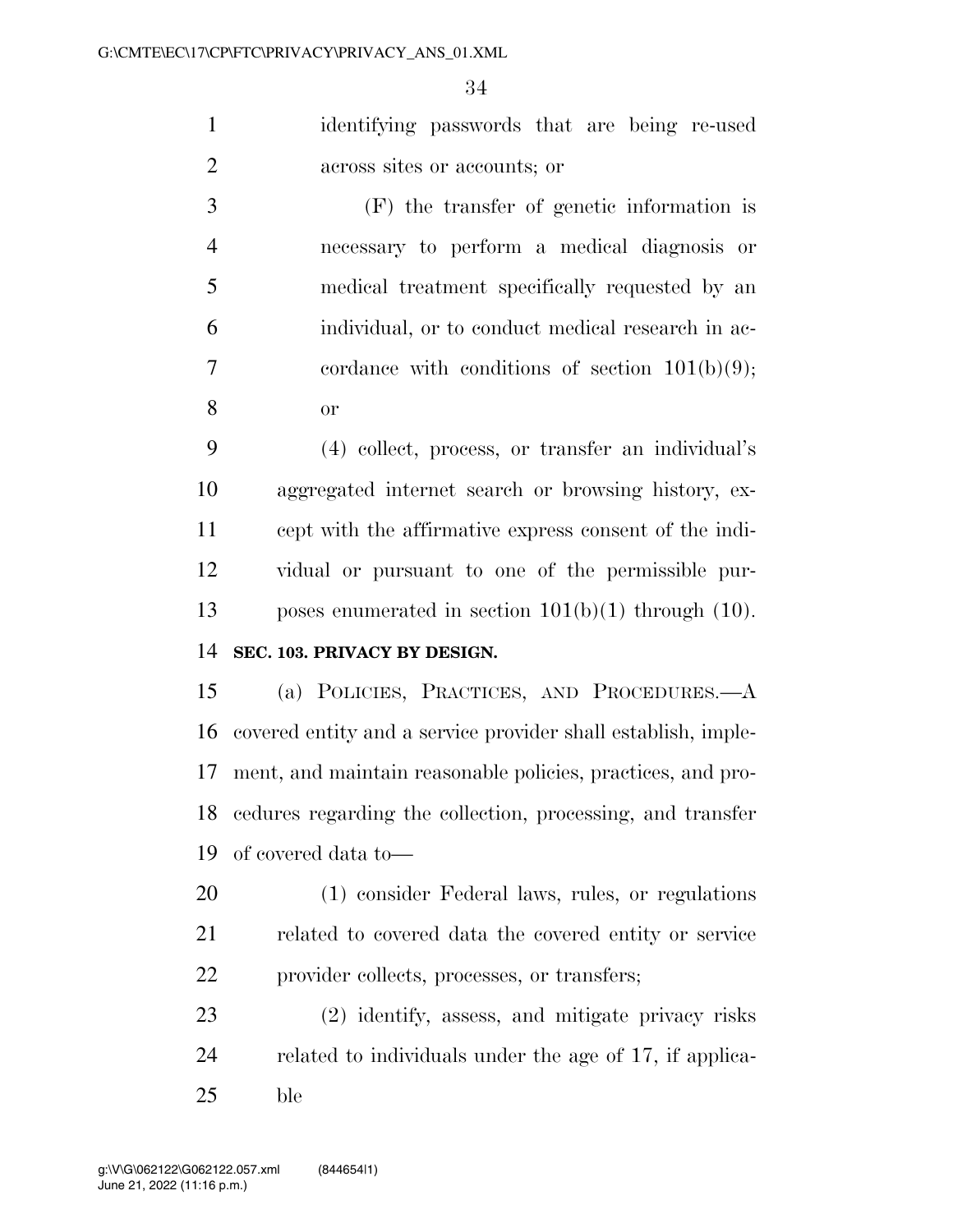identifying passwords that are being re-used across sites or accounts; or

(F) the transfer of genetic information is necessary to perform a medical diagnosis or medical treatment specifically requested by an individual, or to conduct medical research in accordance with conditions of section 101(b)(9); or

(4) collect, process, or transfer an individual's aggregated internet search or browsing history, except with the affirmative express consent of the individual or pursuant to one of the permissible purposes enumerated in section 101(b)(1) through (10).

**SEC. 103. PRIVACY BY DESIGN.**

(a) POLICIES, PRACTICES, AND PROCEDURES.—A covered entity and a service provider shall establish, implement, and maintain reasonable policies, practices, and procedures regarding the collection, processing, and transfer of covered data to—

(1) consider Federal laws, rules, or regulations related to covered data the covered entity or service provider collects, processes, or transfers;

(2) identify, assess, and mitigate privacy risks related to individuals under the age of 17, if applicable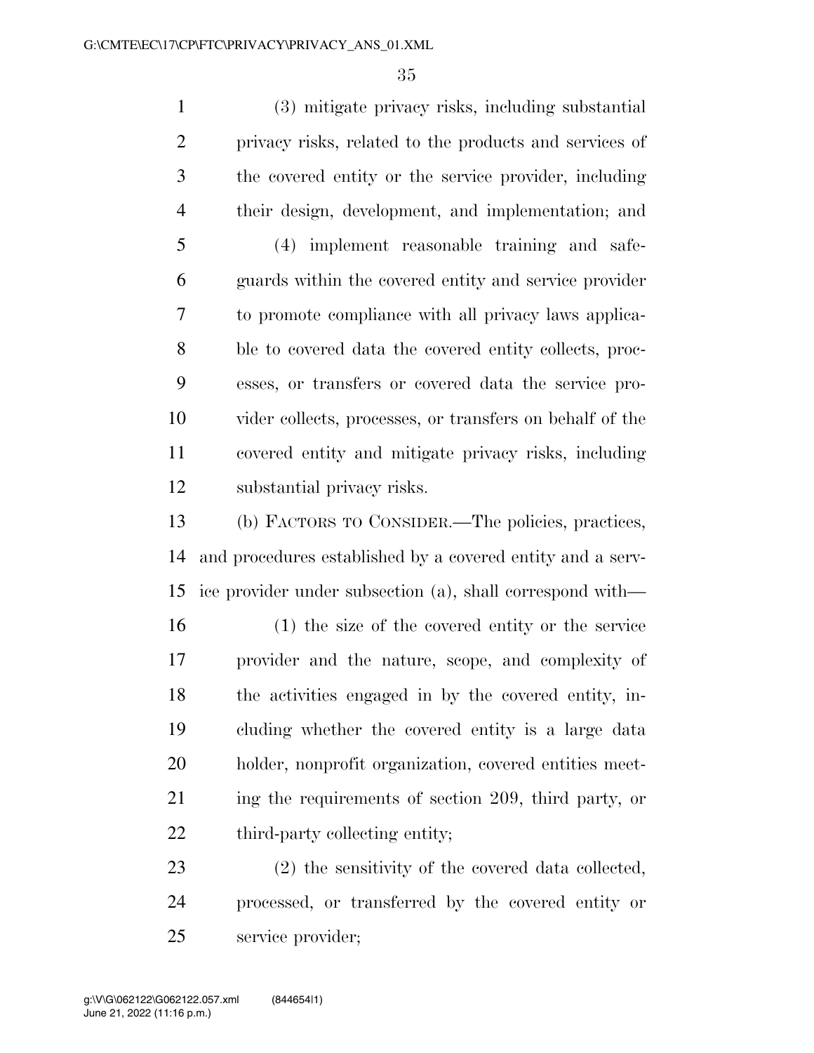(3) mitigate privacy risks, including substantial privacy risks, related to the products and services of the covered entity or the service provider, including their design, development, and implementation; and

(4) implement reasonable training and safeguards within the covered entity and service provider to promote compliance with all privacy laws applicable to covered data the covered entity collects, processes, or transfers or covered data the service provider collects, processes, or transfers on behalf of the covered entity and mitigate privacy risks, including substantial privacy risks.

(b) FACTORS TO CONSIDER.—The policies, practices, and procedures established by a covered entity and a service provider under subsection (a), shall correspond with—

(1) the size of the covered entity or the service provider and the nature, scope, and complexity of the activities engaged in by the covered entity, including whether the covered entity is a large data holder, nonprofit organization, covered entities meeting the requirements of section 209, third party, or third-party collecting entity;

(2) the sensitivity of the covered data collected, processed, or transferred by the covered entity or service provider;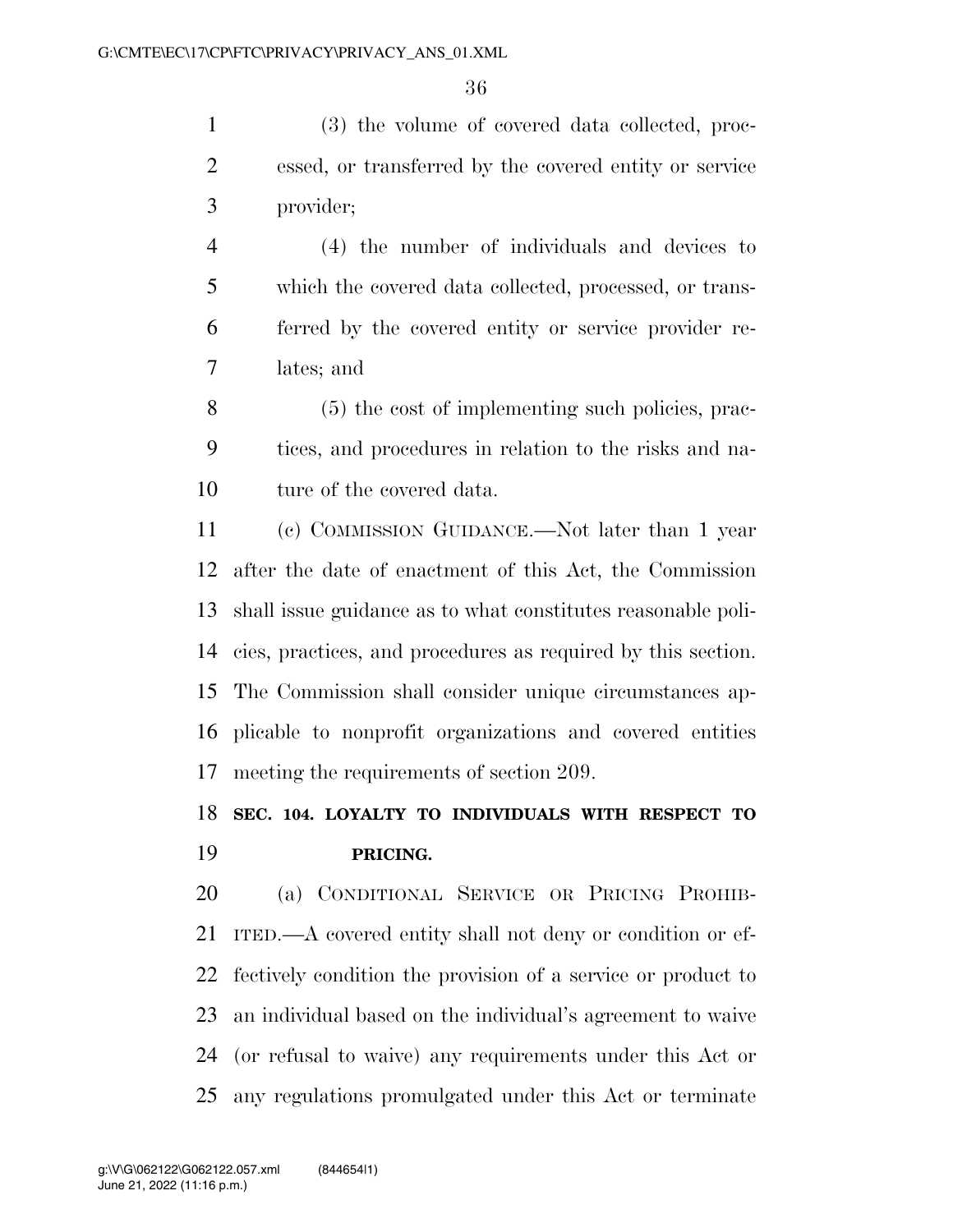(3) the volume of covered data collected, processed, or transferred by the covered entity or service provider;

(4) the number of individuals and devices to which the covered data collected, processed, or transferred by the covered entity or service provider relates; and

(5) the cost of implementing such policies, practices, and procedures in relation to the risks and nature of the covered data.

(c) COMMISSION GUIDANCE.—Not later than 1 year after the date of enactment of this Act, the Commission shall issue guidance as to what constitutes reasonable policies, practices, and procedures as required by this section. The Commission shall consider unique circumstances applicable to nonprofit organizations and covered entities meeting the requirements of section 209.

## SEC. 104. LOYALTY TO INDIVIDUALS WITH RESPECT TO PRICING.

(a) CONDITIONAL SERVICE OR PRICING PROHIBITED.—A covered entity shall not deny or condition or effectively condition the provision of a service or product to an individual based on the individual's agreement to waive (or refusal to waive) any requirements under this Act or any regulations promulgated under this Act or terminate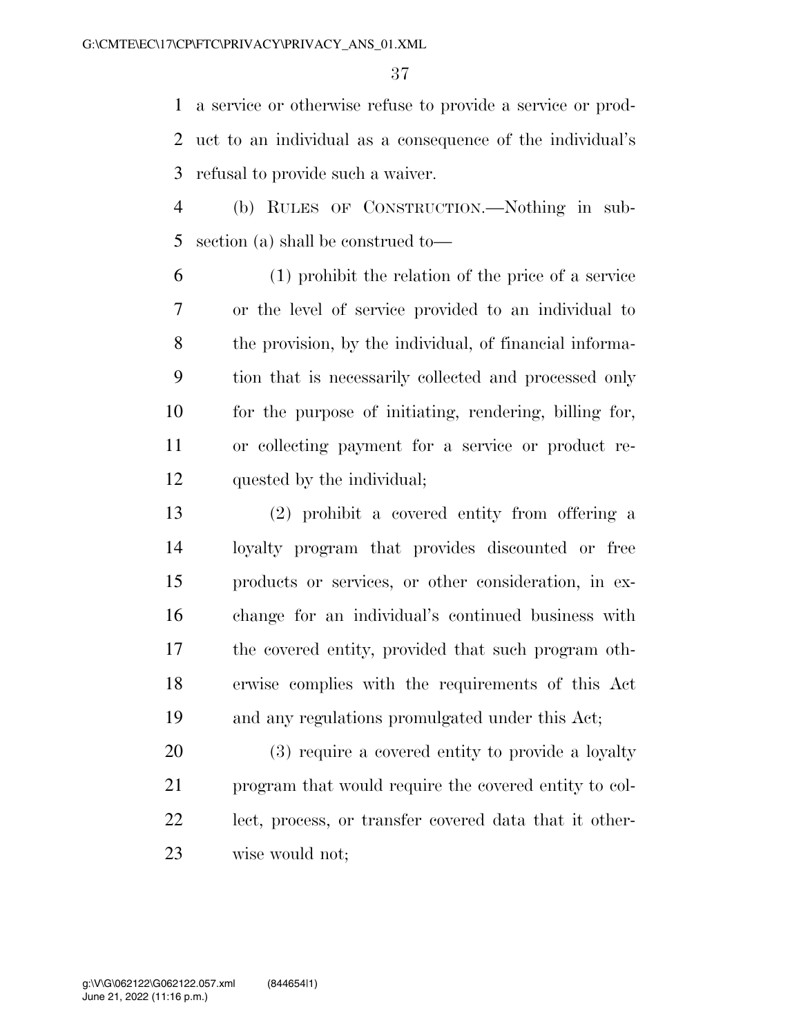a service or otherwise refuse to provide a service or product to an individual as a consequence of the individual's refusal to provide such a waiver.

(b) RULES OF CONSTRUCTION.—Nothing in subsection (a) shall be construed to—

(1) prohibit the relation of the price of a service or the level of service provided to an individual to the provision, by the individual, of financial information that is necessarily collected and processed only for the purpose of initiating, rendering, billing for, or collecting payment for a service or product requested by the individual;

(2) prohibit a covered entity from offering a loyalty program that provides discounted or free products or services, or other consideration, in exchange for an individual's continued business with the covered entity, provided that such program otherwise complies with the requirements of this Act and any regulations promulgated under this Act;

(3) require a covered entity to provide a loyalty program that would require the covered entity to collect, process, or transfer covered data that it otherwise would not;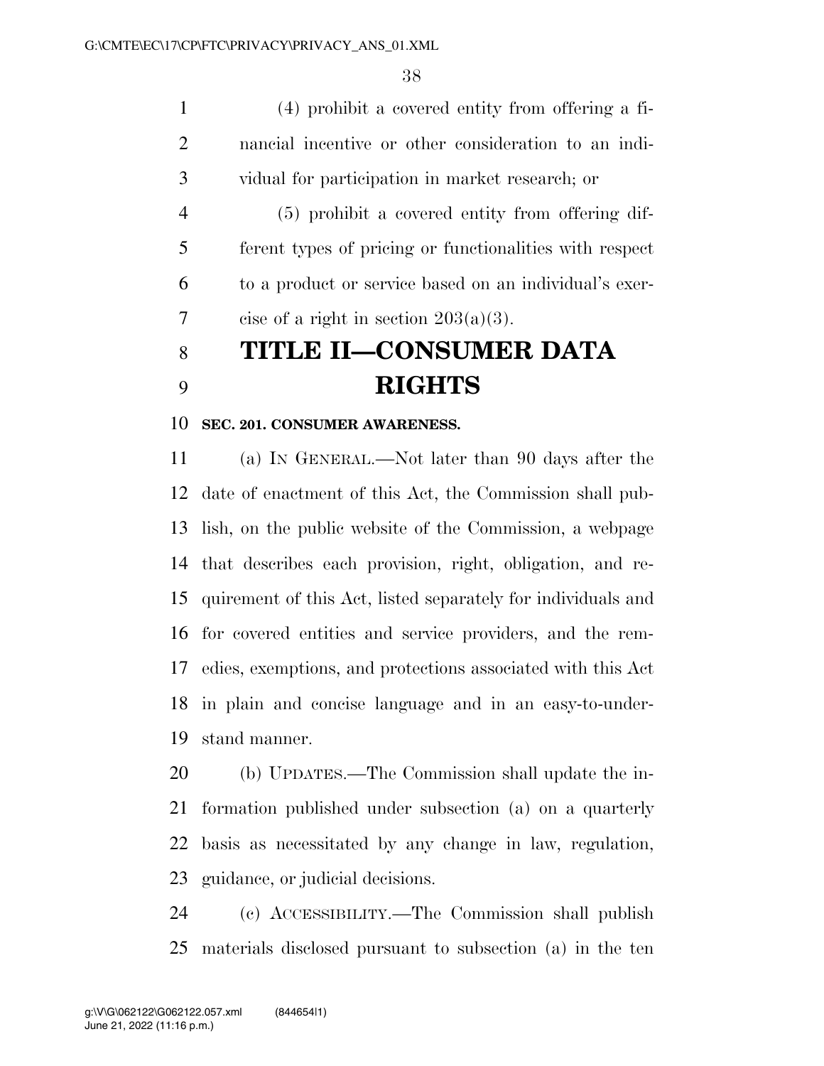(4) prohibit a covered entity from offering a financial incentive or other consideration to an individual for participation in market research; or

(5) prohibit a covered entity from offering different types of pricing or functionalities with respect to a product or service based on an individual's exercise of a right in section 203(a)(3).

# TITLE II—CONSUMER DATA RIGHTS

### SEC. 201. CONSUMER AWARENESS.

(a) IN GENERAL.—Not later than 90 days after the date of enactment of this Act, the Commission shall publish, on the public website of the Commission, a webpage that describes each provision, right, obligation, and requirement of this Act, listed separately for individuals and for covered entities and service providers, and the remedies, exemptions, and protections associated with this Act in plain and concise language and in an easy-to-understand manner.

(b) UPDATES.—The Commission shall update the information published under subsection (a) on a quarterly basis as necessitated by any change in law, regulation, guidance, or judicial decisions.

(c) ACCESSIBILITY.—The Commission shall publish materials disclosed pursuant to subsection (a) in the ten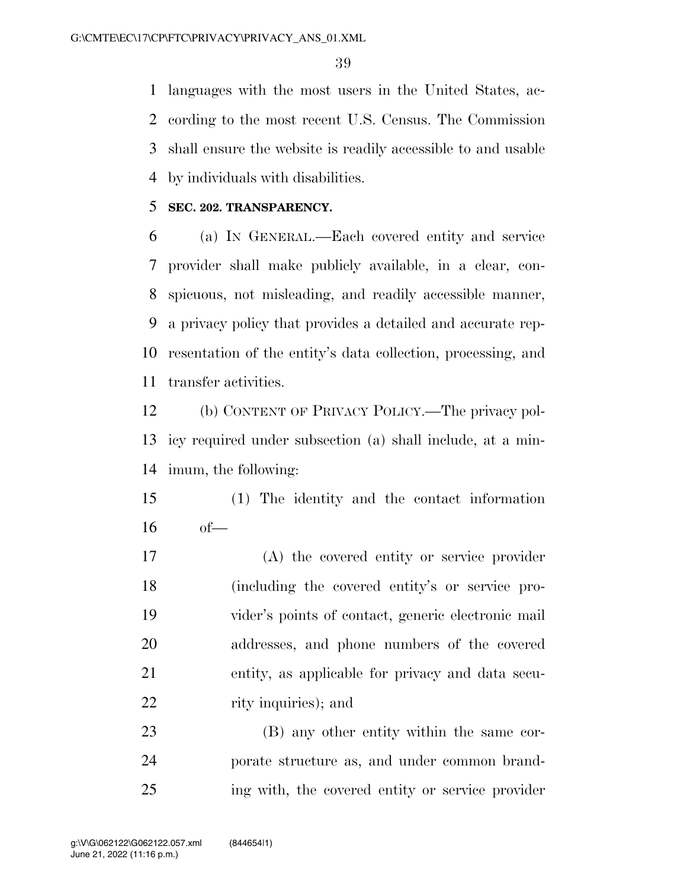languages with the most users in the United States, according to the most recent U.S. Census. The Commission shall ensure the website is readily accessible to and usable by individuals with disabilities.

**SEC. 202. TRANSPARENCY.**

(a) IN GENERAL.—Each covered entity and service provider shall make publicly available, in a clear, conspicuous, not misleading, and readily accessible manner, a privacy policy that provides a detailed and accurate representation of the entity's data collection, processing, and transfer activities.

(b) CONTENT OF PRIVACY POLICY.—The privacy policy required under subsection (a) shall include, at a minimum, the following:

(1) The identity and the contact information of—

(A) the covered entity or service provider (including the covered entity's or service provider's points of contact, generic electronic mail addresses, and phone numbers of the covered entity, as applicable for privacy and data security inquiries); and

(B) any other entity within the same corporate structure as, and under common branding with, the covered entity or service provider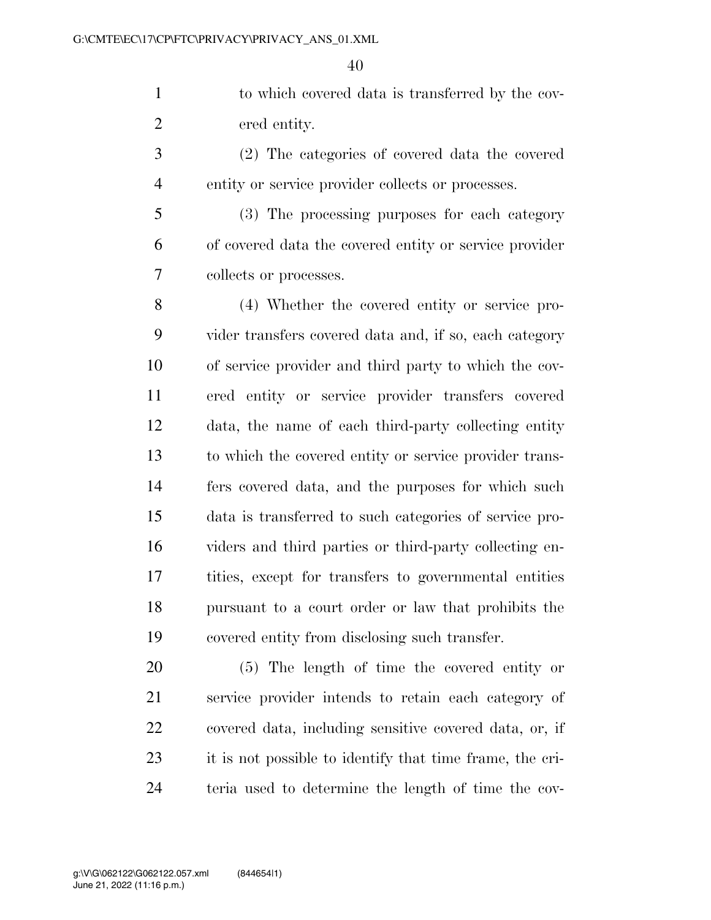to which covered data is transferred by the covered entity.

(2) The categories of covered data the covered entity or service provider collects or processes.

(3) The processing purposes for each category of covered data the covered entity or service provider collects or processes.

(4) Whether the covered entity or service provider transfers covered data and, if so, each category of service provider and third party to which the covered entity or service provider transfers covered data, the name of each third-party collecting entity to which the covered entity or service provider transfers covered data, and the purposes for which such data is transferred to such categories of service providers and third parties or third-party collecting entities, except for transfers to governmental entities pursuant to a court order or law that prohibits the covered entity from disclosing such transfer.

(5) The length of time the covered entity or service provider intends to retain each category of covered data, including sensitive covered data, or, if it is not possible to identify that time frame, the criteria used to determine the length of time the cov-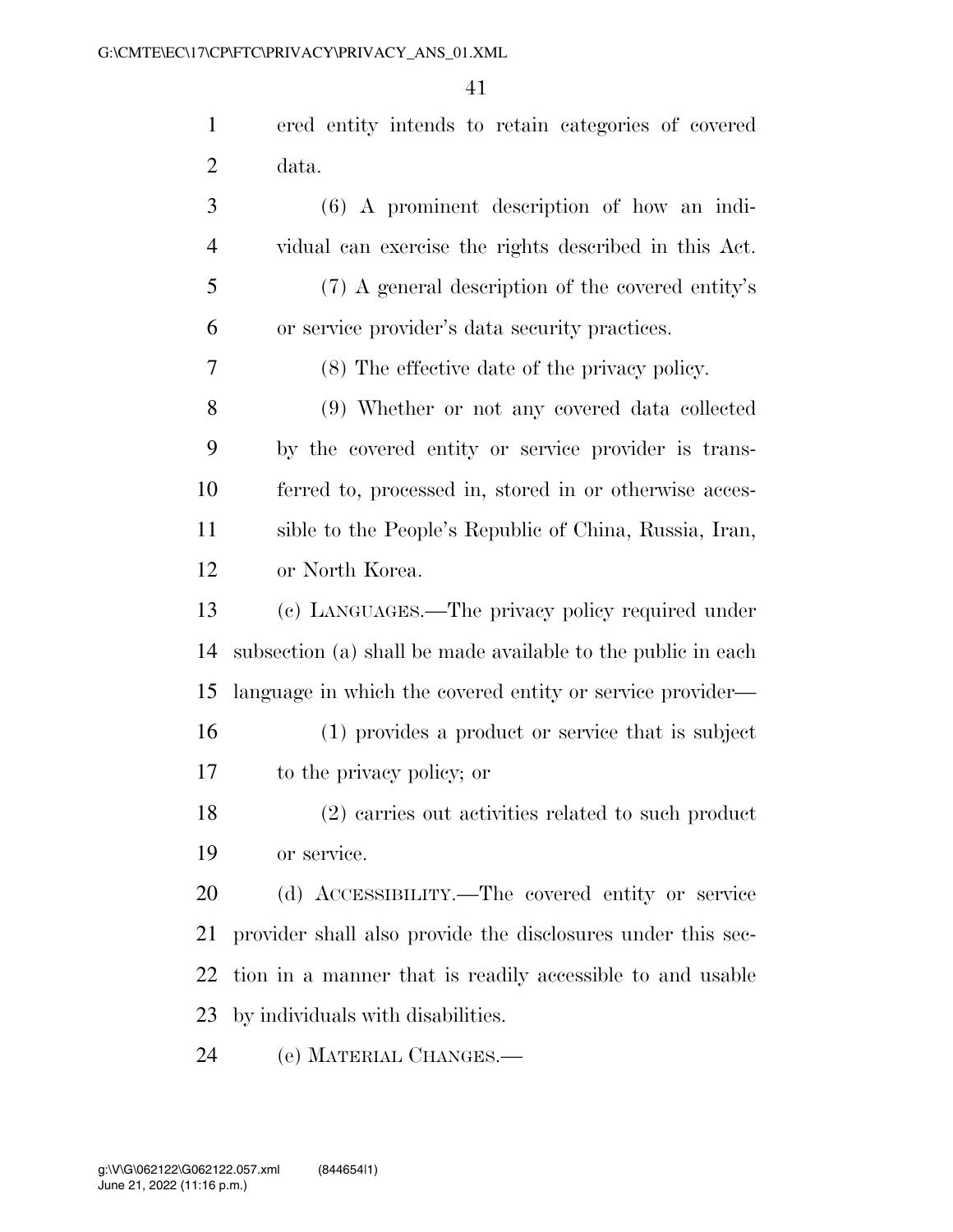ered entity intends to retain categories of covered data.

(6) A prominent description of how an individual can exercise the rights described in this Act.

(7) A general description of the covered entity's or service provider's data security practices.

(8) The effective date of the privacy policy.

(9) Whether or not any covered data collected by the covered entity or service provider is transferred to, processed in, stored in or otherwise accessible to the People's Republic of China, Russia, Iran, or North Korea.

(c) LANGUAGES.—The privacy policy required under subsection (a) shall be made available to the public in each language in which the covered entity or service provider—

(1) provides a product or service that is subject to the privacy policy; or

(2) carries out activities related to such product or service.

(d) ACCESSIBILITY.—The covered entity or service provider shall also provide the disclosures under this section in a manner that is readily accessible to and usable by individuals with disabilities.

(e) MATERIAL CHANGES.—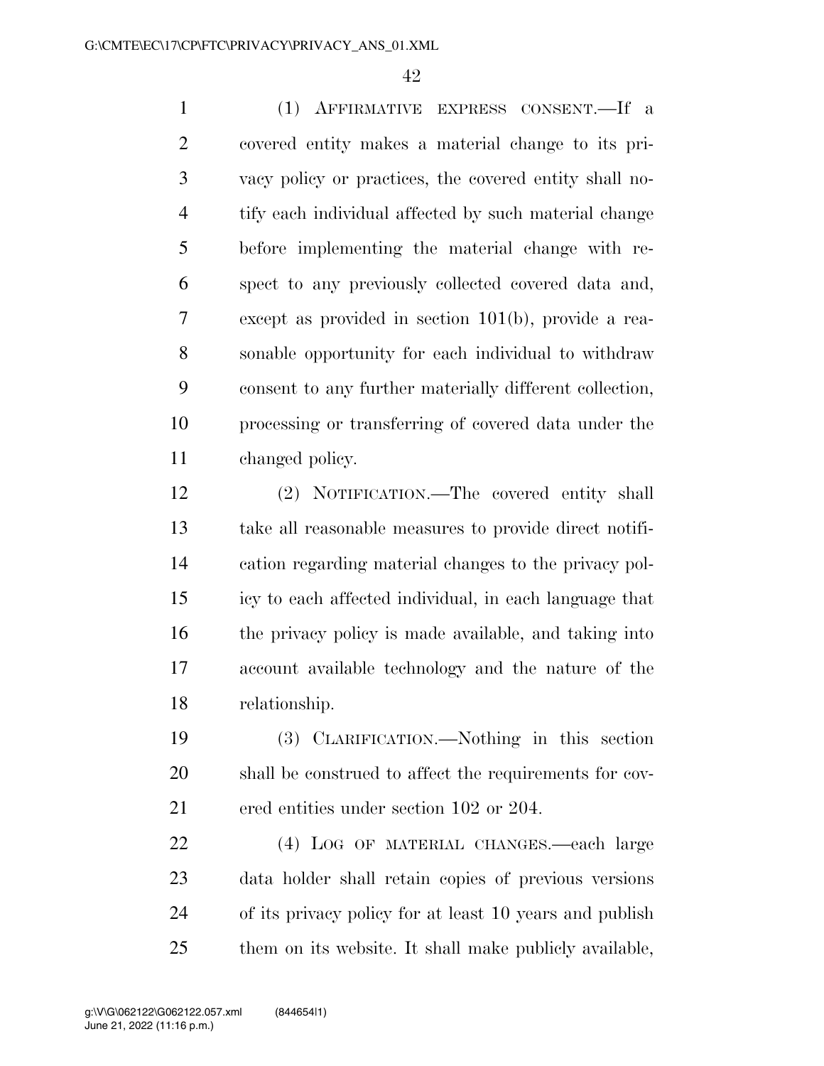(1) AFFIRMATIVE EXPRESS CONSENT.—If a covered entity makes a material change to its privacy policy or practices, the covered entity shall notify each individual affected by such material change before implementing the material change with respect to any previously collected covered data and, except as provided in section 101(b), provide a reasonable opportunity for each individual to withdraw consent to any further materially different collection, processing or transferring of covered data under the changed policy.

(2) NOTIFICATION.—The covered entity shall take all reasonable measures to provide direct notification regarding material changes to the privacy policy to each affected individual, in each language that the privacy policy is made available, and taking into account available technology and the nature of the relationship.

(3) CLARIFICATION.—Nothing in this section shall be construed to affect the requirements for covered entities under section 102 or 204.

(4) LOG OF MATERIAL CHANGES.—each large data holder shall retain copies of previous versions of its privacy policy for at least 10 years and publish them on its website. It shall make publicly available,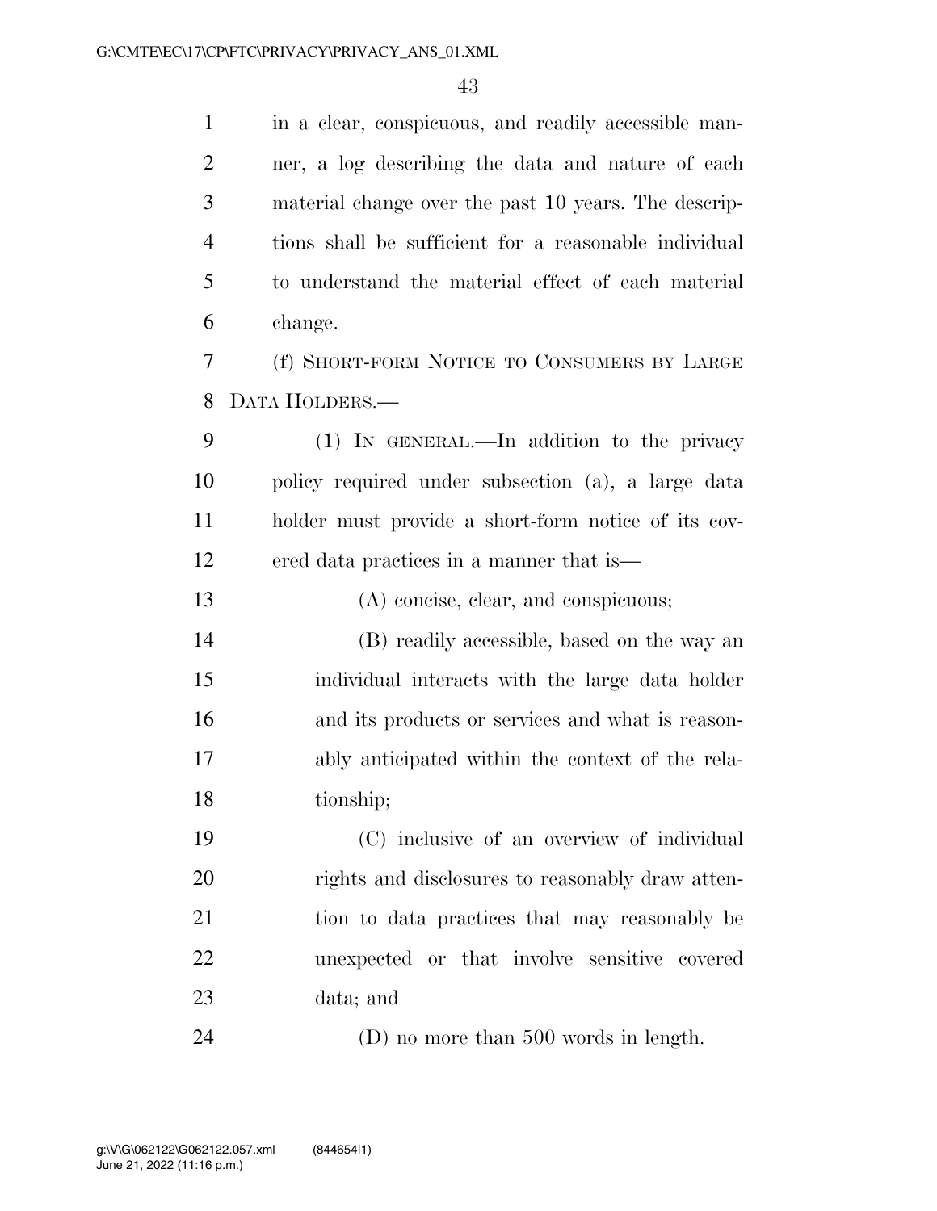in a clear, conspicuous, and readily accessible manner, a log describing the data and nature of each material change over the past 10 years. The descriptions shall be sufficient for a reasonable individual to understand the material effect of each material change.

(f) SHORT-FORM NOTICE TO CONSUMERS BY LARGE DATA HOLDERS.—

(1) IN GENERAL.—In addition to the privacy policy required under subsection (a), a large data holder must provide a short-form notice of its covered data practices in a manner that is—

(A) concise, clear, and conspicuous;

(B) readily accessible, based on the way an individual interacts with the large data holder and its products or services and what is reasonably anticipated within the context of the relationship;

(C) inclusive of an overview of individual rights and disclosures to reasonably draw attention to data practices that may reasonably be unexpected or that involve sensitive covered data; and

(D) no more than 500 words in length.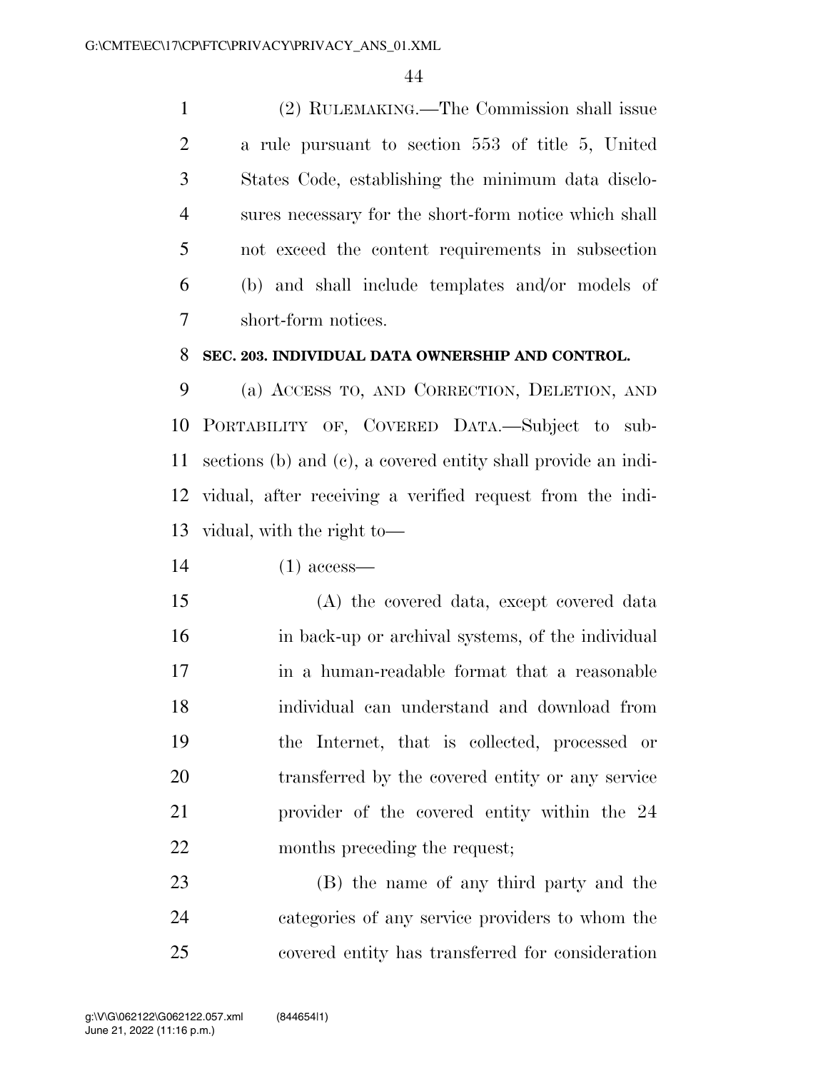(2) RULEMAKING.—The Commission shall issue a rule pursuant to section 553 of title 5, United States Code, establishing the minimum data disclosures necessary for the short-form notice which shall not exceed the content requirements in subsection (b) and shall include templates and/or models of short-form notices.

**SEC. 203. INDIVIDUAL DATA OWNERSHIP AND CONTROL.**

(a) ACCESS TO, AND CORRECTION, DELETION, AND PORTABILITY OF, COVERED DATA.—Subject to subsections (b) and (c), a covered entity shall provide an individual, after receiving a verified request from the individual, with the right to—

(1) access—

(A) the covered data, except covered data in back-up or archival systems, of the individual in a human-readable format that a reasonable individual can understand and download from the Internet, that is collected, processed or transferred by the covered entity or any service provider of the covered entity within the 24 months preceding the request;

(B) the name of any third party and the categories of any service providers to whom the covered entity has transferred for consideration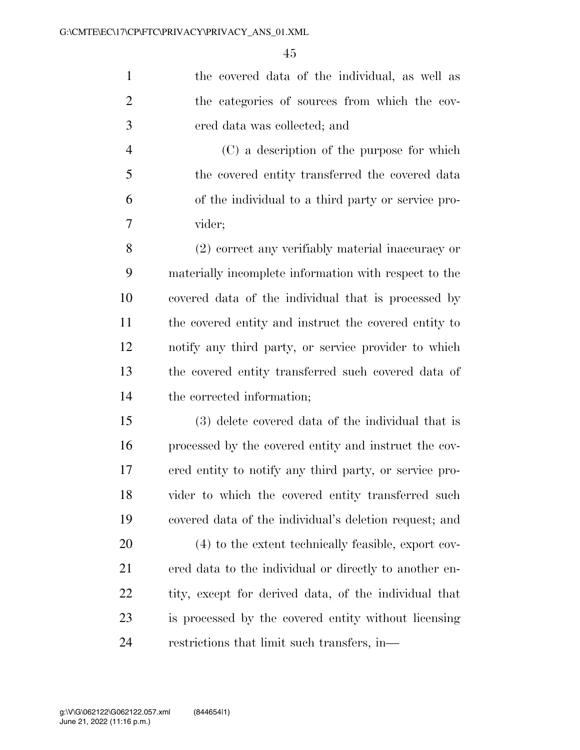the covered data of the individual, as well as the categories of sources from which the covered data was collected; and

(C) a description of the purpose for which the covered entity transferred the covered data of the individual to a third party or service provider;

(2) correct any verifiably material inaccuracy or materially incomplete information with respect to the covered data of the individual that is processed by the covered entity and instruct the covered entity to notify any third party, or service provider to which the covered entity transferred such covered data of the corrected information;

(3) delete covered data of the individual that is processed by the covered entity and instruct the covered entity to notify any third party, or service provider to which the covered entity transferred such covered data of the individual's deletion request; and

(4) to the extent technically feasible, export covered data to the individual or directly to another entity, except for derived data, of the individual that is processed by the covered entity without licensing restrictions that limit such transfers, in—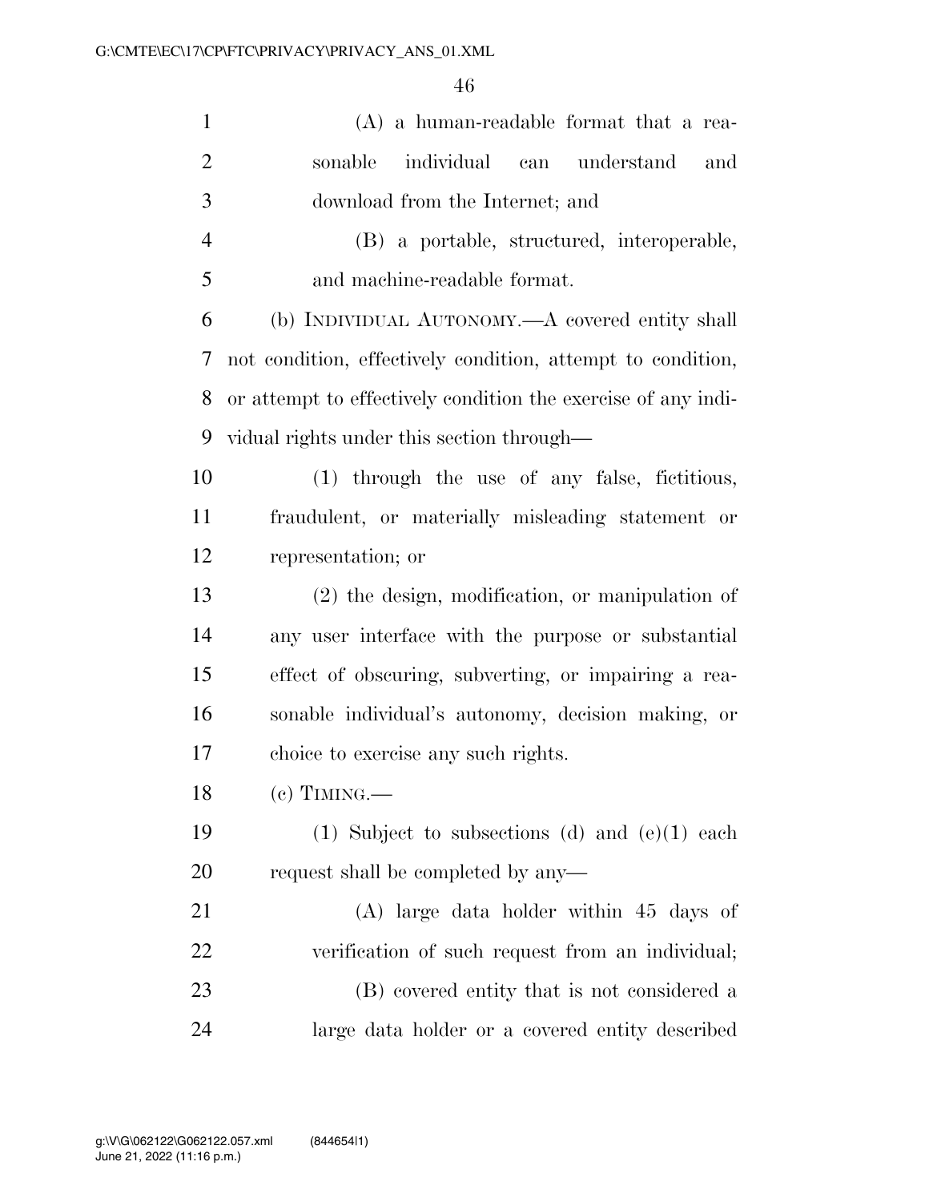(A) a human-readable format that a reasonable individual can understand and download from the Internet; and

(B) a portable, structured, interoperable, and machine-readable format.

(b) INDIVIDUAL AUTONOMY.—A covered entity shall not condition, effectively condition, attempt to condition, or attempt to effectively condition the exercise of any individual rights under this section through—

(1) through the use of any false, fictitious, fraudulent, or materially misleading statement or representation; or

(2) the design, modification, or manipulation of any user interface with the purpose or substantial effect of obscuring, subverting, or impairing a reasonable individual's autonomy, decision making, or choice to exercise any such rights.

(c) TIMING.—

(1) Subject to subsections (d) and (e)(1) each request shall be completed by any—

(A) large data holder within 45 days of verification of such request from an individual;

(B) covered entity that is not considered a large data holder or a covered entity described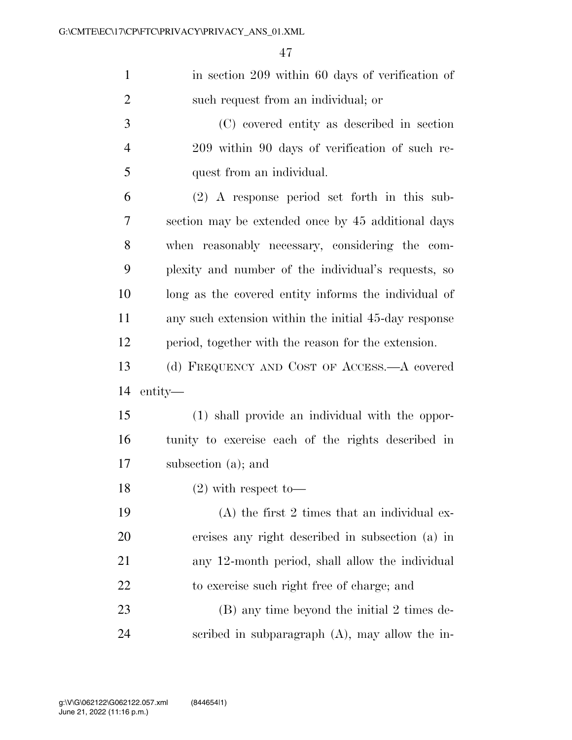in section 209 within 60 days of verification of such request from an individual; or

(C) covered entity as described in section 209 within 90 days of verification of such request from an individual.

(2) A response period set forth in this subsection may be extended once by 45 additional days when reasonably necessary, considering the complexity and number of the individual's requests, so long as the covered entity informs the individual of any such extension within the initial 45-day response period, together with the reason for the extension.

(d) FREQUENCY AND COST OF ACCESS.—A covered entity—

(1) shall provide an individual with the opportunity to exercise each of the rights described in subsection (a); and

(2) with respect to—

(A) the first 2 times that an individual exercises any right described in subsection (a) in any 12-month period, shall allow the individual to exercise such right free of charge; and

(B) any time beyond the initial 2 times described in subparagraph (A), may allow the in-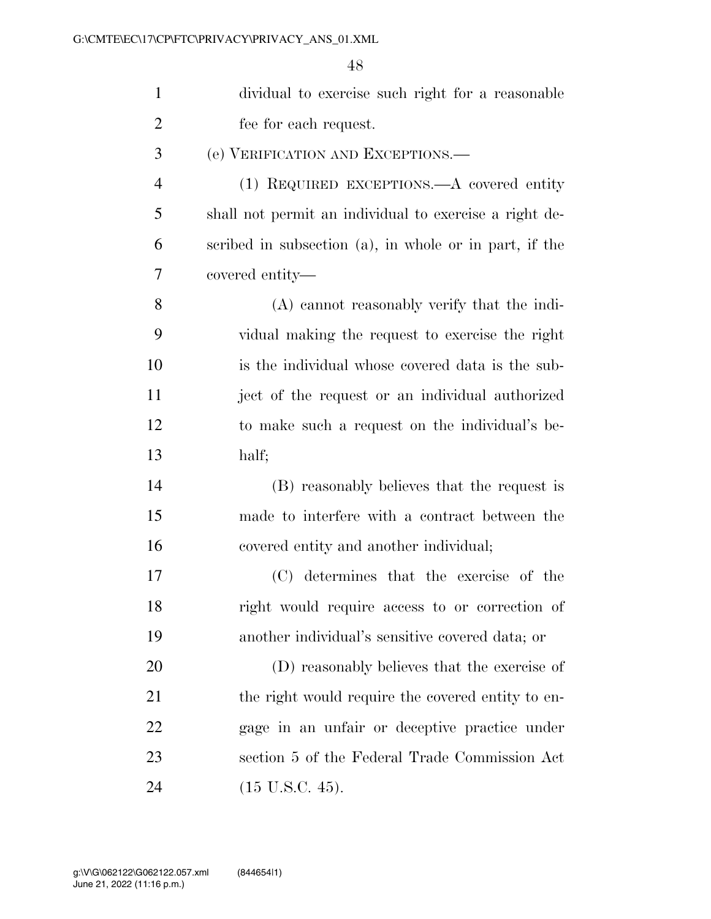dividual to exercise such right for a reasonable fee for each request.

(e) VERIFICATION AND EXCEPTIONS.—

(1) REQUIRED EXCEPTIONS.—A covered entity shall not permit an individual to exercise a right described in subsection (a), in whole or in part, if the covered entity—

(A) cannot reasonably verify that the individual making the request to exercise the right is the individual whose covered data is the subject of the request or an individual authorized to make such a request on the individual's behalf;

(B) reasonably believes that the request is made to interfere with a contract between the covered entity and another individual;

(C) determines that the exercise of the right would require access to or correction of another individual's sensitive covered data; or

(D) reasonably believes that the exercise of the right would require the covered entity to engage in an unfair or deceptive practice under section 5 of the Federal Trade Commission Act (15 U.S.C. 45).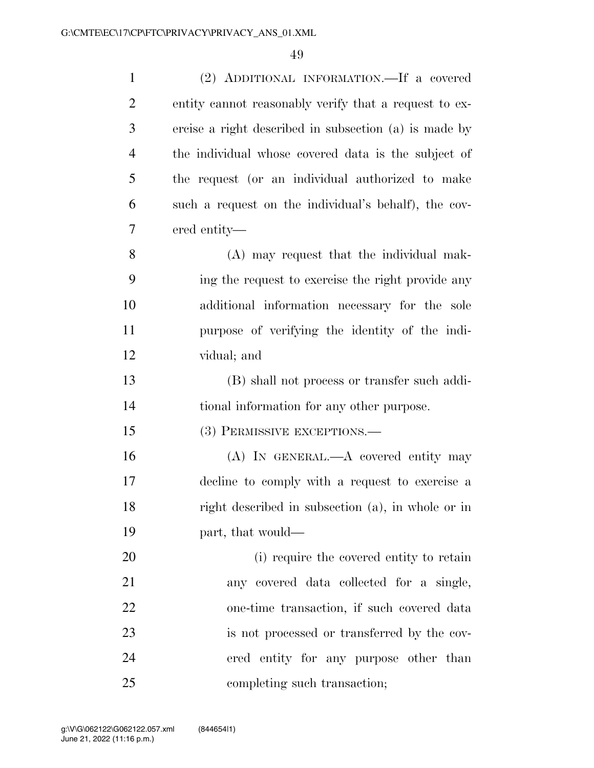(2) ADDITIONAL INFORMATION.—If a covered entity cannot reasonably verify that a request to exercise a right described in subsection (a) is made by the individual whose covered data is the subject of the request (or an individual authorized to make such a request on the individual's behalf), the covered entity—

(A) may request that the individual making the request to exercise the right provide any additional information necessary for the sole purpose of verifying the identity of the individual; and

(B) shall not process or transfer such additional information for any other purpose.

(3) PERMISSIVE EXCEPTIONS.—

(A) IN GENERAL.—A covered entity may decline to comply with a request to exercise a right described in subsection (a), in whole or in part, that would—

(i) require the covered entity to retain any covered data collected for a single, one-time transaction, if such covered data is not processed or transferred by the covered entity for any purpose other than completing such transaction;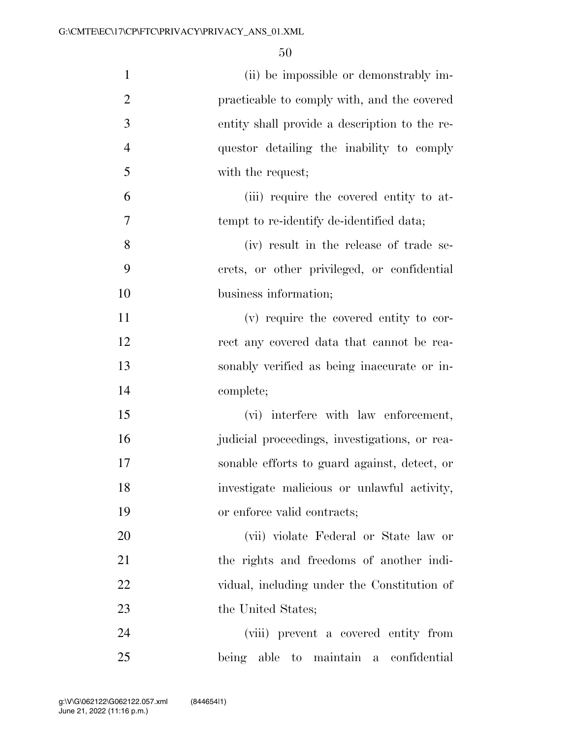(ii) be impossible or demonstrably impracticable to comply with, and the covered entity shall provide a description to the requestor detailing the inability to comply with the request;

(iii) require the covered entity to attempt to re-identify de-identified data;

(iv) result in the release of trade secrets, or other privileged, or confidential business information;

(v) require the covered entity to correct any covered data that cannot be reasonably verified as being inaccurate or incomplete;

(vi) interfere with law enforcement, judicial proceedings, investigations, or reasonable efforts to guard against, detect, or investigate malicious or unlawful activity, or enforce valid contracts;

(vii) violate Federal or State law or the rights and freedoms of another individual, including under the Constitution of the United States;

(viii) prevent a covered entity from being able to maintain a confidential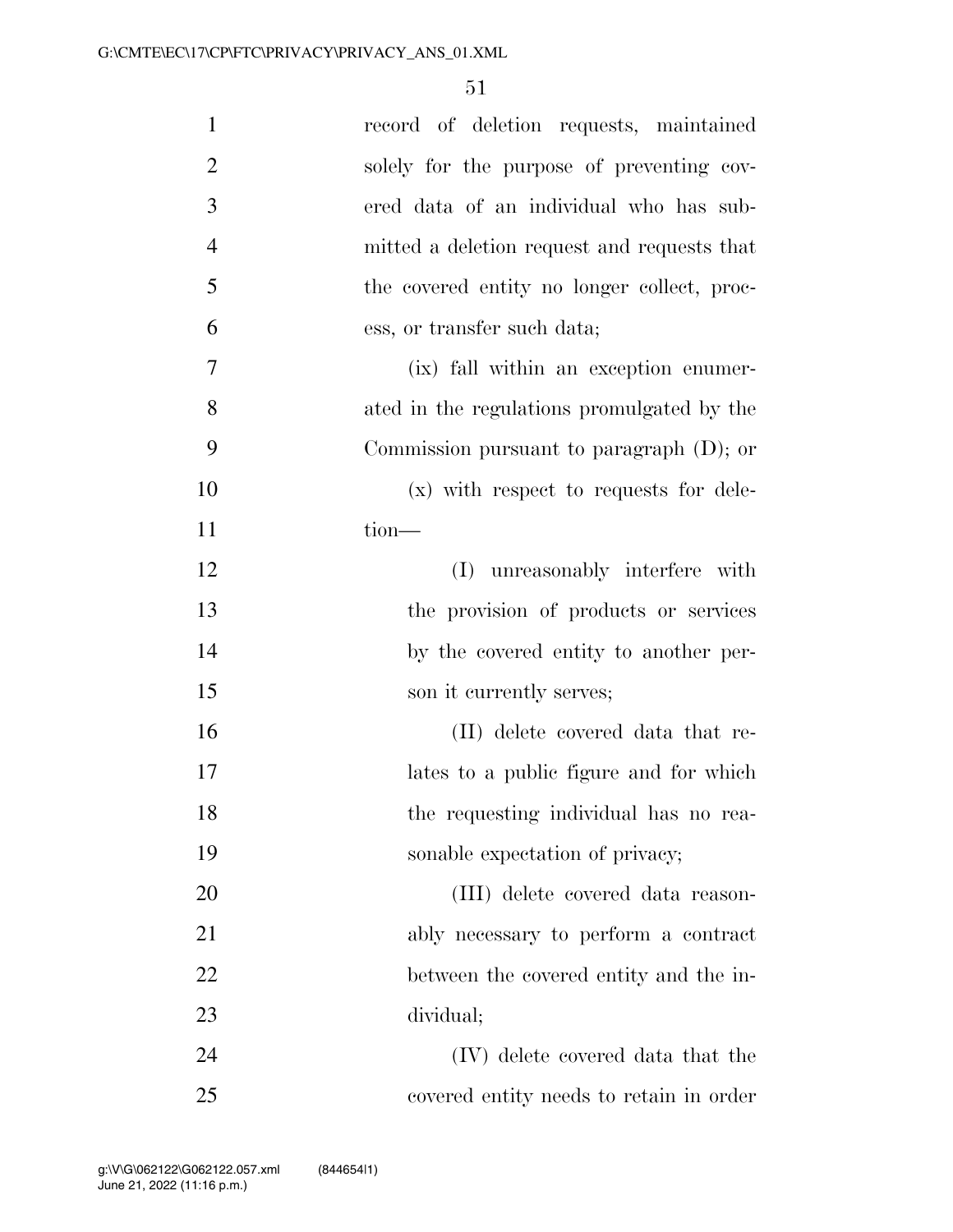record of deletion requests, maintained solely for the purpose of preventing covered data of an individual who has submitted a deletion request and requests that the covered entity no longer collect, process, or transfer such data;

(ix) fall within an exception enumerated in the regulations promulgated by the Commission pursuant to paragraph (D); or

(x) with respect to requests for deletion—

(I) unreasonably interfere with the provision of products or services by the covered entity to another person it currently serves;

(II) delete covered data that relates to a public figure and for which the requesting individual has no reasonable expectation of privacy;

(III) delete covered data reasonably necessary to perform a contract between the covered entity and the individual;

(IV) delete covered data that the covered entity needs to retain in order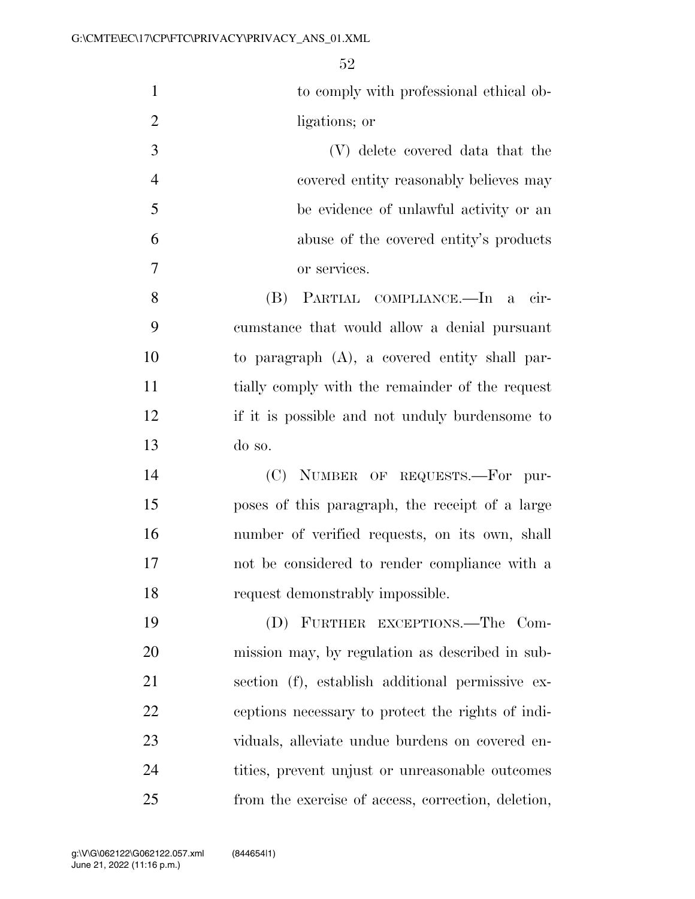to comply with professional ethical obligations; or

(V) delete covered data that the covered entity reasonably believes may be evidence of unlawful activity or an abuse of the covered entity's products or services.

(B) PARTIAL COMPLIANCE.—In a circumstance that would allow a denial pursuant to paragraph (A), a covered entity shall partially comply with the remainder of the request if it is possible and not unduly burdensome to do so.

(C) NUMBER OF REQUESTS.—For purposes of this paragraph, the receipt of a large number of verified requests, on its own, shall not be considered to render compliance with a request demonstrably impossible.

(D) FURTHER EXCEPTIONS.—The Commission may, by regulation as described in subsection (f), establish additional permissive exceptions necessary to protect the rights of individuals, alleviate undue burdens on covered entities, prevent unjust or unreasonable outcomes from the exercise of access, correction, deletion,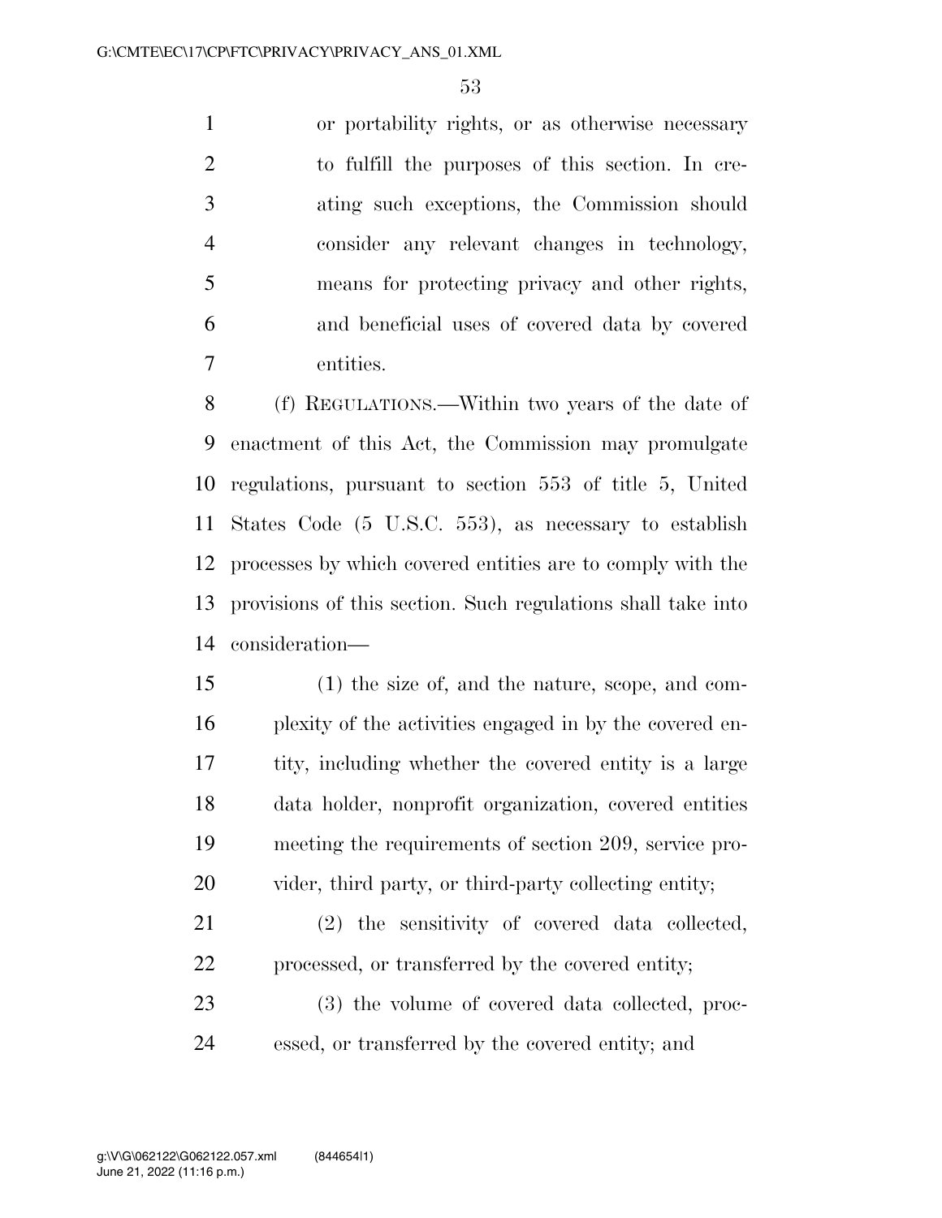or portability rights, or as otherwise necessary to fulfill the purposes of this section. In creating such exceptions, the Commission should consider any relevant changes in technology, means for protecting privacy and other rights, and beneficial uses of covered data by covered entities.

(f) REGULATIONS.—Within two years of the date of enactment of this Act, the Commission may promulgate regulations, pursuant to section 553 of title 5, United States Code (5 U.S.C. 553), as necessary to establish processes by which covered entities are to comply with the provisions of this section. Such regulations shall take into consideration—

(1) the size of, and the nature, scope, and complexity of the activities engaged in by the covered entity, including whether the covered entity is a large data holder, nonprofit organization, covered entities meeting the requirements of section 209, service provider, third party, or third-party collecting entity;

(2) the sensitivity of covered data collected, processed, or transferred by the covered entity;

(3) the volume of covered data collected, processed, or transferred by the covered entity; and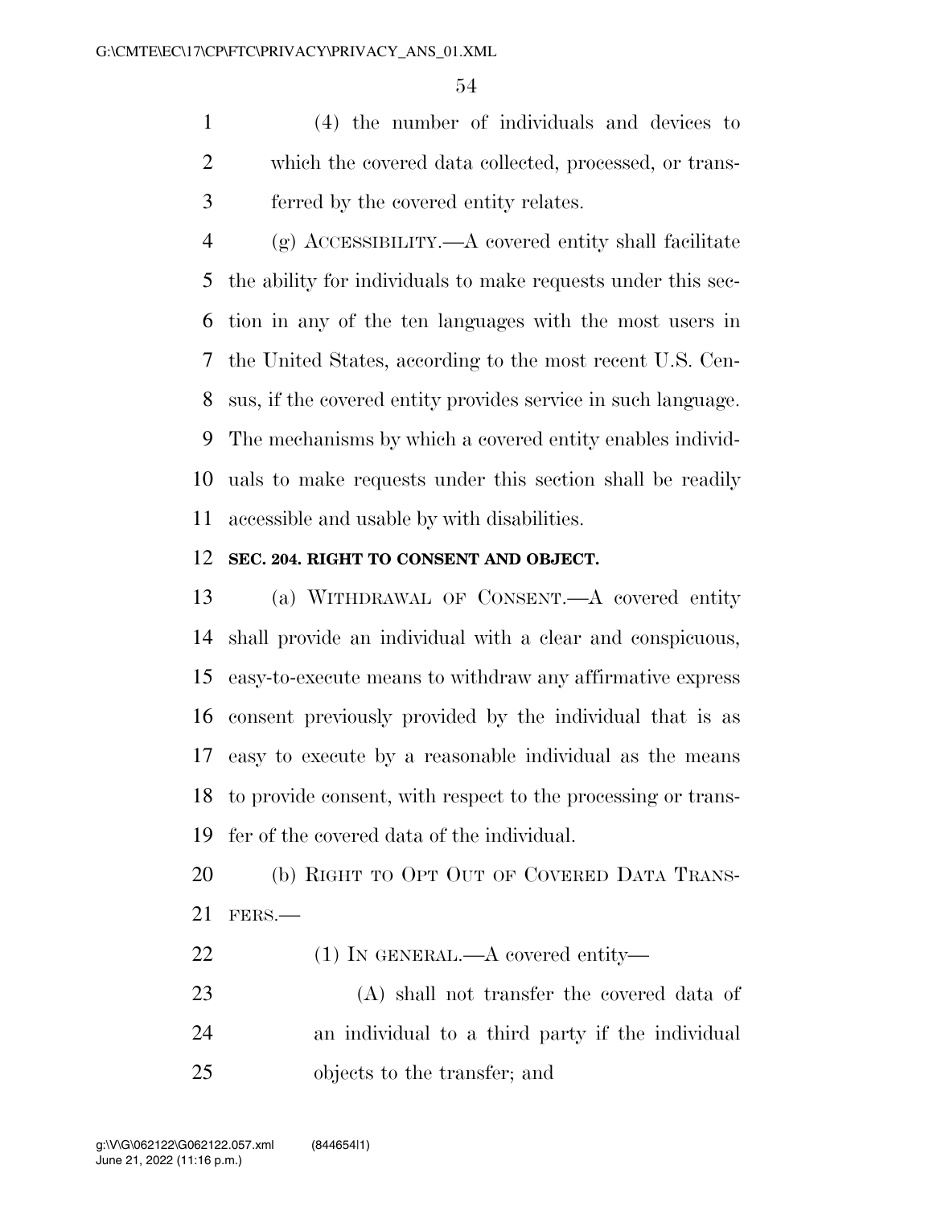(4) the number of individuals and devices to which the covered data collected, processed, or transferred by the covered entity relates.

(g) ACCESSIBILITY.—A covered entity shall facilitate the ability for individuals to make requests under this section in any of the ten languages with the most users in the United States, according to the most recent U.S. Census, if the covered entity provides service in such language. The mechanisms by which a covered entity enables individuals to make requests under this section shall be readily accessible and usable by with disabilities.

**SEC. 204. RIGHT TO CONSENT AND OBJECT.**

(a) WITHDRAWAL OF CONSENT.—A covered entity shall provide an individual with a clear and conspicuous, easy-to-execute means to withdraw any affirmative express consent previously provided by the individual that is as easy to execute by a reasonable individual as the means to provide consent, with respect to the processing or transfer of the covered data of the individual.

(b) RIGHT TO OPT OUT OF COVERED DATA TRANSFERS.—

(1) IN GENERAL.—A covered entity—

(A) shall not transfer the covered data of an individual to a third party if the individual objects to the transfer; and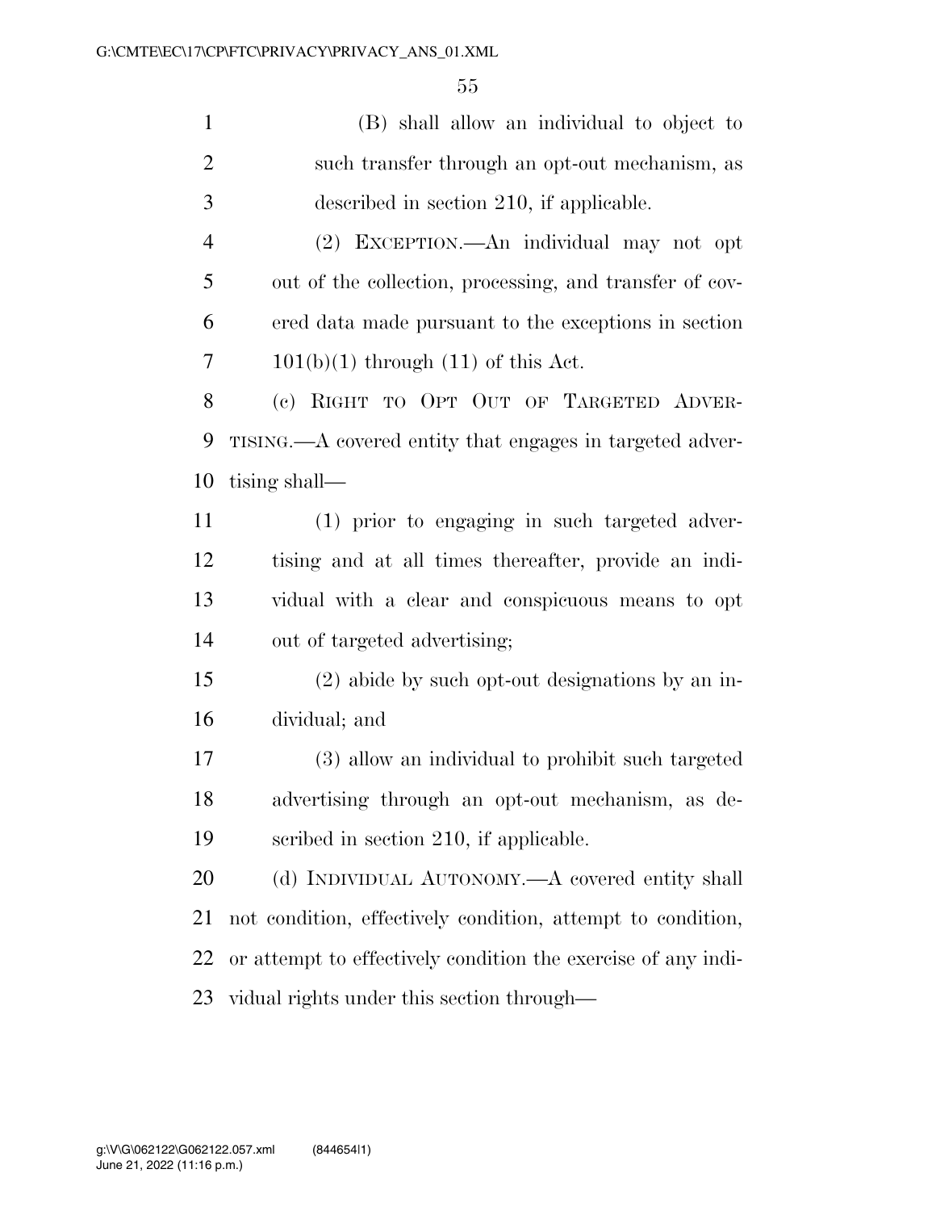(B) shall allow an individual to object to such transfer through an opt-out mechanism, as described in section 210, if applicable.

(2) EXCEPTION.—An individual may not opt out of the collection, processing, and transfer of covered data made pursuant to the exceptions in section 101(b)(1) through (11) of this Act.

(c) RIGHT TO OPT OUT OF TARGETED ADVERTISING.—A covered entity that engages in targeted advertising shall—

(1) prior to engaging in such targeted advertising and at all times thereafter, provide an individual with a clear and conspicuous means to opt out of targeted advertising;

(2) abide by such opt-out designations by an individual; and

(3) allow an individual to prohibit such targeted advertising through an opt-out mechanism, as described in section 210, if applicable.

(d) INDIVIDUAL AUTONOMY.—A covered entity shall not condition, effectively condition, attempt to condition, or attempt to effectively condition the exercise of any individual rights under this section through—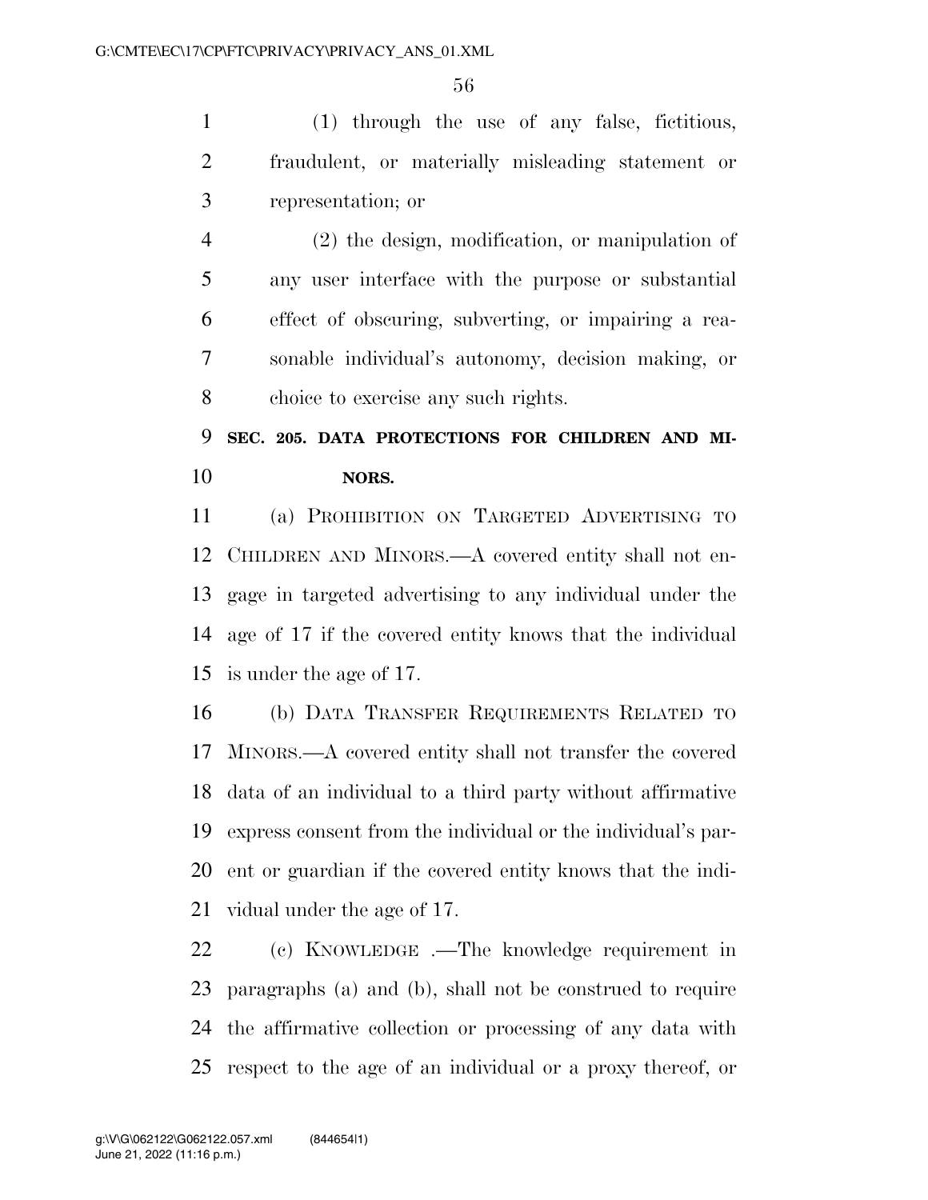(1) through the use of any false, fictitious, fraudulent, or materially misleading statement or representation; or

(2) the design, modification, or manipulation of any user interface with the purpose or substantial effect of obscuring, subverting, or impairing a reasonable individual's autonomy, decision making, or choice to exercise any such rights.

## SEC. 205. DATA PROTECTIONS FOR CHILDREN AND MINORS.

(a) PROHIBITION ON TARGETED ADVERTISING TO CHILDREN AND MINORS.—A covered entity shall not engage in targeted advertising to any individual under the age of 17 if the covered entity knows that the individual is under the age of 17.

(b) DATA TRANSFER REQUIREMENTS RELATED TO MINORS.—A covered entity shall not transfer the covered data of an individual to a third party without affirmative express consent from the individual or the individual's parent or guardian if the covered entity knows that the individual under the age of 17.

(c) KNOWLEDGE .—The knowledge requirement in paragraphs (a) and (b), shall not be construed to require the affirmative collection or processing of any data with respect to the age of an individual or a proxy thereof, or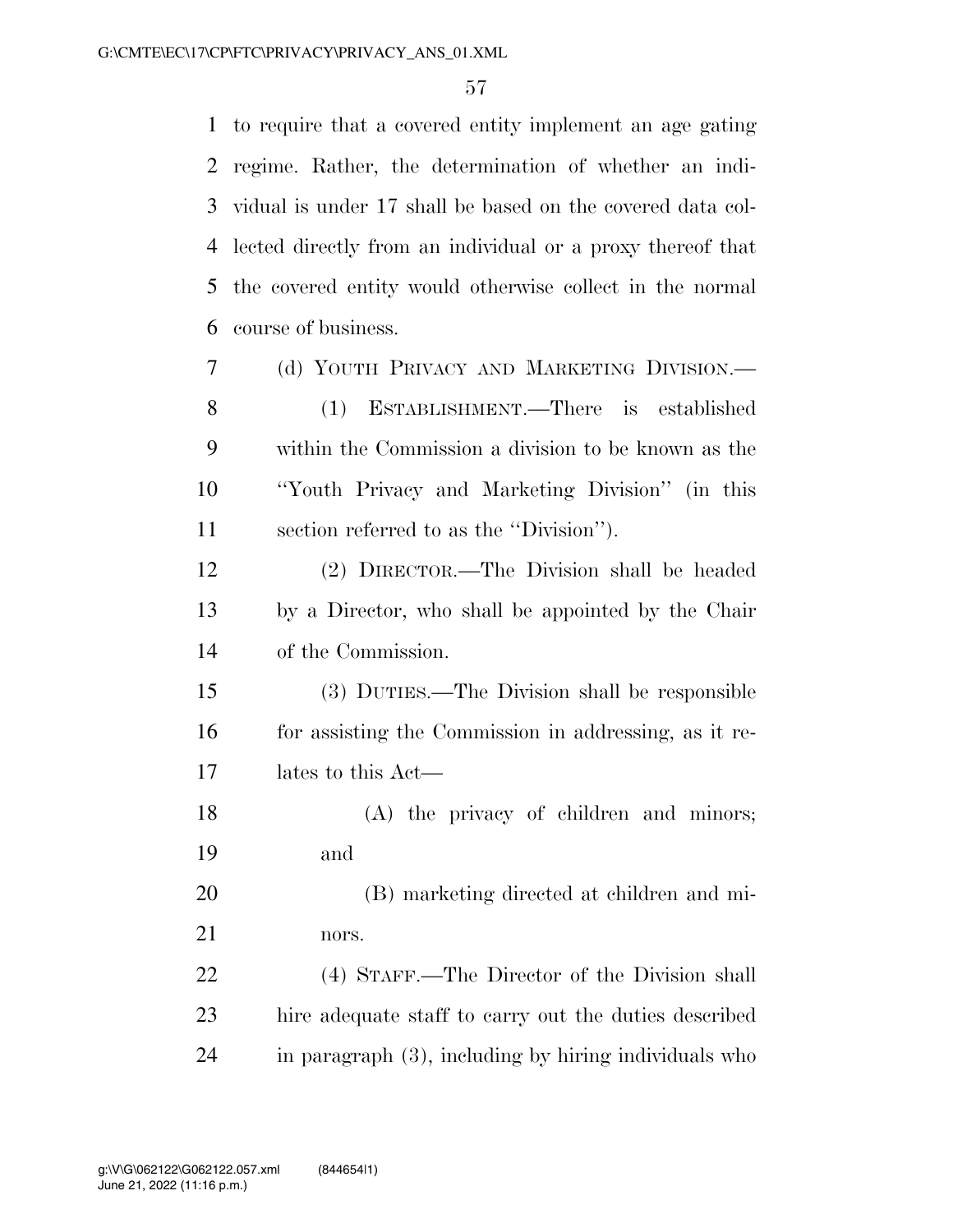to require that a covered entity implement an age gating regime. Rather, the determination of whether an individual is under 17 shall be based on the covered data collected directly from an individual or a proxy thereof that the covered entity would otherwise collect in the normal course of business.

(d) YOUTH PRIVACY AND MARKETING DIVISION.—

(1) ESTABLISHMENT.—There is established within the Commission a division to be known as the "Youth Privacy and Marketing Division" (in this section referred to as the "Division").

(2) DIRECTOR.—The Division shall be headed by a Director, who shall be appointed by the Chair of the Commission.

(3) DUTIES.—The Division shall be responsible for assisting the Commission in addressing, as it relates to this Act—

(A) the privacy of children and minors; and

(B) marketing directed at children and minors.

(4) STAFF.—The Director of the Division shall hire adequate staff to carry out the duties described in paragraph (3), including by hiring individuals who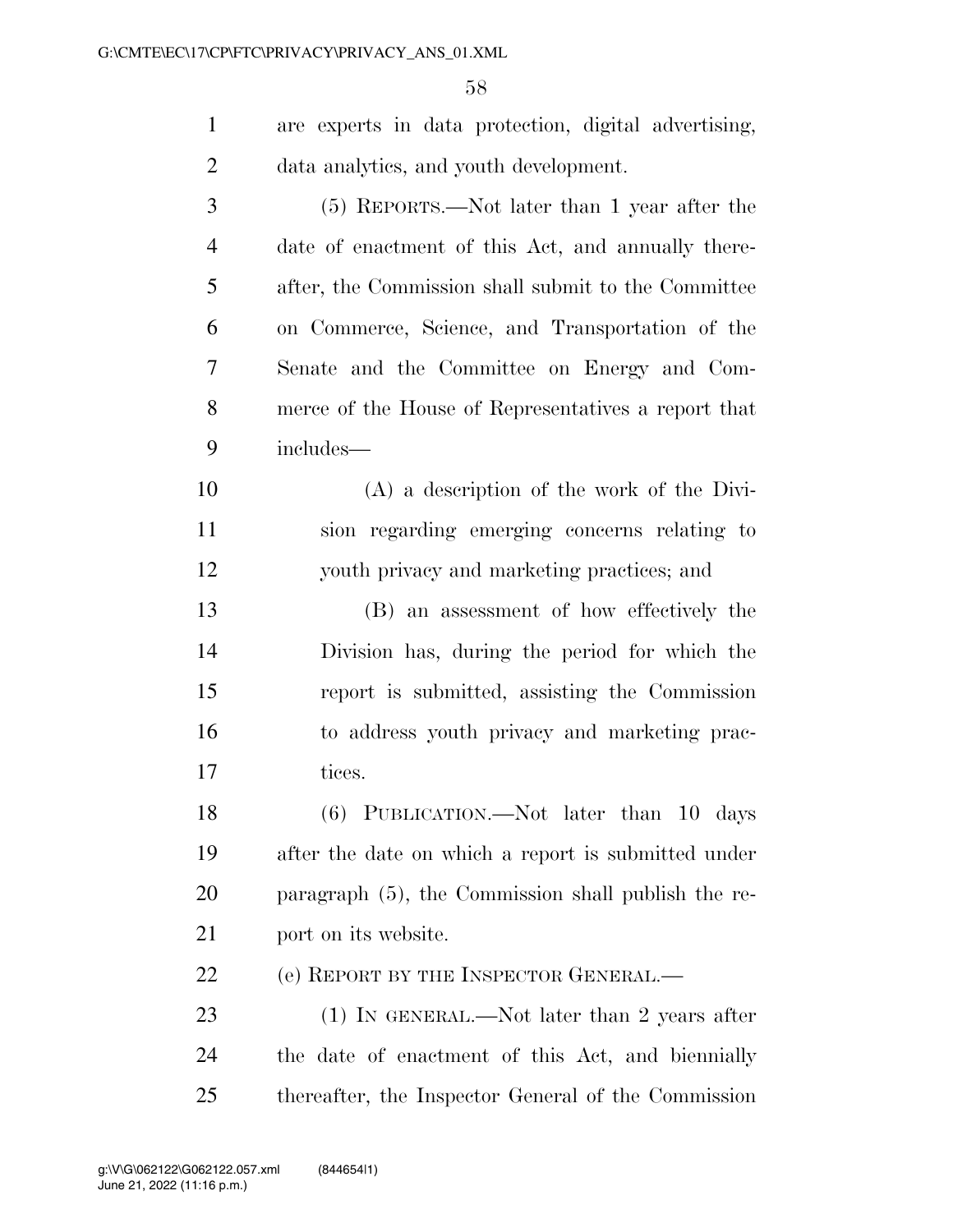are experts in data protection, digital advertising, data analytics, and youth development.

(5) REPORTS.—Not later than 1 year after the date of enactment of this Act, and annually thereafter, the Commission shall submit to the Committee on Commerce, Science, and Transportation of the Senate and the Committee on Energy and Commerce of the House of Representatives a report that includes—

(A) a description of the work of the Division regarding emerging concerns relating to youth privacy and marketing practices; and

(B) an assessment of how effectively the Division has, during the period for which the report is submitted, assisting the Commission to address youth privacy and marketing practices.

(6) PUBLICATION.—Not later than 10 days after the date on which a report is submitted under paragraph (5), the Commission shall publish the report on its website.

(e) REPORT BY THE INSPECTOR GENERAL.—

(1) IN GENERAL.—Not later than 2 years after the date of enactment of this Act, and biennially thereafter, the Inspector General of the Commission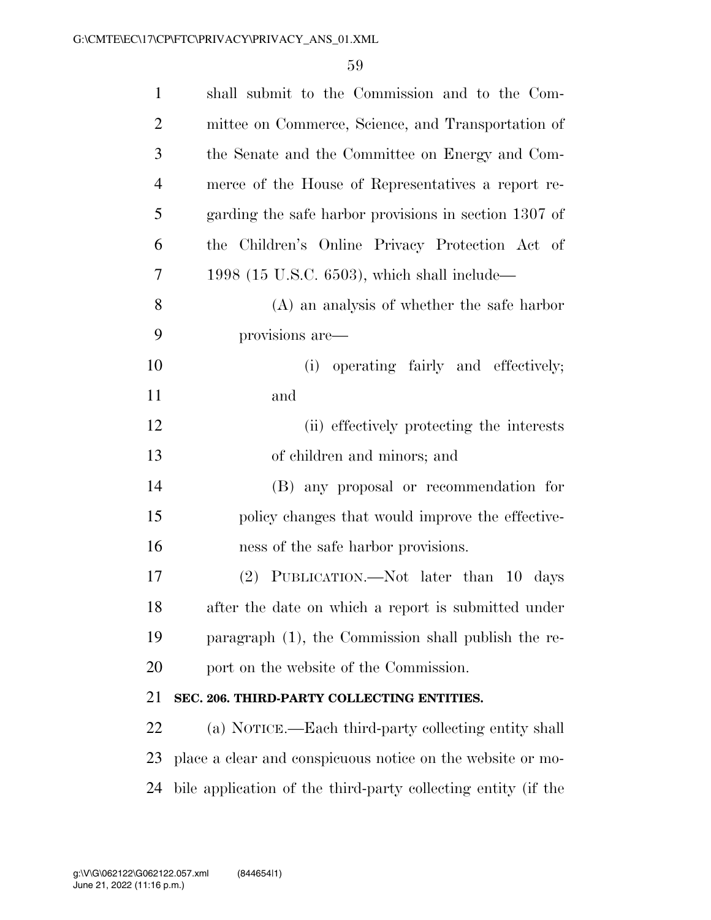shall submit to the Commission and to the Committee on Commerce, Science, and Transportation of the Senate and the Committee on Energy and Commerce of the House of Representatives a report regarding the safe harbor provisions in section 1307 of the Children's Online Privacy Protection Act of 1998 (15 U.S.C. 6503), which shall include—

(A) an analysis of whether the safe harbor provisions are—

(i) operating fairly and effectively; and

(ii) effectively protecting the interests of children and minors; and

(B) any proposal or recommendation for policy changes that would improve the effectiveness of the safe harbor provisions.

(2) PUBLICATION.—Not later than 10 days after the date on which a report is submitted under paragraph (1), the Commission shall publish the report on the website of the Commission.

**SEC. 206. THIRD-PARTY COLLECTING ENTITIES.**

(a) NOTICE.—Each third-party collecting entity shall place a clear and conspicuous notice on the website or mobile application of the third-party collecting entity (if the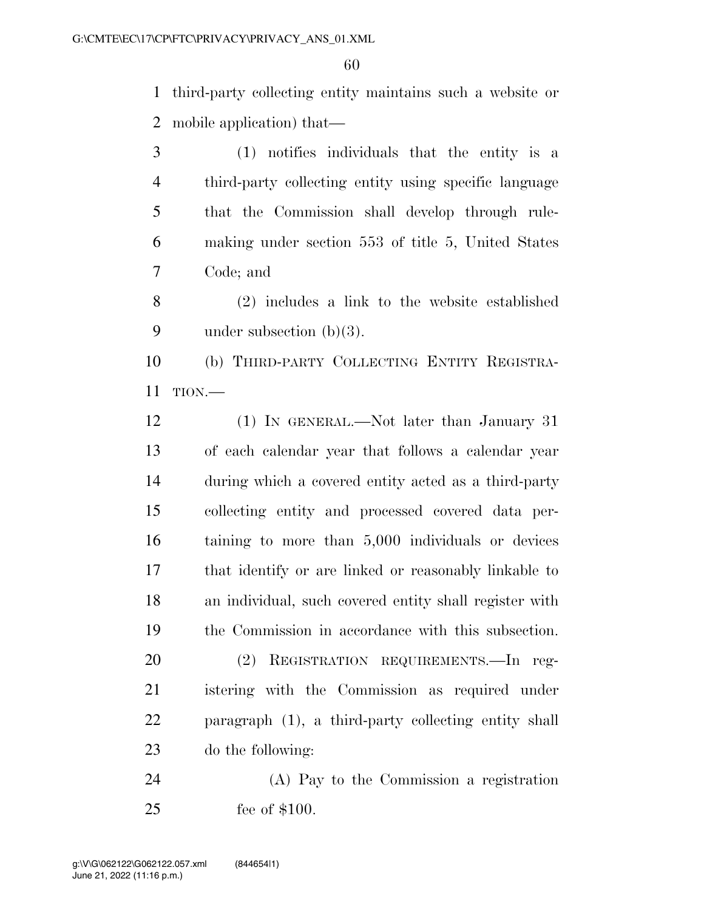third-party collecting entity maintains such a website or mobile application) that—

(1) notifies individuals that the entity is a third-party collecting entity using specific language that the Commission shall develop through rulemaking under section 553 of title 5, United States Code; and

(2) includes a link to the website established under subsection (b)(3).

(b) THIRD-PARTY COLLECTING ENTITY REGISTRATION.—

(1) IN GENERAL.—Not later than January 31 of each calendar year that follows a calendar year during which a covered entity acted as a third-party collecting entity and processed covered data pertaining to more than 5,000 individuals or devices that identify or are linked or reasonably linkable to an individual, such covered entity shall register with the Commission in accordance with this subsection.

(2) REGISTRATION REQUIREMENTS.—In registering with the Commission as required under paragraph (1), a third-party collecting entity shall do the following:

(A) Pay to the Commission a registration fee of $100.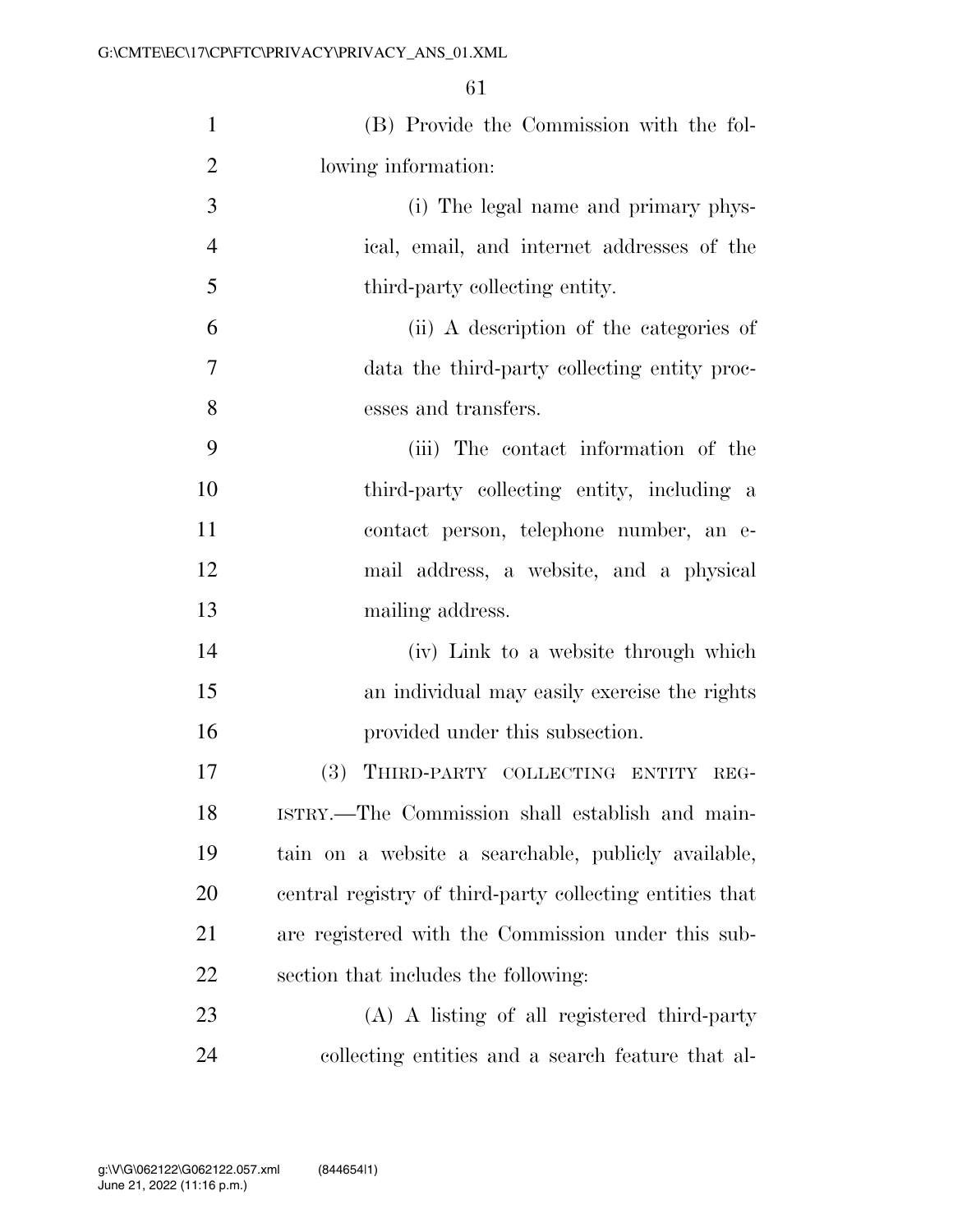(B) Provide the Commission with the following information:

(i) The legal name and primary physical, email, and internet addresses of the third-party collecting entity.

(ii) A description of the categories of data the third-party collecting entity processes and transfers.

(iii) The contact information of the third-party collecting entity, including a contact person, telephone number, an e-mail address, a website, and a physical mailing address.

(iv) Link to a website through which an individual may easily exercise the rights provided under this subsection.

(3) THIRD-PARTY COLLECTING ENTITY REGISTRY.—The Commission shall establish and maintain on a website a searchable, publicly available, central registry of third-party collecting entities that are registered with the Commission under this subsection that includes the following:

(A) A listing of all registered third-party collecting entities and a search feature that al-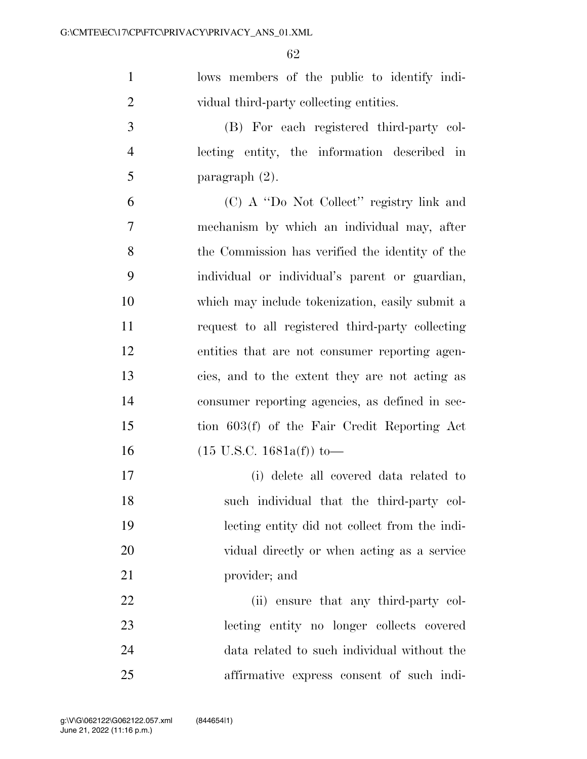lows members of the public to identify individual third-party collecting entities.

(B) For each registered third-party collecting entity, the information described in paragraph (2).

(C) A ''Do Not Collect'' registry link and mechanism by which an individual may, after the Commission has verified the identity of the individual or individual's parent or guardian, which may include tokenization, easily submit a request to all registered third-party collecting entities that are not consumer reporting agencies, and to the extent they are not acting as consumer reporting agencies, as defined in section 603(f) of the Fair Credit Reporting Act (15 U.S.C. 1681a(f)) to—

(i) delete all covered data related to such individual that the third-party collecting entity did not collect from the individual directly or when acting as a service provider; and

(ii) ensure that any third-party collecting entity no longer collects covered data related to such individual without the affirmative express consent of such indi-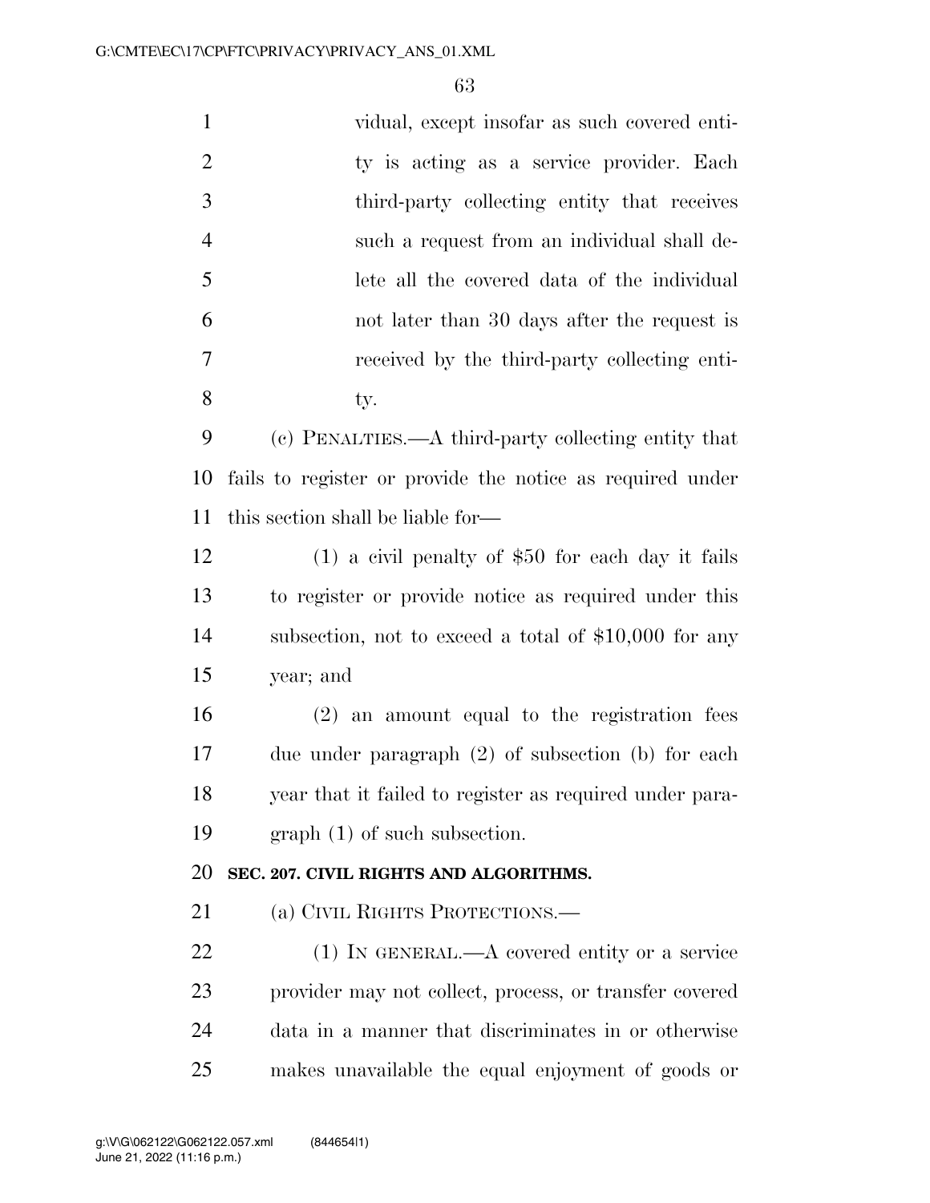vidual, except insofar as such covered entity is acting as a service provider. Each third-party collecting entity that receives such a request from an individual shall delete all the covered data of the individual not later than 30 days after the request is received by the third-party collecting entity.

(c) PENALTIES.—A third-party collecting entity that fails to register or provide the notice as required under this section shall be liable for—

(1) a civil penalty of $50 for each day it fails to register or provide notice as required under this subsection, not to exceed a total of $10,000 for any year; and

(2) an amount equal to the registration fees due under paragraph (2) of subsection (b) for each year that it failed to register as required under paragraph (1) of such subsection.

**SEC. 207. CIVIL RIGHTS AND ALGORITHMS.**

(a) CIVIL RIGHTS PROTECTIONS.—

(1) IN GENERAL.—A covered entity or a service provider may not collect, process, or transfer covered data in a manner that discriminates in or otherwise makes unavailable the equal enjoyment of goods or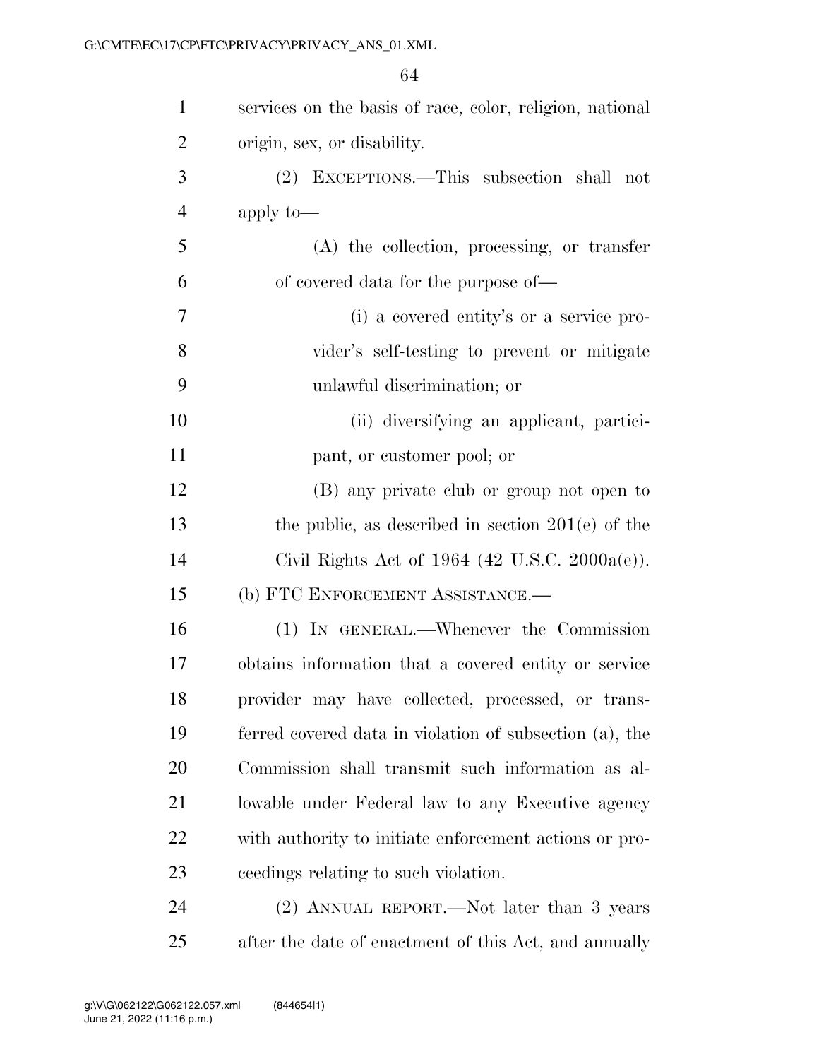services on the basis of race, color, religion, national origin, sex, or disability.

(2) EXCEPTIONS.—This subsection shall not apply to—

(A) the collection, processing, or transfer of covered data for the purpose of—

(i) a covered entity's or a service provider's self-testing to prevent or mitigate unlawful discrimination; or

(ii) diversifying an applicant, participant, or customer pool; or

(B) any private club or group not open to the public, as described in section 201(e) of the Civil Rights Act of 1964 (42 U.S.C. 2000a(e)).

(b) FTC ENFORCEMENT ASSISTANCE.—

(1) IN GENERAL.—Whenever the Commission obtains information that a covered entity or service provider may have collected, processed, or transferred covered data in violation of subsection (a), the Commission shall transmit such information as allowable under Federal law to any Executive agency with authority to initiate enforcement actions or proceedings relating to such violation.

(2) ANNUAL REPORT.—Not later than 3 years after the date of enactment of this Act, and annually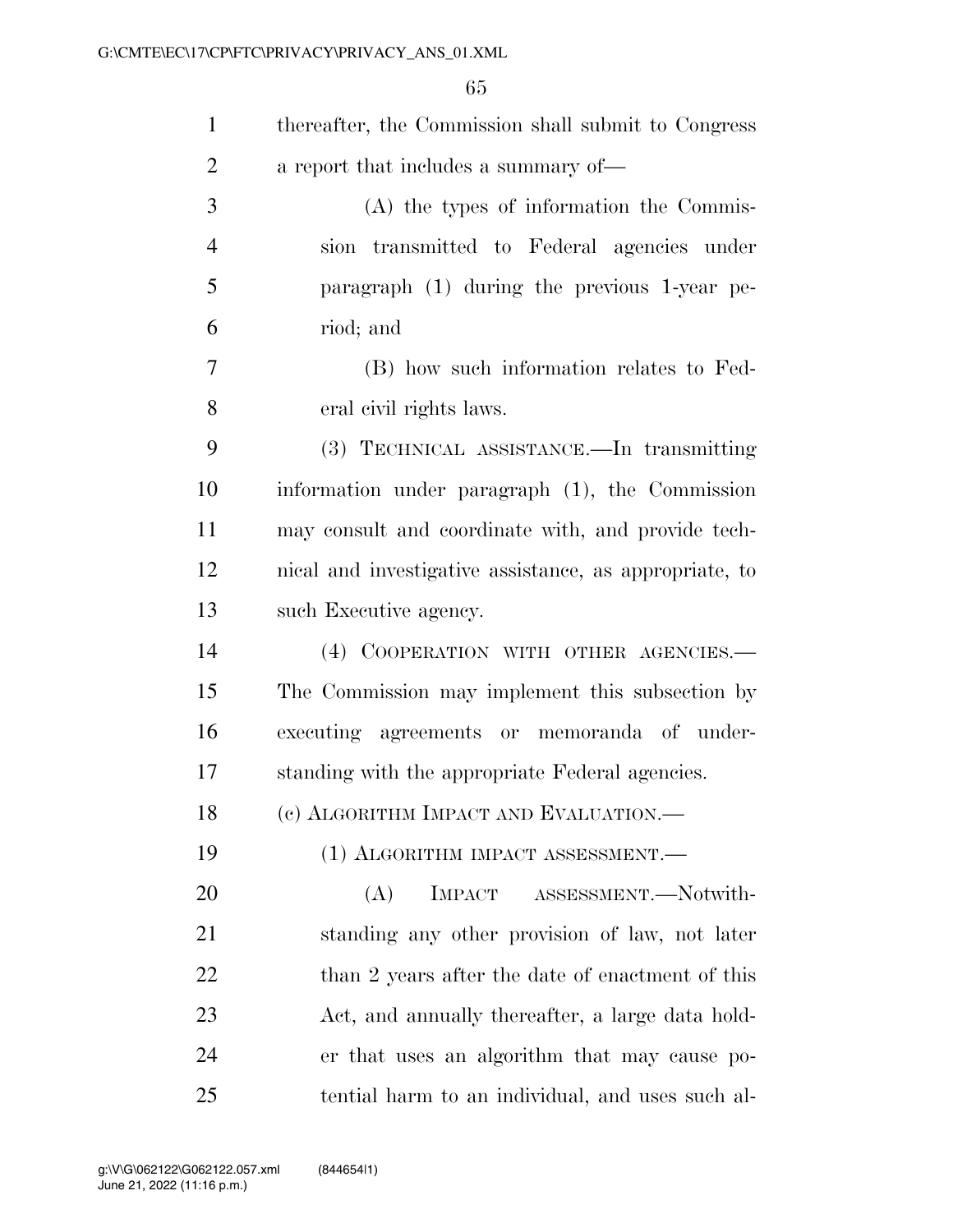thereafter, the Commission shall submit to Congress a report that includes a summary of—

(A) the types of information the Commission transmitted to Federal agencies under paragraph (1) during the previous 1-year period; and

(B) how such information relates to Federal civil rights laws.

(3) TECHNICAL ASSISTANCE.—In transmitting information under paragraph (1), the Commission may consult and coordinate with, and provide technical and investigative assistance, as appropriate, to such Executive agency.

(4) COOPERATION WITH OTHER AGENCIES.—The Commission may implement this subsection by executing agreements or memoranda of understanding with the appropriate Federal agencies.

(c) ALGORITHM IMPACT AND EVALUATION.—

(1) ALGORITHM IMPACT ASSESSMENT.—

(A) IMPACT ASSESSMENT.—Notwithstanding any other provision of law, not later than 2 years after the date of enactment of this Act, and annually thereafter, a large data holder that uses an algorithm that may cause potential harm to an individual, and uses such al-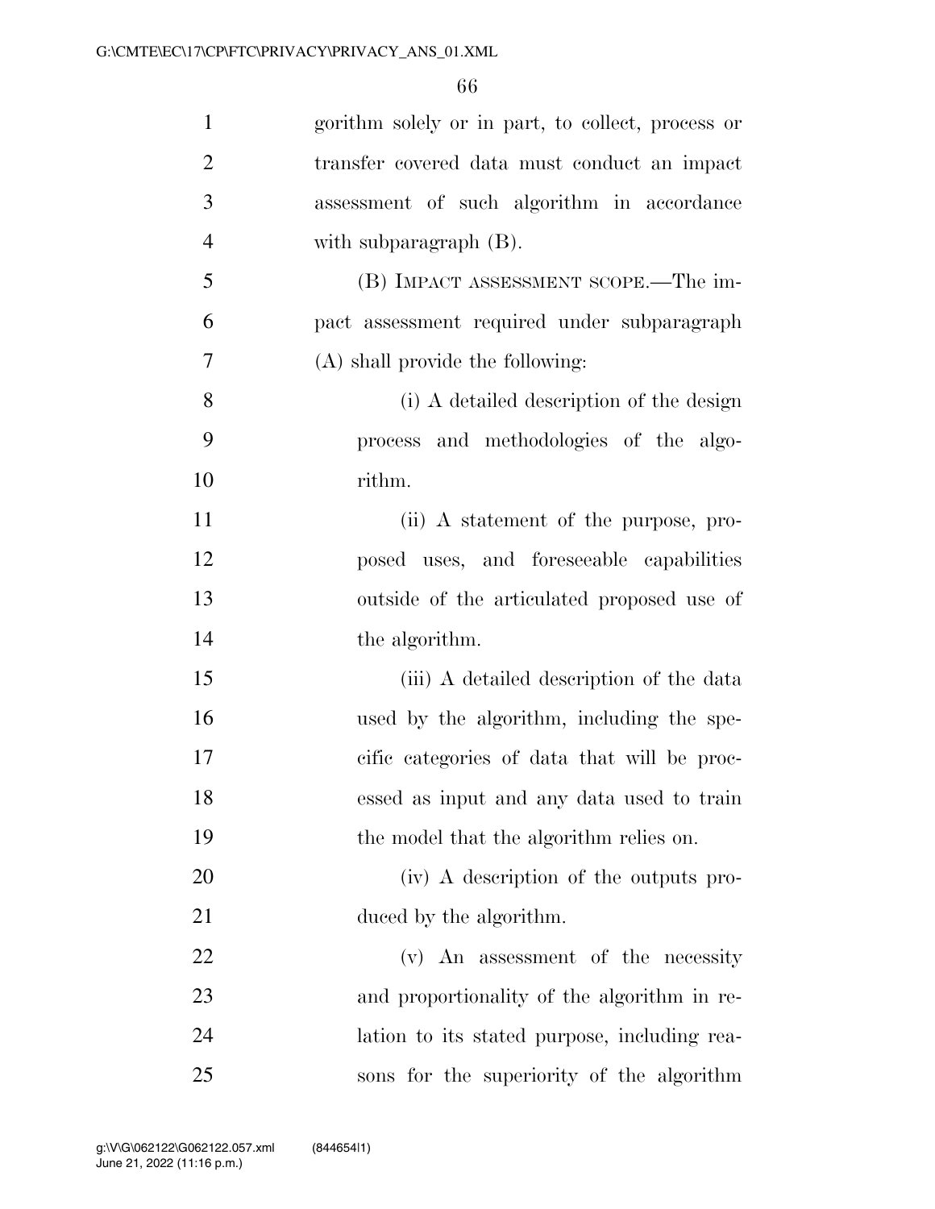gorithm solely or in part, to collect, process or transfer covered data must conduct an impact assessment of such algorithm in accordance with subparagraph (B).

(B) IMPACT ASSESSMENT SCOPE.—The impact assessment required under subparagraph (A) shall provide the following:

(i) A detailed description of the design process and methodologies of the algorithm.

(ii) A statement of the purpose, proposed uses, and foreseeable capabilities outside of the articulated proposed use of the algorithm.

(iii) A detailed description of the data used by the algorithm, including the specific categories of data that will be processed as input and any data used to train the model that the algorithm relies on.

(iv) A description of the outputs produced by the algorithm.

(v) An assessment of the necessity and proportionality of the algorithm in relation to its stated purpose, including reasons for the superiority of the algorithm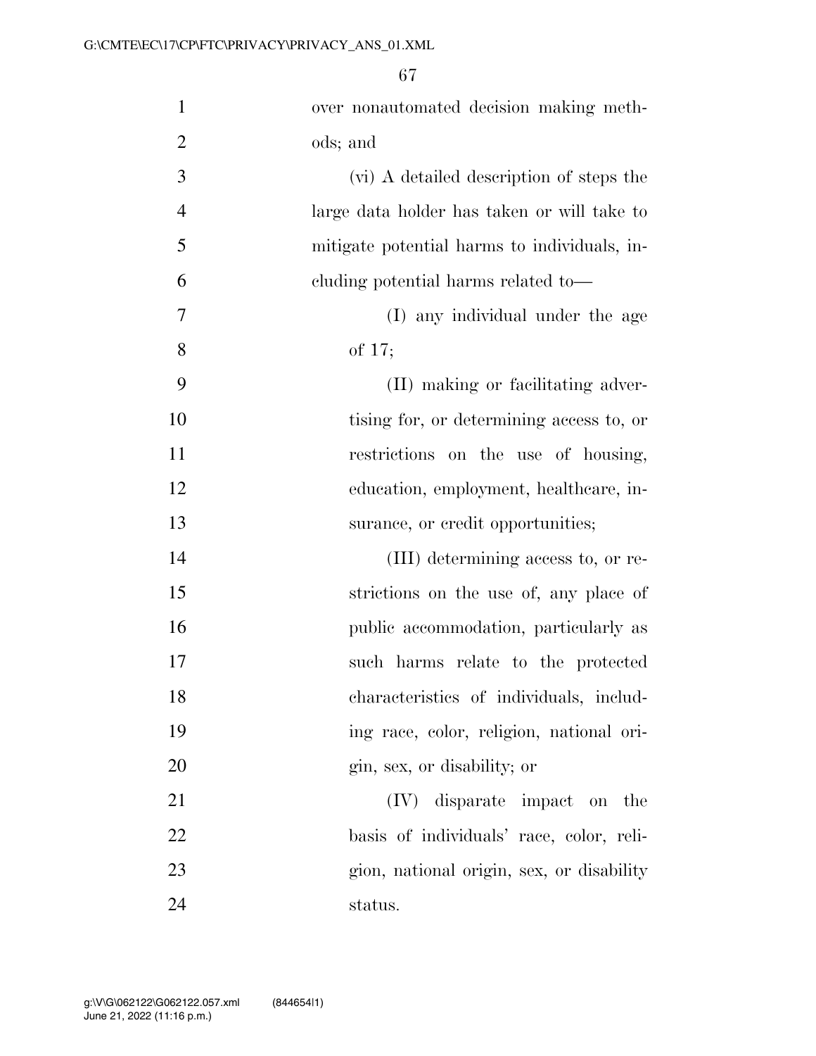over nonautomated decision making methods; and

(vi) A detailed description of steps the large data holder has taken or will take to mitigate potential harms to individuals, including potential harms related to—

(I) any individual under the age of 17;

(II) making or facilitating advertising for, or determining access to, or restrictions on the use of housing, education, employment, healthcare, insurance, or credit opportunities;

(III) determining access to, or restrictions on the use of, any place of public accommodation, particularly as such harms relate to the protected characteristics of individuals, including race, color, religion, national origin, sex, or disability; or

(IV) disparate impact on the basis of individuals' race, color, religion, national origin, sex, or disability status.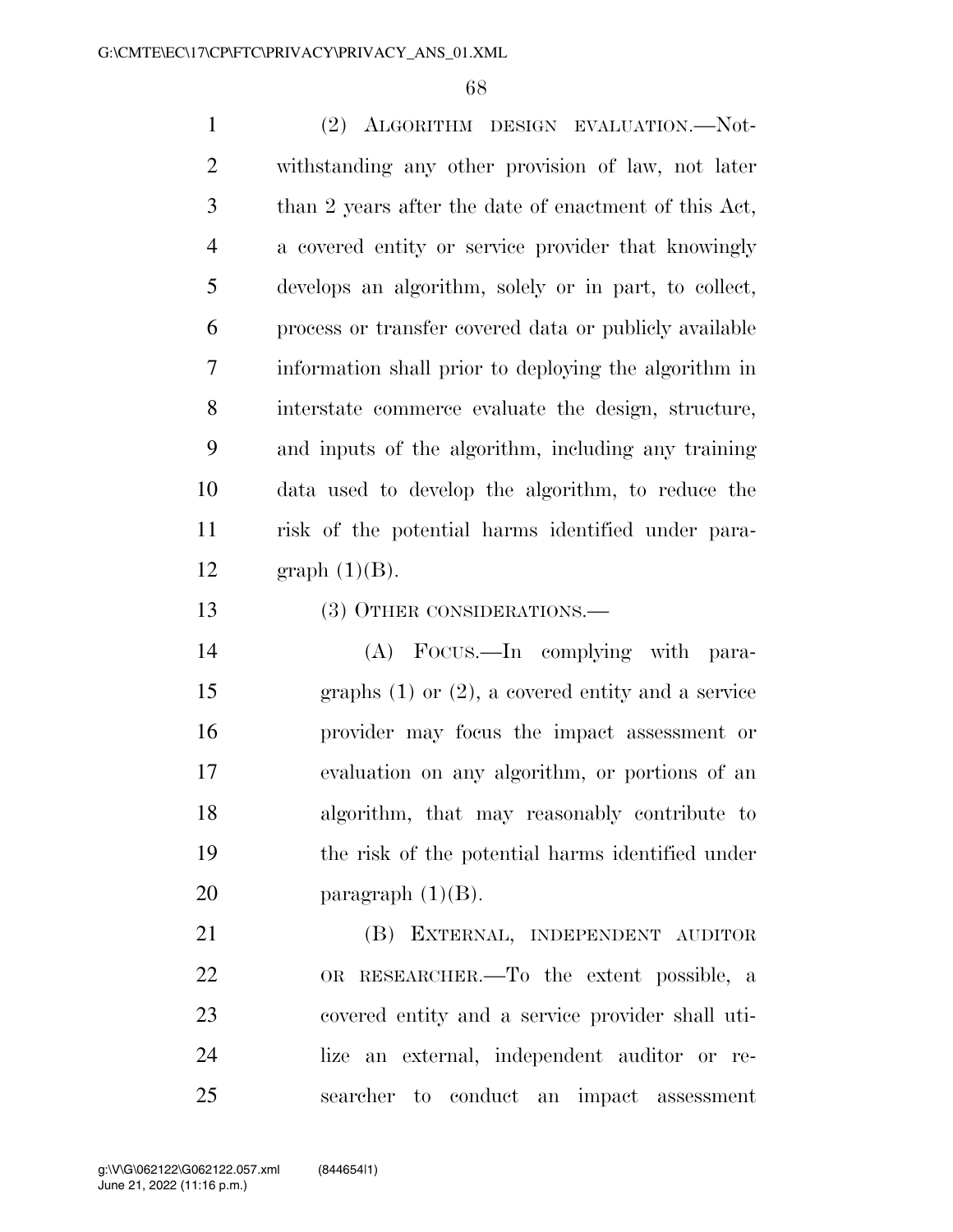(2) ALGORITHM DESIGN EVALUATION.—Notwithstanding any other provision of law, not later than 2 years after the date of enactment of this Act, a covered entity or service provider that knowingly develops an algorithm, solely or in part, to collect, process or transfer covered data or publicly available information shall prior to deploying the algorithm in interstate commerce evaluate the design, structure, and inputs of the algorithm, including any training data used to develop the algorithm, to reduce the risk of the potential harms identified under paragraph (1)(B).

(3) OTHER CONSIDERATIONS.—

(A) FOCUS.—In complying with paragraphs (1) or (2), a covered entity and a service provider may focus the impact assessment or evaluation on any algorithm, or portions of an algorithm, that may reasonably contribute to the risk of the potential harms identified under paragraph (1)(B).

(B) EXTERNAL, INDEPENDENT AUDITOR OR RESEARCHER.—To the extent possible, a covered entity and a service provider shall utilize an external, independent auditor or researcher to conduct an impact assessment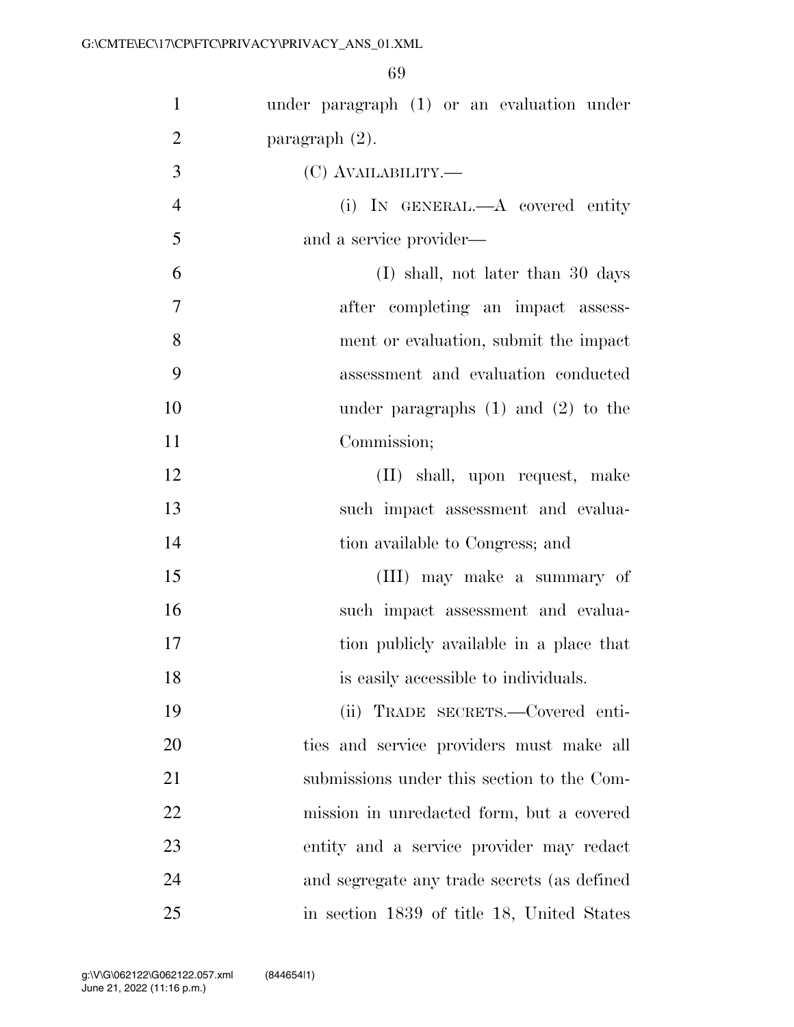under paragraph (1) or an evaluation under paragraph (2).

(C) AVAILABILITY.—

(i) IN GENERAL.—A covered entity and a service provider—

(I) shall, not later than 30 days after completing an impact assessment or evaluation, submit the impact assessment and evaluation conducted under paragraphs (1) and (2) to the Commission;

(II) shall, upon request, make such impact assessment and evaluation available to Congress; and

(III) may make a summary of such impact assessment and evaluation publicly available in a place that is easily accessible to individuals.

(ii) TRADE SECRETS.—Covered entities and service providers must make all submissions under this section to the Commission in unredacted form, but a covered entity and a service provider may redact and segregate any trade secrets (as defined in section 1839 of title 18, United States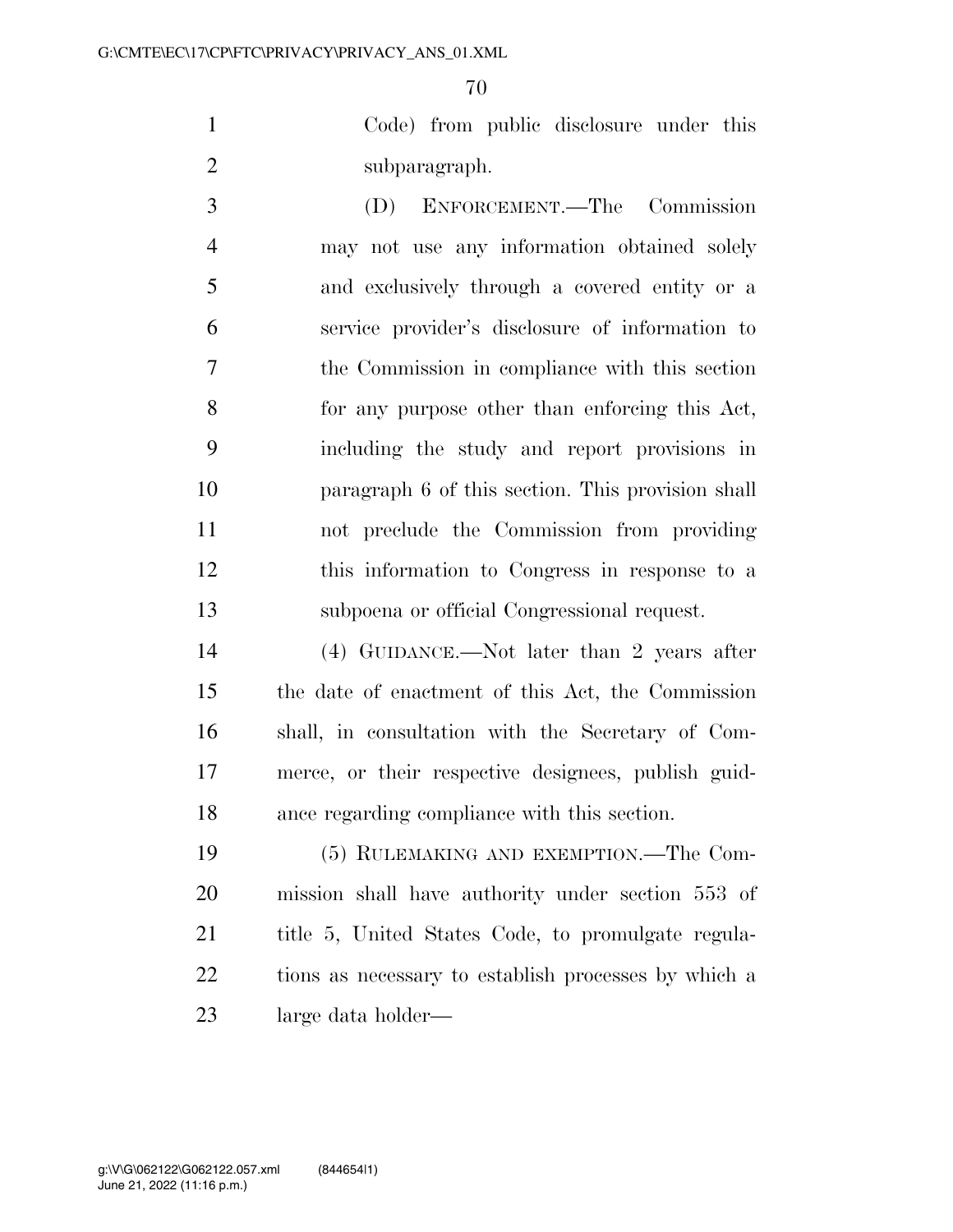Code) from public disclosure under this subparagraph.

(D) ENFORCEMENT.—The Commission may not use any information obtained solely and exclusively through a covered entity or a service provider's disclosure of information to the Commission in compliance with this section for any purpose other than enforcing this Act, including the study and report provisions in paragraph 6 of this section. This provision shall not preclude the Commission from providing this information to Congress in response to a subpoena or official Congressional request.

(4) GUIDANCE.—Not later than 2 years after the date of enactment of this Act, the Commission shall, in consultation with the Secretary of Commerce, or their respective designees, publish guidance regarding compliance with this section.

(5) RULEMAKING AND EXEMPTION.—The Commission shall have authority under section 553 of title 5, United States Code, to promulgate regulations as necessary to establish processes by which a large data holder—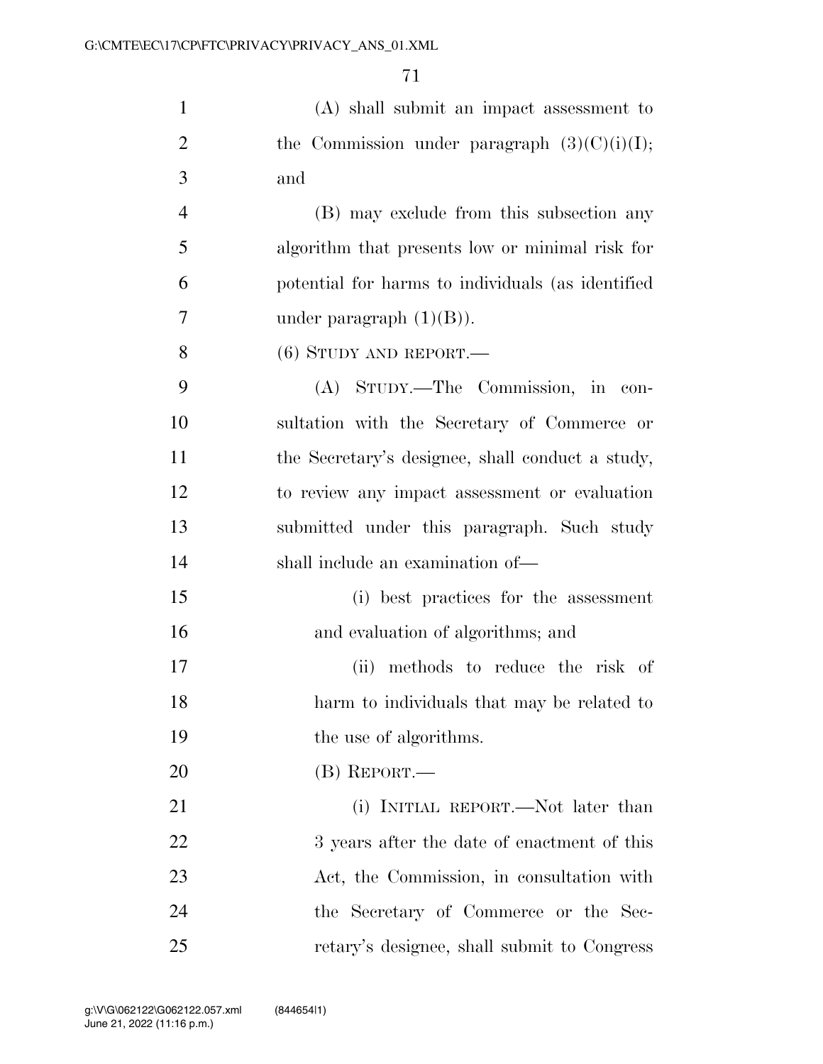(A) shall submit an impact assessment to the Commission under paragraph (3)(C)(i)(I); and

(B) may exclude from this subsection any algorithm that presents low or minimal risk for potential for harms to individuals (as identified under paragraph (1)(B)).

(6) STUDY AND REPORT.—

(A) STUDY.—The Commission, in consultation with the Secretary of Commerce or the Secretary's designee, shall conduct a study, to review any impact assessment or evaluation submitted under this paragraph. Such study shall include an examination of—

(i) best practices for the assessment and evaluation of algorithms; and

(ii) methods to reduce the risk of harm to individuals that may be related to the use of algorithms.

(B) REPORT.—

(i) INITIAL REPORT.—Not later than 3 years after the date of enactment of this Act, the Commission, in consultation with the Secretary of Commerce or the Secretary's designee, shall submit to Congress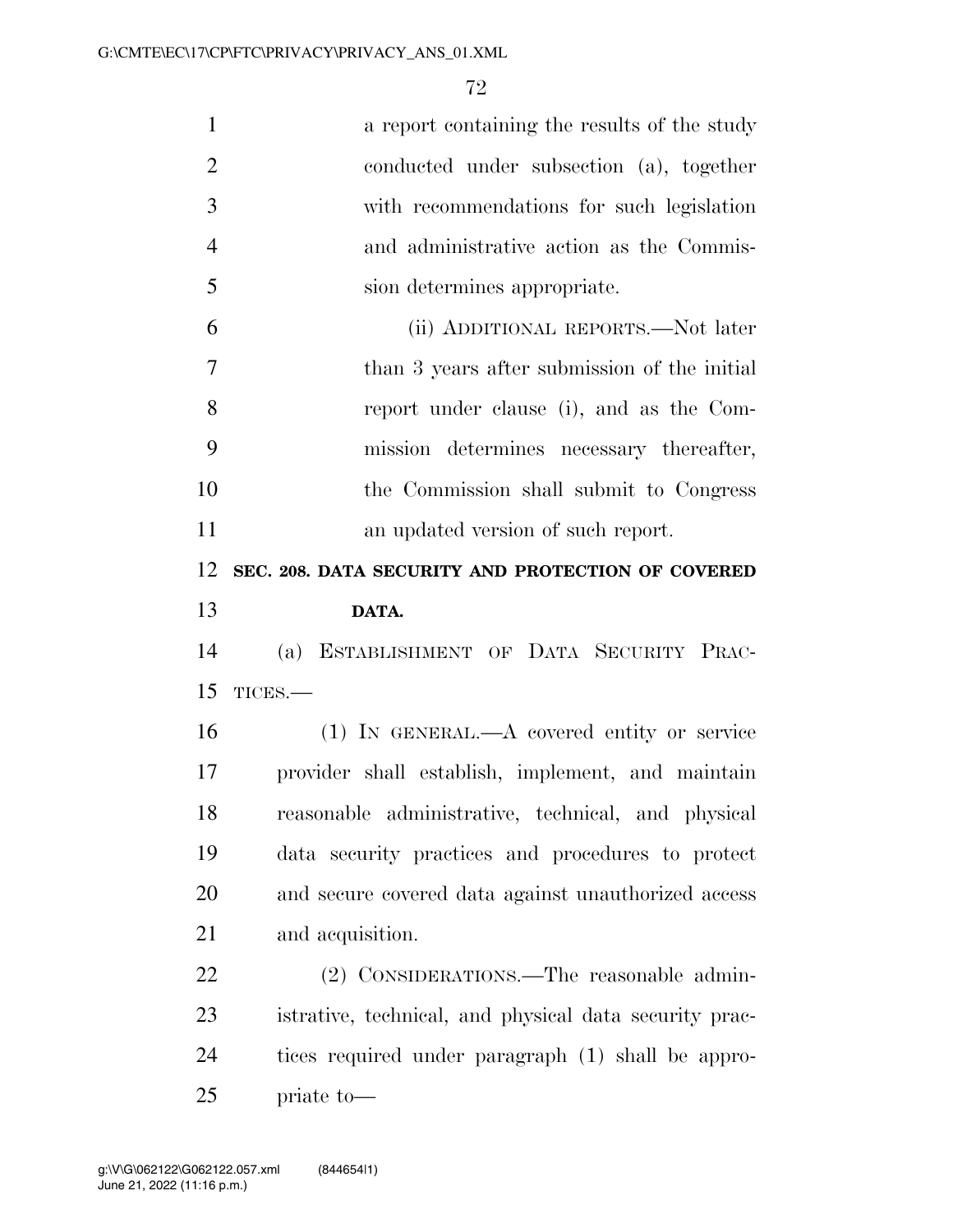a report containing the results of the study conducted under subsection (a), together with recommendations for such legislation and administrative action as the Commission determines appropriate.

(ii) ADDITIONAL REPORTS.—Not later than 3 years after submission of the initial report under clause (i), and as the Commission determines necessary thereafter, the Commission shall submit to Congress an updated version of such report.

**SEC. 208. DATA SECURITY AND PROTECTION OF COVERED DATA.**

(a) ESTABLISHMENT OF DATA SECURITY PRACTICES.—

(1) IN GENERAL.—A covered entity or service provider shall establish, implement, and maintain reasonable administrative, technical, and physical data security practices and procedures to protect and secure covered data against unauthorized access and acquisition.

(2) CONSIDERATIONS.—The reasonable administrative, technical, and physical data security practices required under paragraph (1) shall be appropriate to—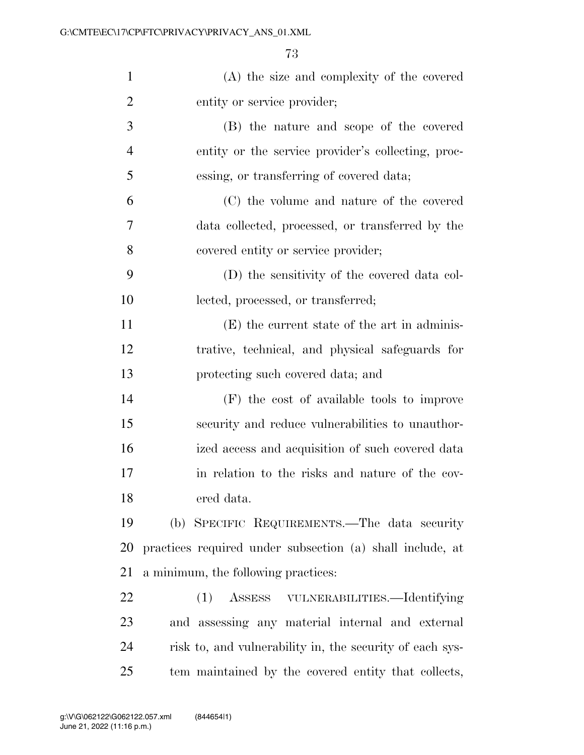(A) the size and complexity of the covered entity or service provider;

(B) the nature and scope of the covered entity or the service provider's collecting, processing, or transferring of covered data;

(C) the volume and nature of the covered data collected, processed, or transferred by the covered entity or service provider;

(D) the sensitivity of the covered data collected, processed, or transferred;

(E) the current state of the art in administrative, technical, and physical safeguards for protecting such covered data; and

(F) the cost of available tools to improve security and reduce vulnerabilities to unauthorized access and acquisition of such covered data in relation to the risks and nature of the covered data.

(b) SPECIFIC REQUIREMENTS.—The data security practices required under subsection (a) shall include, at a minimum, the following practices:

(1) ASSESS VULNERABILITIES.—Identifying and assessing any material internal and external risk to, and vulnerability in, the security of each system maintained by the covered entity that collects,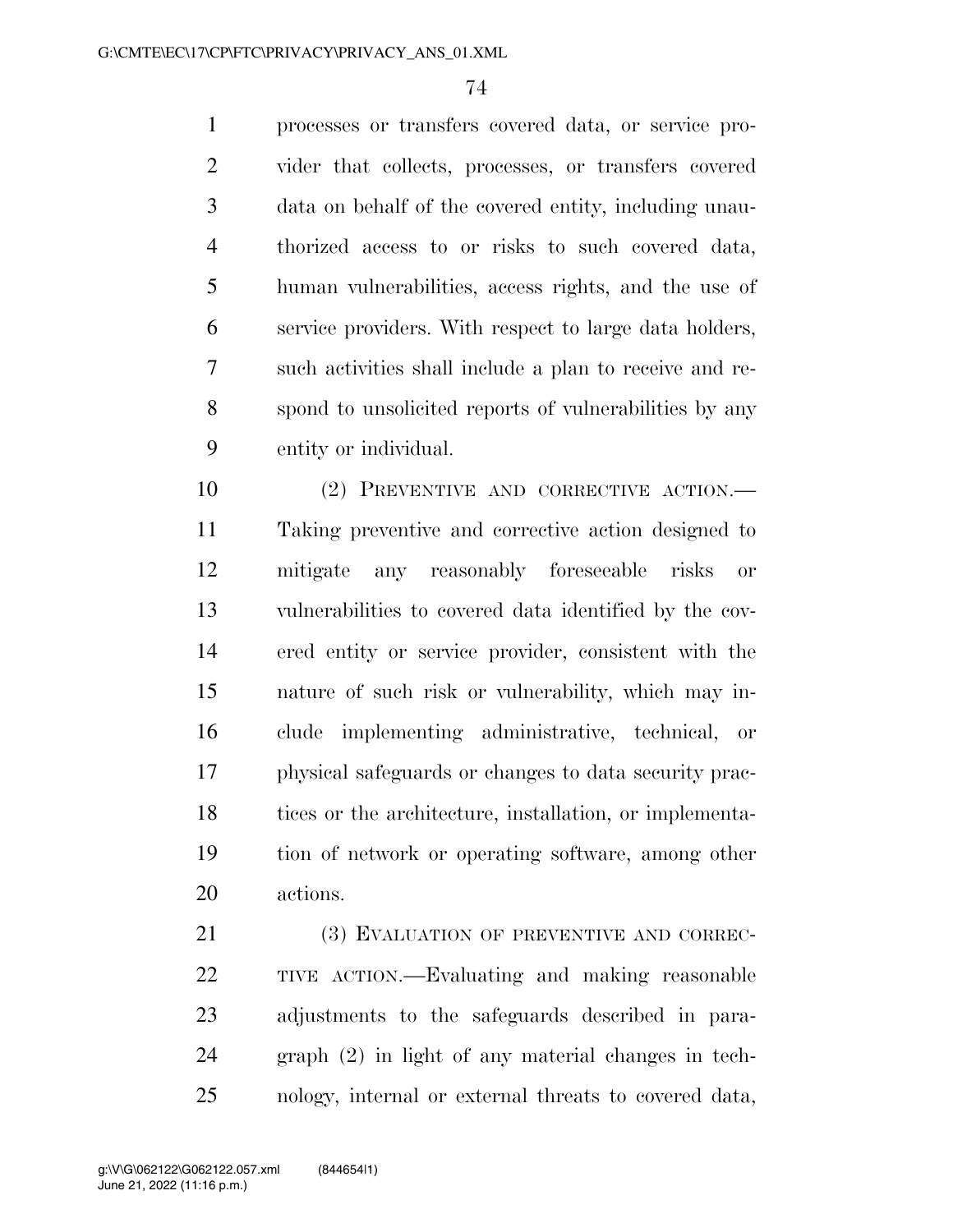processes or transfers covered data, or service provider that collects, processes, or transfers covered data on behalf of the covered entity, including unauthorized access to or risks to such covered data, human vulnerabilities, access rights, and the use of service providers. With respect to large data holders, such activities shall include a plan to receive and respond to unsolicited reports of vulnerabilities by any entity or individual.

(2) PREVENTIVE AND CORRECTIVE ACTION.—Taking preventive and corrective action designed to mitigate any reasonably foreseeable risks or vulnerabilities to covered data identified by the covered entity or service provider, consistent with the nature of such risk or vulnerability, which may include implementing administrative, technical, or physical safeguards or changes to data security practices or the architecture, installation, or implementation of network or operating software, among other actions.

(3) EVALUATION OF PREVENTIVE AND CORRECTIVE ACTION.—Evaluating and making reasonable adjustments to the safeguards described in paragraph (2) in light of any material changes in technology, internal or external threats to covered data,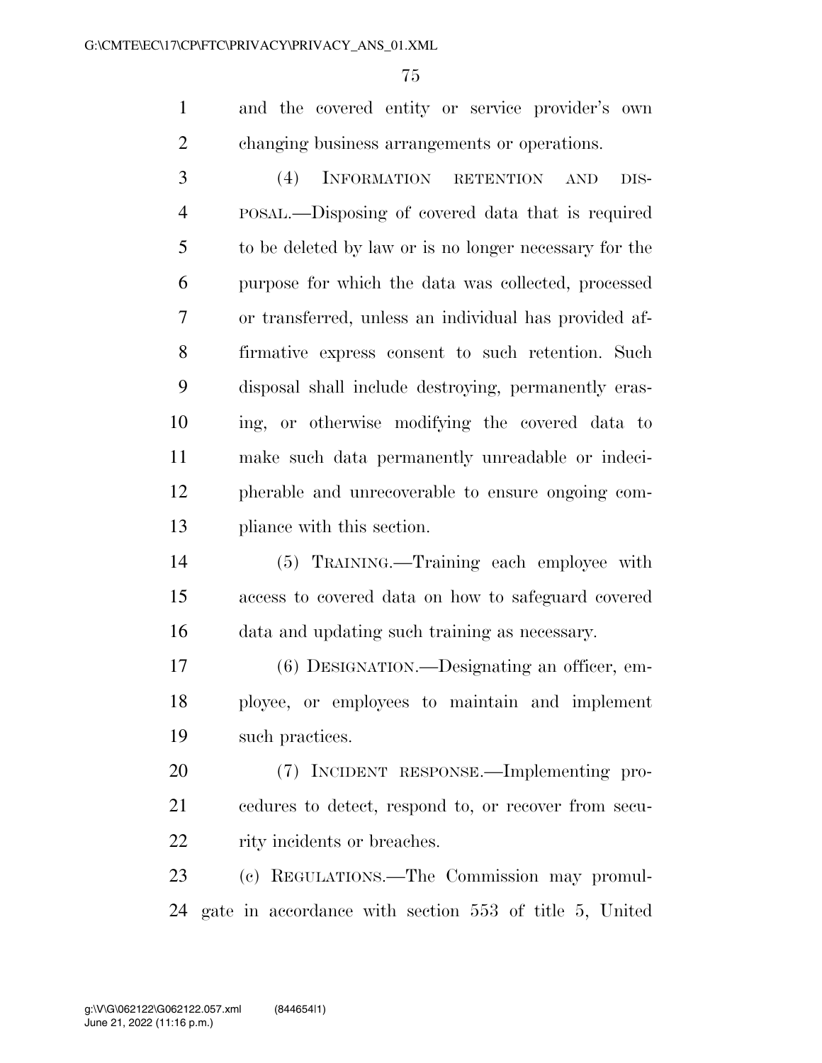and the covered entity or service provider's own changing business arrangements or operations.

(4) INFORMATION RETENTION AND DISPOSAL.—Disposing of covered data that is required to be deleted by law or is no longer necessary for the purpose for which the data was collected, processed or transferred, unless an individual has provided affirmative express consent to such retention. Such disposal shall include destroying, permanently erasing, or otherwise modifying the covered data to make such data permanently unreadable or indecipherable and unrecoverable to ensure ongoing compliance with this section.

(5) TRAINING.—Training each employee with access to covered data on how to safeguard covered data and updating such training as necessary.

(6) DESIGNATION.—Designating an officer, employee, or employees to maintain and implement such practices.

(7) INCIDENT RESPONSE.—Implementing procedures to detect, respond to, or recover from security incidents or breaches.

(c) REGULATIONS.—The Commission may promulgate in accordance with section 553 of title 5, United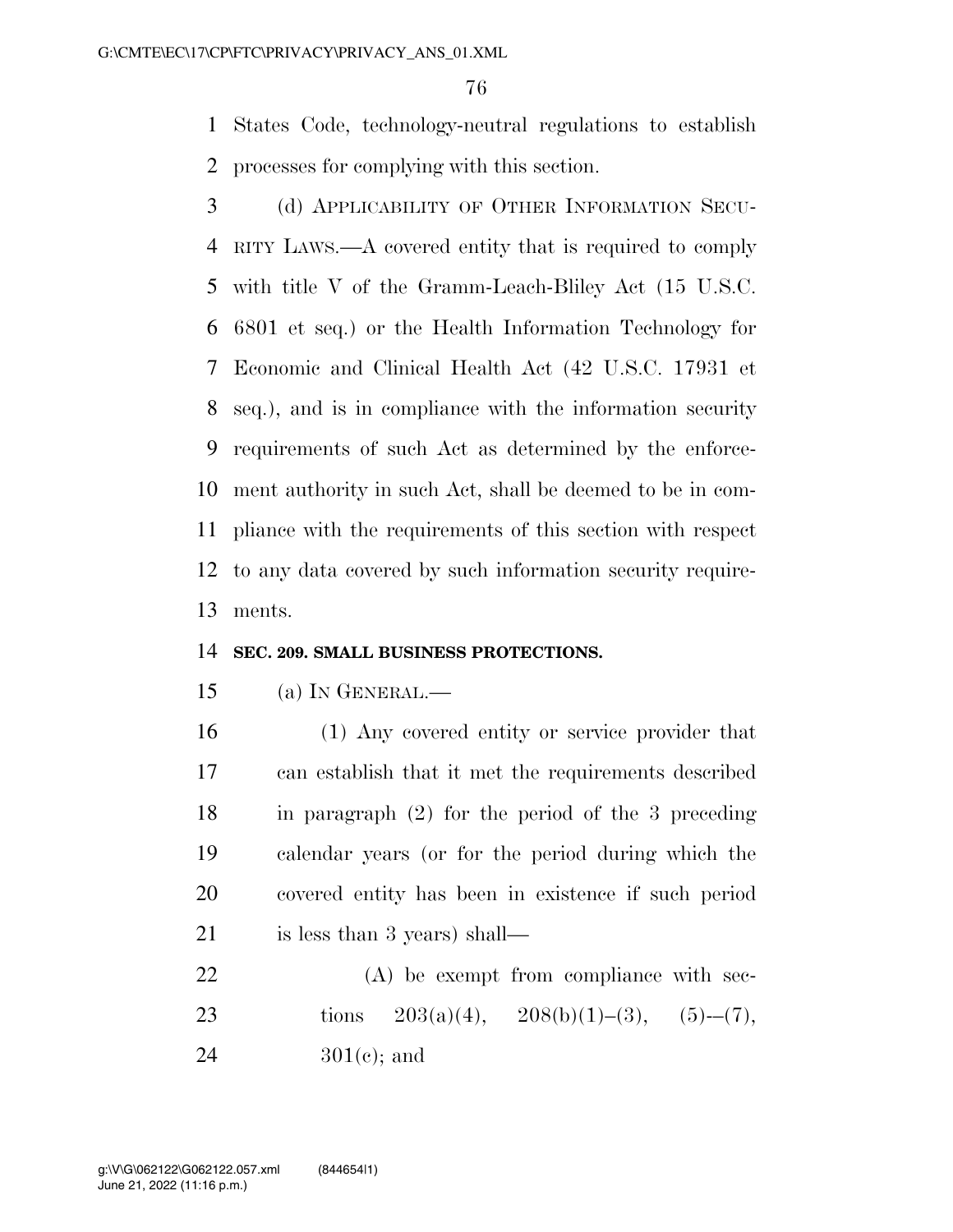States Code, technology-neutral regulations to establish processes for complying with this section.

(d) APPLICABILITY OF OTHER INFORMATION SECURITY LAWS.—A covered entity that is required to comply with title V of the Gramm-Leach-Bliley Act (15 U.S.C. 6801 et seq.) or the Health Information Technology for Economic and Clinical Health Act (42 U.S.C. 17931 et seq.), and is in compliance with the information security requirements of such Act as determined by the enforcement authority in such Act, shall be deemed to be in compliance with the requirements of this section with respect to any data covered by such information security requirements.

**SEC. 209. SMALL BUSINESS PROTECTIONS.**

(a) IN GENERAL.—

(1) Any covered entity or service provider that can establish that it met the requirements described in paragraph (2) for the period of the 3 preceding calendar years (or for the period during which the covered entity has been in existence if such period is less than 3 years) shall—

(A) be exempt from compliance with sections 203(a)(4), 208(b)(1)–(3), (5)-–(7), 301(c); and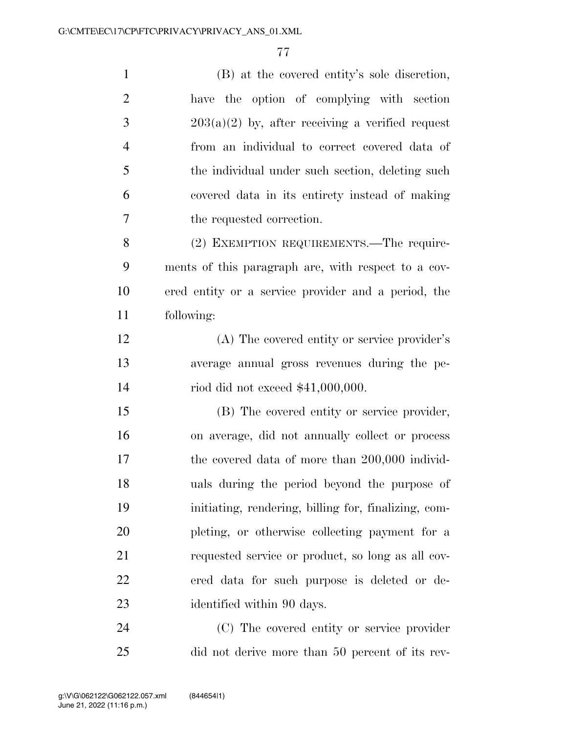(B) at the covered entity's sole discretion, have the option of complying with section 203(a)(2) by, after receiving a verified request from an individual to correct covered data of the individual under such section, deleting such covered data in its entirety instead of making the requested correction.

(2) EXEMPTION REQUIREMENTS.—The requirements of this paragraph are, with respect to a covered entity or a service provider and a period, the following:

(A) The covered entity or service provider's average annual gross revenues during the period did not exceed $41,000,000.

(B) The covered entity or service provider, on average, did not annually collect or process the covered data of more than 200,000 individuals during the period beyond the purpose of initiating, rendering, billing for, finalizing, completing, or otherwise collecting payment for a requested service or product, so long as all covered data for such purpose is deleted or deidentified within 90 days.

(C) The covered entity or service provider did not derive more than 50 percent of its rev-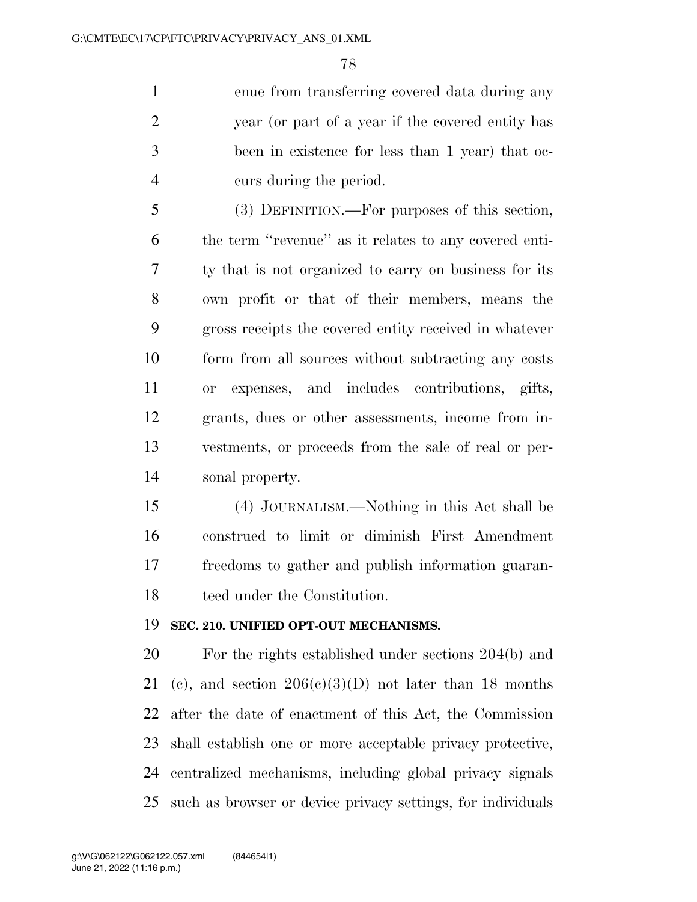enue from transferring covered data during any year (or part of a year if the covered entity has been in existence for less than 1 year) that occurs during the period.

(3) DEFINITION.—For purposes of this section, the term ''revenue'' as it relates to any covered entity that is not organized to carry on business for its own profit or that of their members, means the gross receipts the covered entity received in whatever form from all sources without subtracting any costs or expenses, and includes contributions, gifts, grants, dues or other assessments, income from investments, or proceeds from the sale of real or personal property.

(4) JOURNALISM.—Nothing in this Act shall be construed to limit or diminish First Amendment freedoms to gather and publish information guaranteed under the Constitution.

**SEC. 210. UNIFIED OPT-OUT MECHANISMS.**

For the rights established under sections 204(b) and (c), and section 206(c)(3)(D) not later than 18 months after the date of enactment of this Act, the Commission shall establish one or more acceptable privacy protective, centralized mechanisms, including global privacy signals such as browser or device privacy settings, for individuals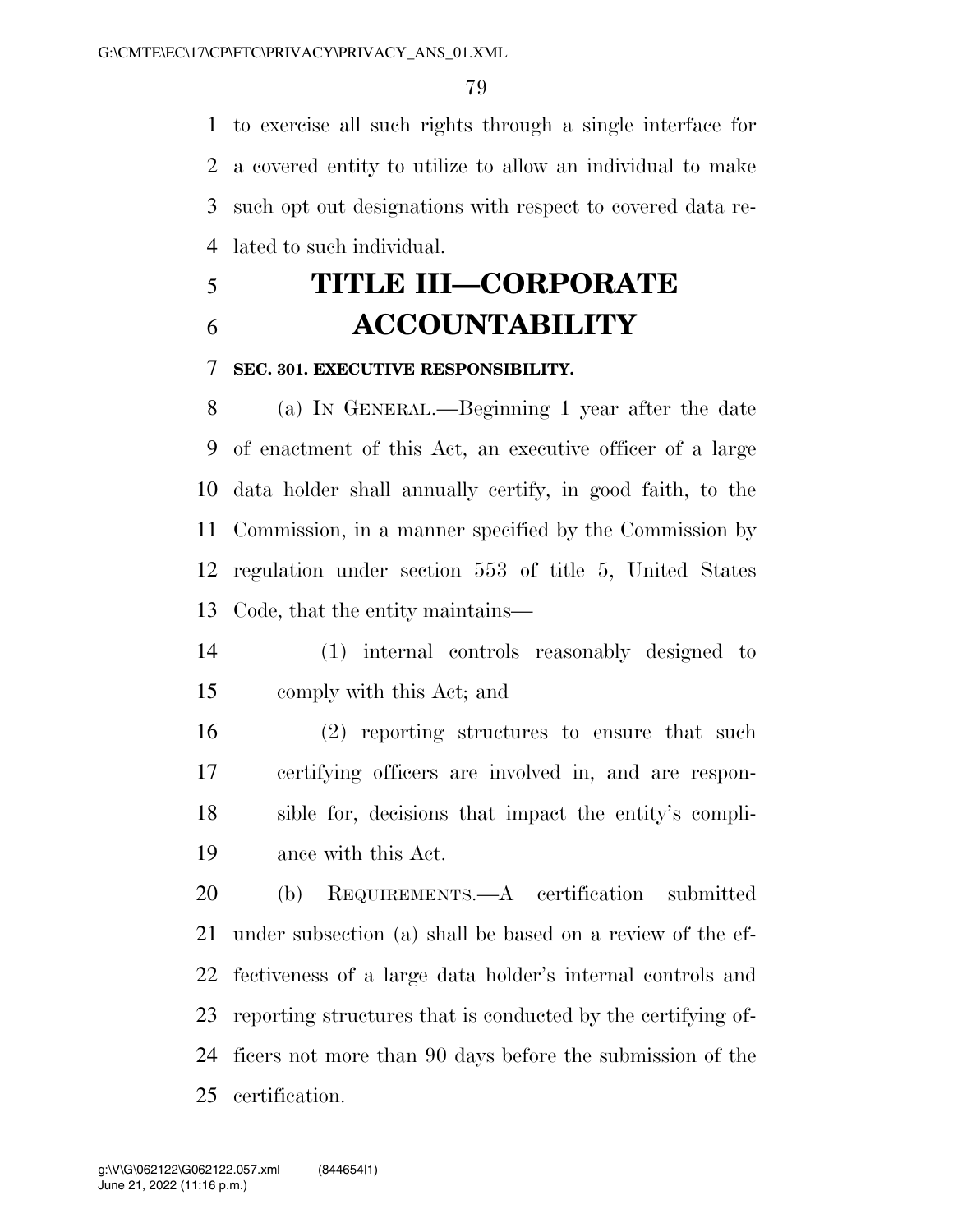to exercise all such rights through a single interface for a covered entity to utilize to allow an individual to make such opt out designations with respect to covered data related to such individual.

# TITLE III—CORPORATE ACCOUNTABILITY

### SEC. 301. EXECUTIVE RESPONSIBILITY.

(a) IN GENERAL.—Beginning 1 year after the date of enactment of this Act, an executive officer of a large data holder shall annually certify, in good faith, to the Commission, in a manner specified by the Commission by regulation under section 553 of title 5, United States Code, that the entity maintains—

(1) internal controls reasonably designed to comply with this Act; and

(2) reporting structures to ensure that such certifying officers are involved in, and are responsible for, decisions that impact the entity's compliance with this Act.

(b) REQUIREMENTS.—A certification submitted under subsection (a) shall be based on a review of the effectiveness of a large data holder's internal controls and reporting structures that is conducted by the certifying officers not more than 90 days before the submission of the certification.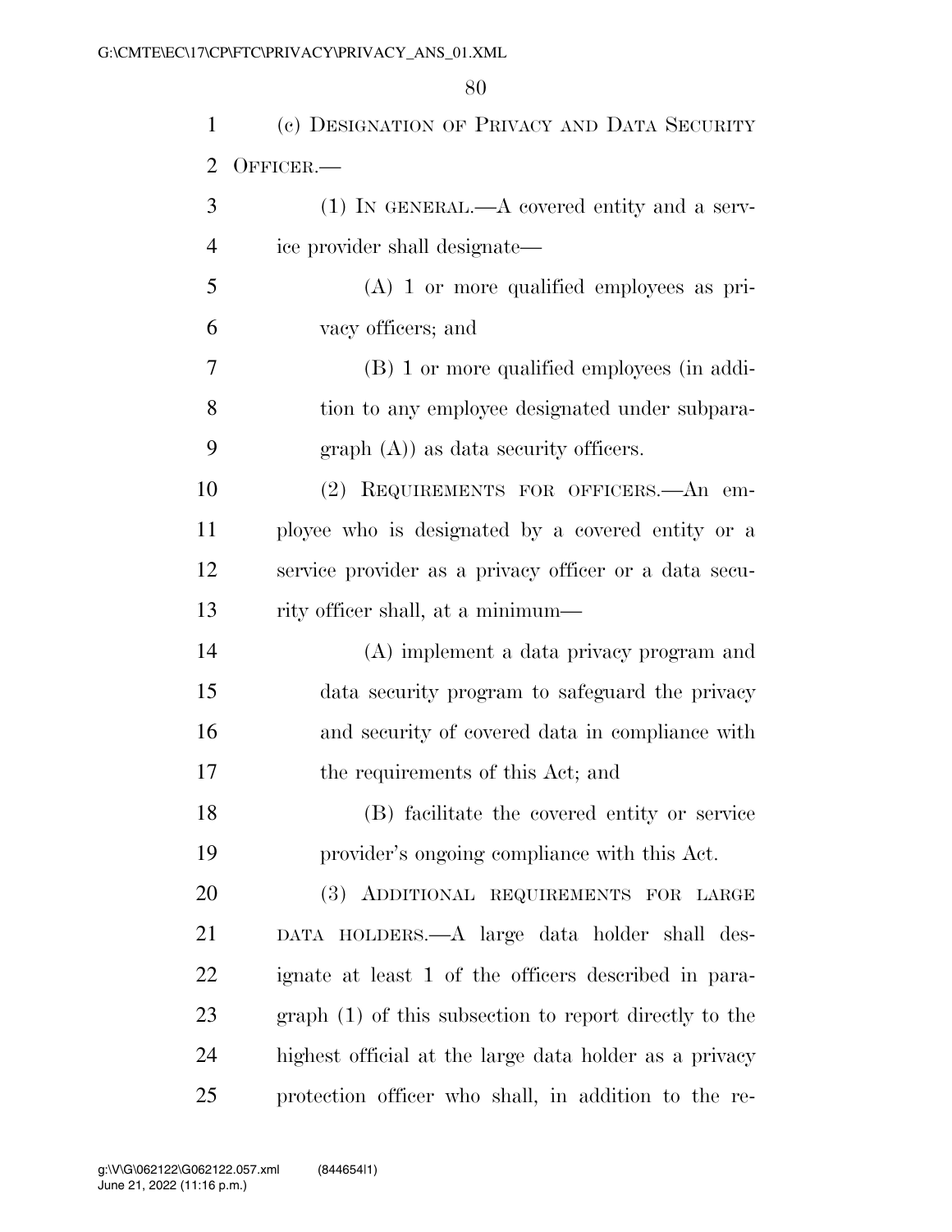(c) DESIGNATION OF PRIVACY AND DATA SECURITY OFFICER.—

(1) IN GENERAL.—A covered entity and a service provider shall designate—

(A) 1 or more qualified employees as privacy officers; and

(B) 1 or more qualified employees (in addition to any employee designated under subparagraph (A)) as data security officers.

(2) REQUIREMENTS FOR OFFICERS.—An employee who is designated by a covered entity or a service provider as a privacy officer or a data security officer shall, at a minimum—

(A) implement a data privacy program and data security program to safeguard the privacy and security of covered data in compliance with the requirements of this Act; and

(B) facilitate the covered entity or service provider's ongoing compliance with this Act.

(3) ADDITIONAL REQUIREMENTS FOR LARGE DATA HOLDERS.—A large data holder shall designate at least 1 of the officers described in paragraph (1) of this subsection to report directly to the highest official at the large data holder as a privacy protection officer who shall, in addition to the re-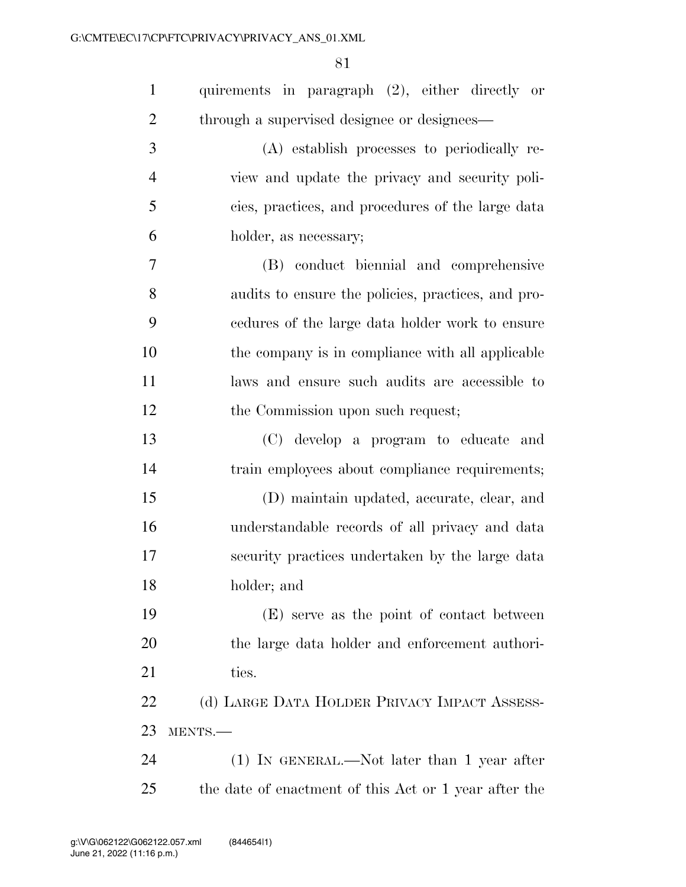quirements in paragraph (2), either directly or through a supervised designee or designees—

(A) establish processes to periodically review and update the privacy and security policies, practices, and procedures of the large data holder, as necessary;

(B) conduct biennial and comprehensive audits to ensure the policies, practices, and procedures of the large data holder work to ensure the company is in compliance with all applicable laws and ensure such audits are accessible to the Commission upon such request;

(C) develop a program to educate and train employees about compliance requirements;

(D) maintain updated, accurate, clear, and understandable records of all privacy and data security practices undertaken by the large data holder; and

(E) serve as the point of contact between the large data holder and enforcement authorities.

(d) LARGE DATA HOLDER PRIVACY IMPACT ASSESSMENTS.—

(1) IN GENERAL.—Not later than 1 year after the date of enactment of this Act or 1 year after the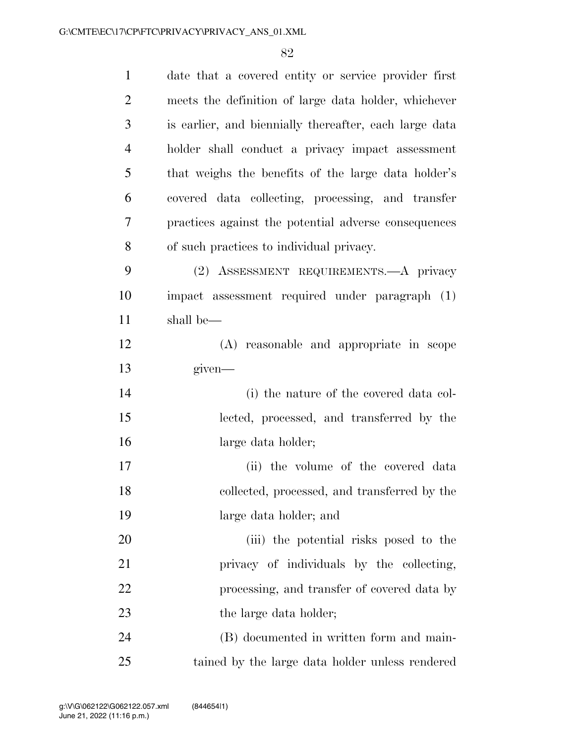date that a covered entity or service provider first meets the definition of large data holder, whichever is earlier, and biennially thereafter, each large data holder shall conduct a privacy impact assessment that weighs the benefits of the large data holder's covered data collecting, processing, and transfer practices against the potential adverse consequences of such practices to individual privacy.

(2) ASSESSMENT REQUIREMENTS.—A privacy impact assessment required under paragraph (1) shall be—

(A) reasonable and appropriate in scope given—

(i) the nature of the covered data collected, processed, and transferred by the large data holder;

(ii) the volume of the covered data collected, processed, and transferred by the large data holder; and

(iii) the potential risks posed to the privacy of individuals by the collecting, processing, and transfer of covered data by the large data holder;

(B) documented in written form and maintained by the large data holder unless rendered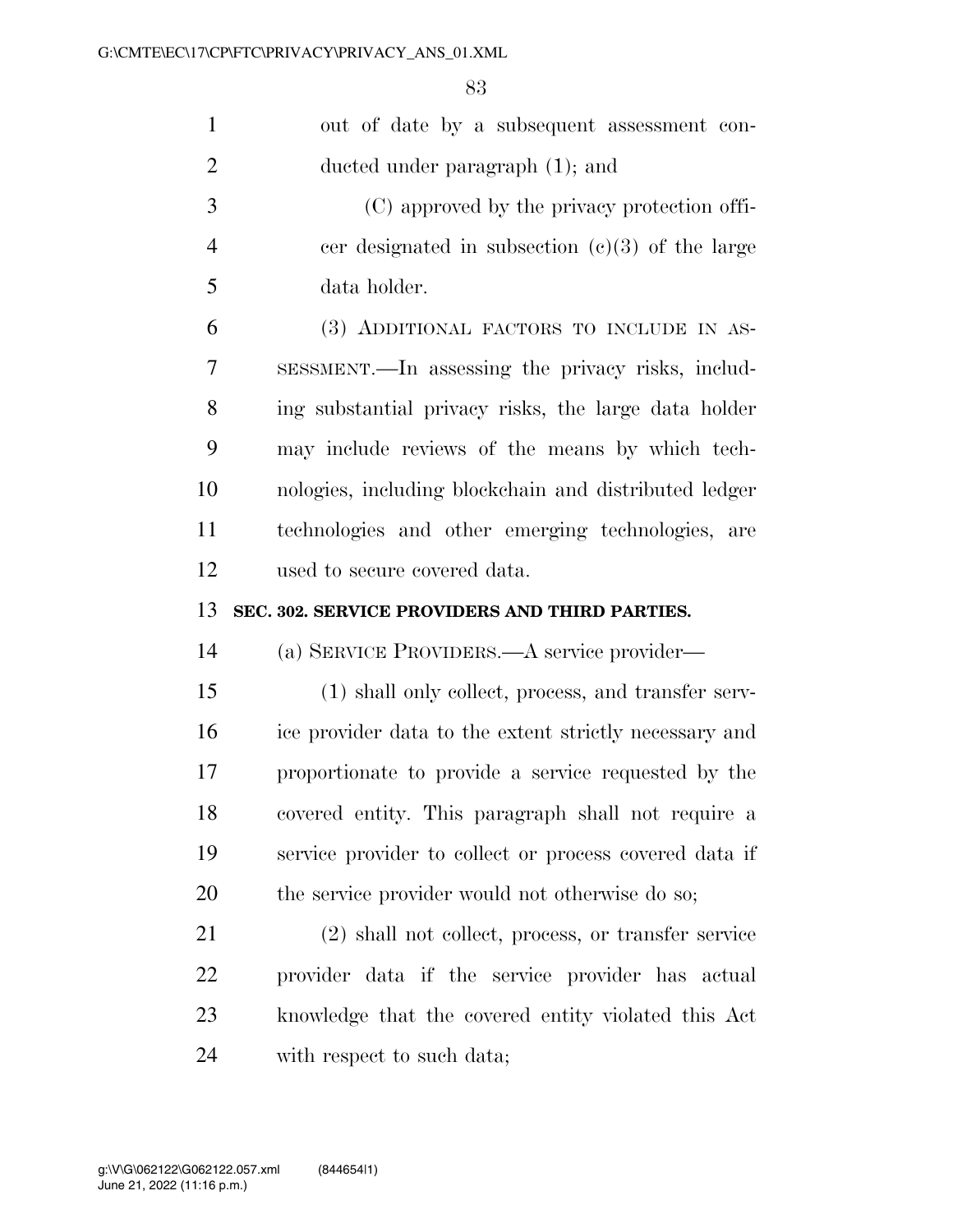out of date by a subsequent assessment conducted under paragraph (1); and

(C) approved by the privacy protection officer designated in subsection (c)(3) of the large data holder.

(3) ADDITIONAL FACTORS TO INCLUDE IN ASSESSMENT.—In assessing the privacy risks, including substantial privacy risks, the large data holder may include reviews of the means by which technologies, including blockchain and distributed ledger technologies and other emerging technologies, are used to secure covered data.

**SEC. 302. SERVICE PROVIDERS AND THIRD PARTIES.**

(a) SERVICE PROVIDERS.—A service provider—

(1) shall only collect, process, and transfer service provider data to the extent strictly necessary and proportionate to provide a service requested by the covered entity. This paragraph shall not require a service provider to collect or process covered data if the service provider would not otherwise do so;

(2) shall not collect, process, or transfer service provider data if the service provider has actual knowledge that the covered entity violated this Act with respect to such data;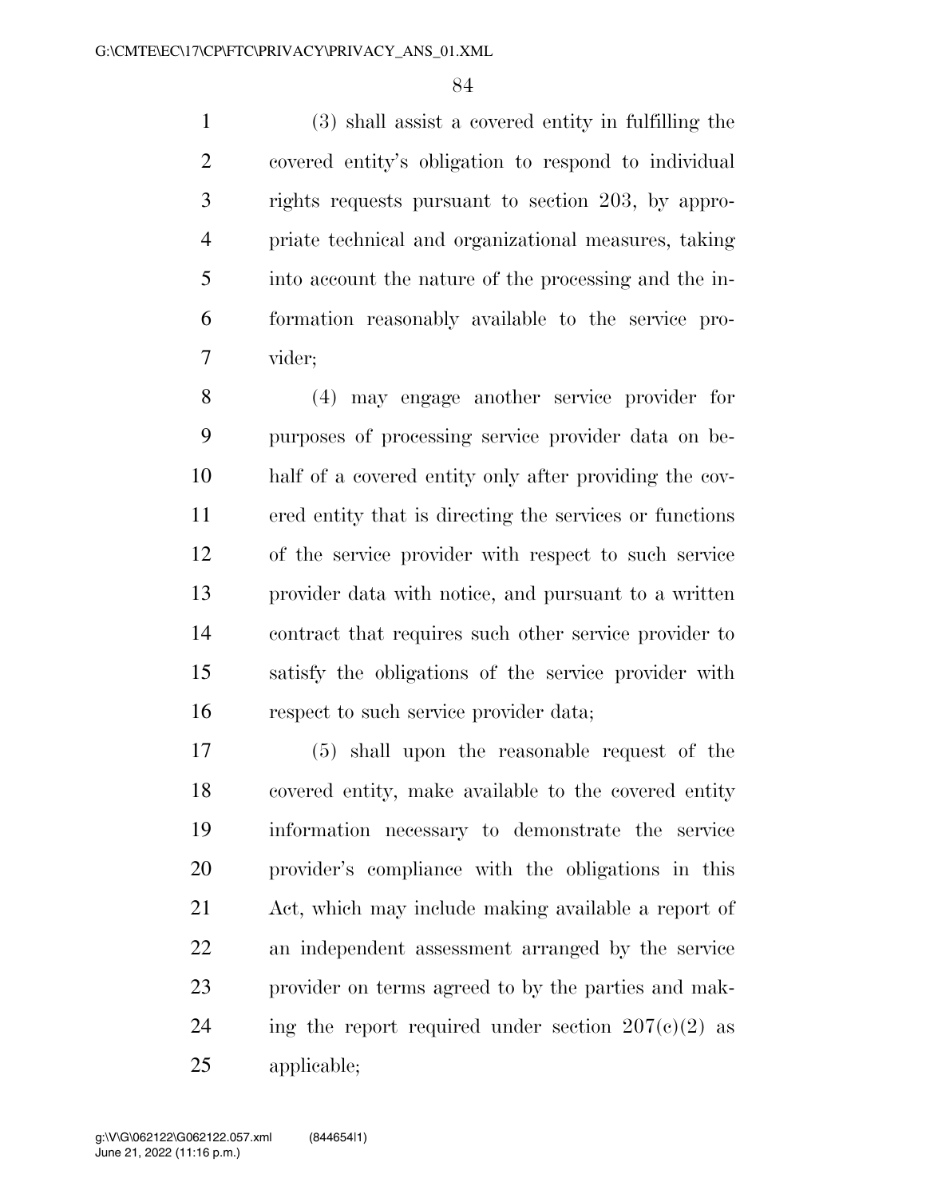(3) shall assist a covered entity in fulfilling the covered entity's obligation to respond to individual rights requests pursuant to section 203, by appropriate technical and organizational measures, taking into account the nature of the processing and the information reasonably available to the service provider;

(4) may engage another service provider for purposes of processing service provider data on behalf of a covered entity only after providing the covered entity that is directing the services or functions of the service provider with respect to such service provider data with notice, and pursuant to a written contract that requires such other service provider to satisfy the obligations of the service provider with respect to such service provider data;

(5) shall upon the reasonable request of the covered entity, make available to the covered entity information necessary to demonstrate the service provider's compliance with the obligations in this Act, which may include making available a report of an independent assessment arranged by the service provider on terms agreed to by the parties and making the report required under section 207(c)(2) as applicable;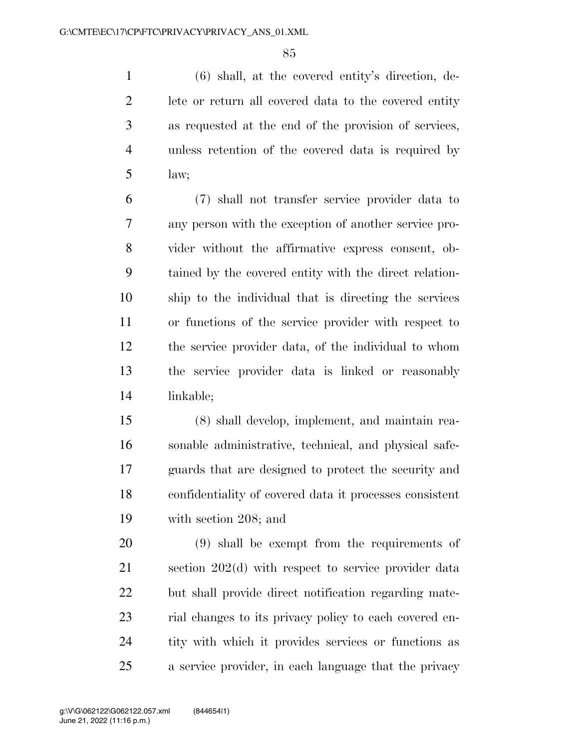(6) shall, at the covered entity's direction, delete or return all covered data to the covered entity as requested at the end of the provision of services, unless retention of the covered data is required by law;

(7) shall not transfer service provider data to any person with the exception of another service provider without the affirmative express consent, obtained by the covered entity with the direct relationship to the individual that is directing the services or functions of the service provider with respect to the service provider data, of the individual to whom the service provider data is linked or reasonably linkable;

(8) shall develop, implement, and maintain reasonable administrative, technical, and physical safeguards that are designed to protect the security and confidentiality of covered data it processes consistent with section 208; and

(9) shall be exempt from the requirements of section 202(d) with respect to service provider data but shall provide direct notification regarding material changes to its privacy policy to each covered entity with which it provides services or functions as a service provider, in each language that the privacy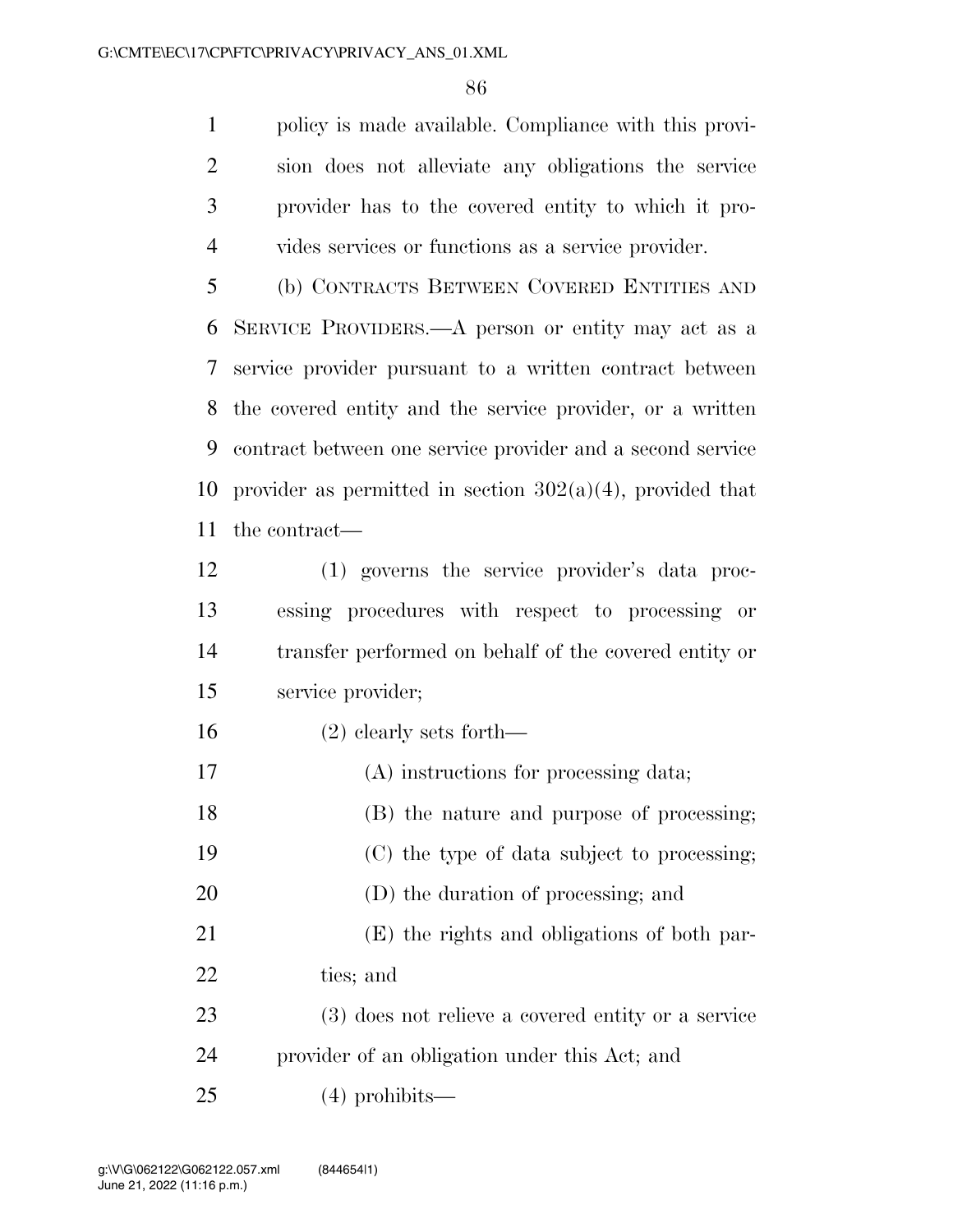policy is made available. Compliance with this provision does not alleviate any obligations the service provider has to the covered entity to which it provides services or functions as a service provider.

(b) CONTRACTS BETWEEN COVERED ENTITIES AND SERVICE PROVIDERS.—A person or entity may act as a service provider pursuant to a written contract between the covered entity and the service provider, or a written contract between one service provider and a second service provider as permitted in section 302(a)(4), provided that the contract—

(1) governs the service provider's data processing procedures with respect to processing or transfer performed on behalf of the covered entity or service provider;

(2) clearly sets forth—

(A) instructions for processing data;

(B) the nature and purpose of processing;

(C) the type of data subject to processing;

(D) the duration of processing; and

(E) the rights and obligations of both parties; and

(3) does not relieve a covered entity or a service provider of an obligation under this Act; and

(4) prohibits—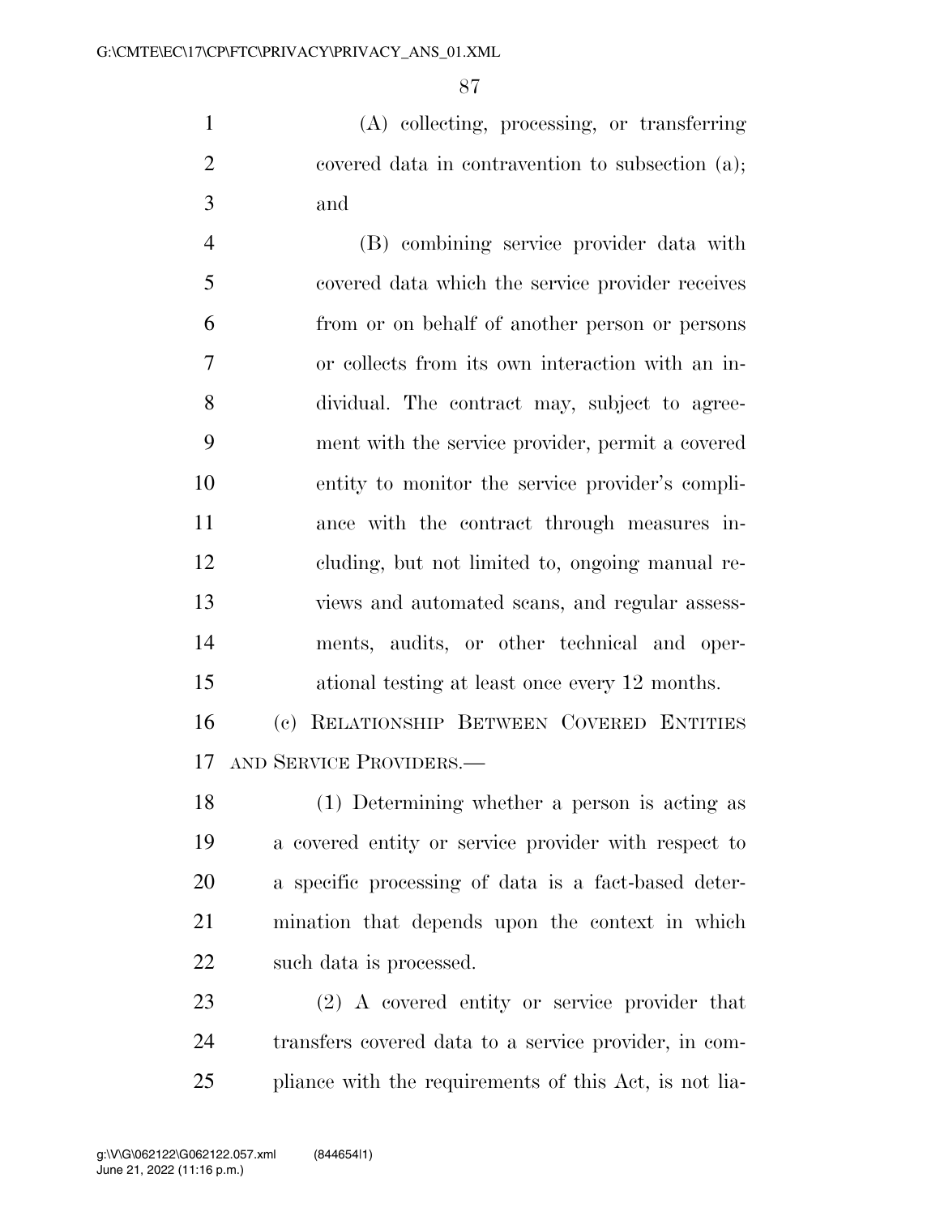(A) collecting, processing, or transferring covered data in contravention to subsection (a); and

(B) combining service provider data with covered data which the service provider receives from or on behalf of another person or persons or collects from its own interaction with an individual. The contract may, subject to agreement with the service provider, permit a covered entity to monitor the service provider's compliance with the contract through measures including, but not limited to, ongoing manual reviews and automated scans, and regular assessments, audits, or other technical and operational testing at least once every 12 months.

(c) RELATIONSHIP BETWEEN COVERED ENTITIES AND SERVICE PROVIDERS.—

(1) Determining whether a person is acting as a covered entity or service provider with respect to a specific processing of data is a fact-based determination that depends upon the context in which such data is processed.

(2) A covered entity or service provider that transfers covered data to a service provider, in compliance with the requirements of this Act, is not lia-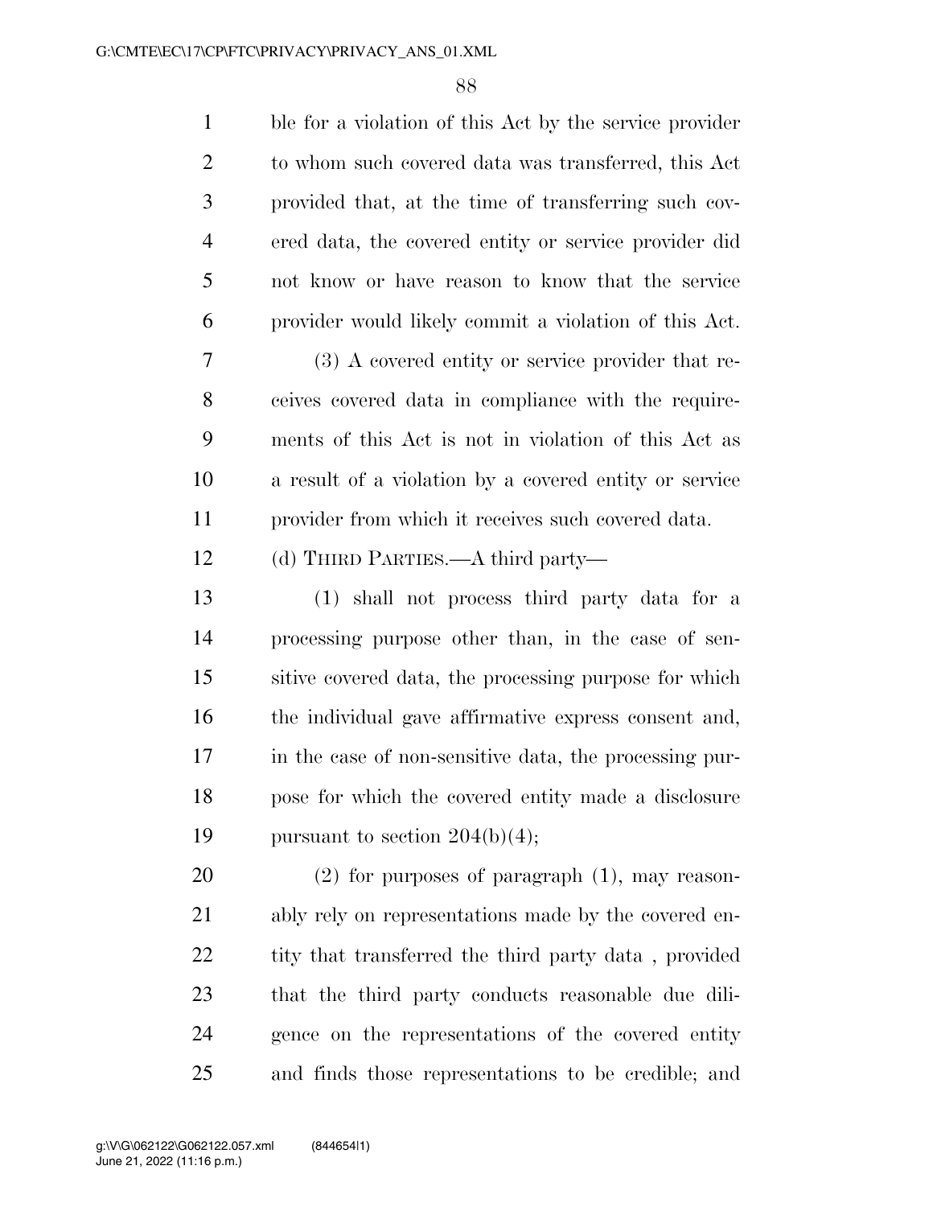ble for a violation of this Act by the service provider to whom such covered data was transferred, this Act provided that, at the time of transferring such covered data, the covered entity or service provider did not know or have reason to know that the service provider would likely commit a violation of this Act.

(3) A covered entity or service provider that receives covered data in compliance with the requirements of this Act is not in violation of this Act as a result of a violation by a covered entity or service provider from which it receives such covered data.

(d) THIRD PARTIES.—A third party—

(1) shall not process third party data for a processing purpose other than, in the case of sensitive covered data, the processing purpose for which the individual gave affirmative express consent and, in the case of non-sensitive data, the processing purpose for which the covered entity made a disclosure pursuant to section 204(b)(4);

(2) for purposes of paragraph (1), may reasonably rely on representations made by the covered entity that transferred the third party data , provided that the third party conducts reasonable due diligence on the representations of the covered entity and finds those representations to be credible; and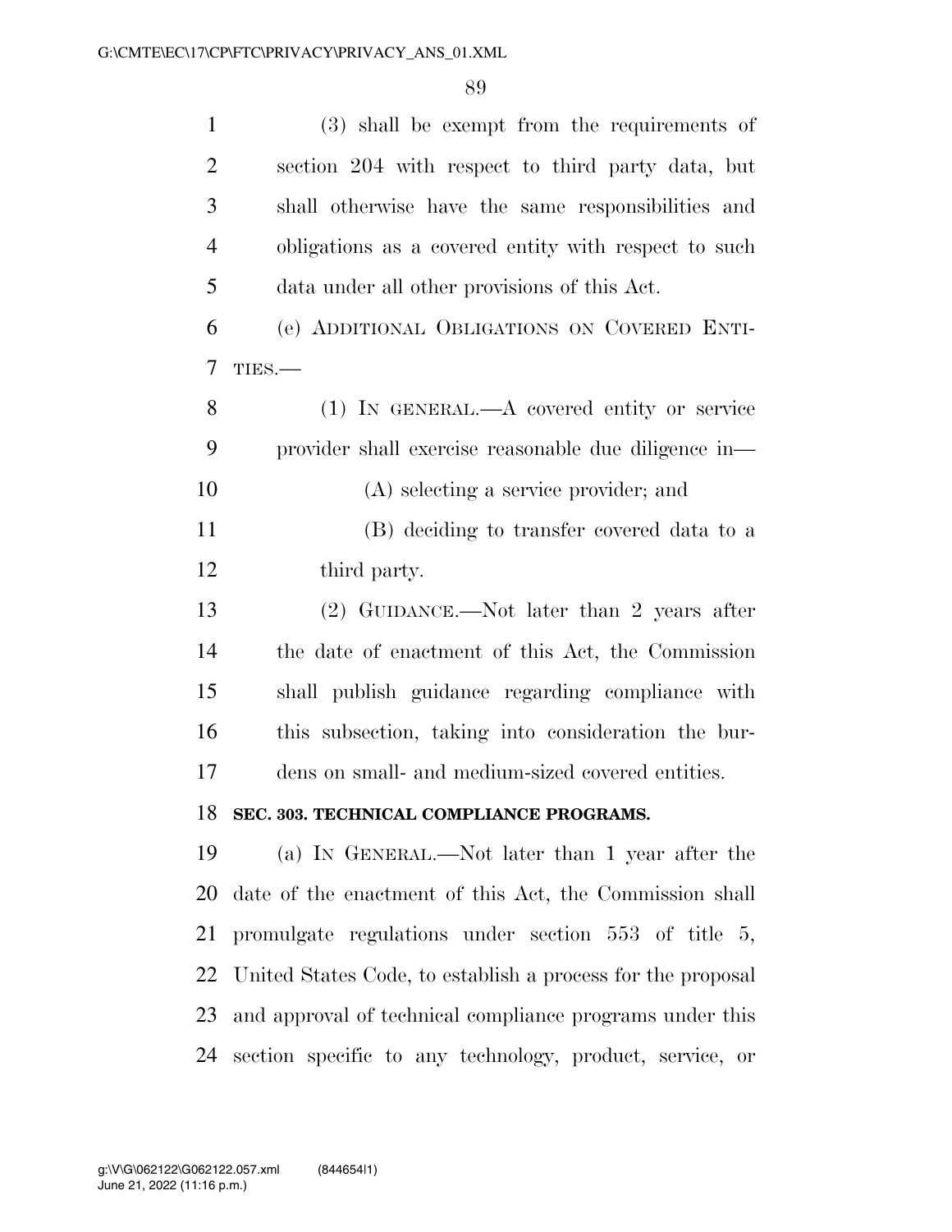(3) shall be exempt from the requirements of section 204 with respect to third party data, but shall otherwise have the same responsibilities and obligations as a covered entity with respect to such data under all other provisions of this Act.

(e) ADDITIONAL OBLIGATIONS ON COVERED ENTITIES.—

(1) IN GENERAL.—A covered entity or service provider shall exercise reasonable due diligence in—

(A) selecting a service provider; and

(B) deciding to transfer covered data to a third party.

(2) GUIDANCE.—Not later than 2 years after the date of enactment of this Act, the Commission shall publish guidance regarding compliance with this subsection, taking into consideration the burdens on small- and medium-sized covered entities.

**SEC. 303. TECHNICAL COMPLIANCE PROGRAMS.**

(a) IN GENERAL.—Not later than 1 year after the date of the enactment of this Act, the Commission shall promulgate regulations under section 553 of title 5, United States Code, to establish a process for the proposal and approval of technical compliance programs under this section specific to any technology, product, service, or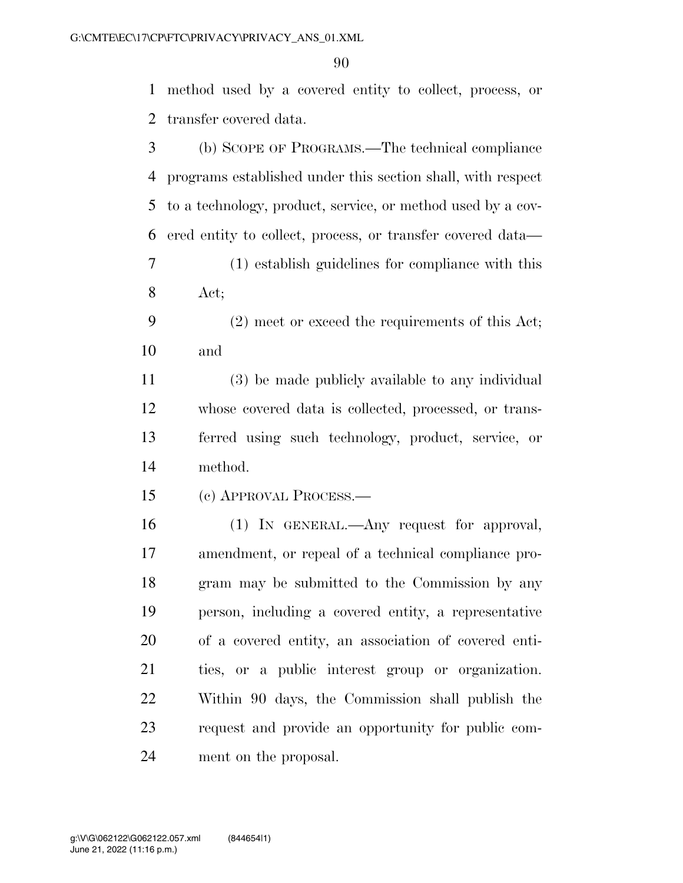method used by a covered entity to collect, process, or transfer covered data.

(b) SCOPE OF PROGRAMS.—The technical compliance programs established under this section shall, with respect to a technology, product, service, or method used by a covered entity to collect, process, or transfer covered data—

(1) establish guidelines for compliance with this Act;

(2) meet or exceed the requirements of this Act; and

(3) be made publicly available to any individual whose covered data is collected, processed, or transferred using such technology, product, service, or method.

(c) APPROVAL PROCESS.—

(1) IN GENERAL.—Any request for approval, amendment, or repeal of a technical compliance program may be submitted to the Commission by any person, including a covered entity, a representative of a covered entity, an association of covered entities, or a public interest group or organization. Within 90 days, the Commission shall publish the request and provide an opportunity for public comment on the proposal.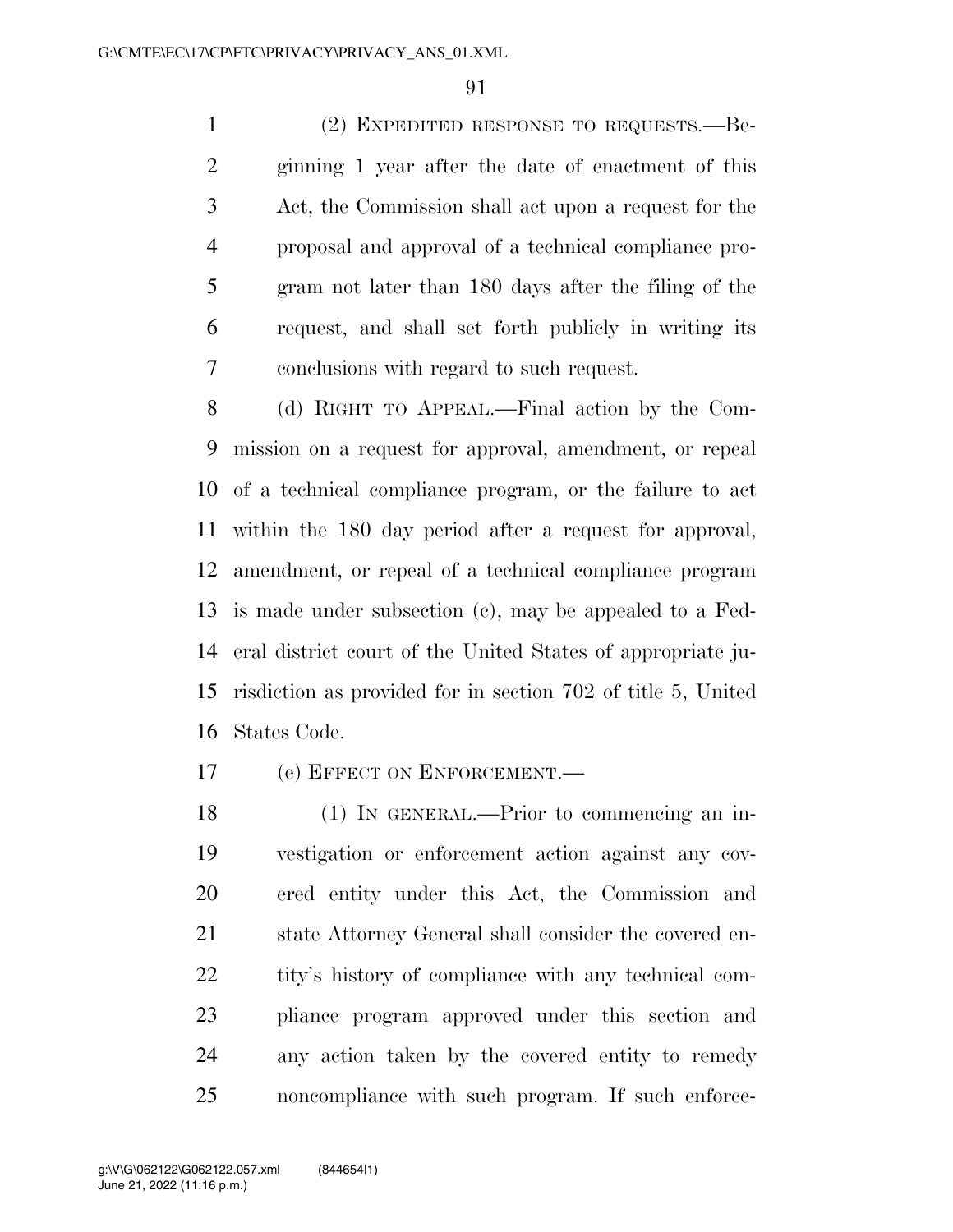(2) EXPEDITED RESPONSE TO REQUESTS.—Beginning 1 year after the date of enactment of this Act, the Commission shall act upon a request for the proposal and approval of a technical compliance program not later than 180 days after the filing of the request, and shall set forth publicly in writing its conclusions with regard to such request.

(d) RIGHT TO APPEAL.—Final action by the Commission on a request for approval, amendment, or repeal of a technical compliance program, or the failure to act within the 180 day period after a request for approval, amendment, or repeal of a technical compliance program is made under subsection (c), may be appealed to a Federal district court of the United States of appropriate jurisdiction as provided for in section 702 of title 5, United States Code.

(e) EFFECT ON ENFORCEMENT.—

(1) IN GENERAL.—Prior to commencing an investigation or enforcement action against any covered entity under this Act, the Commission and state Attorney General shall consider the covered entity's history of compliance with any technical compliance program approved under this section and any action taken by the covered entity to remedy noncompliance with such program. If such enforce-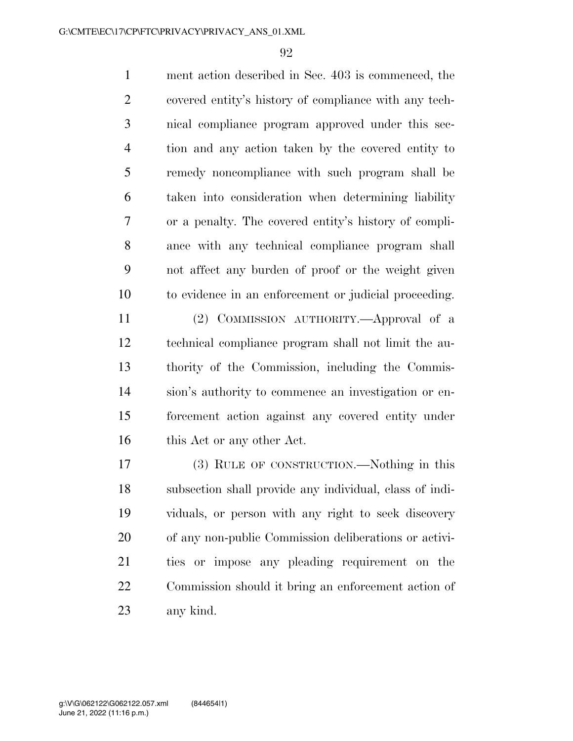ment action described in Sec. 403 is commenced, the covered entity's history of compliance with any technical compliance program approved under this section and any action taken by the covered entity to remedy noncompliance with such program shall be taken into consideration when determining liability or a penalty. The covered entity's history of compliance with any technical compliance program shall not affect any burden of proof or the weight given to evidence in an enforcement or judicial proceeding.

(2) COMMISSION AUTHORITY.—Approval of a technical compliance program shall not limit the authority of the Commission, including the Commission's authority to commence an investigation or enforcement action against any covered entity under this Act or any other Act.

(3) RULE OF CONSTRUCTION.—Nothing in this subsection shall provide any individual, class of individuals, or person with any right to seek discovery of any non-public Commission deliberations or activities or impose any pleading requirement on the Commission should it bring an enforcement action of any kind.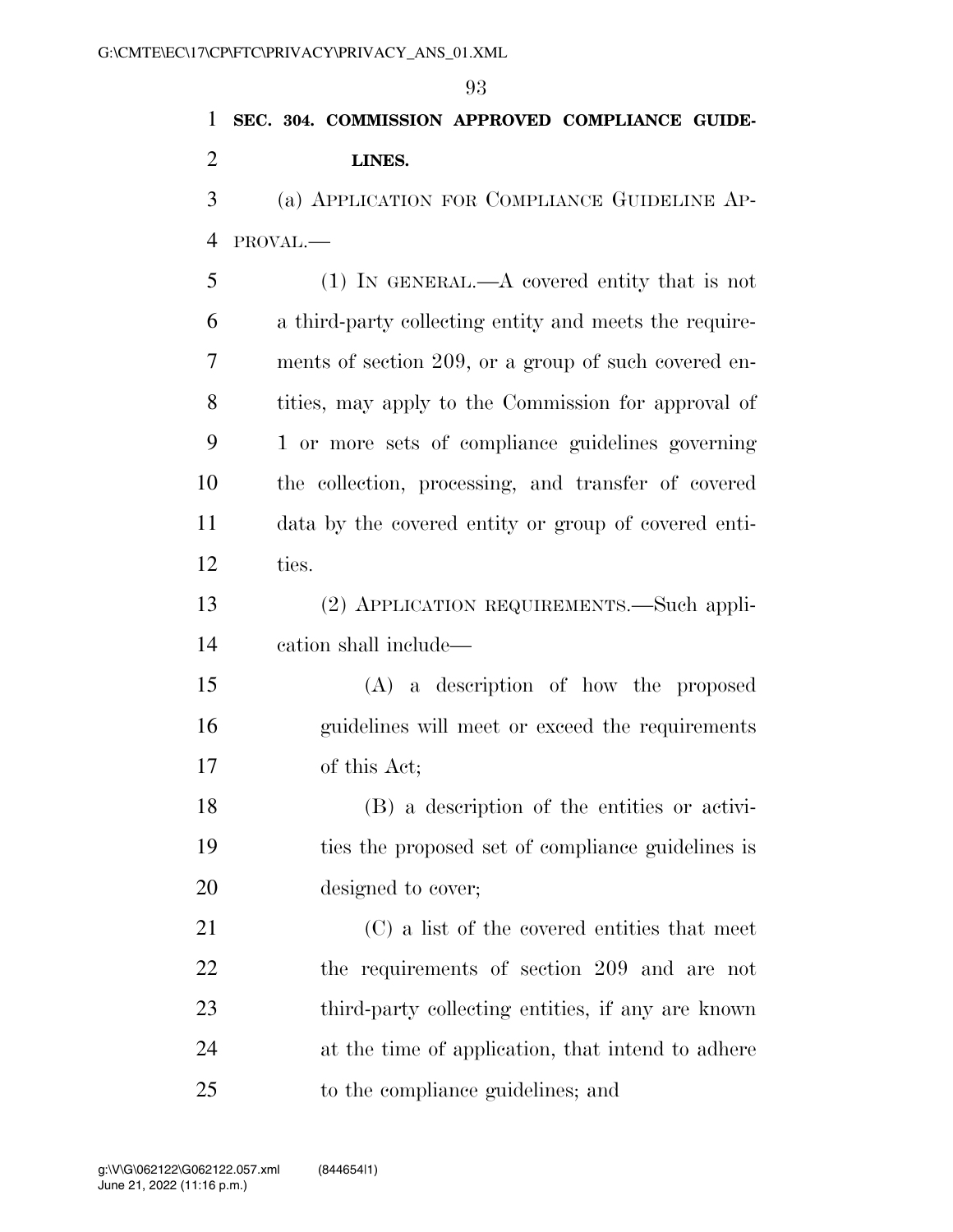**SEC. 304. COMMISSION APPROVED COMPLIANCE GUIDELINES.**

(a) APPLICATION FOR COMPLIANCE GUIDELINE APPROVAL.—

(1) IN GENERAL.—A covered entity that is not a third-party collecting entity and meets the requirements of section 209, or a group of such covered entities, may apply to the Commission for approval of 1 or more sets of compliance guidelines governing the collection, processing, and transfer of covered data by the covered entity or group of covered entities.

(2) APPLICATION REQUIREMENTS.—Such application shall include—

(A) a description of how the proposed guidelines will meet or exceed the requirements of this Act;

(B) a description of the entities or activities the proposed set of compliance guidelines is designed to cover;

(C) a list of the covered entities that meet the requirements of section 209 and are not third-party collecting entities, if any are known at the time of application, that intend to adhere to the compliance guidelines; and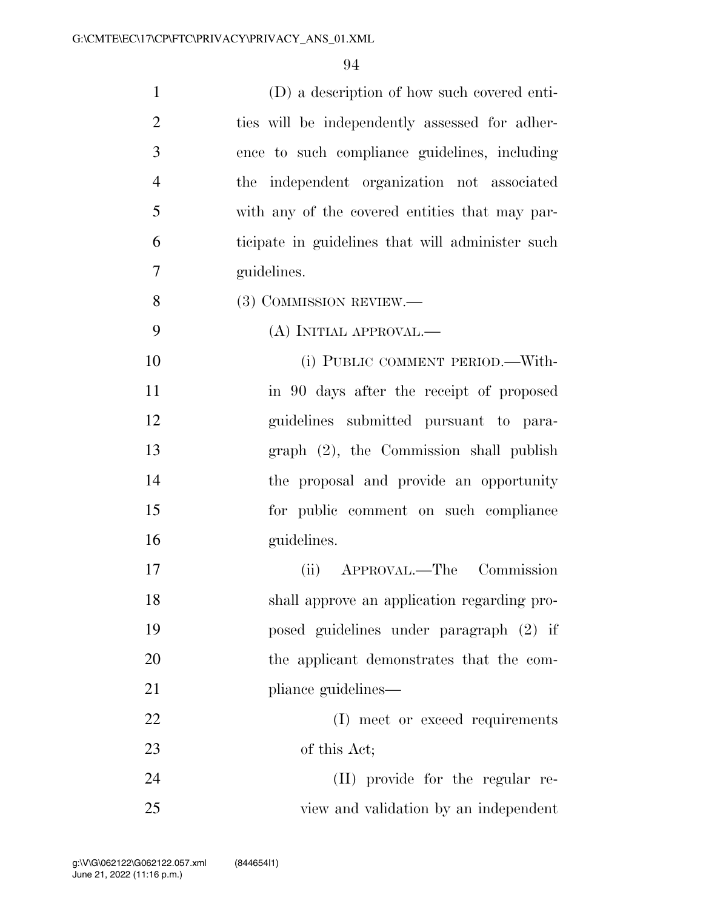(D) a description of how such covered entities will be independently assessed for adherence to such compliance guidelines, including the independent organization not associated with any of the covered entities that may participate in guidelines that will administer such guidelines.

(3) COMMISSION REVIEW.—

(A) INITIAL APPROVAL.—

(i) PUBLIC COMMENT PERIOD.—Within 90 days after the receipt of proposed guidelines submitted pursuant to paragraph (2), the Commission shall publish the proposal and provide an opportunity for public comment on such compliance guidelines.

(ii) APPROVAL.—The Commission shall approve an application regarding proposed guidelines under paragraph (2) if the applicant demonstrates that the compliance guidelines—

(I) meet or exceed requirements of this Act;

(II) provide for the regular review and validation by an independent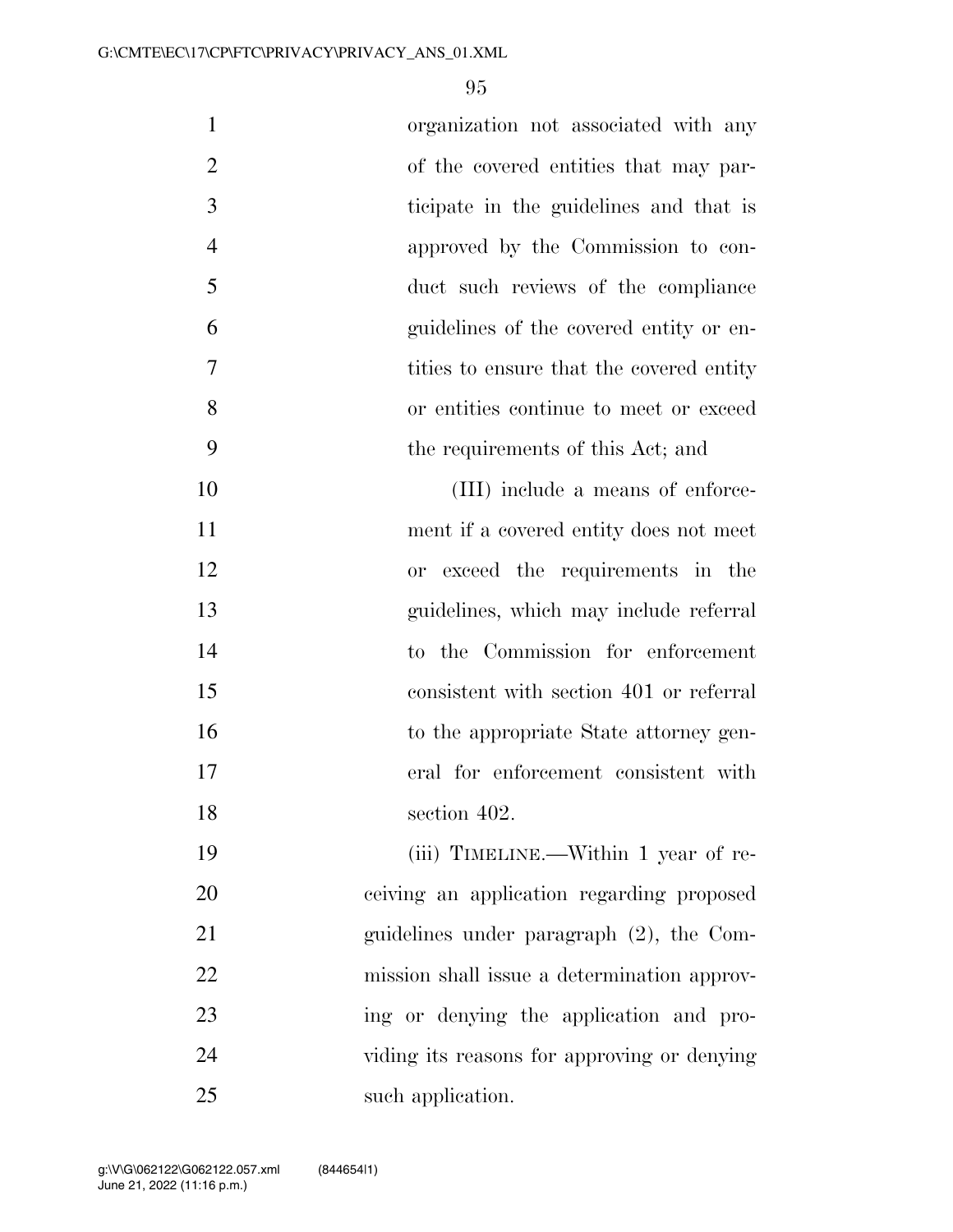organization not associated with any of the covered entities that may participate in the guidelines and that is approved by the Commission to conduct such reviews of the compliance guidelines of the covered entity or entities to ensure that the covered entity or entities continue to meet or exceed the requirements of this Act; and

(III) include a means of enforcement if a covered entity does not meet or exceed the requirements in the guidelines, which may include referral to the Commission for enforcement consistent with section 401 or referral to the appropriate State attorney general for enforcement consistent with section 402.

(iii) TIMELINE.—Within 1 year of receiving an application regarding proposed guidelines under paragraph (2), the Commission shall issue a determination approving or denying the application and providing its reasons for approving or denying such application.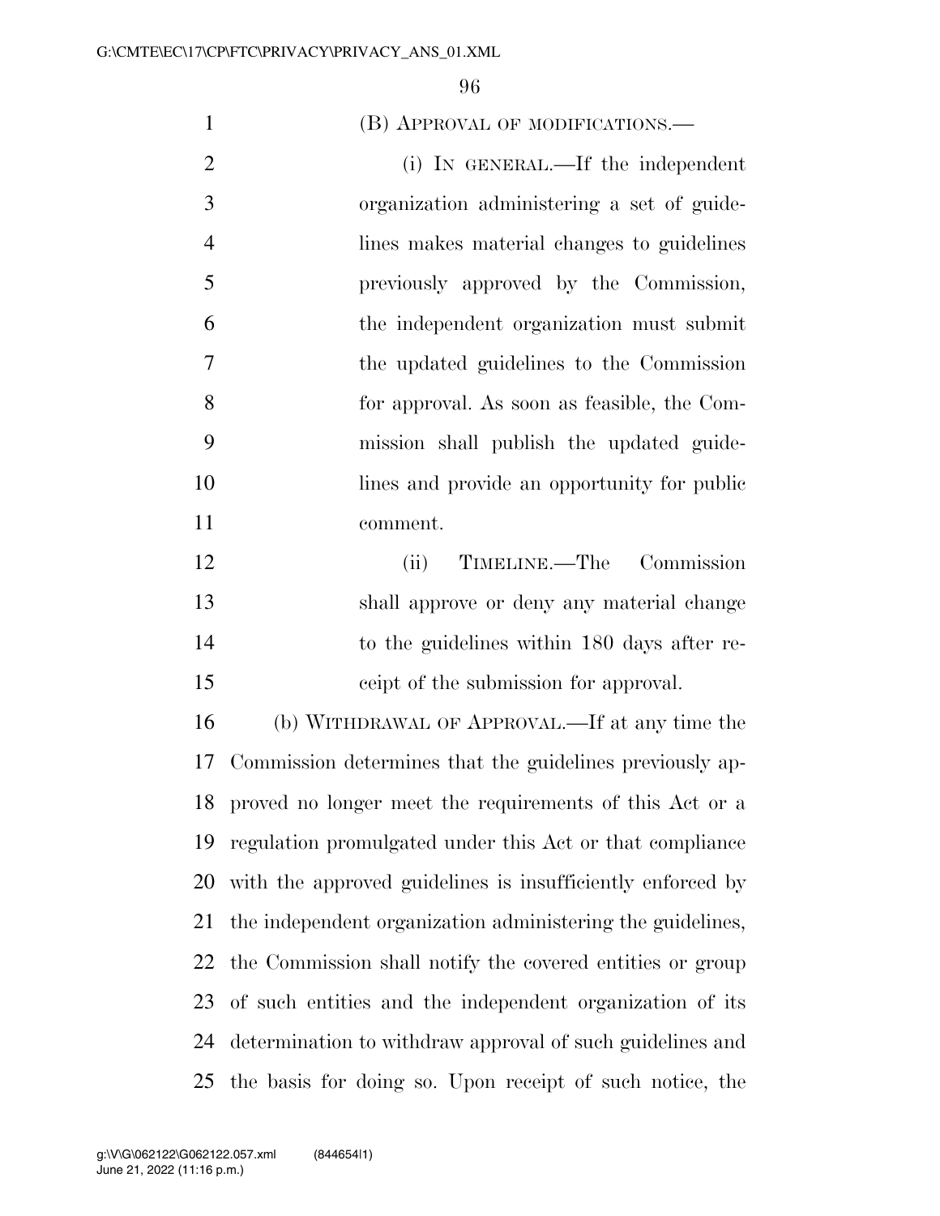(B) APPROVAL OF MODIFICATIONS.—

(i) IN GENERAL.—If the independent organization administering a set of guidelines makes material changes to guidelines previously approved by the Commission, the independent organization must submit the updated guidelines to the Commission for approval. As soon as feasible, the Commission shall publish the updated guidelines and provide an opportunity for public comment.

(ii) TIMELINE.—The Commission shall approve or deny any material change to the guidelines within 180 days after receipt of the submission for approval.

(b) WITHDRAWAL OF APPROVAL.—If at any time the Commission determines that the guidelines previously approved no longer meet the requirements of this Act or a regulation promulgated under this Act or that compliance with the approved guidelines is insufficiently enforced by the independent organization administering the guidelines, the Commission shall notify the covered entities or group of such entities and the independent organization of its determination to withdraw approval of such guidelines and the basis for doing so. Upon receipt of such notice, the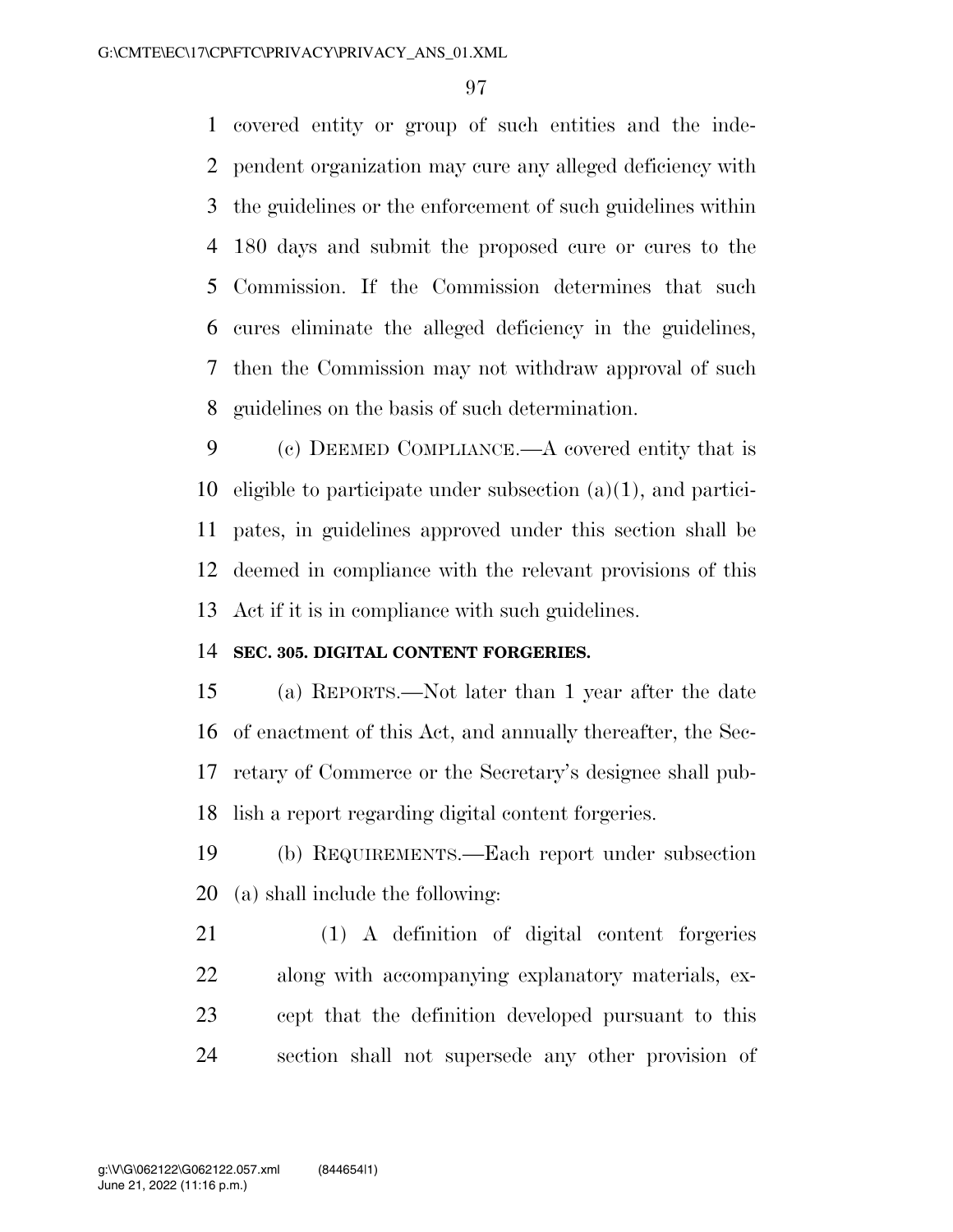covered entity or group of such entities and the independent organization may cure any alleged deficiency with the guidelines or the enforcement of such guidelines within 180 days and submit the proposed cure or cures to the Commission. If the Commission determines that such cures eliminate the alleged deficiency in the guidelines, then the Commission may not withdraw approval of such guidelines on the basis of such determination.

(c) DEEMED COMPLIANCE.—A covered entity that is eligible to participate under subsection (a)(1), and participates, in guidelines approved under this section shall be deemed in compliance with the relevant provisions of this Act if it is in compliance with such guidelines.

**SEC. 305. DIGITAL CONTENT FORGERIES.**

(a) REPORTS.—Not later than 1 year after the date of enactment of this Act, and annually thereafter, the Secretary of Commerce or the Secretary's designee shall publish a report regarding digital content forgeries.

(b) REQUIREMENTS.—Each report under subsection (a) shall include the following:

(1) A definition of digital content forgeries along with accompanying explanatory materials, except that the definition developed pursuant to this section shall not supersede any other provision of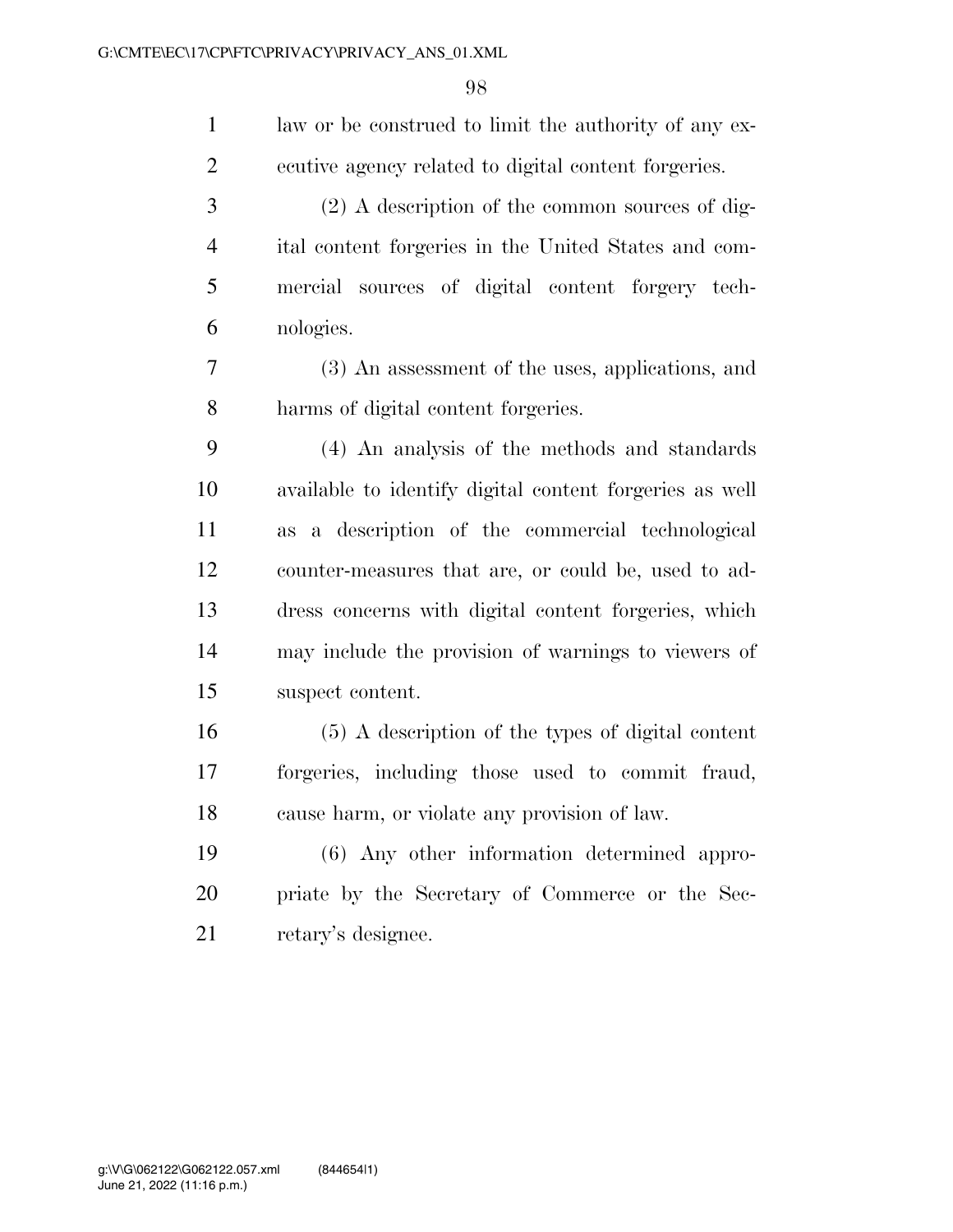law or be construed to limit the authority of any executive agency related to digital content forgeries.

(2) A description of the common sources of digital content forgeries in the United States and commercial sources of digital content forgery technologies.

(3) An assessment of the uses, applications, and harms of digital content forgeries.

(4) An analysis of the methods and standards available to identify digital content forgeries as well as a description of the commercial technological counter-measures that are, or could be, used to address concerns with digital content forgeries, which may include the provision of warnings to viewers of suspect content.

(5) A description of the types of digital content forgeries, including those used to commit fraud, cause harm, or violate any provision of law.

(6) Any other information determined appropriate by the Secretary of Commerce or the Secretary's designee.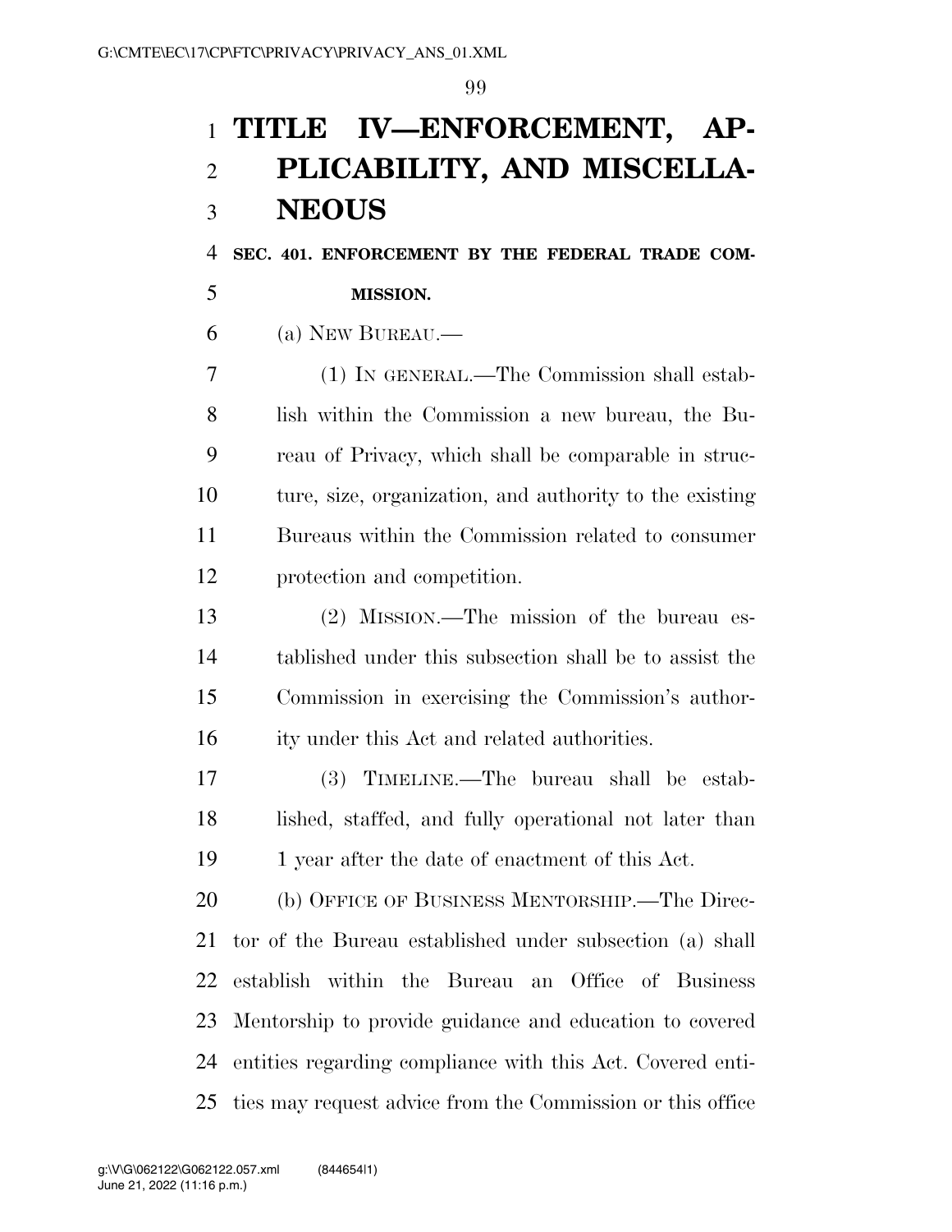# TITLE IV—ENFORCEMENT, APPLICABILITY, AND MISCELLANEOUS

## SEC. 401. ENFORCEMENT BY THE FEDERAL TRADE COMMISSION.

(a) NEW BUREAU.—

(1) IN GENERAL.—The Commission shall establish within the Commission a new bureau, the Bureau of Privacy, which shall be comparable in structure, size, organization, and authority to the existing Bureaus within the Commission related to consumer protection and competition.

(2) MISSION.—The mission of the bureau established under this subsection shall be to assist the Commission in exercising the Commission's authority under this Act and related authorities.

(3) TIMELINE.—The bureau shall be established, staffed, and fully operational not later than 1 year after the date of enactment of this Act.

(b) OFFICE OF BUSINESS MENTORSHIP.—The Director of the Bureau established under subsection (a) shall establish within the Bureau an Office of Business Mentorship to provide guidance and education to covered entities regarding compliance with this Act. Covered entities may request advice from the Commission or this office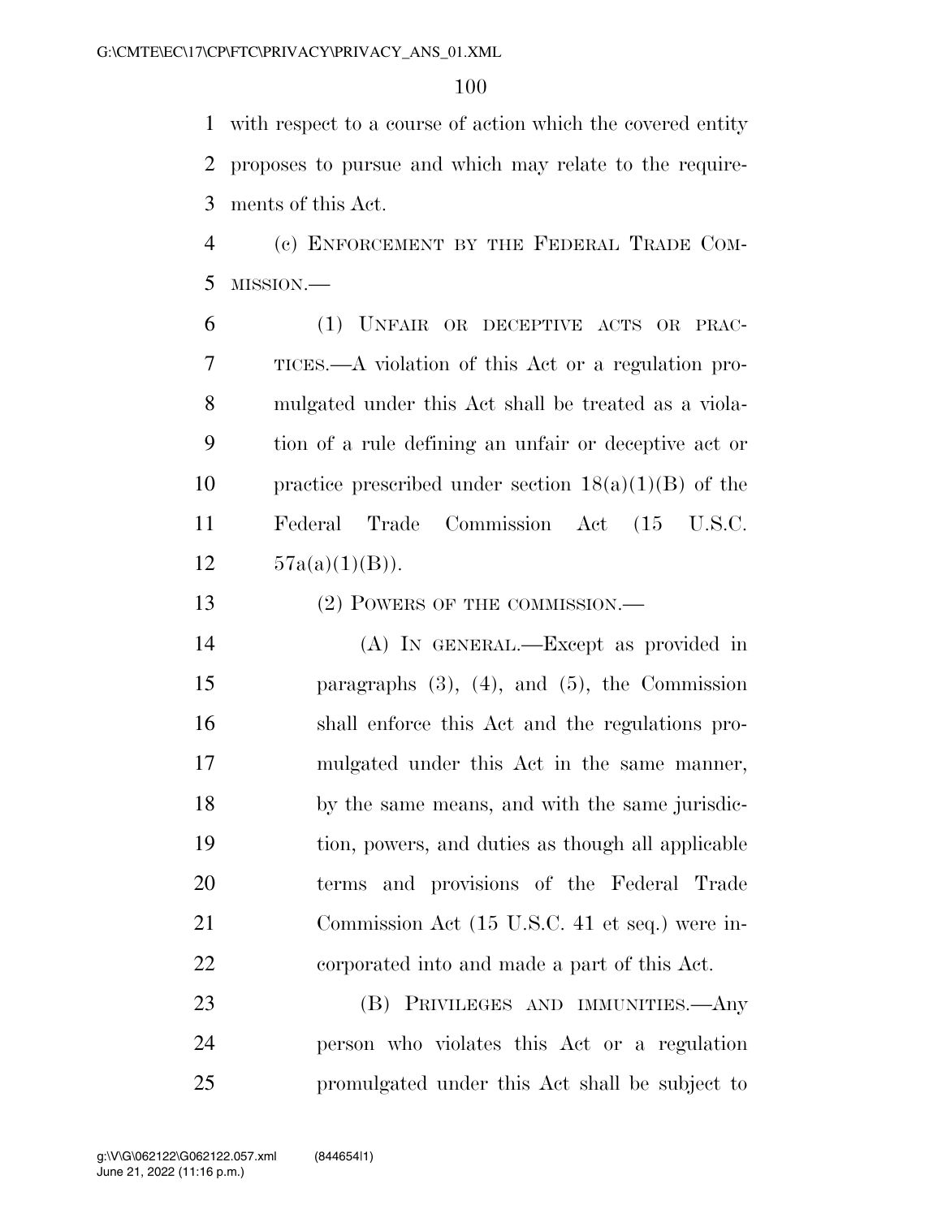with respect to a course of action which the covered entity proposes to pursue and which may relate to the requirements of this Act.

(c) ENFORCEMENT BY THE FEDERAL TRADE COMMISSION.—

(1) UNFAIR OR DECEPTIVE ACTS OR PRACTICES.—A violation of this Act or a regulation promulgated under this Act shall be treated as a violation of a rule defining an unfair or deceptive act or practice prescribed under section 18(a)(1)(B) of the Federal Trade Commission Act (15 U.S.C. 57a(a)(1)(B)).

(2) POWERS OF THE COMMISSION.—

(A) IN GENERAL.—Except as provided in paragraphs (3), (4), and (5), the Commission shall enforce this Act and the regulations promulgated under this Act in the same manner, by the same means, and with the same jurisdiction, powers, and duties as though all applicable terms and provisions of the Federal Trade Commission Act (15 U.S.C. 41 et seq.) were incorporated into and made a part of this Act.

(B) PRIVILEGES AND IMMUNITIES.—Any person who violates this Act or a regulation promulgated under this Act shall be subject to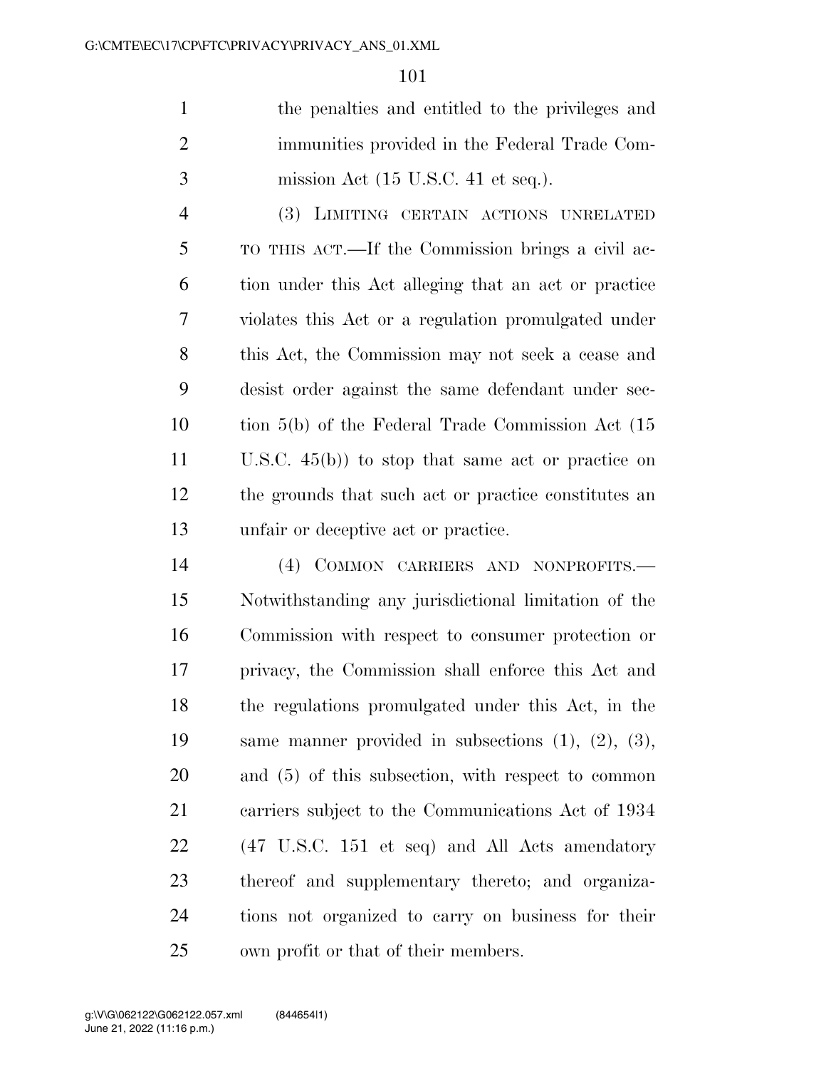the penalties and entitled to the privileges and immunities provided in the Federal Trade Commission Act (15 U.S.C. 41 et seq.).

(3) LIMITING CERTAIN ACTIONS UNRELATED TO THIS ACT.—If the Commission brings a civil action under this Act alleging that an act or practice violates this Act or a regulation promulgated under this Act, the Commission may not seek a cease and desist order against the same defendant under section 5(b) of the Federal Trade Commission Act (15 U.S.C. 45(b)) to stop that same act or practice on the grounds that such act or practice constitutes an unfair or deceptive act or practice.

(4) COMMON CARRIERS AND NONPROFITS.—Notwithstanding any jurisdictional limitation of the Commission with respect to consumer protection or privacy, the Commission shall enforce this Act and the regulations promulgated under this Act, in the same manner provided in subsections (1), (2), (3), and (5) of this subsection, with respect to common carriers subject to the Communications Act of 1934 (47 U.S.C. 151 et seq) and All Acts amendatory thereof and supplementary thereto; and organizations not organized to carry on business for their own profit or that of their members.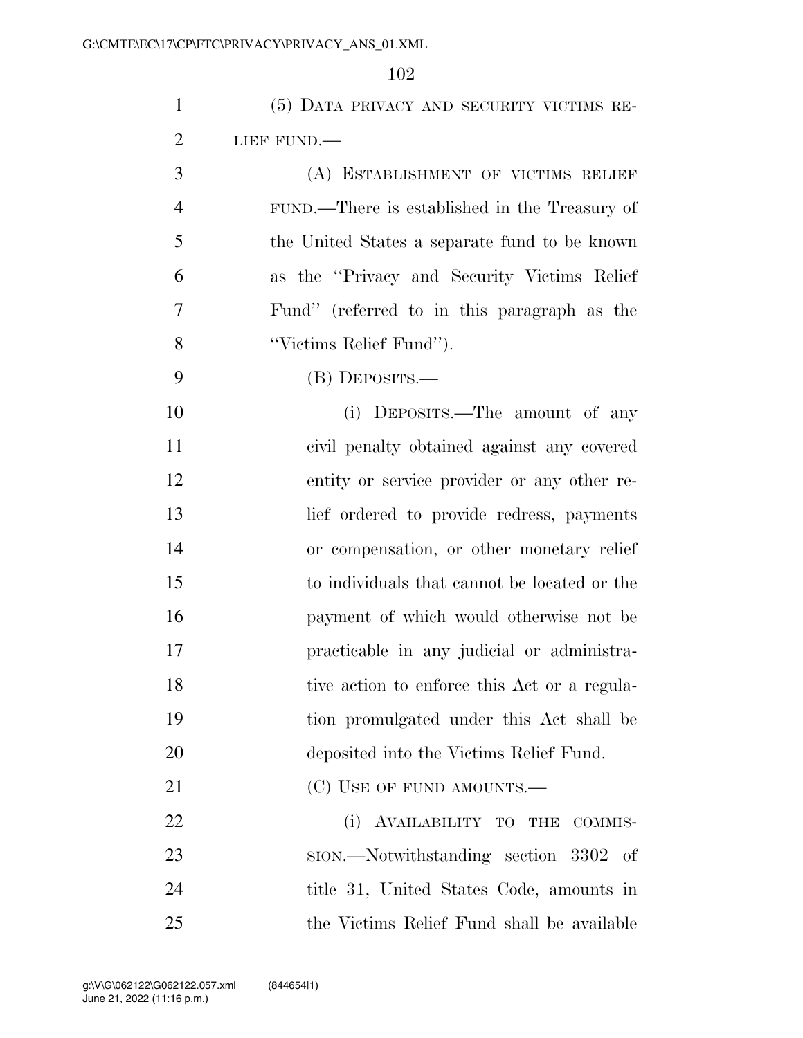(5) DATA PRIVACY AND SECURITY VICTIMS RELIEF FUND.—

(A) ESTABLISHMENT OF VICTIMS RELIEF FUND.—There is established in the Treasury of the United States a separate fund to be known as the ''Privacy and Security Victims Relief Fund'' (referred to in this paragraph as the ''Victims Relief Fund'').

(B) DEPOSITS.—

(i) DEPOSITS.—The amount of any civil penalty obtained against any covered entity or service provider or any other relief ordered to provide redress, payments or compensation, or other monetary relief to individuals that cannot be located or the payment of which would otherwise not be practicable in any judicial or administrative action to enforce this Act or a regulation promulgated under this Act shall be deposited into the Victims Relief Fund.

(C) USE OF FUND AMOUNTS.—

(i) AVAILABILITY TO THE COMMISSION.—Notwithstanding section 3302 of title 31, United States Code, amounts in the Victims Relief Fund shall be available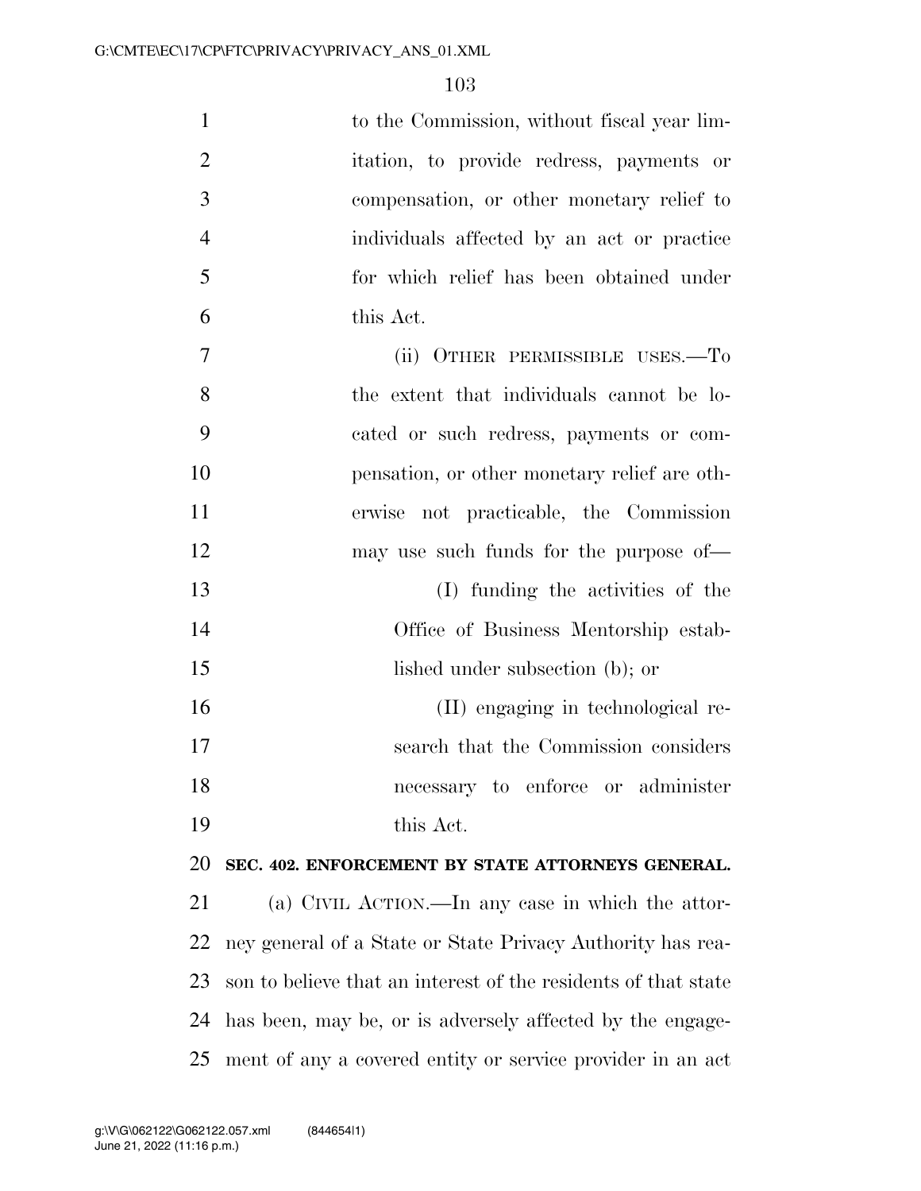to the Commission, without fiscal year limitation, to provide redress, payments or compensation, or other monetary relief to individuals affected by an act or practice for which relief has been obtained under this Act.

(ii) OTHER PERMISSIBLE USES.—To the extent that individuals cannot be located or such redress, payments or compensation, or other monetary relief are otherwise not practicable, the Commission may use such funds for the purpose of—

(I) funding the activities of the Office of Business Mentorship established under subsection (b); or

(II) engaging in technological research that the Commission considers necessary to enforce or administer this Act.

**SEC. 402. ENFORCEMENT BY STATE ATTORNEYS GENERAL.**

(a) CIVIL ACTION.—In any case in which the attorney general of a State or State Privacy Authority has reason to believe that an interest of the residents of that state has been, may be, or is adversely affected by the engagement of any a covered entity or service provider in an act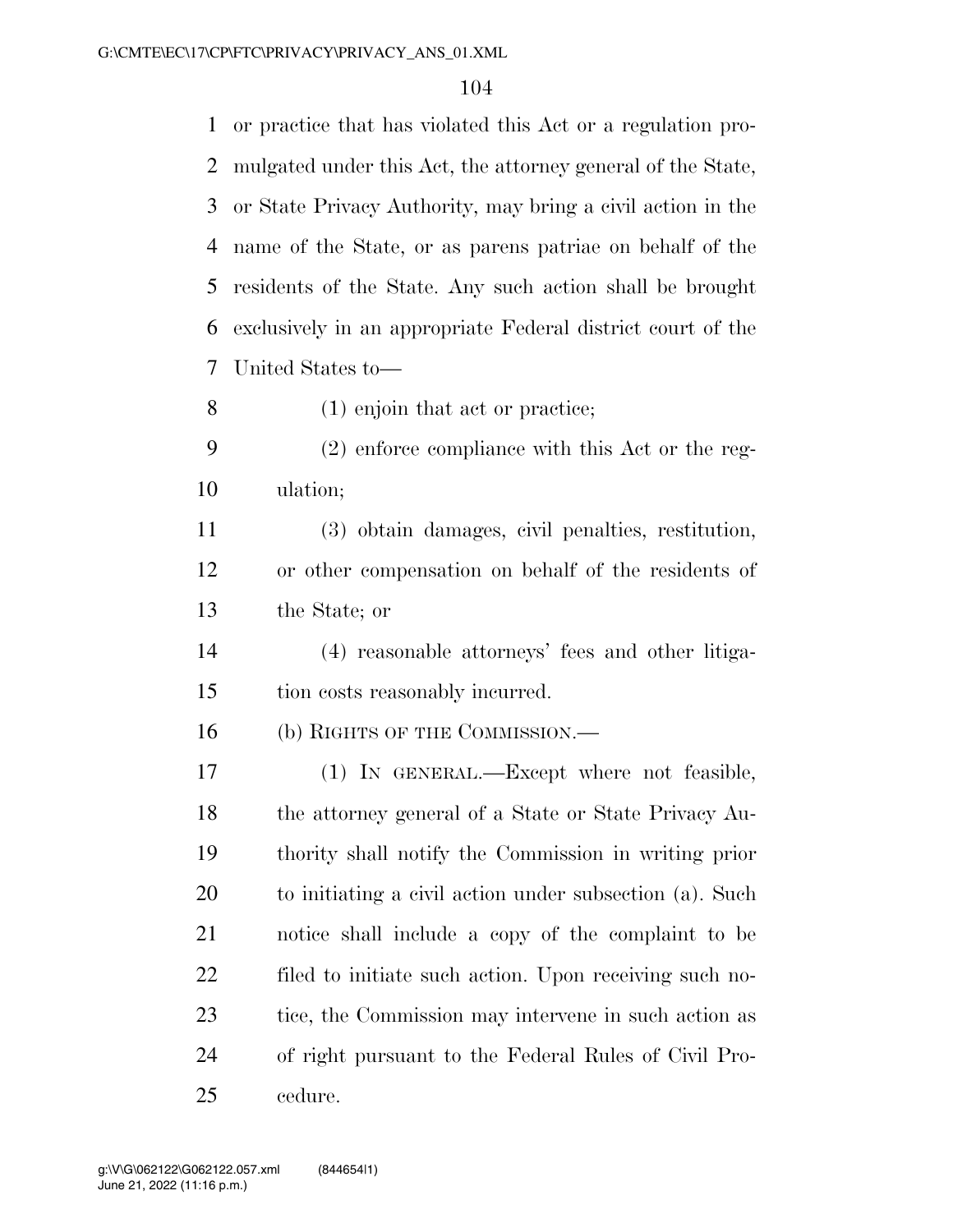or practice that has violated this Act or a regulation promulgated under this Act, the attorney general of the State, or State Privacy Authority, may bring a civil action in the name of the State, or as parens patriae on behalf of the residents of the State. Any such action shall be brought exclusively in an appropriate Federal district court of the United States to—

(1) enjoin that act or practice;

(2) enforce compliance with this Act or the regulation;

(3) obtain damages, civil penalties, restitution, or other compensation on behalf of the residents of the State; or

(4) reasonable attorneys' fees and other litigation costs reasonably incurred.

(b) RIGHTS OF THE COMMISSION.—

(1) IN GENERAL.—Except where not feasible, the attorney general of a State or State Privacy Authority shall notify the Commission in writing prior to initiating a civil action under subsection (a). Such notice shall include a copy of the complaint to be filed to initiate such action. Upon receiving such notice, the Commission may intervene in such action as of right pursuant to the Federal Rules of Civil Procedure.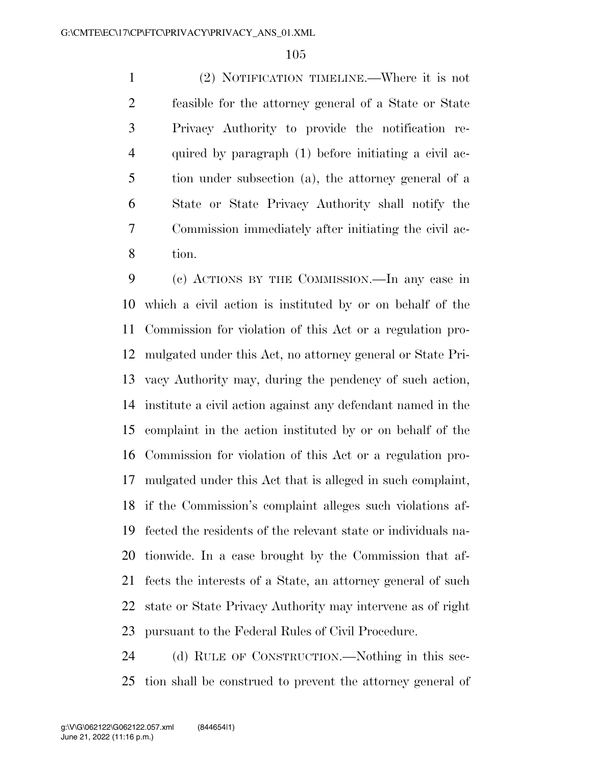(2) NOTIFICATION TIMELINE.—Where it is not feasible for the attorney general of a State or State Privacy Authority to provide the notification required by paragraph (1) before initiating a civil action under subsection (a), the attorney general of a State or State Privacy Authority shall notify the Commission immediately after initiating the civil action.

(c) ACTIONS BY THE COMMISSION.—In any case in which a civil action is instituted by or on behalf of the Commission for violation of this Act or a regulation promulgated under this Act, no attorney general or State Privacy Authority may, during the pendency of such action, institute a civil action against any defendant named in the complaint in the action instituted by or on behalf of the Commission for violation of this Act or a regulation promulgated under this Act that is alleged in such complaint, if the Commission's complaint alleges such violations affected the residents of the relevant state or individuals nationwide. In a case brought by the Commission that affects the interests of a State, an attorney general of such state or State Privacy Authority may intervene as of right pursuant to the Federal Rules of Civil Procedure.

(d) RULE OF CONSTRUCTION.—Nothing in this section shall be construed to prevent the attorney general of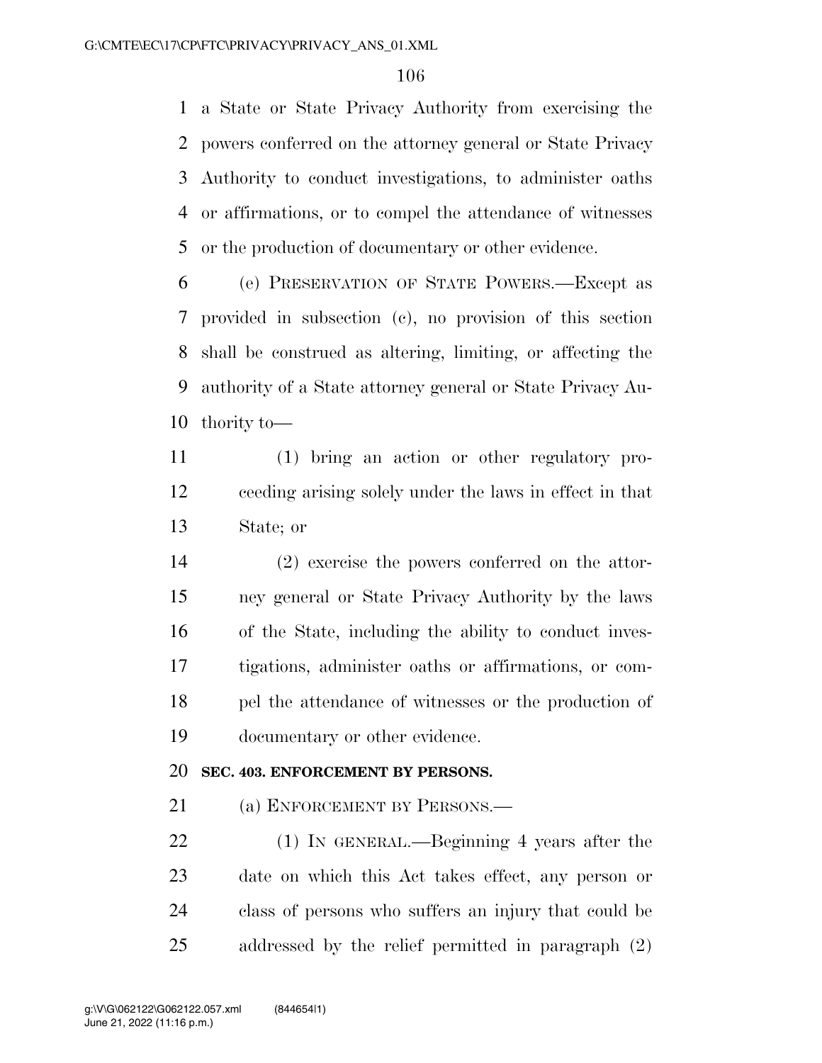a State or State Privacy Authority from exercising the powers conferred on the attorney general or State Privacy Authority to conduct investigations, to administer oaths or affirmations, or to compel the attendance of witnesses or the production of documentary or other evidence.

(e) PRESERVATION OF STATE POWERS.—Except as provided in subsection (c), no provision of this section shall be construed as altering, limiting, or affecting the authority of a State attorney general or State Privacy Authority to—

(1) bring an action or other regulatory proceeding arising solely under the laws in effect in that State; or

(2) exercise the powers conferred on the attorney general or State Privacy Authority by the laws of the State, including the ability to conduct investigations, administer oaths or affirmations, or compel the attendance of witnesses or the production of documentary or other evidence.

**SEC. 403. ENFORCEMENT BY PERSONS.**

(a) ENFORCEMENT BY PERSONS.—

(1) IN GENERAL.—Beginning 4 years after the date on which this Act takes effect, any person or class of persons who suffers an injury that could be addressed by the relief permitted in paragraph (2)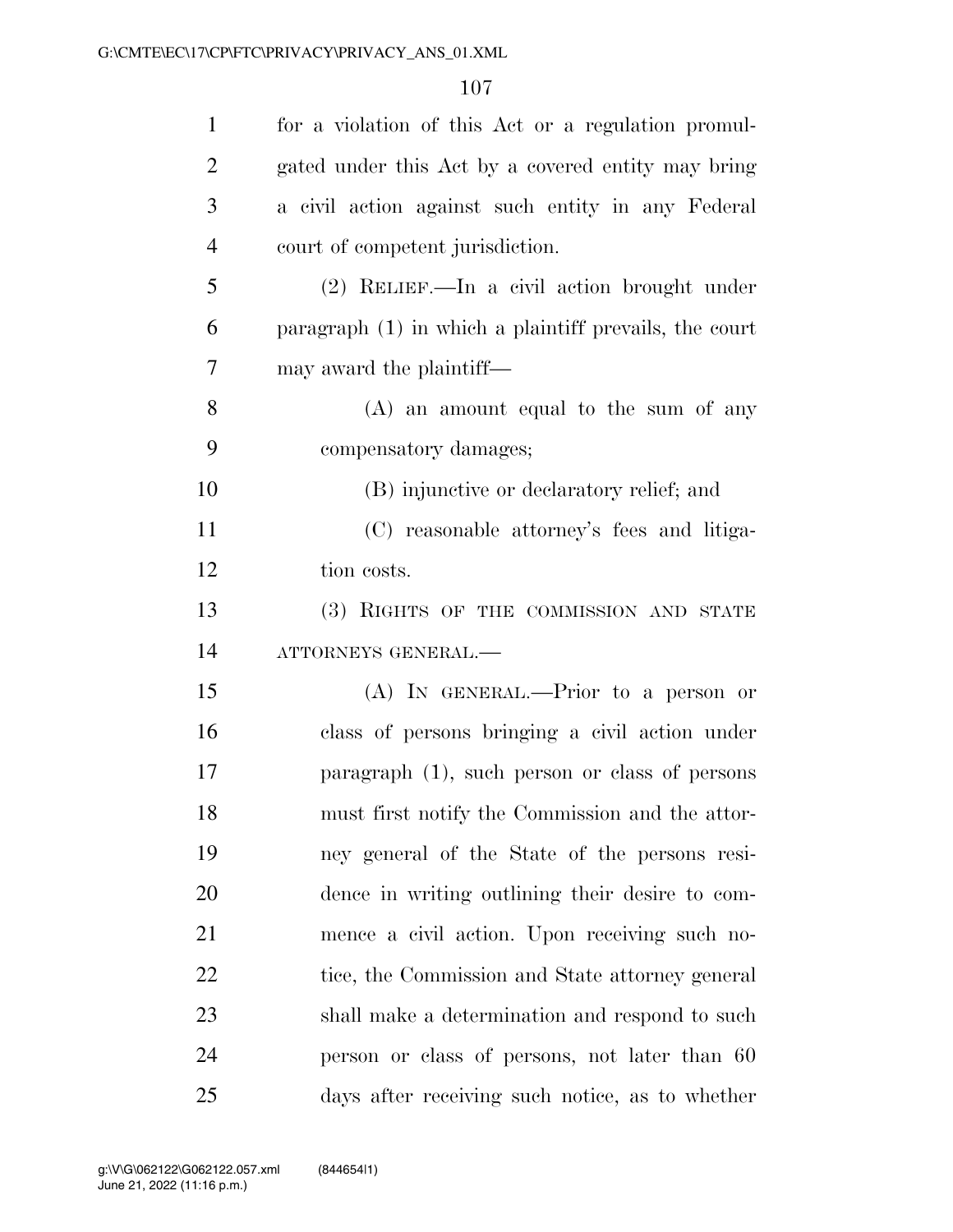for a violation of this Act or a regulation promulgated under this Act by a covered entity may bring a civil action against such entity in any Federal court of competent jurisdiction.

(2) RELIEF.—In a civil action brought under paragraph (1) in which a plaintiff prevails, the court may award the plaintiff—

(A) an amount equal to the sum of any compensatory damages;

(B) injunctive or declaratory relief; and

(C) reasonable attorney's fees and litigation costs.

(3) RIGHTS OF THE COMMISSION AND STATE ATTORNEYS GENERAL.—

(A) IN GENERAL.—Prior to a person or class of persons bringing a civil action under paragraph (1), such person or class of persons must first notify the Commission and the attorney general of the State of the persons residence in writing outlining their desire to commence a civil action. Upon receiving such notice, the Commission and State attorney general shall make a determination and respond to such person or class of persons, not later than 60 days after receiving such notice, as to whether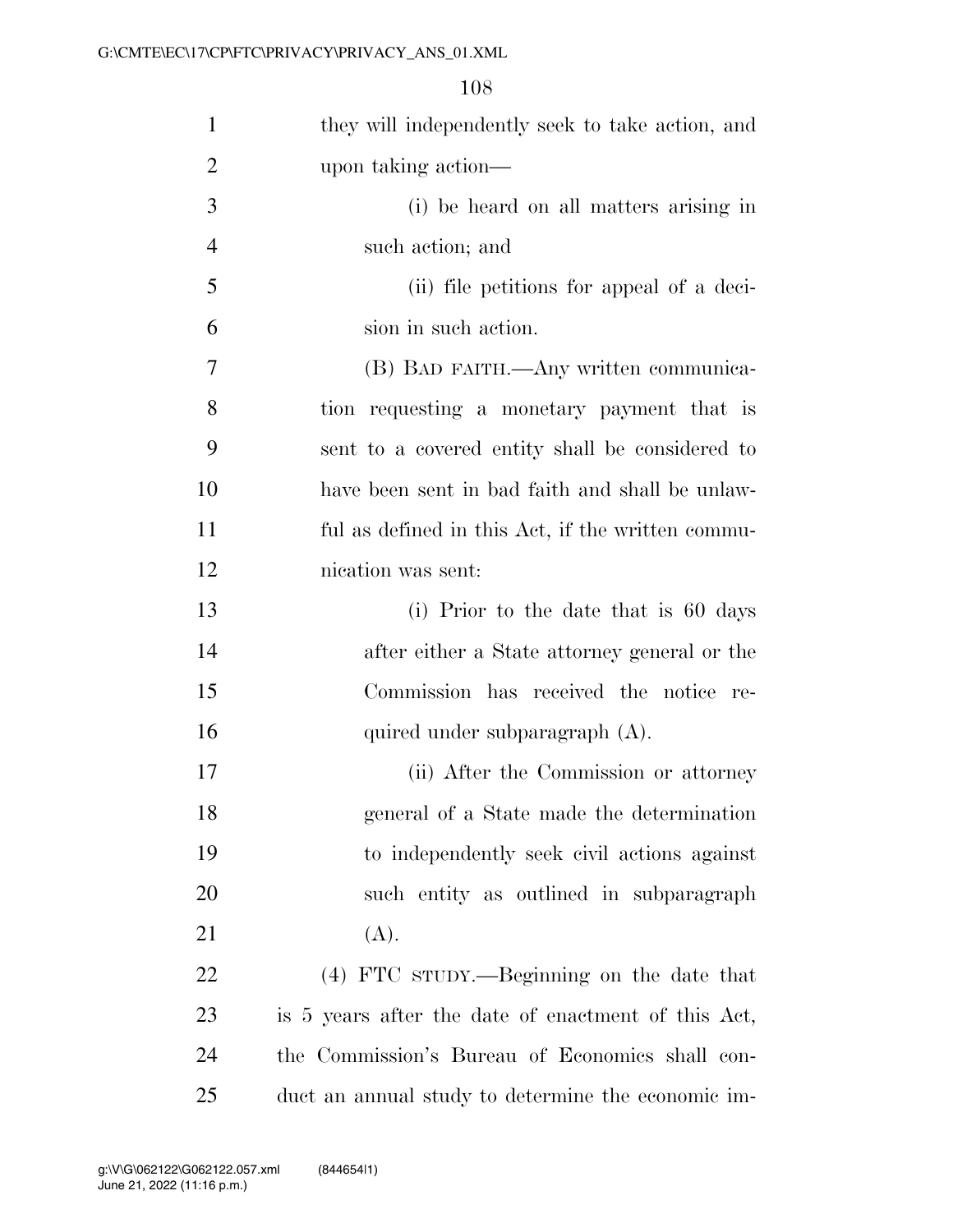they will independently seek to take action, and upon taking action—

(i) be heard on all matters arising in such action; and

(ii) file petitions for appeal of a decision in such action.

(B) BAD FAITH.—Any written communication requesting a monetary payment that is sent to a covered entity shall be considered to have been sent in bad faith and shall be unlawful as defined in this Act, if the written communication was sent:

(i) Prior to the date that is 60 days after either a State attorney general or the Commission has received the notice required under subparagraph (A).

(ii) After the Commission or attorney general of a State made the determination to independently seek civil actions against such entity as outlined in subparagraph (A).

(4) FTC STUDY.—Beginning on the date that is 5 years after the date of enactment of this Act, the Commission's Bureau of Economics shall conduct an annual study to determine the economic im-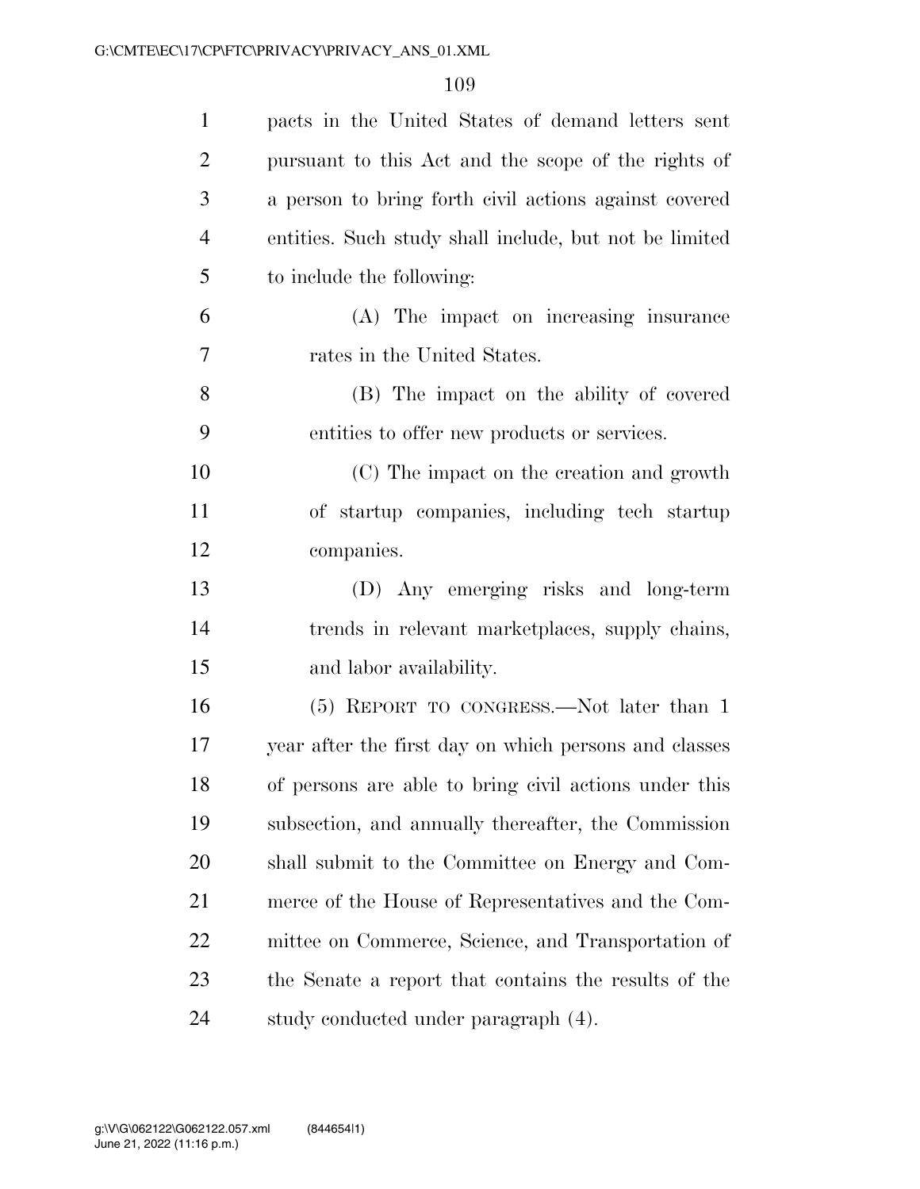pacts in the United States of demand letters sent pursuant to this Act and the scope of the rights of a person to bring forth civil actions against covered entities. Such study shall include, but not be limited to include the following:

(A) The impact on increasing insurance rates in the United States.

(B) The impact on the ability of covered entities to offer new products or services.

(C) The impact on the creation and growth of startup companies, including tech startup companies.

(D) Any emerging risks and long-term trends in relevant marketplaces, supply chains, and labor availability.

(5) REPORT TO CONGRESS.—Not later than 1 year after the first day on which persons and classes of persons are able to bring civil actions under this subsection, and annually thereafter, the Commission shall submit to the Committee on Energy and Commerce of the House of Representatives and the Committee on Commerce, Science, and Transportation of the Senate a report that contains the results of the study conducted under paragraph (4).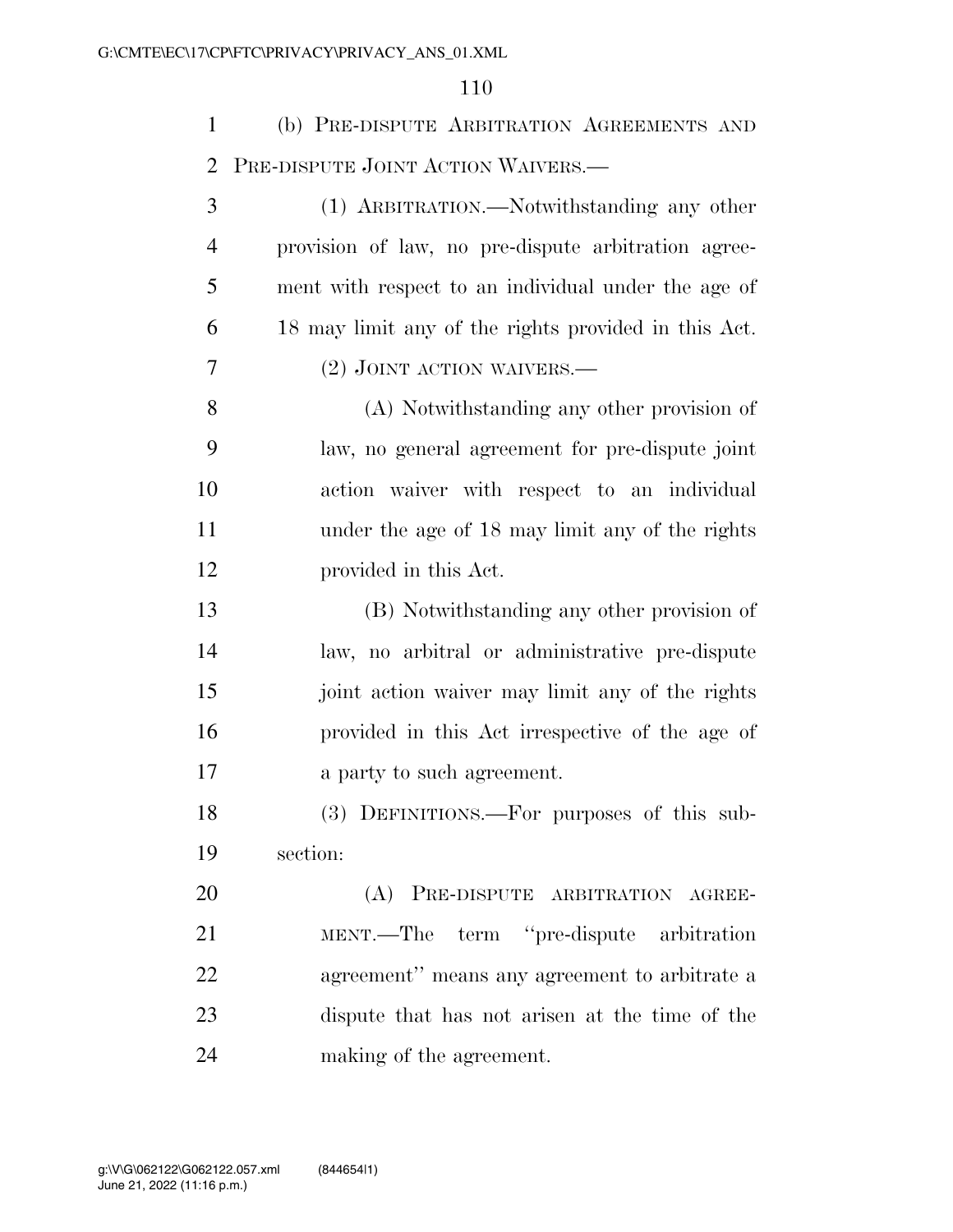(b) PRE-DISPUTE ARBITRATION AGREEMENTS AND PRE-DISPUTE JOINT ACTION WAIVERS.—

(1) ARBITRATION.—Notwithstanding any other provision of law, no pre-dispute arbitration agreement with respect to an individual under the age of 18 may limit any of the rights provided in this Act.

(2) JOINT ACTION WAIVERS.—

(A) Notwithstanding any other provision of law, no general agreement for pre-dispute joint action waiver with respect to an individual under the age of 18 may limit any of the rights provided in this Act.

(B) Notwithstanding any other provision of law, no arbitral or administrative pre-dispute joint action waiver may limit any of the rights provided in this Act irrespective of the age of a party to such agreement.

(3) DEFINITIONS.—For purposes of this subsection:

(A) PRE-DISPUTE ARBITRATION AGREEMENT.—The term ''pre-dispute arbitration agreement'' means any agreement to arbitrate a dispute that has not arisen at the time of the making of the agreement.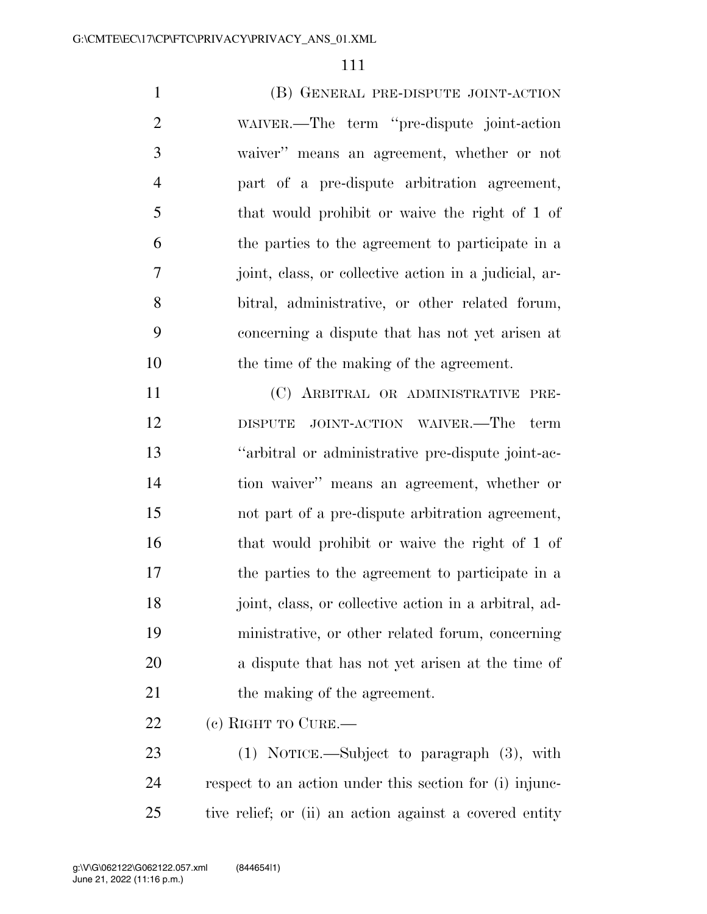(B) GENERAL PRE-DISPUTE JOINT-ACTION WAIVER.—The term "pre-dispute joint-action waiver" means an agreement, whether or not part of a pre-dispute arbitration agreement, that would prohibit or waive the right of 1 of the parties to the agreement to participate in a joint, class, or collective action in a judicial, arbitral, administrative, or other related forum, concerning a dispute that has not yet arisen at the time of the making of the agreement.

(C) ARBITRAL OR ADMINISTRATIVE PRE-DISPUTE JOINT-ACTION WAIVER.—The term "arbitral or administrative pre-dispute joint-action waiver" means an agreement, whether or not part of a pre-dispute arbitration agreement, that would prohibit or waive the right of 1 of the parties to the agreement to participate in a joint, class, or collective action in a arbitral, administrative, or other related forum, concerning a dispute that has not yet arisen at the time of the making of the agreement.

(c) RIGHT TO CURE.—

(1) NOTICE.—Subject to paragraph (3), with respect to an action under this section for (i) injunctive relief; or (ii) an action against a covered entity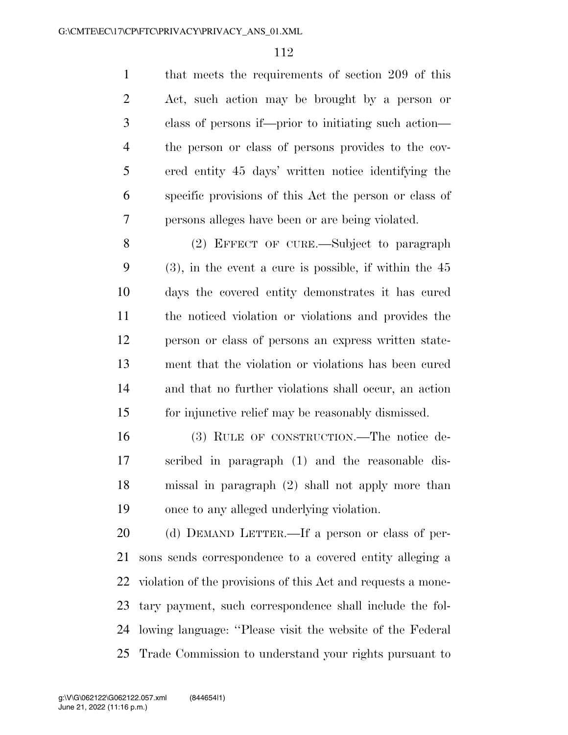that meets the requirements of section 209 of this Act, such action may be brought by a person or class of persons if—prior to initiating such action—the person or class of persons provides to the covered entity 45 days' written notice identifying the specific provisions of this Act the person or class of persons alleges have been or are being violated.

(2) EFFECT OF CURE.—Subject to paragraph (3), in the event a cure is possible, if within the 45 days the covered entity demonstrates it has cured the noticed violation or violations and provides the person or class of persons an express written statement that the violation or violations has been cured and that no further violations shall occur, an action for injunctive relief may be reasonably dismissed.

(3) RULE OF CONSTRUCTION.—The notice described in paragraph (1) and the reasonable dismissal in paragraph (2) shall not apply more than once to any alleged underlying violation.

(d) DEMAND LETTER.—If a person or class of persons sends correspondence to a covered entity alleging a violation of the provisions of this Act and requests a monetary payment, such correspondence shall include the following language: "Please visit the website of the Federal Trade Commission to understand your rights pursuant to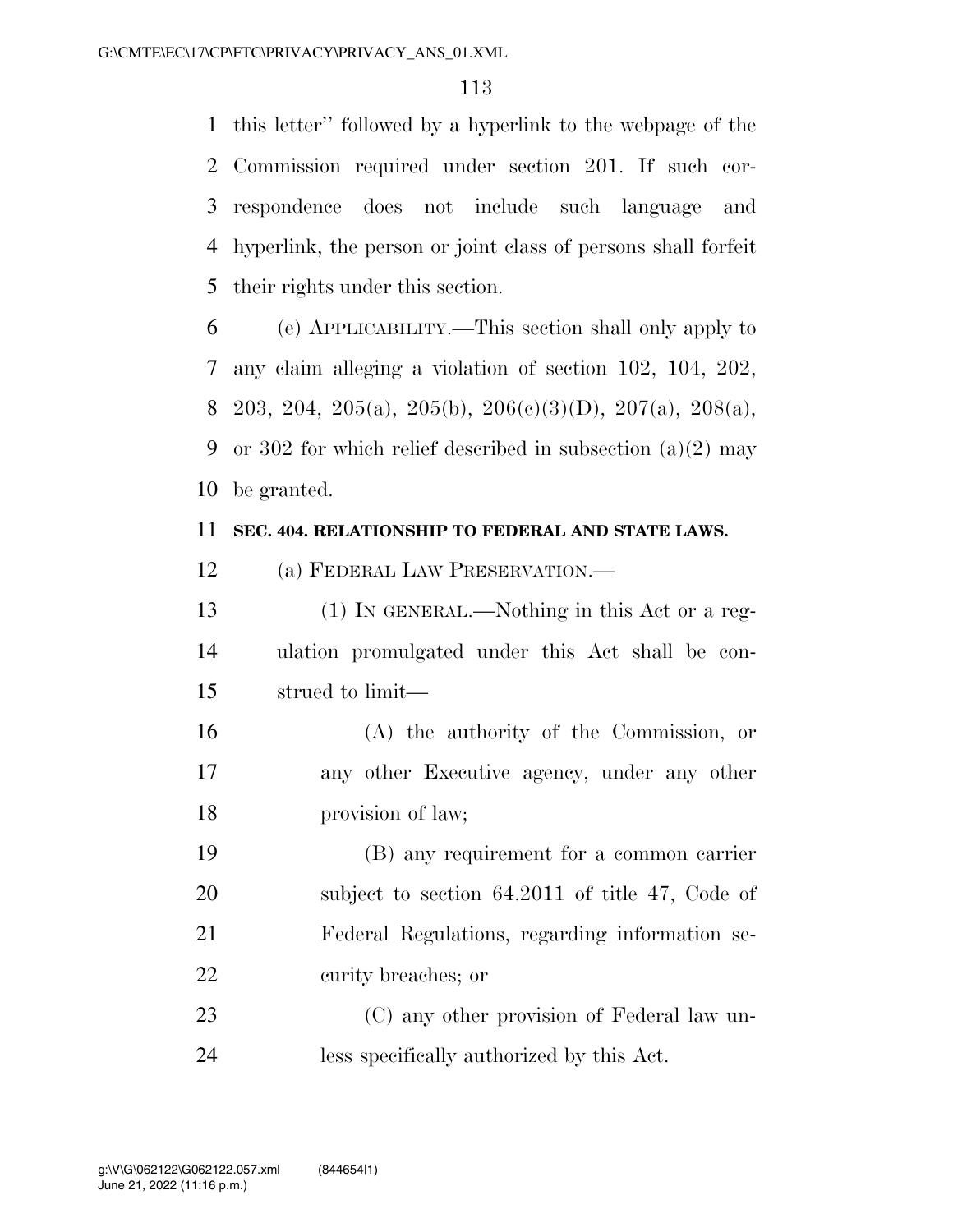this letter" followed by a hyperlink to the webpage of the Commission required under section 201. If such correspondence does not include such language and hyperlink, the person or joint class of persons shall forfeit their rights under this section.

(e) APPLICABILITY.—This section shall only apply to any claim alleging a violation of section 102, 104, 202, 203, 204, 205(a), 205(b), 206(c)(3)(D), 207(a), 208(a), or 302 for which relief described in subsection (a)(2) may be granted.

**SEC. 404. RELATIONSHIP TO FEDERAL AND STATE LAWS.**

(a) FEDERAL LAW PRESERVATION.—

(1) IN GENERAL.—Nothing in this Act or a regulation promulgated under this Act shall be construed to limit—

(A) the authority of the Commission, or any other Executive agency, under any other provision of law;

(B) any requirement for a common carrier subject to section 64.2011 of title 47, Code of Federal Regulations, regarding information security breaches; or

(C) any other provision of Federal law unless specifically authorized by this Act.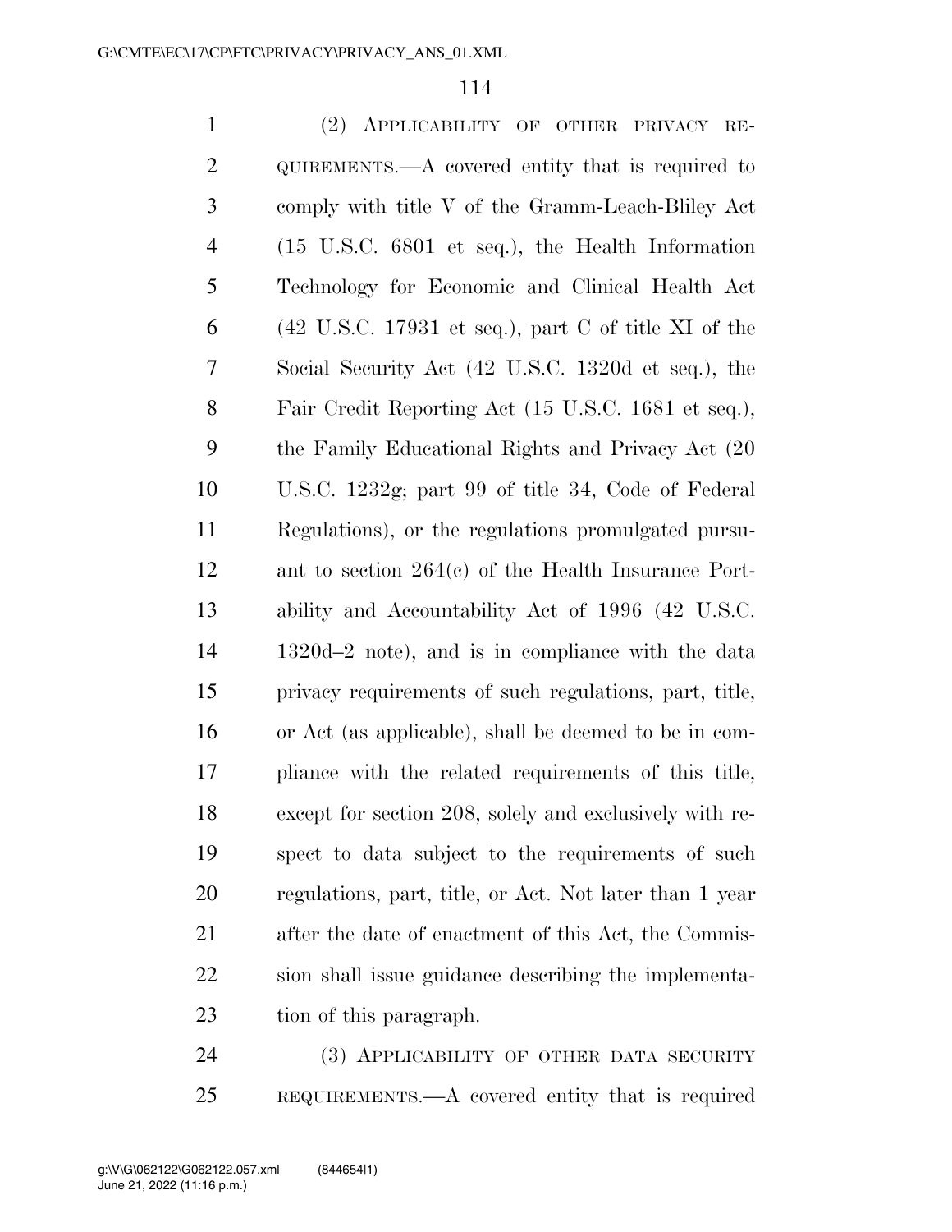(2) APPLICABILITY OF OTHER PRIVACY REQUIREMENTS.—A covered entity that is required to comply with title V of the Gramm-Leach-Bliley Act (15 U.S.C. 6801 et seq.), the Health Information Technology for Economic and Clinical Health Act (42 U.S.C. 17931 et seq.), part C of title XI of the Social Security Act (42 U.S.C. 1320d et seq.), the Fair Credit Reporting Act (15 U.S.C. 1681 et seq.), the Family Educational Rights and Privacy Act (20 U.S.C. 1232g; part 99 of title 34, Code of Federal Regulations), or the regulations promulgated pursuant to section 264(c) of the Health Insurance Portability and Accountability Act of 1996 (42 U.S.C. 1320d–2 note), and is in compliance with the data privacy requirements of such regulations, part, title, or Act (as applicable), shall be deemed to be in compliance with the related requirements of this title, except for section 208, solely and exclusively with respect to data subject to the requirements of such regulations, part, title, or Act. Not later than 1 year after the date of enactment of this Act, the Commission shall issue guidance describing the implementation of this paragraph.

(3) APPLICABILITY OF OTHER DATA SECURITY REQUIREMENTS.—A covered entity that is required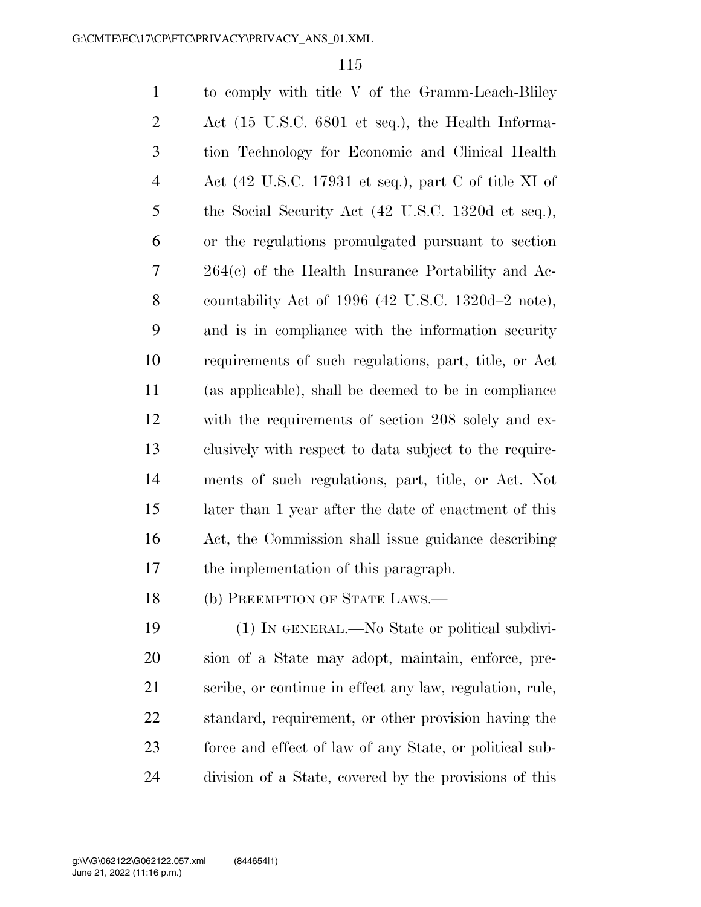to comply with title V of the Gramm-Leach-Bliley Act (15 U.S.C. 6801 et seq.), the Health Information Technology for Economic and Clinical Health Act (42 U.S.C. 17931 et seq.), part C of title XI of the Social Security Act (42 U.S.C. 1320d et seq.), or the regulations promulgated pursuant to section 264(c) of the Health Insurance Portability and Accountability Act of 1996 (42 U.S.C. 1320d–2 note), and is in compliance with the information security requirements of such regulations, part, title, or Act (as applicable), shall be deemed to be in compliance with the requirements of section 208 solely and exclusively with respect to data subject to the requirements of such regulations, part, title, or Act. Not later than 1 year after the date of enactment of this Act, the Commission shall issue guidance describing the implementation of this paragraph.

(b) PREEMPTION OF STATE LAWS.—

(1) IN GENERAL.—No State or political subdivision of a State may adopt, maintain, enforce, prescribe, or continue in effect any law, regulation, rule, standard, requirement, or other provision having the force and effect of law of any State, or political subdivision of a State, covered by the provisions of this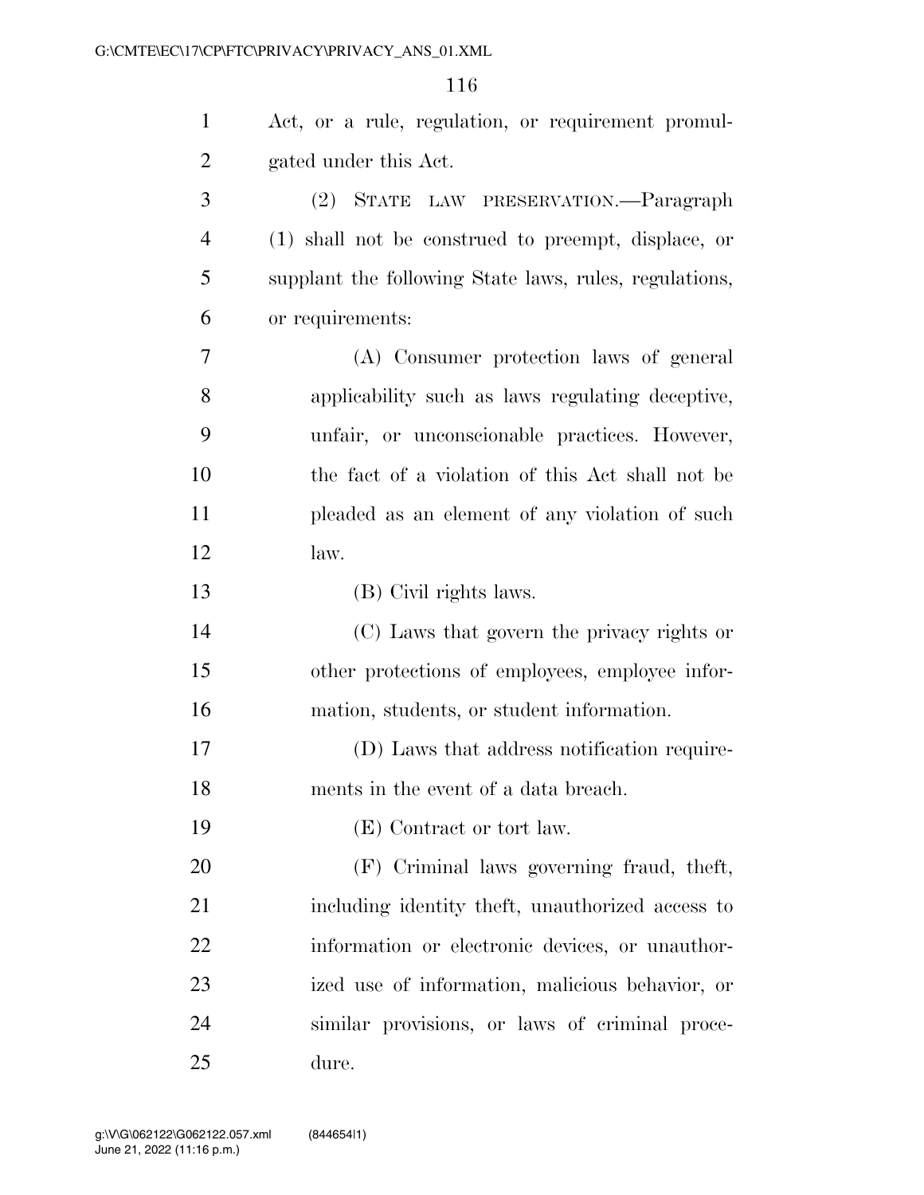Act, or a rule, regulation, or requirement promulgated under this Act.

(2) STATE LAW PRESERVATION.—Paragraph (1) shall not be construed to preempt, displace, or supplant the following State laws, rules, regulations, or requirements:

(A) Consumer protection laws of general applicability such as laws regulating deceptive, unfair, or unconscionable practices. However, the fact of a violation of this Act shall not be pleaded as an element of any violation of such law.

(B) Civil rights laws.

(C) Laws that govern the privacy rights or other protections of employees, employee information, students, or student information.

(D) Laws that address notification requirements in the event of a data breach.

(E) Contract or tort law.

(F) Criminal laws governing fraud, theft, including identity theft, unauthorized access to information or electronic devices, or unauthorized use of information, malicious behavior, or similar provisions, or laws of criminal procedure.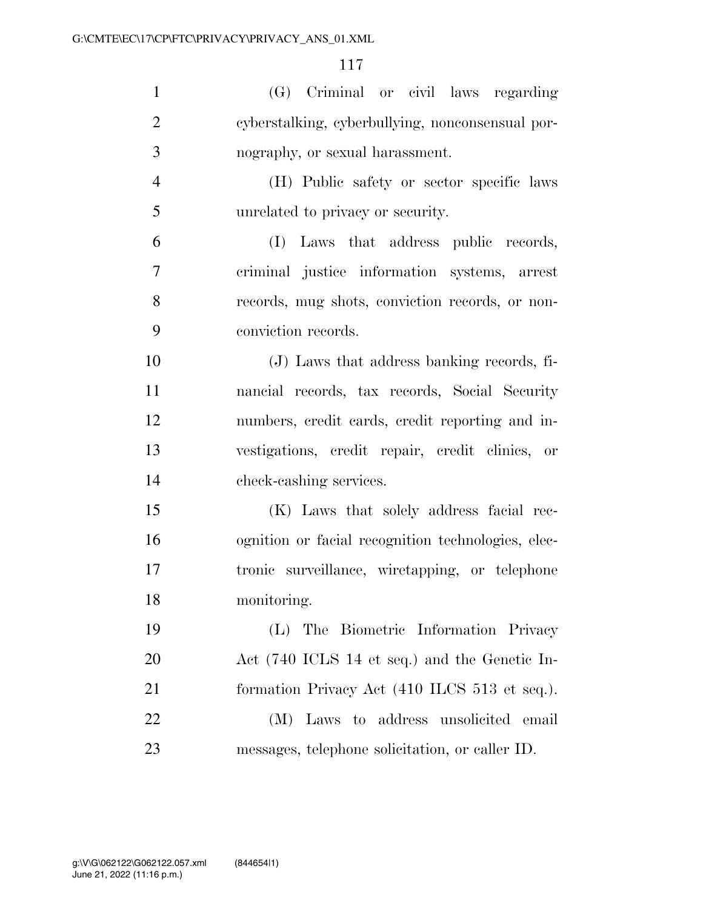(G) Criminal or civil laws regarding cyberstalking, cyberbullying, nonconsensual pornography, or sexual harassment.

(H) Public safety or sector specific laws unrelated to privacy or security.

(I) Laws that address public records, criminal justice information systems, arrest records, mug shots, conviction records, or non-conviction records.

(J) Laws that address banking records, financial records, tax records, Social Security numbers, credit cards, credit reporting and investigations, credit repair, credit clinics, or check-cashing services.

(K) Laws that solely address facial recognition or facial recognition technologies, electronic surveillance, wiretapping, or telephone monitoring.

(L) The Biometric Information Privacy Act (740 ICLS 14 et seq.) and the Genetic Information Privacy Act (410 ILCS 513 et seq.).

(M) Laws to address unsolicited email messages, telephone solicitation, or caller ID.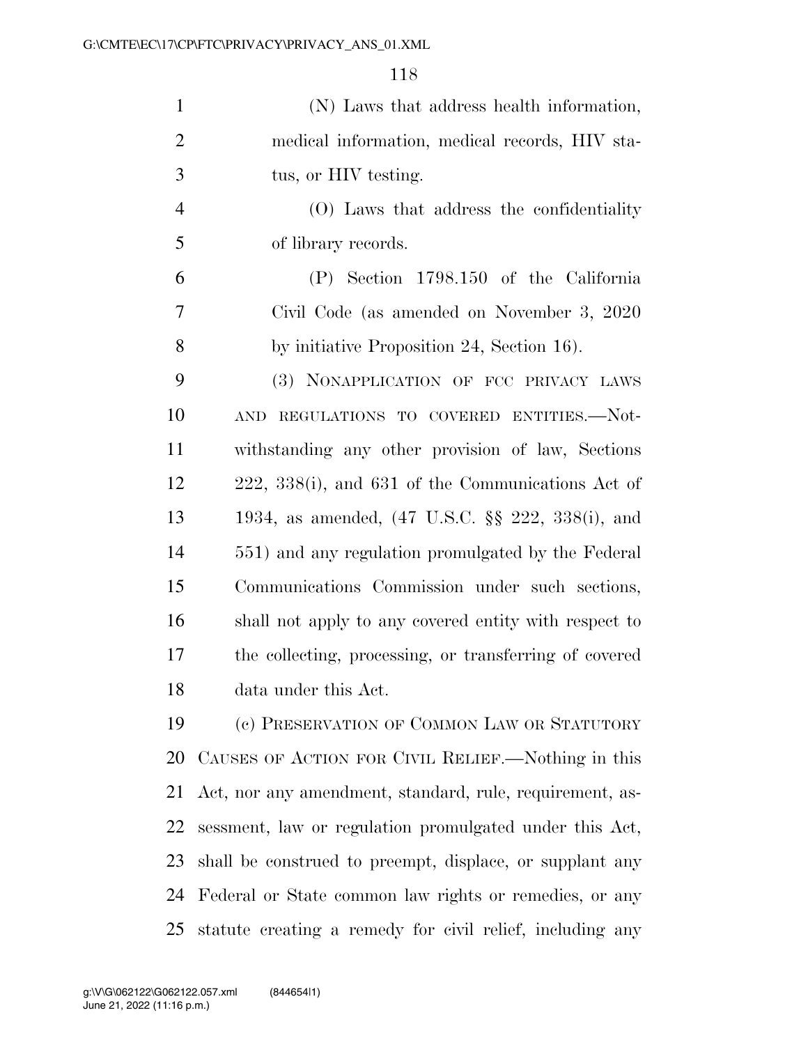(N) Laws that address health information, medical information, medical records, HIV status, or HIV testing.

(O) Laws that address the confidentiality of library records.

(P) Section 1798.150 of the California Civil Code (as amended on November 3, 2020 by initiative Proposition 24, Section 16).

(3) NONAPPLICATION OF FCC PRIVACY LAWS AND REGULATIONS TO COVERED ENTITIES.—Notwithstanding any other provision of law, Sections 222, 338(i), and 631 of the Communications Act of 1934, as amended, (47 U.S.C. §§ 222, 338(i), and 551) and any regulation promulgated by the Federal Communications Commission under such sections, shall not apply to any covered entity with respect to the collecting, processing, or transferring of covered data under this Act.

(c) PRESERVATION OF COMMON LAW OR STATUTORY CAUSES OF ACTION FOR CIVIL RELIEF.—Nothing in this Act, nor any amendment, standard, rule, requirement, assessment, law or regulation promulgated under this Act, shall be construed to preempt, displace, or supplant any Federal or State common law rights or remedies, or any statute creating a remedy for civil relief, including any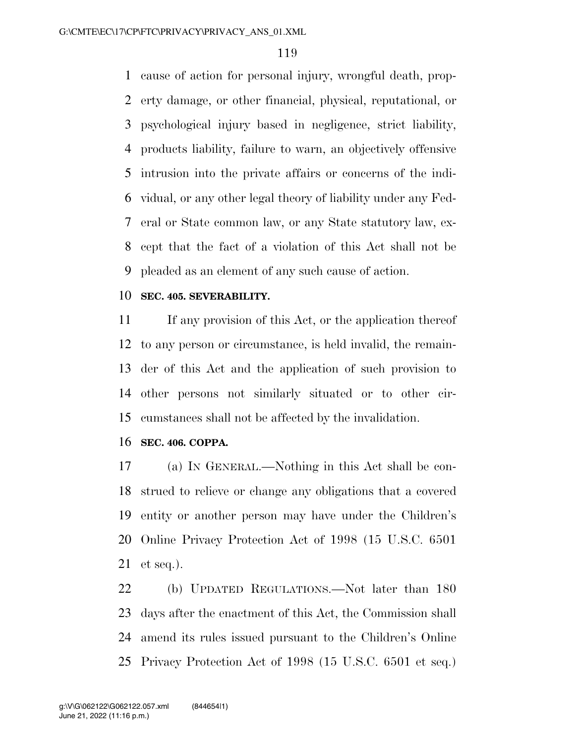cause of action for personal injury, wrongful death, property damage, or other financial, physical, reputational, or psychological injury based in negligence, strict liability, products liability, failure to warn, an objectively offensive intrusion into the private affairs or concerns of the individual, or any other legal theory of liability under any Federal or State common law, or any State statutory law, except that the fact of a violation of this Act shall not be pleaded as an element of any such cause of action.

**SEC. 405. SEVERABILITY.**

If any provision of this Act, or the application thereof to any person or circumstance, is held invalid, the remainder of this Act and the application of such provision to other persons not similarly situated or to other circumstances shall not be affected by the invalidation.

**SEC. 406. COPPA.**

(a) IN GENERAL.—Nothing in this Act shall be construed to relieve or change any obligations that a covered entity or another person may have under the Children's Online Privacy Protection Act of 1998 (15 U.S.C. 6501 et seq.).

(b) UPDATED REGULATIONS.—Not later than 180 days after the enactment of this Act, the Commission shall amend its rules issued pursuant to the Children's Online Privacy Protection Act of 1998 (15 U.S.C. 6501 et seq.)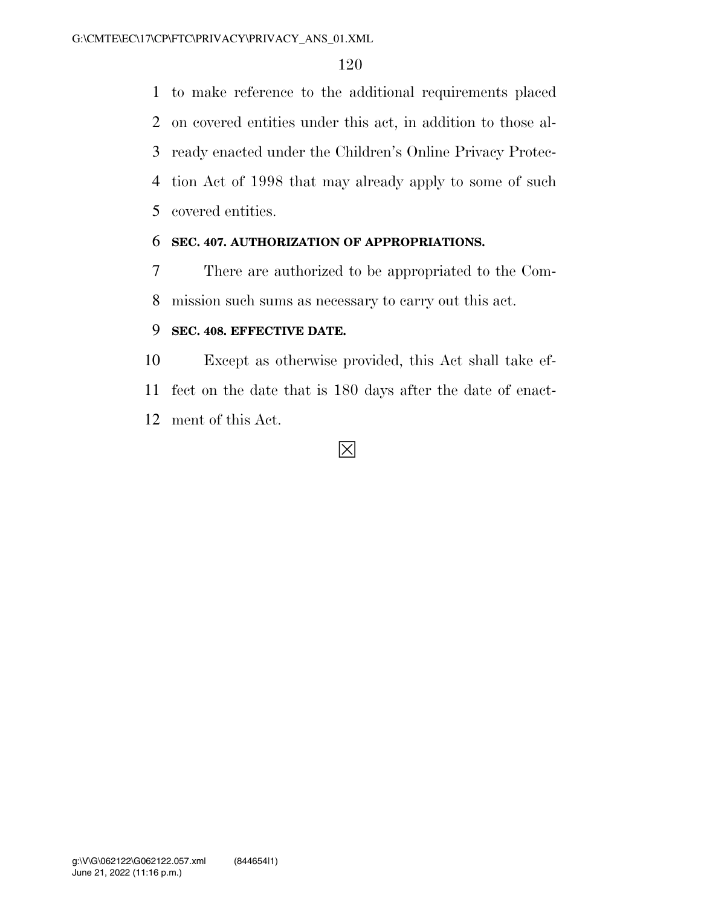to make reference to the additional requirements placed on covered entities under this act, in addition to those already enacted under the Children's Online Privacy Protection Act of 1998 that may already apply to some of such covered entities.

**SEC. 407. AUTHORIZATION OF APPROPRIATIONS.**

There are authorized to be appropriated to the Commission such sums as necessary to carry out this act.

**SEC. 408. EFFECTIVE DATE.**

Except as otherwise provided, this Act shall take effect on the date that is 180 days after the date of enactment of this Act.